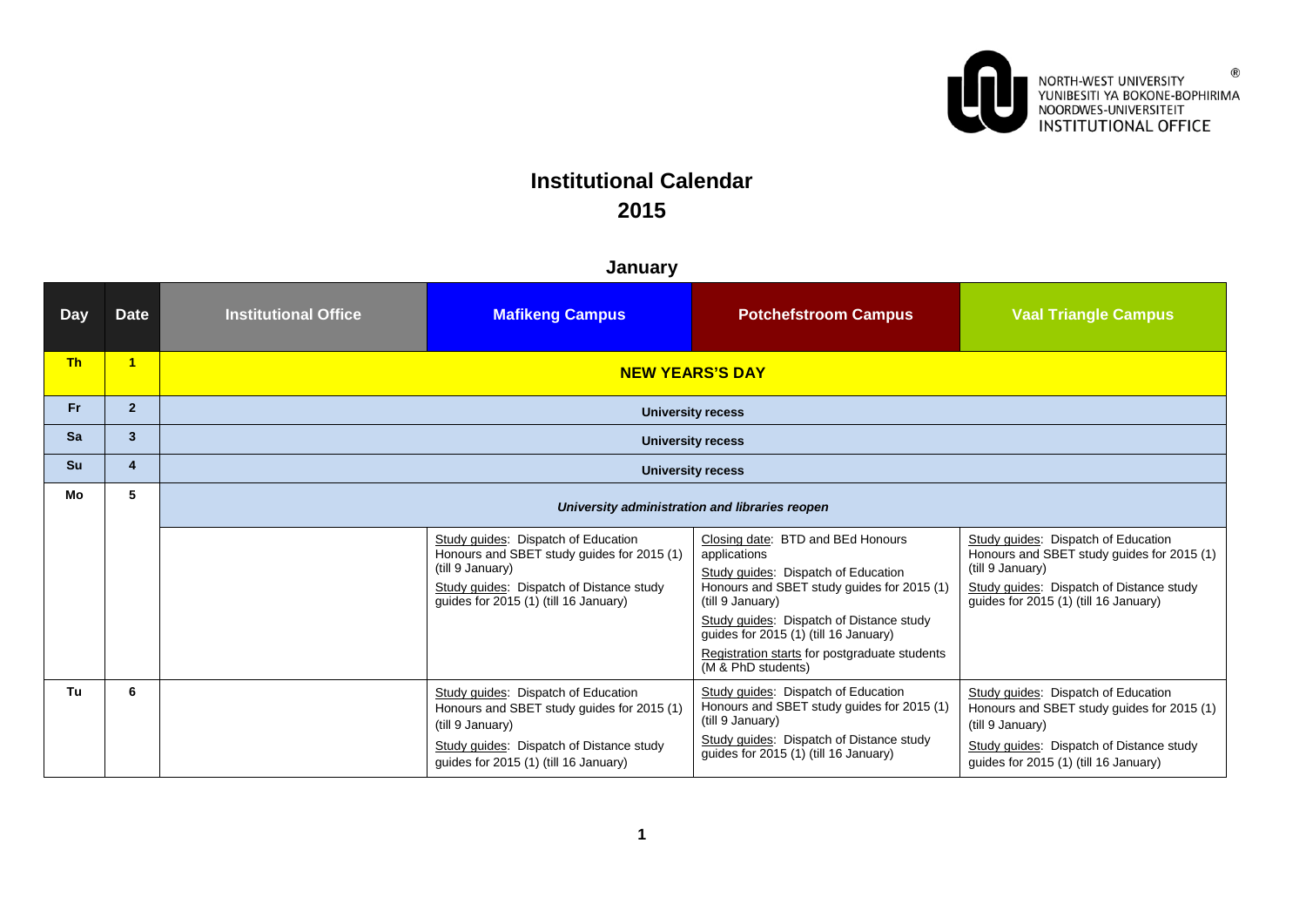NORTH-WEST UNIVERSITY
YUNIBESITI YA BOKONE-BOPHIRIMA
NOORDWES-UNIVERSITEIT
INSTITUTIONAL OFFICE

# Institutional Calendar
# 2015

## January

| Day | Date | Institutional Office | Mafikeng Campus | Potchefstroom Campus | Vaal Triangle Campus |
|---|---|---|---|---|---|
| **Th** | **1** | **NEW YEARS'S DAY** | | | |
| **Fr** | **2** | **University recess** | | | |
| **Sa** | **3** | **University recess** | | | |
| **Su** | **4** | **University recess** | | | |
| **Mo** | **5** | ***University administration and libraries reopen*** | | | |
| | | | Study guides: Dispatch of Education Honours and SBET study guides for 2015 (1) (till 9 January)<br>Study guides: Dispatch of Distance study guides for 2015 (1) (till 16 January) | Closing date: BTD and BEd Honours applications<br>Study guides: Dispatch of Education Honours and SBET study guides for 2015 (1) (till 9 January)<br>Study guides: Dispatch of Distance study guides for 2015 (1) (till 16 January)<br>Registration starts for postgraduate students (M & PhD students) | Study guides: Dispatch of Education Honours and SBET study guides for 2015 (1) (till 9 January)<br>Study guides: Dispatch of Distance study guides for 2015 (1) (till 16 January) |
| **Tu** | **6** | | Study guides: Dispatch of Education Honours and SBET study guides for 2015 (1) (till 9 January)<br>Study guides: Dispatch of Distance study guides for 2015 (1) (till 16 January) | Study guides: Dispatch of Education Honours and SBET study guides for 2015 (1) (till 9 January)<br>Study guides: Dispatch of Distance study guides for 2015 (1) (till 16 January) | Study guides: Dispatch of Education Honours and SBET study guides for 2015 (1) (till 9 January)<br>Study guides: Dispatch of Distance study guides for 2015 (1) (till 16 January) |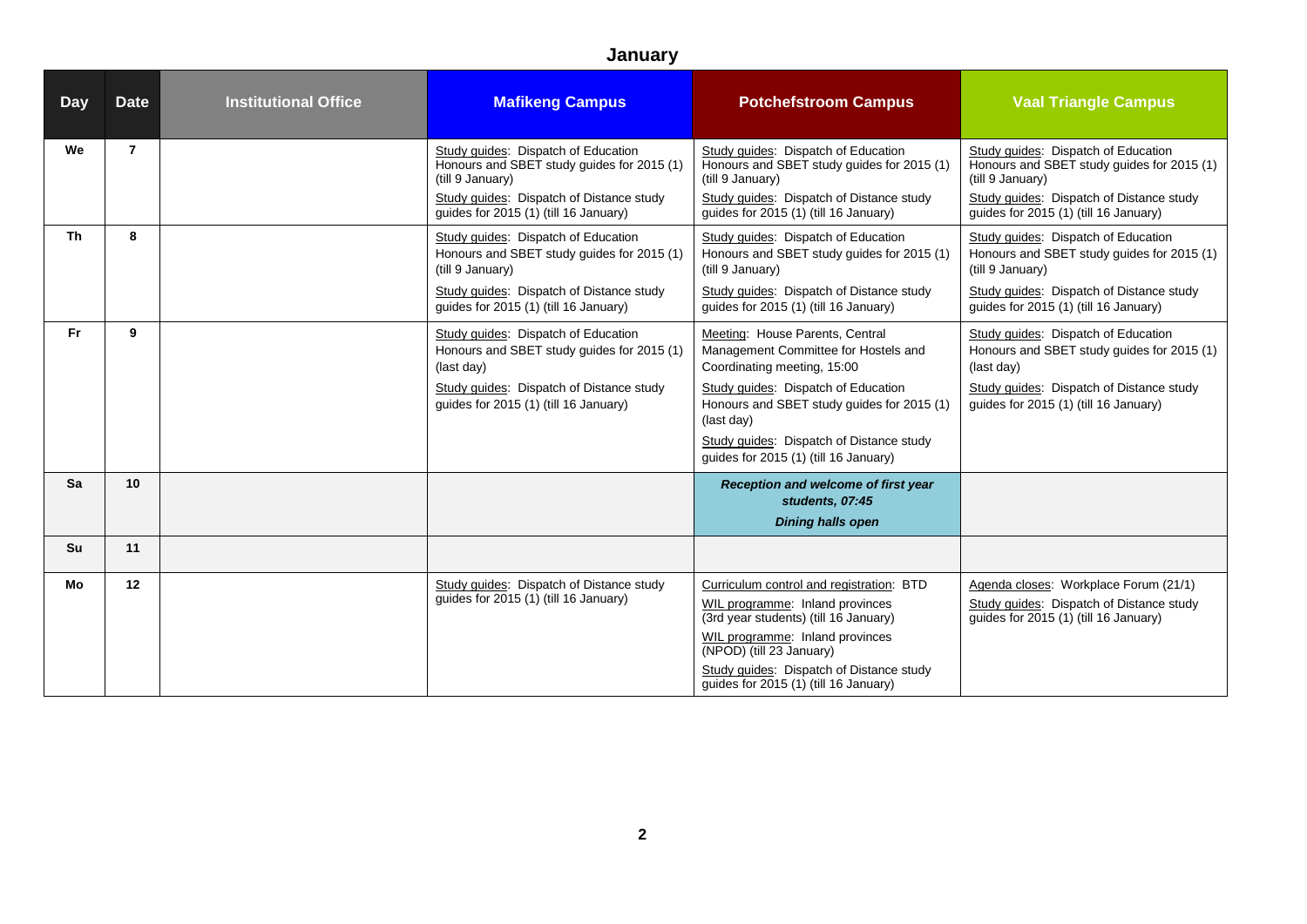# January

| Day | Date | Institutional Office | Mafikeng Campus | Potchefstroom Campus | Vaal Triangle Campus |
|---|---|---|---|---|---|
| We | 7 | | Study guides: Dispatch of Education Honours and SBET study guides for 2015 (1) (till 9 January)<br>Study guides: Dispatch of Distance study guides for 2015 (1) (till 16 January) | Study guides: Dispatch of Education Honours and SBET study guides for 2015 (1) (till 9 January)<br>Study guides: Dispatch of Distance study guides for 2015 (1) (till 16 January) | Study guides: Dispatch of Education Honours and SBET study guides for 2015 (1) (till 9 January)<br>Study guides: Dispatch of Distance study guides for 2015 (1) (till 16 January) |
| Th | 8 | | Study guides: Dispatch of Education Honours and SBET study guides for 2015 (1) (till 9 January)<br>Study guides: Dispatch of Distance study guides for 2015 (1) (till 16 January) | Study guides: Dispatch of Education Honours and SBET study guides for 2015 (1) (till 9 January)<br>Study guides: Dispatch of Distance study guides for 2015 (1) (till 16 January) | Study guides: Dispatch of Education Honours and SBET study guides for 2015 (1) (till 9 January)<br>Study guides: Dispatch of Distance study guides for 2015 (1) (till 16 January) |
| Fr | 9 | | Study guides: Dispatch of Education Honours and SBET study guides for 2015 (1) (last day)<br>Study guides: Dispatch of Distance study guides for 2015 (1) (till 16 January) | Meeting: House Parents, Central Management Committee for Hostels and Coordinating meeting, 15:00<br>Study guides: Dispatch of Education Honours and SBET study guides for 2015 (1) (last day)<br>Study guides: Dispatch of Distance study guides for 2015 (1) (till 16 January) | Study guides: Dispatch of Education Honours and SBET study guides for 2015 (1) (last day)<br>Study guides: Dispatch of Distance study guides for 2015 (1) (till 16 January) |
| Sa | 10 | | | ***Reception and welcome of first year students, 07:45***<br>***Dining halls open*** | |
| Su | 11 | | | | |
| Mo | 12 | | Study guides: Dispatch of Distance study guides for 2015 (1) (till 16 January) | Curriculum control and registration: BTD<br>WIL programme: Inland provinces (3rd year students) (till 16 January)<br>WIL programme: Inland provinces (NPOD) (till 23 January)<br>Study guides: Dispatch of Distance study guides for 2015 (1) (till 16 January) | Agenda closes: Workplace Forum (21/1)<br>Study guides: Dispatch of Distance study guides for 2015 (1) (till 16 January) |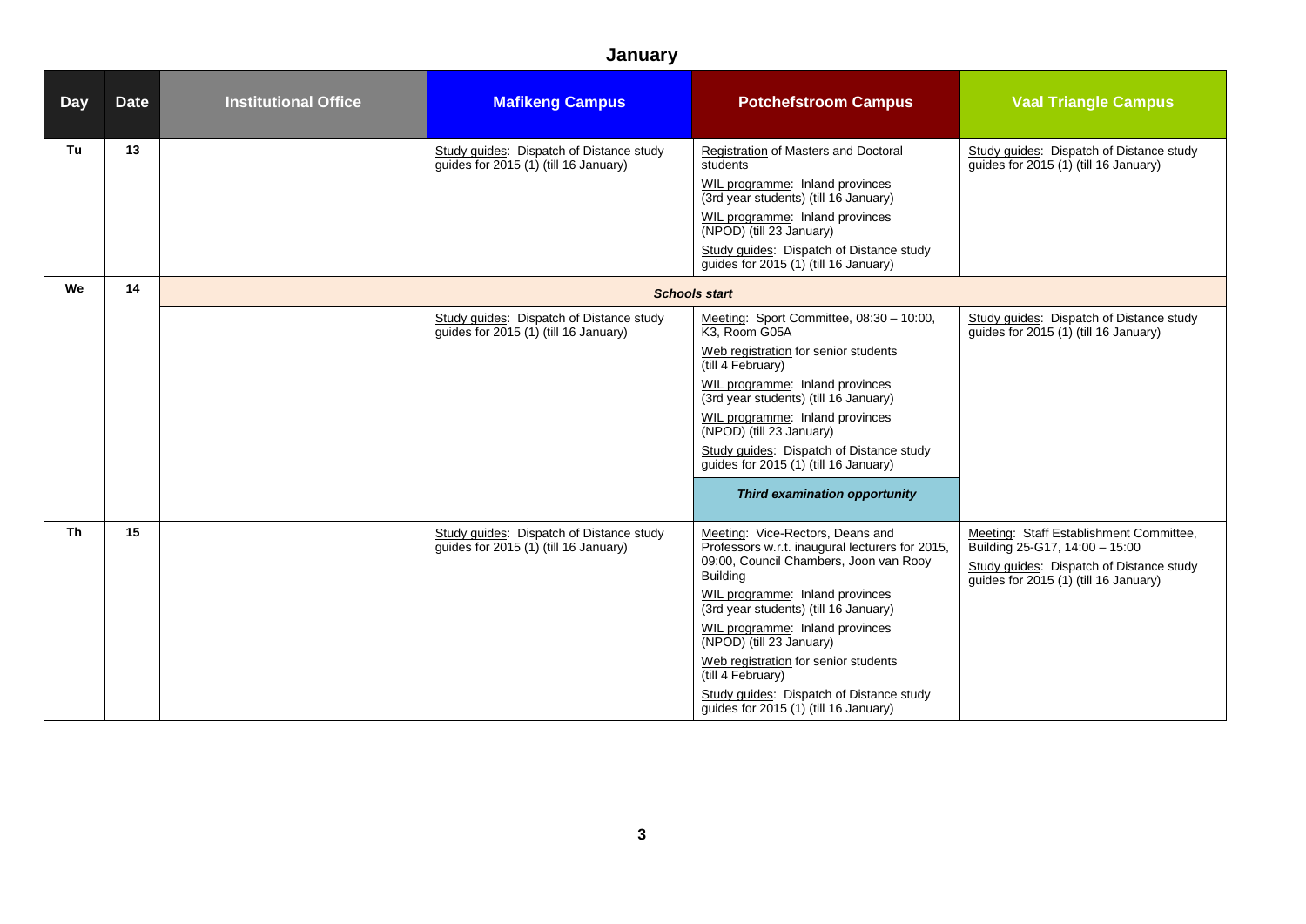## January

| Day | Date | Institutional Office | Mafikeng Campus | Potchefstroom Campus | Vaal Triangle Campus |
|---|---|---|---|---|---|
| Tu | 13 | | Study guides: Dispatch of Distance study guides for 2015 (1) (till 16 January) | Registration of Masters and Doctoral students<br>WIL programme: Inland provinces (3rd year students) (till 16 January)<br>WIL programme: Inland provinces (NPOD) (till 23 January)<br>Study guides: Dispatch of Distance study guides for 2015 (1) (till 16 January) | Study guides: Dispatch of Distance study guides for 2015 (1) (till 16 January) |
| We | 14 | ***Schools start*** | | | |
| | | | Study guides: Dispatch of Distance study guides for 2015 (1) (till 16 January) | Meeting: Sport Committee, 08:30 – 10:00, K3, Room G05A<br>Web registration for senior students (till 4 February)<br>WIL programme: Inland provinces (3rd year students) (till 16 January)<br>WIL programme: Inland provinces (NPOD) (till 23 January)<br>Study guides: Dispatch of Distance study guides for 2015 (1) (till 16 January)<br>***Third examination opportunity*** | Study guides: Dispatch of Distance study guides for 2015 (1) (till 16 January) |
| Th | 15 | | Study guides: Dispatch of Distance study guides for 2015 (1) (till 16 January) | Meeting: Vice-Rectors, Deans and Professors w.r.t. inaugural lecturers for 2015, 09:00, Council Chambers, Joon van Rooy Building<br>WIL programme: Inland provinces (3rd year students) (till 16 January)<br>WIL programme: Inland provinces (NPOD) (till 23 January)<br>Web registration for senior students (till 4 February)<br>Study guides: Dispatch of Distance study guides for 2015 (1) (till 16 January) | Meeting: Staff Establishment Committee, Building 25-G17, 14:00 – 15:00<br>Study guides: Dispatch of Distance study guides for 2015 (1) (till 16 January) |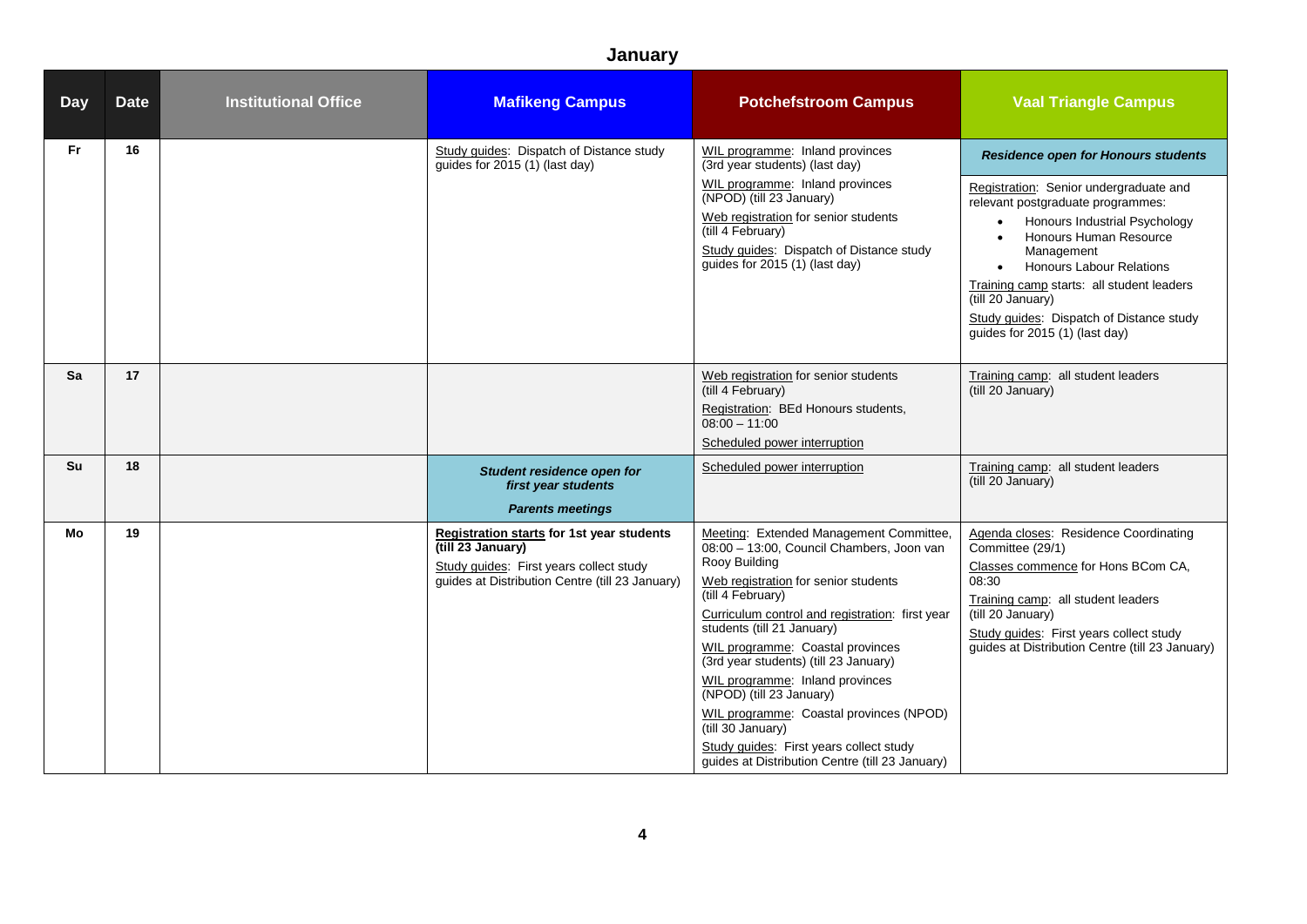## January

| Day | Date | Institutional Office | Mafikeng Campus | Potchefstroom Campus | Vaal Triangle Campus |
|---|---|---|---|---|---|
| Fr | 16 | | Study guides: Dispatch of Distance study guides for 2015 (1) (last day) | WIL programme: Inland provinces (3rd year students) (last day)<br>WIL programme: Inland provinces (NPOD) (till 23 January)<br>Web registration for senior students (till 4 February)<br>Study guides: Dispatch of Distance study guides for 2015 (1) (last day) | ***Residence open for Honours students***<br>Registration: Senior undergraduate and relevant postgraduate programmes:<br>• Honours Industrial Psychology<br>• Honours Human Resource Management<br>• Honours Labour Relations<br>Training camp starts: all student leaders (till 20 January)<br>Study guides: Dispatch of Distance study guides for 2015 (1) (last day) |
| Sa | 17 | | | Web registration for senior students (till 4 February)<br>Registration: BEd Honours students, 08:00 – 11:00<br>Scheduled power interruption | Training camp: all student leaders (till 20 January) |
| Su | 18 | | ***Student residence open for first year students***<br>***Parents meetings*** | Scheduled power interruption | Training camp: all student leaders (till 20 January) |
| Mo | 19 | | **Registration starts for 1st year students (till 23 January)**<br>Study guides: First years collect study guides at Distribution Centre (till 23 January) | Meeting: Extended Management Committee, 08:00 – 13:00, Council Chambers, Joon van Rooy Building<br>Web registration for senior students (till 4 February)<br>Curriculum control and registration: first year students (till 21 January)<br>WIL programme: Coastal provinces (3rd year students) (till 23 January)<br>WIL programme: Inland provinces (NPOD) (till 23 January)<br>WIL programme: Coastal provinces (NPOD) (till 30 January)<br>Study guides: First years collect study guides at Distribution Centre (till 23 January) | Agenda closes: Residence Coordinating Committee (29/1)<br>Classes commence for Hons BCom CA, 08:30<br>Training camp: all student leaders (till 20 January)<br>Study guides: First years collect study guides at Distribution Centre (till 23 January) |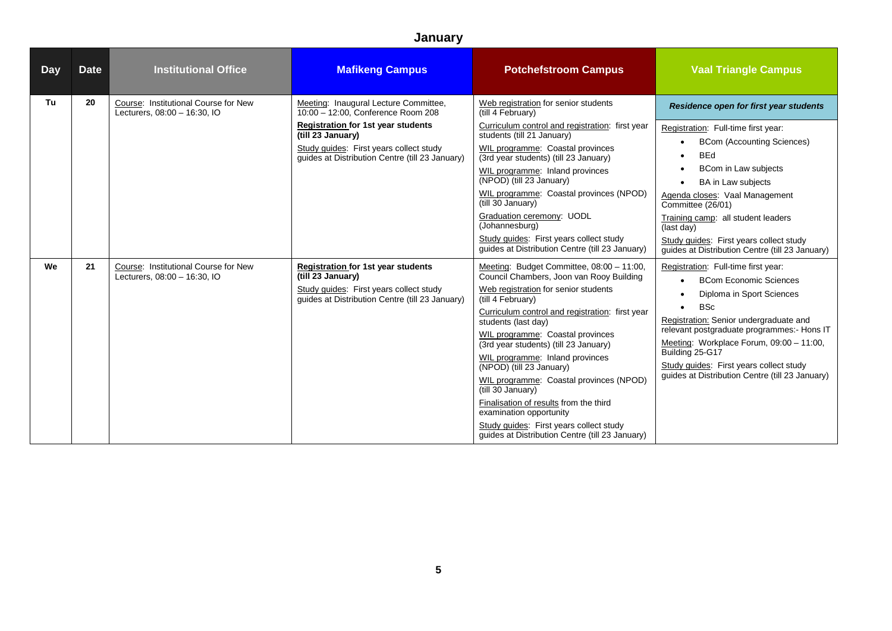# January

| Day | Date | Institutional Office | Mafikeng Campus | Potchefstroom Campus | Vaal Triangle Campus |
|---|---|---|---|---|---|
| Tu | 20 | Course: Institutional Course for New Lecturers, 08:00 – 16:30, IO | Meeting: Inaugural Lecture Committee, 10:00 – 12:00, Conference Room 208<br>**Registration for 1st year students (till 23 January)**<br>Study guides: First years collect study guides at Distribution Centre (till 23 January) | Web registration for senior students (till 4 February)<br>Curriculum control and registration: first year students (till 21 January)<br>WIL programme: Coastal provinces (3rd year students) (till 23 January)<br>WIL programme: Inland provinces (NPOD) (till 23 January)<br>WIL programme: Coastal provinces (NPOD) (till 30 January)<br>Graduation ceremony: UODL (Johannesburg)<br>Study guides: First years collect study guides at Distribution Centre (till 23 January) | ***Residence open for first year students***<br>Registration: Full-time first year:<br>• BCom (Accounting Sciences)<br>• BEd<br>• BCom in Law subjects<br>• BA in Law subjects<br>Agenda closes: Vaal Management Committee (26/01)<br>Training camp: all student leaders (last day)<br>Study guides: First years collect study guides at Distribution Centre (till 23 January) |
| We | 21 | Course: Institutional Course for New Lecturers, 08:00 – 16:30, IO | **Registration for 1st year students (till 23 January)**<br>Study guides: First years collect study guides at Distribution Centre (till 23 January) | Meeting: Budget Committee, 08:00 – 11:00, Council Chambers, Joon van Rooy Building<br>Web registration for senior students (till 4 February)<br>Curriculum control and registration: first year students (last day)<br>WIL programme: Coastal provinces (3rd year students) (till 23 January)<br>WIL programme: Inland provinces (NPOD) (till 23 January)<br>WIL programme: Coastal provinces (NPOD) (till 30 January)<br>Finalisation of results from the third examination opportunity<br>Study guides: First years collect study guides at Distribution Centre (till 23 January) | Registration: Full-time first year:<br>• BCom Economic Sciences<br>• Diploma in Sport Sciences<br>• BSc<br>Registration: Senior undergraduate and relevant postgraduate programmes:- Hons IT<br>Meeting: Workplace Forum, 09:00 – 11:00, Building 25-G17<br>Study guides: First years collect study guides at Distribution Centre (till 23 January) |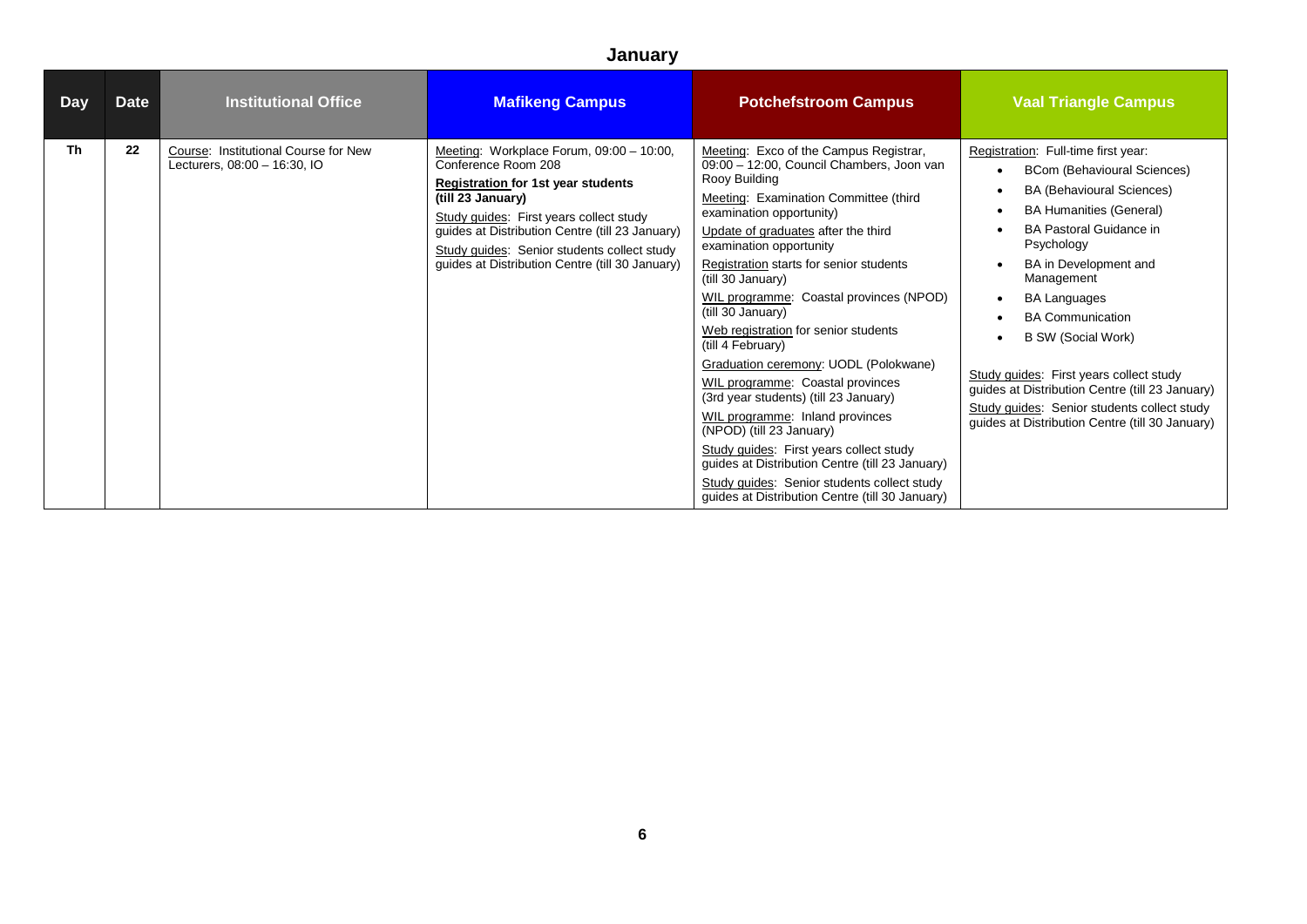# January

| Day | Date | Institutional Office | Mafikeng Campus | Potchefstroom Campus | Vaal Triangle Campus |
|---|---|---|---|---|---|
| Th | 22 | Course: Institutional Course for New Lecturers, 08:00 – 16:30, IO | Meeting: Workplace Forum, 09:00 – 10:00, Conference Room 208<br>**Registration for 1st year students (till 23 January)**<br>Study guides: First years collect study guides at Distribution Centre (till 23 January)<br>Study guides: Senior students collect study guides at Distribution Centre (till 30 January) | Meeting: Exco of the Campus Registrar, 09:00 – 12:00, Council Chambers, Joon van Rooy Building<br>Meeting: Examination Committee (third examination opportunity)<br>Update of graduates after the third examination opportunity<br>Registration starts for senior students (till 30 January)<br>WIL programme: Coastal provinces (NPOD) (till 30 January)<br>Web registration for senior students (till 4 February)<br>Graduation ceremony: UODL (Polokwane)<br>WIL programme: Coastal provinces (3rd year students) (till 23 January)<br>WIL programme: Inland provinces (NPOD) (till 23 January)<br>Study guides: First years collect study guides at Distribution Centre (till 23 January)<br>Study guides: Senior students collect study guides at Distribution Centre (till 30 January) | Registration: Full-time first year:<br>• BCom (Behavioural Sciences)<br>• BA (Behavioural Sciences)<br>• BA Humanities (General)<br>• BA Pastoral Guidance in Psychology<br>• BA in Development and Management<br>• BA Languages<br>• BA Communication<br>• B SW (Social Work)<br><br>Study guides: First years collect study guides at Distribution Centre (till 23 January)<br>Study guides: Senior students collect study guides at Distribution Centre (till 30 January) |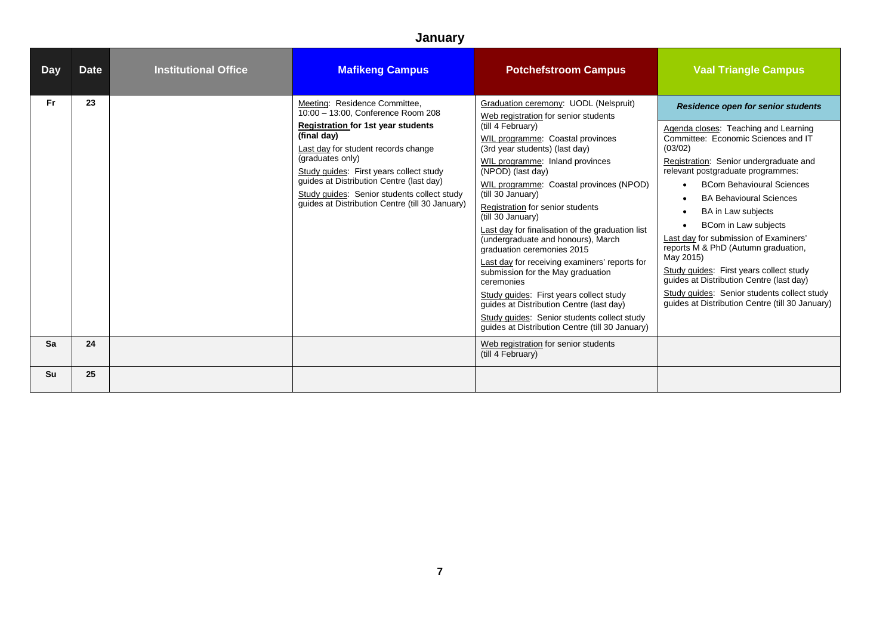## January

| Day | Date | Institutional Office | Mafikeng Campus | Potchefstroom Campus | Vaal Triangle Campus |
|---|---|---|---|---|---|
| Fr | 23 | | Meeting: Residence Committee, 10:00 – 13:00, Conference Room 208<br>**Registration for 1st year students (final day)**<br>Last day for student records change (graduates only)<br>Study guides: First years collect study guides at Distribution Centre (last day)<br>Study guides: Senior students collect study guides at Distribution Centre (till 30 January) | Graduation ceremony: UODL (Nelspruit)<br>Web registration for senior students (till 4 February)<br>WIL programme: Coastal provinces (3rd year students) (last day)<br>WIL programme: Inland provinces (NPOD) (last day)<br>WIL programme: Coastal provinces (NPOD) (till 30 January)<br>Registration for senior students (till 30 January)<br>Last day for finalisation of the graduation list (undergraduate and honours), March graduation ceremonies 2015<br>Last day for receiving examiners' reports for submission for the May graduation ceremonies<br>Study guides: First years collect study guides at Distribution Centre (last day)<br>Study guides: Senior students collect study guides at Distribution Centre (till 30 January) | ***Residence open for senior students***<br>Agenda closes: Teaching and Learning Committee: Economic Sciences and IT (03/02)<br>Registration: Senior undergraduate and relevant postgraduate programmes:<br>• BCom Behavioural Sciences<br>• BA Behavioural Sciences<br>• BA in Law subjects<br>• BCom in Law subjects<br>Last day for submission of Examiners' reports M & PhD (Autumn graduation, May 2015)<br>Study guides: First years collect study guides at Distribution Centre (last day)<br>Study guides: Senior students collect study guides at Distribution Centre (till 30 January) |
| Sa | 24 | | | Web registration for senior students (till 4 February) | |
| Su | 25 | | | | |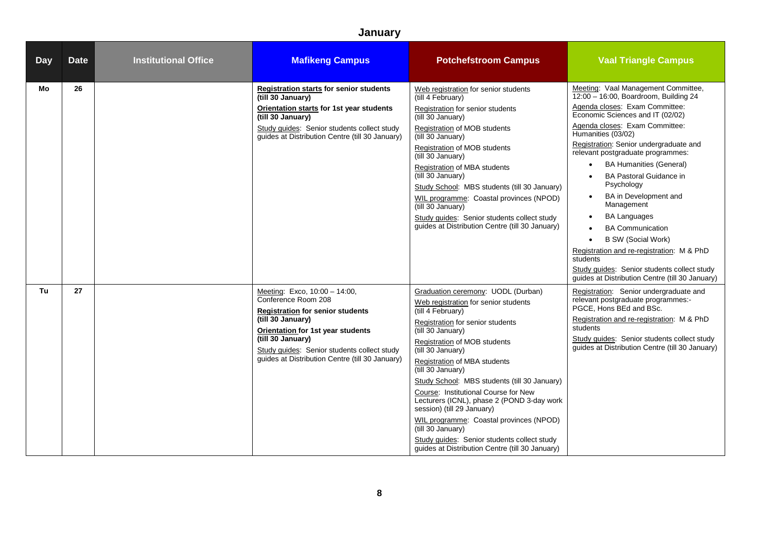## January

| Day | Date | Institutional Office | Mafikeng Campus | Potchefstroom Campus | Vaal Triangle Campus |
|---|---|---|---|---|---|
| Mo | 26 | | **Registration starts for senior students (till 30 January)**<br>**Orientation starts for 1st year students (till 30 January)**<br>Study guides: Senior students collect study guides at Distribution Centre (till 30 January) | Web registration for senior students (till 4 February)<br>Registration for senior students (till 30 January)<br>Registration of MOB students (till 30 January)<br>Registration of MOB students (till 30 January)<br>Registration of MBA students (till 30 January)<br>Study School: MBS students (till 30 January)<br>WIL programme: Coastal provinces (NPOD) (till 30 January)<br>Study guides: Senior students collect study guides at Distribution Centre (till 30 January) | Meeting: Vaal Management Committee, 12:00 – 16:00, Boardroom, Building 24<br>Agenda closes: Exam Committee: Economic Sciences and IT (02/02)<br>Agenda closes: Exam Committee: Humanities (03/02)<br>Registration: Senior undergraduate and relevant postgraduate programmes:<br>• BA Humanities (General)<br>• BA Pastoral Guidance in Psychology<br>• BA in Development and Management<br>• BA Languages<br>• BA Communication<br>• B SW (Social Work)<br>Registration and re-registration: M & PhD students<br>Study guides: Senior students collect study guides at Distribution Centre (till 30 January) |
| Tu | 27 | | Meeting: Exco, 10:00 – 14:00, Conference Room 208<br>**Registration for senior students (till 30 January)**<br>**Orientation for 1st year students (till 30 January)**<br>Study guides: Senior students collect study guides at Distribution Centre (till 30 January) | Graduation ceremony: UODL (Durban)<br>Web registration for senior students (till 4 February)<br>Registration for senior students (till 30 January)<br>Registration of MOB students (till 30 January)<br>Registration of MBA students (till 30 January)<br>Study School: MBS students (till 30 January)<br>Course: Institutional Course for New Lecturers (ICNL), phase 2 (POND 3-day work session) (till 29 January)<br>WIL programme: Coastal provinces (NPOD) (till 30 January)<br>Study guides: Senior students collect study guides at Distribution Centre (till 30 January) | Registration: Senior undergraduate and relevant postgraduate programmes:- PGCE, Hons BEd and BSc.<br>Registration and re-registration: M & PhD students<br>Study guides: Senior students collect study guides at Distribution Centre (till 30 January) |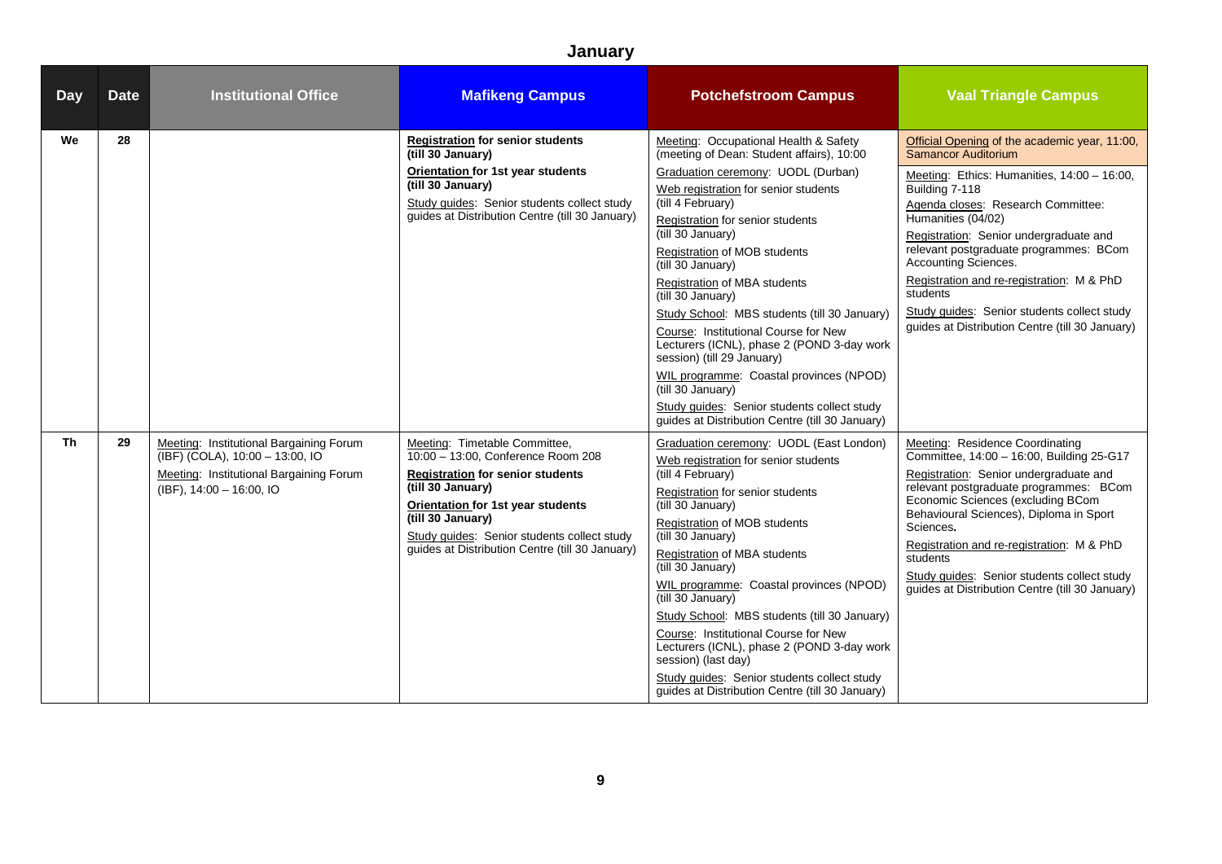# January

| Day | Date | Institutional Office | Mafikeng Campus | Potchefstroom Campus | Vaal Triangle Campus |
|---|---|---|---|---|---|
| We | 28 | | **Registration for senior students (till 30 January)**<br>**Orientation for 1st year students (till 30 January)**<br>Study guides: Senior students collect study guides at Distribution Centre (till 30 January) | Meeting: Occupational Health & Safety (meeting of Dean: Student affairs), 10:00<br>Graduation ceremony: UODL (Durban)<br>Web registration for senior students (till 4 February)<br>Registration for senior students (till 30 January)<br>Registration of MOB students (till 30 January)<br>Registration of MBA students (till 30 January)<br>Study School: MBS students (till 30 January)<br>Course: Institutional Course for New Lecturers (ICNL), phase 2 (POND 3-day work session) (till 29 January)<br>WIL programme: Coastal provinces (NPOD) (till 30 January)<br>Study guides: Senior students collect study guides at Distribution Centre (till 30 January) | Official Opening of the academic year, 11:00, Samancor Auditorium<br>Meeting: Ethics: Humanities, 14:00 – 16:00, Building 7-118<br>Agenda closes: Research Committee: Humanities (04/02)<br>Registration: Senior undergraduate and relevant postgraduate programmes: BCom Accounting Sciences.<br>Registration and re-registration: M & PhD students<br>Study guides: Senior students collect study guides at Distribution Centre (till 30 January) |
| Th | 29 | Meeting: Institutional Bargaining Forum (IBF) (COLA), 10:00 – 13:00, IO<br>Meeting: Institutional Bargaining Forum (IBF), 14:00 – 16:00, IO | Meeting: Timetable Committee, 10:00 – 13:00, Conference Room 208<br>**Registration for senior students (till 30 January)**<br>**Orientation for 1st year students (till 30 January)**<br>Study guides: Senior students collect study guides at Distribution Centre (till 30 January) | Graduation ceremony: UODL (East London)<br>Web registration for senior students (till 4 February)<br>Registration for senior students (till 30 January)<br>Registration of MOB students (till 30 January)<br>Registration of MBA students (till 30 January)<br>WIL programme: Coastal provinces (NPOD) (till 30 January)<br>Study School: MBS students (till 30 January)<br>Course: Institutional Course for New Lecturers (ICNL), phase 2 (POND 3-day work session) (last day)<br>Study guides: Senior students collect study guides at Distribution Centre (till 30 January) | Meeting: Residence Coordinating Committee, 14:00 – 16:00, Building 25-G17<br>Registration: Senior undergraduate and relevant postgraduate programmes: BCom Economic Sciences (excluding BCom Behavioural Sciences), Diploma in Sport Sciences.<br>Registration and re-registration: M & PhD students<br>Study guides: Senior students collect study guides at Distribution Centre (till 30 January) |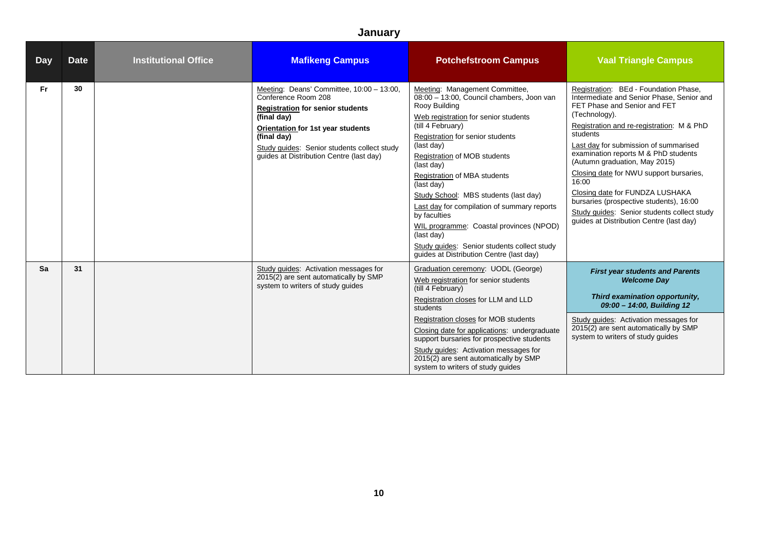## January

| Day | Date | Institutional Office | Mafikeng Campus | Potchefstroom Campus | Vaal Triangle Campus |
|---|---|---|---|---|---|
| Fr | 30 | | Meeting: Deans' Committee, 10:00 – 13:00, Conference Room 208<br>**Registration for senior students (final day)**<br>**Orientation for 1st year students (final day)**<br>Study guides: Senior students collect study guides at Distribution Centre (last day) | Meeting: Management Committee, 08:00 – 13:00, Council chambers, Joon van Rooy Building<br>Web registration for senior students (till 4 February)<br>Registration for senior students (last day)<br>Registration of MOB students (last day)<br>Registration of MBA students (last day)<br>Study School: MBS students (last day)<br>Last day for compilation of summary reports by faculties<br>WIL programme: Coastal provinces (NPOD) (last day)<br>Study guides: Senior students collect study guides at Distribution Centre (last day) | Registration: BEd - Foundation Phase, Intermediate and Senior Phase, Senior and FET Phase and Senior and FET (Technology).<br>Registration and re-registration: M & PhD students<br>Last day for submission of summarised examination reports M & PhD students (Autumn graduation, May 2015)<br>Closing date for NWU support bursaries, 16:00<br>Closing date for FUNDZA LUSHAKA bursaries (prospective students), 16:00<br>Study guides: Senior students collect study guides at Distribution Centre (last day) |
| Sa | 31 | | Study guides: Activation messages for 2015(2) are sent automatically by SMP system to writers of study guides | Graduation ceremony: UODL (George)<br>Web registration for senior students (till 4 February)<br>Registration closes for LLM and LLD students<br>Registration closes for MOB students<br>Closing date for applications: undergraduate support bursaries for prospective students<br>Study guides: Activation messages for 2015(2) are sent automatically by SMP system to writers of study guides | ***First year students and Parents Welcome Day***<br>***Third examination opportunity, 09:00 – 14:00, Building 12***<br>Study guides: Activation messages for 2015(2) are sent automatically by SMP system to writers of study guides |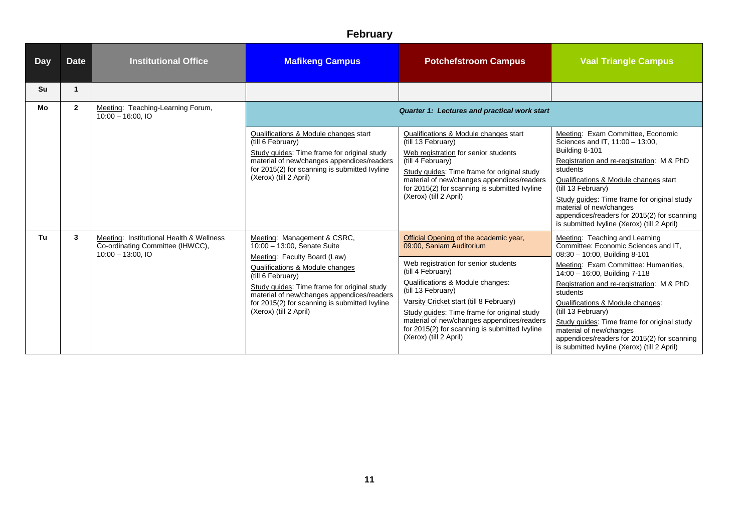# February

| Day | Date | Institutional Office | Mafikeng Campus | Potchefstroom Campus | Vaal Triangle Campus |
|---|---|---|---|---|---|
| Su | 1 | | | | |
| Mo | 2 | Meeting: Teaching-Learning Forum, 10:00 – 16:00, IO | *Quarter 1: Lectures and practical work start* | | |
| | | | Qualifications & Module changes start (till 6 February)<br>Study guides: Time frame for original study material of new/changes appendices/readers for 2015(2) for scanning is submitted Ivyline (Xerox) (till 2 April) | Qualifications & Module changes start (till 13 February)<br>Web registration for senior students (till 4 February)<br>Study guides: Time frame for original study material of new/changes appendices/readers for 2015(2) for scanning is submitted Ivyline (Xerox) (till 2 April) | Meeting: Exam Committee, Economic Sciences and IT, 11:00 – 13:00, Building 8-101<br>Registration and re-registration: M & PhD students<br>Qualifications & Module changes start (till 13 February)<br>Study guides: Time frame for original study material of new/changes appendices/readers for 2015(2) for scanning is submitted Ivyline (Xerox) (till 2 April) |
| Tu | 3 | Meeting: Institutional Health & Wellness Co-ordinating Committee (IHWCC), 10:00 – 13:00, IO | Meeting: Management & CSRC, 10:00 – 13:00, Senate Suite<br>Meeting: Faculty Board (Law)<br>Qualifications & Module changes (till 6 February)<br>Study guides: Time frame for original study material of new/changes appendices/readers for 2015(2) for scanning is submitted Ivyline (Xerox) (till 2 April) | Official Opening of the academic year, 09:00, Sanlam Auditorium<br>Web registration for senior students (till 4 February)<br>Qualifications & Module changes: (till 13 February)<br>Varsity Cricket start (till 8 February)<br>Study guides: Time frame for original study material of new/changes appendices/readers for 2015(2) for scanning is submitted Ivyline (Xerox) (till 2 April) | Meeting: Teaching and Learning Committee: Economic Sciences and IT, 08:30 – 10:00, Building 8-101<br>Meeting: Exam Committee: Humanities, 14:00 – 16:00, Building 7-118<br>Registration and re-registration: M & PhD students<br>Qualifications & Module changes: (till 13 February)<br>Study guides: Time frame for original study material of new/changes appendices/readers for 2015(2) for scanning is submitted Ivyline (Xerox) (till 2 April) |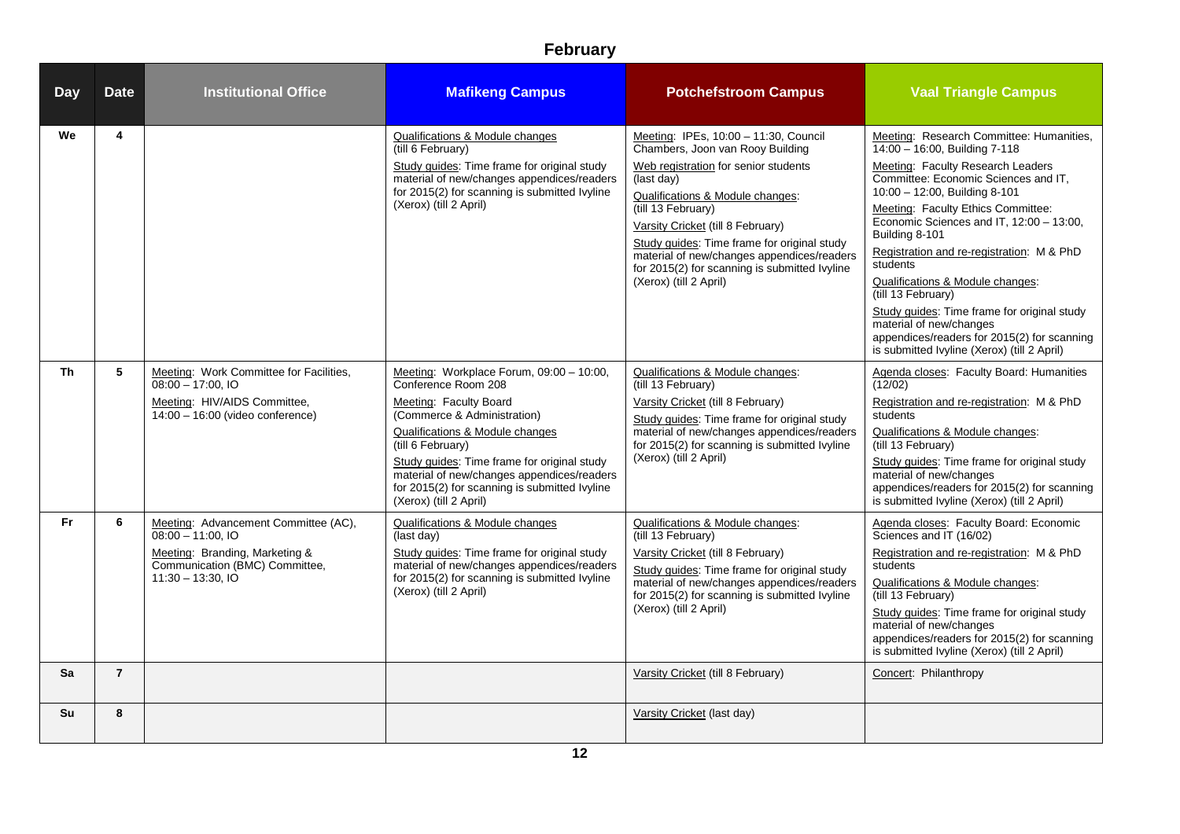# February

| Day | Date | Institutional Office | Mafikeng Campus | Potchefstroom Campus | Vaal Triangle Campus |
|---|---|---|---|---|---|
| We | 4 | | Qualifications & Module changes (till 6 February)<br>Study guides: Time frame for original study material of new/changes appendices/readers for 2015(2) for scanning is submitted Ivyline (Xerox) (till 2 April) | Meeting: IPEs, 10:00 – 11:30, Council Chambers, Joon van Rooy Building<br>Web registration for senior students (last day)<br>Qualifications & Module changes: (till 13 February)<br>Varsity Cricket (till 8 February)<br>Study guides: Time frame for original study material of new/changes appendices/readers for 2015(2) for scanning is submitted Ivyline (Xerox) (till 2 April) | Meeting: Research Committee: Humanities, 14:00 – 16:00, Building 7-118<br>Meeting: Faculty Research Leaders Committee: Economic Sciences and IT, 10:00 – 12:00, Building 8-101<br>Meeting: Faculty Ethics Committee: Economic Sciences and IT, 12:00 – 13:00, Building 8-101<br>Registration and re-registration: M & PhD students<br>Qualifications & Module changes: (till 13 February)<br>Study guides: Time frame for original study material of new/changes appendices/readers for 2015(2) for scanning is submitted Ivyline (Xerox) (till 2 April) |
| Th | 5 | Meeting: Work Committee for Facilities, 08:00 – 17:00, IO<br>Meeting: HIV/AIDS Committee, 14:00 – 16:00 (video conference) | Meeting: Workplace Forum, 09:00 – 10:00, Conference Room 208<br>Meeting: Faculty Board (Commerce & Administration)<br>Qualifications & Module changes (till 6 February)<br>Study guides: Time frame for original study material of new/changes appendices/readers for 2015(2) for scanning is submitted Ivyline (Xerox) (till 2 April) | Qualifications & Module changes: (till 13 February)<br>Varsity Cricket (till 8 February)<br>Study guides: Time frame for original study material of new/changes appendices/readers for 2015(2) for scanning is submitted Ivyline (Xerox) (till 2 April) | Agenda closes: Faculty Board: Humanities (12/02)<br>Registration and re-registration: M & PhD students<br>Qualifications & Module changes: (till 13 February)<br>Study guides: Time frame for original study material of new/changes appendices/readers for 2015(2) for scanning is submitted Ivyline (Xerox) (till 2 April) |
| Fr | 6 | Meeting: Advancement Committee (AC), 08:00 – 11:00, IO<br>Meeting: Branding, Marketing & Communication (BMC) Committee, 11:30 – 13:30, IO | Qualifications & Module changes (last day)<br>Study guides: Time frame for original study material of new/changes appendices/readers for 2015(2) for scanning is submitted Ivyline (Xerox) (till 2 April) | Qualifications & Module changes: (till 13 February)<br>Varsity Cricket (till 8 February)<br>Study guides: Time frame for original study material of new/changes appendices/readers for 2015(2) for scanning is submitted Ivyline (Xerox) (till 2 April) | Agenda closes: Faculty Board: Economic Sciences and IT (16/02)<br>Registration and re-registration: M & PhD students<br>Qualifications & Module changes: (till 13 February)<br>Study guides: Time frame for original study material of new/changes appendices/readers for 2015(2) for scanning is submitted Ivyline (Xerox) (till 2 April) |
| Sa | 7 | | | Varsity Cricket (till 8 February) | Concert: Philanthropy |
| Su | 8 | | | Varsity Cricket (last day) | |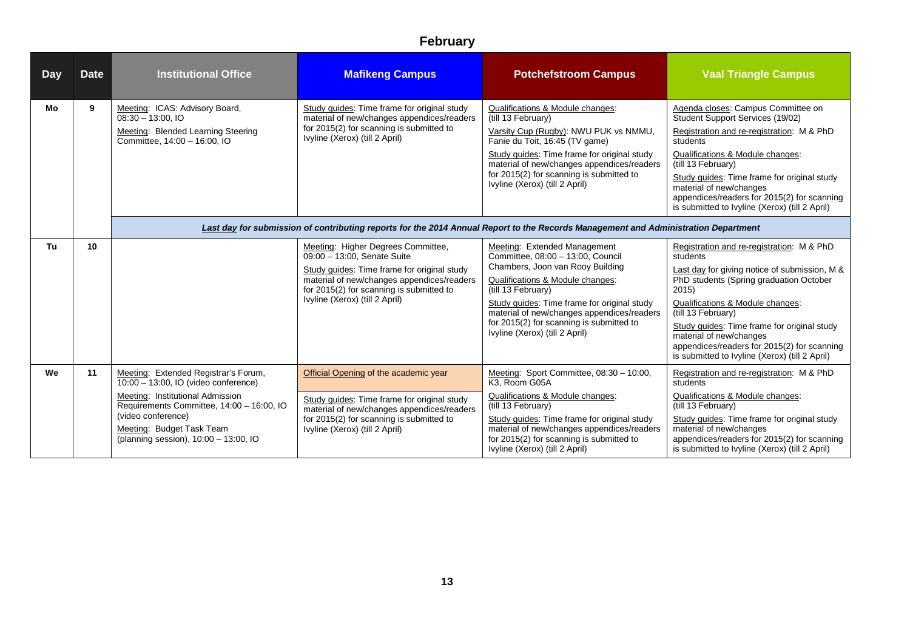# February

| Day | Date | Institutional Office | Mafikeng Campus | Potchefstroom Campus | Vaal Triangle Campus |
|---|---|---|---|---|---|
| Mo | 9 | Meeting: ICAS: Advisory Board, 08:30 – 13:00, IO<br>Meeting: Blended Learning Steering Committee, 14:00 – 16:00, IO | Study guides: Time frame for original study material of new/changes appendices/readers for 2015(2) for scanning is submitted to Ivyline (Xerox) (till 2 April) | Qualifications & Module changes: (till 13 February)<br>Varsity Cup (Rugby): NWU PUK vs NMMU, Fanie du Toit, 16:45 (TV game)<br>Study guides: Time frame for original study material of new/changes appendices/readers for 2015(2) for scanning is submitted to Ivyline (Xerox) (till 2 April) | Agenda closes: Campus Committee on Student Support Services (19/02)<br>Registration and re-registration: M & PhD students<br>Qualifications & Module changes: (till 13 February)<br>Study guides: Time frame for original study material of new/changes appendices/readers for 2015(2) for scanning is submitted to Ivyline (Xerox) (till 2 April) |
| | | ***Last day for submission of contributing reports for the 2014 Annual Report to the Records Management and Administration Department*** | | | |
| Tu | 10 | | Meeting: Higher Degrees Committee, 09:00 – 13:00, Senate Suite<br>Study guides: Time frame for original study material of new/changes appendices/readers for 2015(2) for scanning is submitted to Ivyline (Xerox) (till 2 April) | Meeting: Extended Management Committee, 08:00 – 13:00, Council Chambers, Joon van Rooy Building<br>Qualifications & Module changes: (till 13 February)<br>Study guides: Time frame for original study material of new/changes appendices/readers for 2015(2) for scanning is submitted to Ivyline (Xerox) (till 2 April) | Registration and re-registration: M & PhD students<br>Last day for giving notice of submission, M & PhD students (Spring graduation October 2015)<br>Qualifications & Module changes: (till 13 February)<br>Study guides: Time frame for original study material of new/changes appendices/readers for 2015(2) for scanning is submitted to Ivyline (Xerox) (till 2 April) |
| We | 11 | Meeting: Extended Registrar's Forum, 10:00 – 13:00, IO (video conference)<br>Meeting: Institutional Admission Requirements Committee, 14:00 – 16:00, IO (video conference)<br>Meeting: Budget Task Team (planning session), 10:00 – 13:00, IO | Official Opening of the academic year<br>Study guides: Time frame for original study material of new/changes appendices/readers for 2015(2) for scanning is submitted to Ivyline (Xerox) (till 2 April) | Meeting: Sport Committee, 08:30 – 10:00, K3, Room G05A<br>Qualifications & Module changes: (till 13 February)<br>Study guides: Time frame for original study material of new/changes appendices/readers for 2015(2) for scanning is submitted to Ivyline (Xerox) (till 2 April) | Registration and re-registration: M & PhD students<br>Qualifications & Module changes: (till 13 February)<br>Study guides: Time frame for original study material of new/changes appendices/readers for 2015(2) for scanning is submitted to Ivyline (Xerox) (till 2 April) |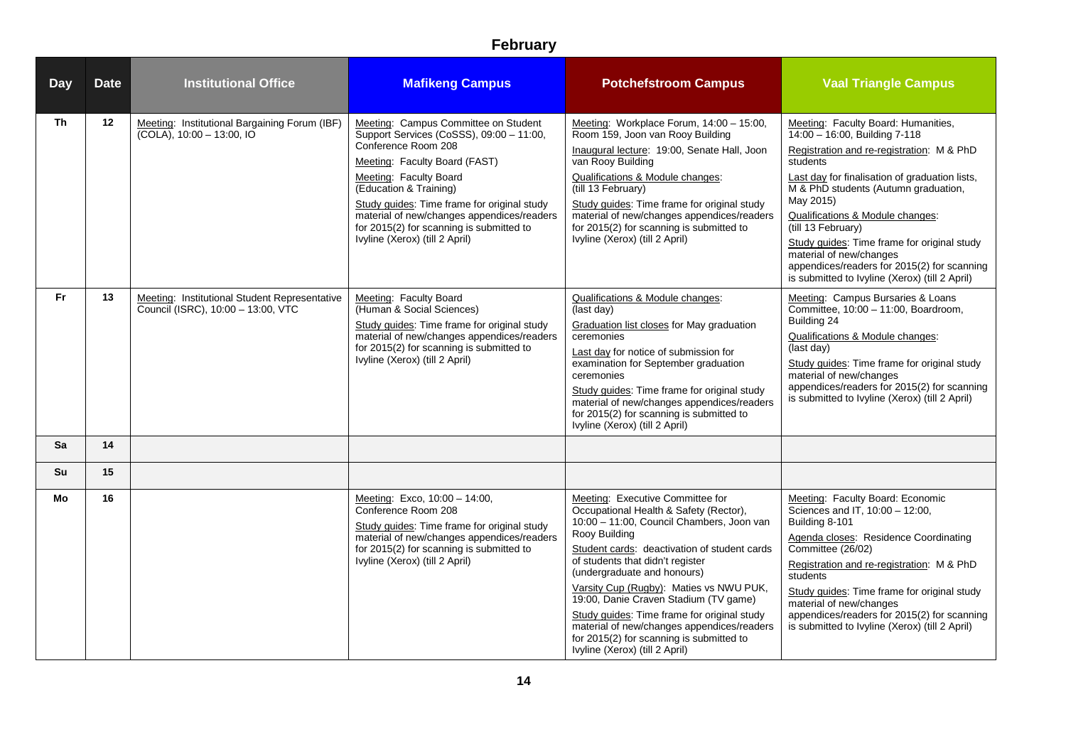# February

| Day | Date | Institutional Office | Mafikeng Campus | Potchefstroom Campus | Vaal Triangle Campus |
|---|---|---|---|---|---|
| Th | 12 | Meeting: Institutional Bargaining Forum (IBF) (COLA), 10:00 – 13:00, IO | Meeting: Campus Committee on Student Support Services (CoSSS), 09:00 – 11:00, Conference Room 208<br>Meeting: Faculty Board (FAST)<br>Meeting: Faculty Board (Education & Training)<br>Study guides: Time frame for original study material of new/changes appendices/readers for 2015(2) for scanning is submitted to Ivyline (Xerox) (till 2 April) | Meeting: Workplace Forum, 14:00 – 15:00, Room 159, Joon van Rooy Building<br>Inaugural lecture: 19:00, Senate Hall, Joon van Rooy Building<br>Qualifications & Module changes: (till 13 February)<br>Study guides: Time frame for original study material of new/changes appendices/readers for 2015(2) for scanning is submitted to Ivyline (Xerox) (till 2 April) | Meeting: Faculty Board: Humanities, 14:00 – 16:00, Building 7-118<br>Registration and re-registration: M & PhD students<br>Last day for finalisation of graduation lists, M & PhD students (Autumn graduation, May 2015)<br>Qualifications & Module changes: (till 13 February)<br>Study guides: Time frame for original study material of new/changes appendices/readers for 2015(2) for scanning is submitted to Ivyline (Xerox) (till 2 April) |
| Fr | 13 | Meeting: Institutional Student Representative Council (ISRC), 10:00 – 13:00, VTC | Meeting: Faculty Board (Human & Social Sciences)<br>Study guides: Time frame for original study material of new/changes appendices/readers for 2015(2) for scanning is submitted to Ivyline (Xerox) (till 2 April) | Qualifications & Module changes: (last day)<br>Graduation list closes for May graduation ceremonies<br>Last day for notice of submission for examination for September graduation ceremonies<br>Study guides: Time frame for original study material of new/changes appendices/readers for 2015(2) for scanning is submitted to Ivyline (Xerox) (till 2 April) | Meeting: Campus Bursaries & Loans Committee, 10:00 – 11:00, Boardroom, Building 24<br>Qualifications & Module changes: (last day)<br>Study guides: Time frame for original study material of new/changes appendices/readers for 2015(2) for scanning is submitted to Ivyline (Xerox) (till 2 April) |
| Sa | 14 | | | | |
| Su | 15 | | | | |
| Mo | 16 | | Meeting: Exco, 10:00 – 14:00, Conference Room 208<br>Study guides: Time frame for original study material of new/changes appendices/readers for 2015(2) for scanning is submitted to Ivyline (Xerox) (till 2 April) | Meeting: Executive Committee for Occupational Health & Safety (Rector), 10:00 – 11:00, Council Chambers, Joon van Rooy Building<br>Student cards: deactivation of student cards of students that didn't register (undergraduate and honours)<br>Varsity Cup (Rugby): Maties vs NWU PUK, 19:00, Danie Craven Stadium (TV game)<br>Study guides: Time frame for original study material of new/changes appendices/readers for 2015(2) for scanning is submitted to Ivyline (Xerox) (till 2 April) | Meeting: Faculty Board: Economic Sciences and IT, 10:00 – 12:00, Building 8-101<br>Agenda closes: Residence Coordinating Committee (26/02)<br>Registration and re-registration: M & PhD students<br>Study guides: Time frame for original study material of new/changes appendices/readers for 2015(2) for scanning is submitted to Ivyline (Xerox) (till 2 April) |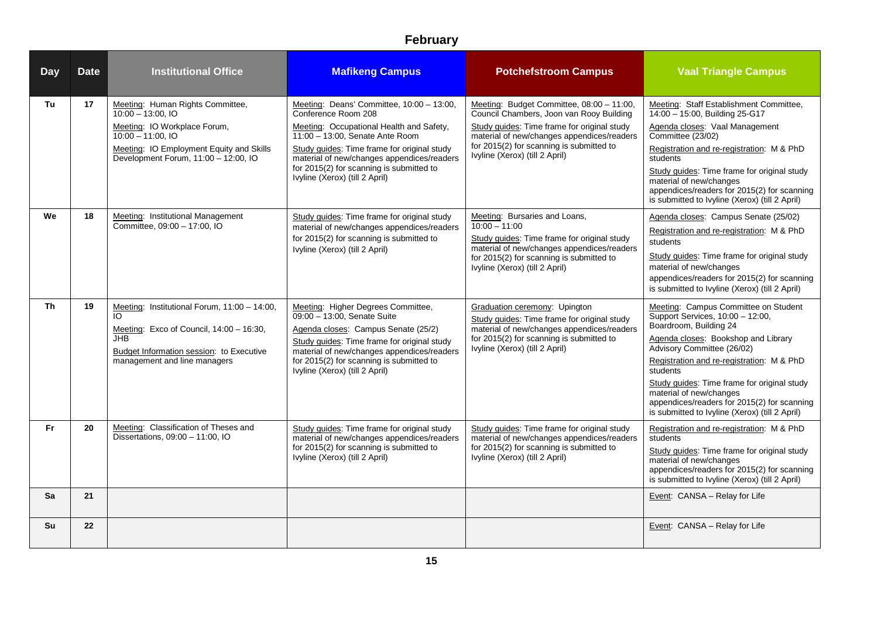# February

| Day | Date | Institutional Office | Mafikeng Campus | Potchefstroom Campus | Vaal Triangle Campus |
|---|---|---|---|---|---|
| Tu | 17 | Meeting: Human Rights Committee, 10:00 – 13:00, IO<br>Meeting: IO Workplace Forum, 10:00 – 11:00, IO<br>Meeting: IO Employment Equity and Skills Development Forum, 11:00 – 12:00, IO | Meeting: Deans' Committee, 10:00 – 13:00, Conference Room 208<br>Meeting: Occupational Health and Safety, 11:00 – 13:00, Senate Ante Room<br>Study guides: Time frame for original study material of new/changes appendices/readers for 2015(2) for scanning is submitted to Ivyline (Xerox) (till 2 April) | Meeting: Budget Committee, 08:00 – 11:00, Council Chambers, Joon van Rooy Building<br>Study guides: Time frame for original study material of new/changes appendices/readers for 2015(2) for scanning is submitted to Ivyline (Xerox) (till 2 April) | Meeting: Staff Establishment Committee, 14:00 – 15:00, Building 25-G17<br>Agenda closes: Vaal Management Committee (23/02)<br>Registration and re-registration: M & PhD students<br>Study guides: Time frame for original study material of new/changes appendices/readers for 2015(2) for scanning is submitted to Ivyline (Xerox) (till 2 April) |
| We | 18 | Meeting: Institutional Management Committee, 09:00 – 17:00, IO | Study guides: Time frame for original study material of new/changes appendices/readers for 2015(2) for scanning is submitted to Ivyline (Xerox) (till 2 April) | Meeting: Bursaries and Loans, 10:00 – 11:00<br>Study guides: Time frame for original study material of new/changes appendices/readers for 2015(2) for scanning is submitted to Ivyline (Xerox) (till 2 April) | Agenda closes: Campus Senate (25/02)<br>Registration and re-registration: M & PhD students<br>Study guides: Time frame for original study material of new/changes appendices/readers for 2015(2) for scanning is submitted to Ivyline (Xerox) (till 2 April) |
| Th | 19 | Meeting: Institutional Forum, 11:00 – 14:00, IO<br>Meeting: Exco of Council, 14:00 – 16:30, JHB<br>Budget Information session: to Executive management and line managers | Meeting: Higher Degrees Committee, 09:00 – 13:00, Senate Suite<br>Agenda closes: Campus Senate (25/2)<br>Study guides: Time frame for original study material of new/changes appendices/readers for 2015(2) for scanning is submitted to Ivyline (Xerox) (till 2 April) | Graduation ceremony: Upington<br>Study guides: Time frame for original study material of new/changes appendices/readers for 2015(2) for scanning is submitted to Ivyline (Xerox) (till 2 April) | Meeting: Campus Committee on Student Support Services, 10:00 – 12:00, Boardroom, Building 24<br>Agenda closes: Bookshop and Library Advisory Committee (26/02)<br>Registration and re-registration: M & PhD students<br>Study guides: Time frame for original study material of new/changes appendices/readers for 2015(2) for scanning is submitted to Ivyline (Xerox) (till 2 April) |
| Fr | 20 | Meeting: Classification of Theses and Dissertations, 09:00 – 11:00, IO | Study guides: Time frame for original study material of new/changes appendices/readers for 2015(2) for scanning is submitted to Ivyline (Xerox) (till 2 April) | Study guides: Time frame for original study material of new/changes appendices/readers for 2015(2) for scanning is submitted to Ivyline (Xerox) (till 2 April) | Registration and re-registration: M & PhD students<br>Study guides: Time frame for original study material of new/changes appendices/readers for 2015(2) for scanning is submitted to Ivyline (Xerox) (till 2 April) |
| Sa | 21 | | | | Event: CANSA – Relay for Life |
| Su | 22 | | | | Event: CANSA – Relay for Life |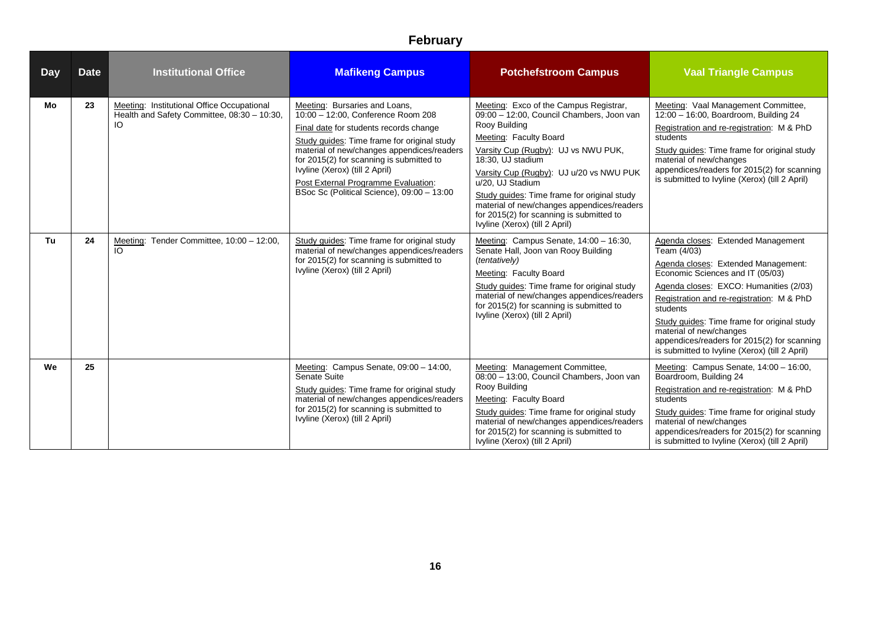# February

| Day | Date | Institutional Office | Mafikeng Campus | Potchefstroom Campus | Vaal Triangle Campus |
|---|---|---|---|---|---|
| Mo | 23 | Meeting: Institutional Office Occupational Health and Safety Committee, 08:30 – 10:30, IO | Meeting: Bursaries and Loans, 10:00 – 12:00, Conference Room 208<br>Final date for students records change<br>Study guides: Time frame for original study material of new/changes appendices/readers for 2015(2) for scanning is submitted to Ivyline (Xerox) (till 2 April)<br>Post External Programme Evaluation: BSoc Sc (Political Science), 09:00 – 13:00 | Meeting: Exco of the Campus Registrar, 09:00 – 12:00, Council Chambers, Joon van Rooy Building<br>Meeting: Faculty Board<br>Varsity Cup (Rugby): UJ vs NWU PUK, 18:30, UJ stadium<br>Varsity Cup (Rugby): UJ u/20 vs NWU PUK u/20, UJ Stadium<br>Study guides: Time frame for original study material of new/changes appendices/readers for 2015(2) for scanning is submitted to Ivyline (Xerox) (till 2 April) | Meeting: Vaal Management Committee, 12:00 – 16:00, Boardroom, Building 24<br>Registration and re-registration: M & PhD students<br>Study guides: Time frame for original study material of new/changes appendices/readers for 2015(2) for scanning is submitted to Ivyline (Xerox) (till 2 April) |
| Tu | 24 | Meeting: Tender Committee, 10:00 – 12:00, IO | Study guides: Time frame for original study material of new/changes appendices/readers for 2015(2) for scanning is submitted to Ivyline (Xerox) (till 2 April) | Meeting: Campus Senate, 14:00 – 16:30, Senate Hall, Joon van Rooy Building (*tentatively*)<br>Meeting: Faculty Board<br>Study guides: Time frame for original study material of new/changes appendices/readers for 2015(2) for scanning is submitted to Ivyline (Xerox) (till 2 April) | Agenda closes: Extended Management Team (4/03)<br>Agenda closes: Extended Management: Economic Sciences and IT (05/03)<br>Agenda closes: EXCO: Humanities (2/03)<br>Registration and re-registration: M & PhD students<br>Study guides: Time frame for original study material of new/changes appendices/readers for 2015(2) for scanning is submitted to Ivyline (Xerox) (till 2 April) |
| We | 25 | | Meeting: Campus Senate, 09:00 – 14:00, Senate Suite<br>Study guides: Time frame for original study material of new/changes appendices/readers for 2015(2) for scanning is submitted to Ivyline (Xerox) (till 2 April) | Meeting: Management Committee, 08:00 – 13:00, Council Chambers, Joon van Rooy Building<br>Meeting: Faculty Board<br>Study guides: Time frame for original study material of new/changes appendices/readers for 2015(2) for scanning is submitted to Ivyline (Xerox) (till 2 April) | Meeting: Campus Senate, 14:00 – 16:00, Boardroom, Building 24<br>Registration and re-registration: M & PhD students<br>Study guides: Time frame for original study material of new/changes appendices/readers for 2015(2) for scanning is submitted to Ivyline (Xerox) (till 2 April) |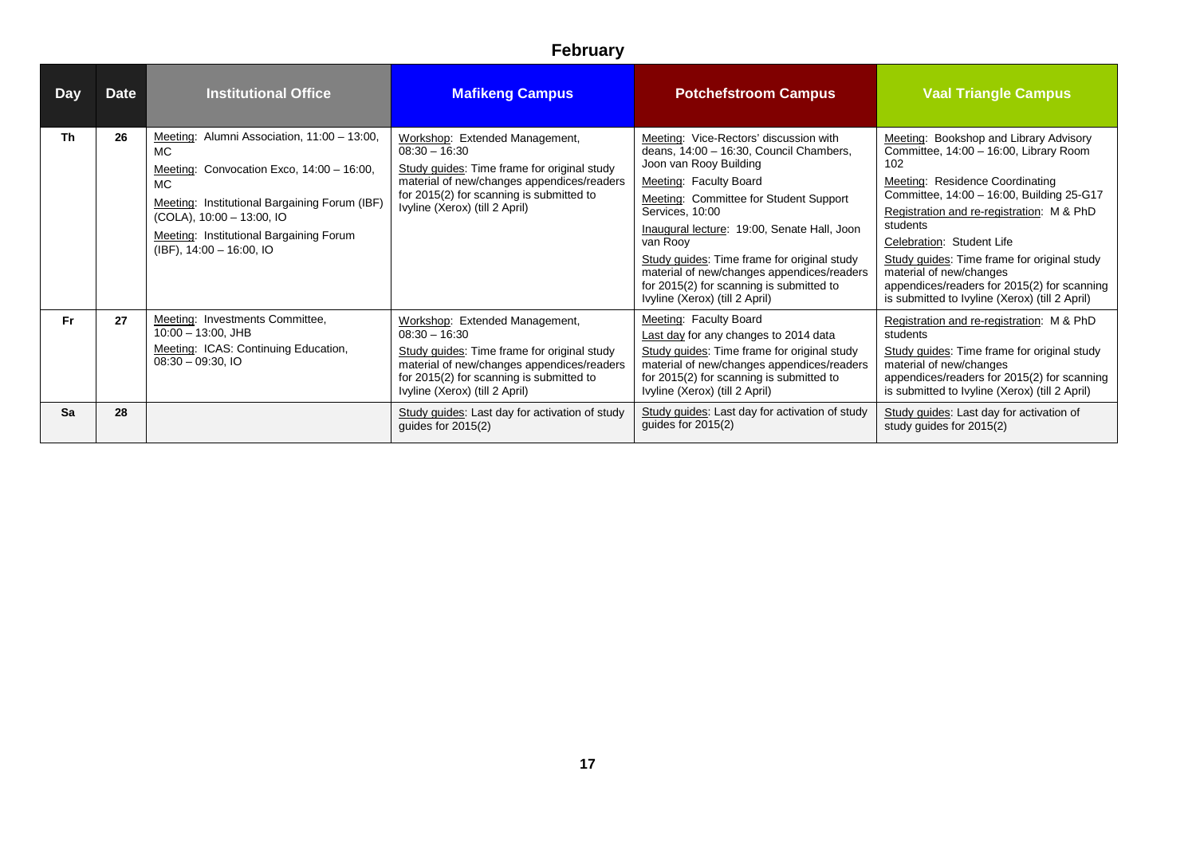## February

| Day | Date | Institutional Office | Mafikeng Campus | Potchefstroom Campus | Vaal Triangle Campus |
|---|---|---|---|---|---|
| Th | 26 | Meeting: Alumni Association, 11:00 – 13:00, MC<br>Meeting: Convocation Exco, 14:00 – 16:00, MC<br>Meeting: Institutional Bargaining Forum (IBF) (COLA), 10:00 – 13:00, IO<br>Meeting: Institutional Bargaining Forum (IBF), 14:00 – 16:00, IO | Workshop: Extended Management, 08:30 – 16:30<br>Study guides: Time frame for original study material of new/changes appendices/readers for 2015(2) for scanning is submitted to Ivyline (Xerox) (till 2 April) | Meeting: Vice-Rectors' discussion with deans, 14:00 – 16:30, Council Chambers, Joon van Rooy Building<br>Meeting: Faculty Board<br>Meeting: Committee for Student Support Services, 10:00<br>Inaugural lecture: 19:00, Senate Hall, Joon van Rooy<br>Study guides: Time frame for original study material of new/changes appendices/readers for 2015(2) for scanning is submitted to Ivyline (Xerox) (till 2 April) | Meeting: Bookshop and Library Advisory Committee, 14:00 – 16:00, Library Room 102<br>Meeting: Residence Coordinating Committee, 14:00 – 16:00, Building 25-G17<br>Registration and re-registration: M & PhD students<br>Celebration: Student Life<br>Study guides: Time frame for original study material of new/changes appendices/readers for 2015(2) for scanning is submitted to Ivyline (Xerox) (till 2 April) |
| Fr | 27 | Meeting: Investments Committee, 10:00 – 13:00, JHB<br>Meeting: ICAS: Continuing Education, 08:30 – 09:30, IO | Workshop: Extended Management, 08:30 – 16:30<br>Study guides: Time frame for original study material of new/changes appendices/readers for 2015(2) for scanning is submitted to Ivyline (Xerox) (till 2 April) | Meeting: Faculty Board<br>Last day for any changes to 2014 data<br>Study guides: Time frame for original study material of new/changes appendices/readers for 2015(2) for scanning is submitted to Ivyline (Xerox) (till 2 April) | Registration and re-registration: M & PhD students<br>Study guides: Time frame for original study material of new/changes appendices/readers for 2015(2) for scanning is submitted to Ivyline (Xerox) (till 2 April) |
| Sa | 28 | | Study guides: Last day for activation of study guides for 2015(2) | Study guides: Last day for activation of study guides for 2015(2) | Study guides: Last day for activation of study guides for 2015(2) |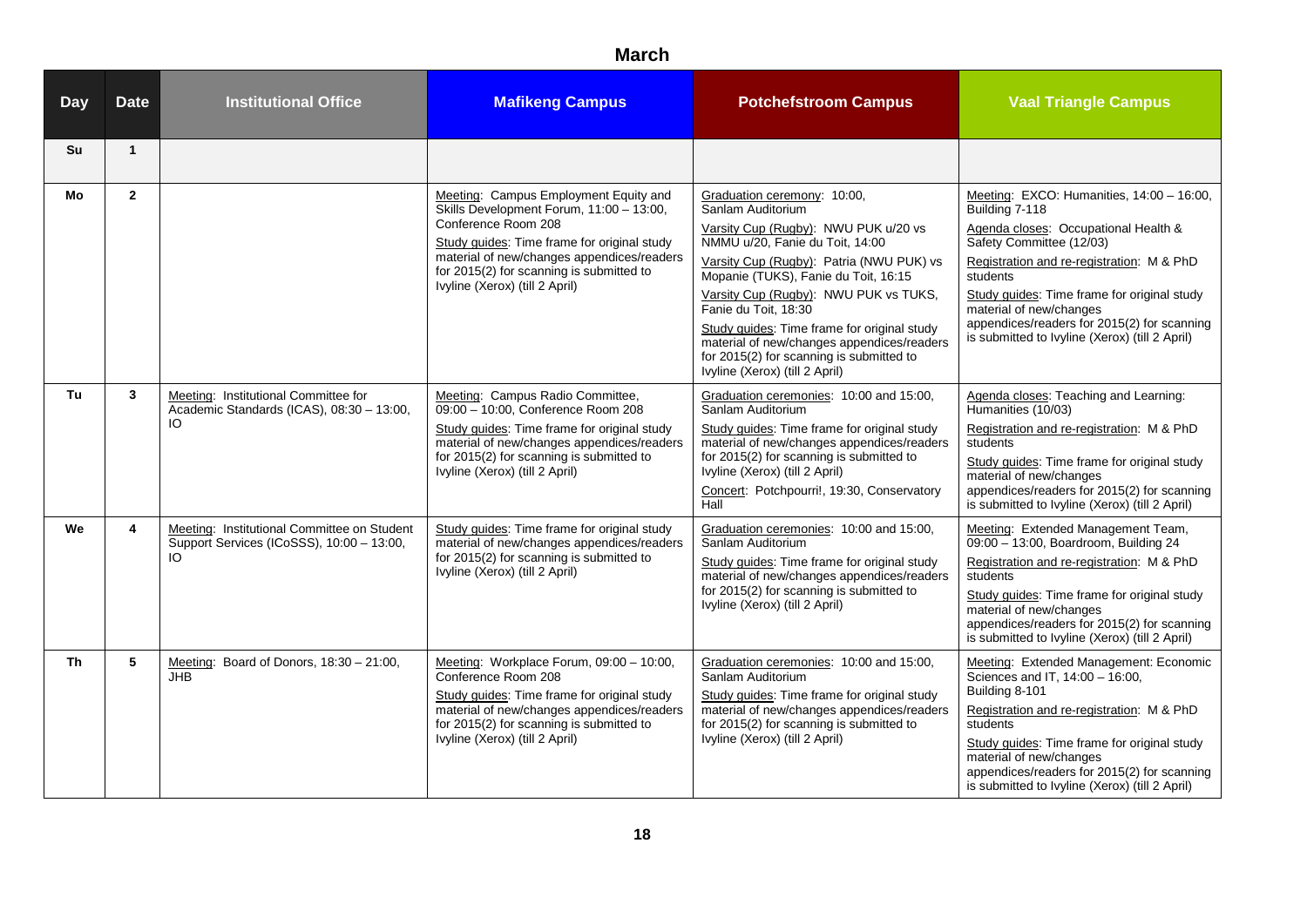# March

| Day | Date | Institutional Office | Mafikeng Campus | Potchefstroom Campus | Vaal Triangle Campus |
|---|---|---|---|---|---|
| Su | 1 | | | | |
| Mo | 2 | | Meeting: Campus Employment Equity and Skills Development Forum, 11:00 – 13:00, Conference Room 208<br>Study guides: Time frame for original study material of new/changes appendices/readers for 2015(2) for scanning is submitted to Ivyline (Xerox) (till 2 April) | Graduation ceremony: 10:00, Sanlam Auditorium<br>Varsity Cup (Rugby): NWU PUK u/20 vs NMMU u/20, Fanie du Toit, 14:00<br>Varsity Cup (Rugby): Patria (NWU PUK) vs Mopanie (TUKS), Fanie du Toit, 16:15<br>Varsity Cup (Rugby): NWU PUK vs TUKS, Fanie du Toit, 18:30<br>Study guides: Time frame for original study material of new/changes appendices/readers for 2015(2) for scanning is submitted to Ivyline (Xerox) (till 2 April) | Meeting: EXCO: Humanities, 14:00 – 16:00, Building 7-118<br>Agenda closes: Occupational Health & Safety Committee (12/03)<br>Registration and re-registration: M & PhD students<br>Study guides: Time frame for original study material of new/changes appendices/readers for 2015(2) for scanning is submitted to Ivyline (Xerox) (till 2 April) |
| Tu | 3 | Meeting: Institutional Committee for Academic Standards (ICAS), 08:30 – 13:00, IO | Meeting: Campus Radio Committee, 09:00 – 10:00, Conference Room 208<br>Study guides: Time frame for original study material of new/changes appendices/readers for 2015(2) for scanning is submitted to Ivyline (Xerox) (till 2 April) | Graduation ceremonies: 10:00 and 15:00, Sanlam Auditorium<br>Study guides: Time frame for original study material of new/changes appendices/readers for 2015(2) for scanning is submitted to Ivyline (Xerox) (till 2 April)<br>Concert: Potchpourri!, 19:30, Conservatory Hall | Agenda closes: Teaching and Learning: Humanities (10/03)<br>Registration and re-registration: M & PhD students<br>Study guides: Time frame for original study material of new/changes appendices/readers for 2015(2) for scanning is submitted to Ivyline (Xerox) (till 2 April) |
| We | 4 | Meeting: Institutional Committee on Student Support Services (ICoSSS), 10:00 – 13:00, IO | Study guides: Time frame for original study material of new/changes appendices/readers for 2015(2) for scanning is submitted to Ivyline (Xerox) (till 2 April) | Graduation ceremonies: 10:00 and 15:00, Sanlam Auditorium<br>Study guides: Time frame for original study material of new/changes appendices/readers for 2015(2) for scanning is submitted to Ivyline (Xerox) (till 2 April) | Meeting: Extended Management Team, 09:00 – 13:00, Boardroom, Building 24<br>Registration and re-registration: M & PhD students<br>Study guides: Time frame for original study material of new/changes appendices/readers for 2015(2) for scanning is submitted to Ivyline (Xerox) (till 2 April) |
| Th | 5 | Meeting: Board of Donors, 18:30 – 21:00, JHB | Meeting: Workplace Forum, 09:00 – 10:00, Conference Room 208<br>Study guides: Time frame for original study material of new/changes appendices/readers for 2015(2) for scanning is submitted to Ivyline (Xerox) (till 2 April) | Graduation ceremonies: 10:00 and 15:00, Sanlam Auditorium<br>Study guides: Time frame for original study material of new/changes appendices/readers for 2015(2) for scanning is submitted to Ivyline (Xerox) (till 2 April) | Meeting: Extended Management: Economic Sciences and IT, 14:00 – 16:00, Building 8-101<br>Registration and re-registration: M & PhD students<br>Study guides: Time frame for original study material of new/changes appendices/readers for 2015(2) for scanning is submitted to Ivyline (Xerox) (till 2 April) |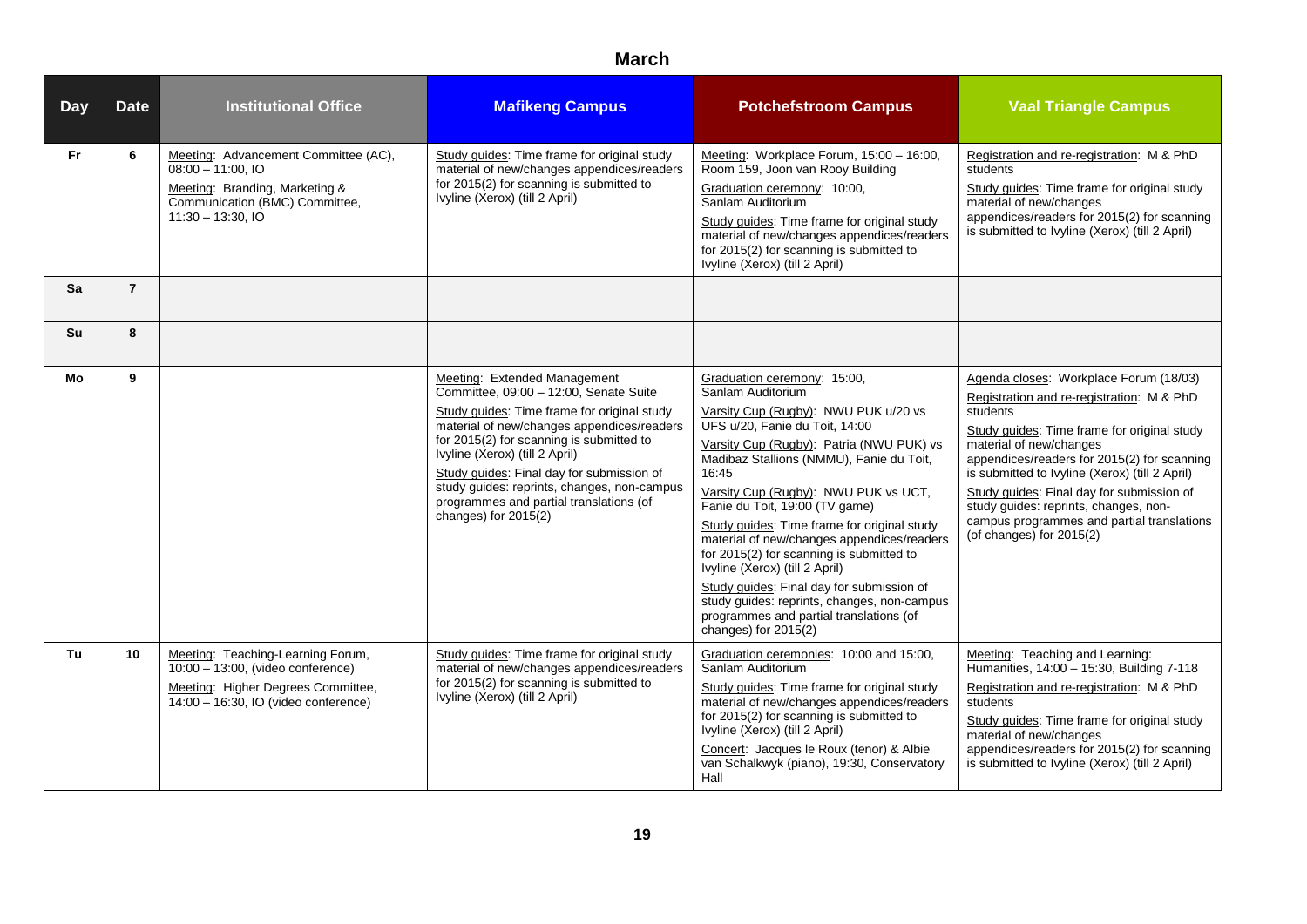## March

| Day | Date | Institutional Office | Mafikeng Campus | Potchefstroom Campus | Vaal Triangle Campus |
|---|---|---|---|---|---|
| Fr | 6 | Meeting: Advancement Committee (AC), 08:00 – 11:00, IO<br>Meeting: Branding, Marketing & Communication (BMC) Committee, 11:30 – 13:30, IO | Study guides: Time frame for original study material of new/changes appendices/readers for 2015(2) for scanning is submitted to Ivyline (Xerox) (till 2 April) | Meeting: Workplace Forum, 15:00 – 16:00, Room 159, Joon van Rooy Building<br>Graduation ceremony: 10:00, Sanlam Auditorium<br>Study guides: Time frame for original study material of new/changes appendices/readers for 2015(2) for scanning is submitted to Ivyline (Xerox) (till 2 April) | Registration and re-registration: M & PhD students<br>Study guides: Time frame for original study material of new/changes appendices/readers for 2015(2) for scanning is submitted to Ivyline (Xerox) (till 2 April) |
| Sa | 7 | | | | |
| Su | 8 | | | | |
| Mo | 9 | | Meeting: Extended Management Committee, 09:00 – 12:00, Senate Suite<br>Study guides: Time frame for original study material of new/changes appendices/readers for 2015(2) for scanning is submitted to Ivyline (Xerox) (till 2 April)<br>Study guides: Final day for submission of study guides: reprints, changes, non-campus programmes and partial translations (of changes) for 2015(2) | Graduation ceremony: 15:00, Sanlam Auditorium<br>Varsity Cup (Rugby): NWU PUK u/20 vs UFS u/20, Fanie du Toit, 14:00<br>Varsity Cup (Rugby): Patria (NWU PUK) vs Madibaz Stallions (NMMU), Fanie du Toit, 16:45<br>Varsity Cup (Rugby): NWU PUK vs UCT, Fanie du Toit, 19:00 (TV game)<br>Study guides: Time frame for original study material of new/changes appendices/readers for 2015(2) for scanning is submitted to Ivyline (Xerox) (till 2 April)<br>Study guides: Final day for submission of study guides: reprints, changes, non-campus programmes and partial translations (of changes) for 2015(2) | Agenda closes: Workplace Forum (18/03)<br>Registration and re-registration: M & PhD students<br>Study guides: Time frame for original study material of new/changes appendices/readers for 2015(2) for scanning is submitted to Ivyline (Xerox) (till 2 April)<br>Study guides: Final day for submission of study guides: reprints, changes, non-campus programmes and partial translations (of changes) for 2015(2) |
| Tu | 10 | Meeting: Teaching-Learning Forum, 10:00 – 13:00, (video conference)<br>Meeting: Higher Degrees Committee, 14:00 – 16:30, IO (video conference) | Study guides: Time frame for original study material of new/changes appendices/readers for 2015(2) for scanning is submitted to Ivyline (Xerox) (till 2 April) | Graduation ceremonies: 10:00 and 15:00, Sanlam Auditorium<br>Study guides: Time frame for original study material of new/changes appendices/readers for 2015(2) for scanning is submitted to Ivyline (Xerox) (till 2 April)<br>Concert: Jacques le Roux (tenor) & Albie van Schalkwyk (piano), 19:30, Conservatory Hall | Meeting: Teaching and Learning: Humanities, 14:00 – 15:30, Building 7-118<br>Registration and re-registration: M & PhD students<br>Study guides: Time frame for original study material of new/changes appendices/readers for 2015(2) for scanning is submitted to Ivyline (Xerox) (till 2 April) |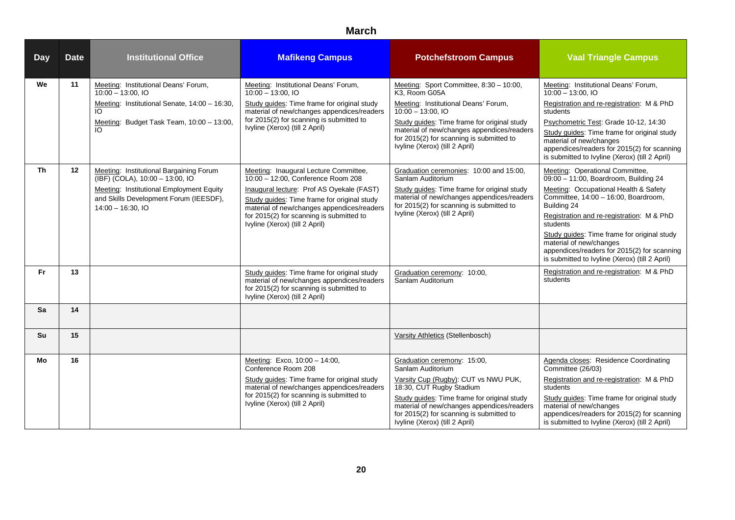## March

| Day | Date | Institutional Office | Mafikeng Campus | Potchefstroom Campus | Vaal Triangle Campus |
|---|---|---|---|---|---|
| We | 11 | Meeting: Institutional Deans' Forum, 10:00 – 13:00, IO<br>Meeting: Institutional Senate, 14:00 – 16:30, IO<br>Meeting: Budget Task Team, 10:00 – 13:00, IO | Meeting: Institutional Deans' Forum, 10:00 – 13:00, IO<br>Study guides: Time frame for original study material of new/changes appendices/readers for 2015(2) for scanning is submitted to Ivyline (Xerox) (till 2 April) | Meeting: Sport Committee, 8:30 – 10:00, K3, Room G05A<br>Meeting: Institutional Deans' Forum, 10:00 – 13:00, IO<br>Study guides: Time frame for original study material of new/changes appendices/readers for 2015(2) for scanning is submitted to Ivyline (Xerox) (till 2 April) | Meeting: Institutional Deans' Forum, 10:00 – 13:00, IO<br>Registration and re-registration: M & PhD students<br>Psychometric Test: Grade 10-12, 14:30<br>Study guides: Time frame for original study material of new/changes appendices/readers for 2015(2) for scanning is submitted to Ivyline (Xerox) (till 2 April) |
| Th | 12 | Meeting: Institutional Bargaining Forum (IBF) (COLA), 10:00 – 13:00, IO<br>Meeting: Institutional Employment Equity and Skills Development Forum (IEESDF), 14:00 – 16:30, IO | Meeting: Inaugural Lecture Committee, 10:00 – 12:00, Conference Room 208<br>Inaugural lecture: Prof AS Oyekale (FAST)<br>Study guides: Time frame for original study material of new/changes appendices/readers for 2015(2) for scanning is submitted to Ivyline (Xerox) (till 2 April) | Graduation ceremonies: 10:00 and 15:00, Sanlam Auditorium<br>Study guides: Time frame for original study material of new/changes appendices/readers for 2015(2) for scanning is submitted to Ivyline (Xerox) (till 2 April) | Meeting: Operational Committee, 09:00 – 11:00, Boardroom, Building 24<br>Meeting: Occupational Health & Safety Committee, 14:00 – 16:00, Boardroom, Building 24<br>Registration and re-registration: M & PhD students<br>Study guides: Time frame for original study material of new/changes appendices/readers for 2015(2) for scanning is submitted to Ivyline (Xerox) (till 2 April) |
| Fr | 13 | | Study guides: Time frame for original study material of new/changes appendices/readers for 2015(2) for scanning is submitted to Ivyline (Xerox) (till 2 April) | Graduation ceremony: 10:00, Sanlam Auditorium | Registration and re-registration: M & PhD students |
| Sa | 14 | | | | |
| Su | 15 | | | Varsity Athletics (Stellenbosch) | |
| Mo | 16 | | Meeting: Exco, 10:00 – 14:00, Conference Room 208<br>Study guides: Time frame for original study material of new/changes appendices/readers for 2015(2) for scanning is submitted to Ivyline (Xerox) (till 2 April) | Graduation ceremony: 15:00, Sanlam Auditorium<br>Varsity Cup (Rugby): CUT vs NWU PUK, 18:30, CUT Rugby Stadium<br>Study guides: Time frame for original study material of new/changes appendices/readers for 2015(2) for scanning is submitted to Ivyline (Xerox) (till 2 April) | Agenda closes: Residence Coordinating Committee (26/03)<br>Registration and re-registration: M & PhD students<br>Study guides: Time frame for original study material of new/changes appendices/readers for 2015(2) for scanning is submitted to Ivyline (Xerox) (till 2 April) |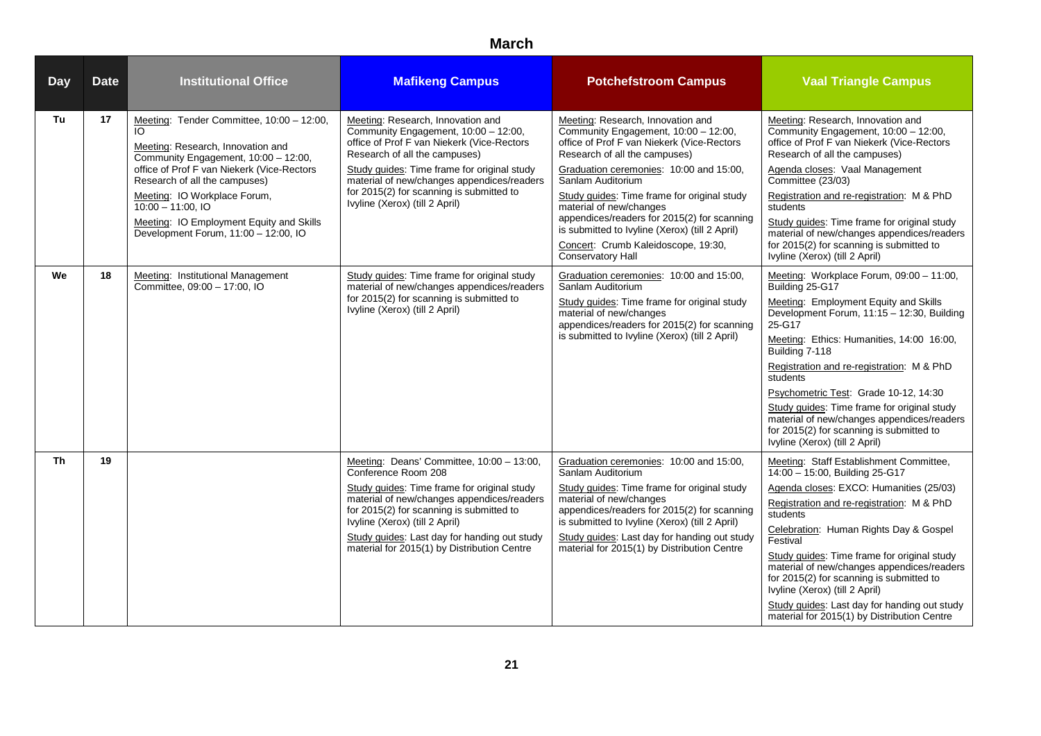## March

| Day | Date | Institutional Office | Mafikeng Campus | Potchefstroom Campus | Vaal Triangle Campus |
|---|---|---|---|---|---|
| Tu | 17 | Meeting: Tender Committee, 10:00 – 12:00, IO<br>Meeting: Research, Innovation and Community Engagement, 10:00 – 12:00, office of Prof F van Niekerk (Vice-Rectors Research of all the campuses)<br>Meeting: IO Workplace Forum, 10:00 – 11:00, IO<br>Meeting: IO Employment Equity and Skills Development Forum, 11:00 – 12:00, IO | Meeting: Research, Innovation and Community Engagement, 10:00 – 12:00, office of Prof F van Niekerk (Vice-Rectors Research of all the campuses)<br>Study guides: Time frame for original study material of new/changes appendices/readers for 2015(2) for scanning is submitted to Ivyline (Xerox) (till 2 April) | Meeting: Research, Innovation and Community Engagement, 10:00 – 12:00, office of Prof F van Niekerk (Vice-Rectors Research of all the campuses)<br>Graduation ceremonies: 10:00 and 15:00, Sanlam Auditorium<br>Study guides: Time frame for original study material of new/changes appendices/readers for 2015(2) for scanning is submitted to Ivyline (Xerox) (till 2 April)<br>Concert: Crumb Kaleidoscope, 19:30, Conservatory Hall | Meeting: Research, Innovation and Community Engagement, 10:00 – 12:00, office of Prof F van Niekerk (Vice-Rectors Research of all the campuses)<br>Agenda closes: Vaal Management Committee (23/03)<br>Registration and re-registration: M & PhD students<br>Study guides: Time frame for original study material of new/changes appendices/readers for 2015(2) for scanning is submitted to Ivyline (Xerox) (till 2 April) |
| We | 18 | Meeting: Institutional Management Committee, 09:00 – 17:00, IO | Study guides: Time frame for original study material of new/changes appendices/readers for 2015(2) for scanning is submitted to Ivyline (Xerox) (till 2 April) | Graduation ceremonies: 10:00 and 15:00, Sanlam Auditorium<br>Study guides: Time frame for original study material of new/changes appendices/readers for 2015(2) for scanning is submitted to Ivyline (Xerox) (till 2 April) | Meeting: Workplace Forum, 09:00 – 11:00, Building 25-G17<br>Meeting: Employment Equity and Skills Development Forum, 11:15 – 12:30, Building 25-G17<br>Meeting: Ethics: Humanities, 14:00 16:00, Building 7-118<br>Registration and re-registration: M & PhD students<br>Psychometric Test: Grade 10-12, 14:30<br>Study guides: Time frame for original study material of new/changes appendices/readers for 2015(2) for scanning is submitted to Ivyline (Xerox) (till 2 April) |
| Th | 19 | | Meeting: Deans' Committee, 10:00 – 13:00, Conference Room 208<br>Study guides: Time frame for original study material of new/changes appendices/readers for 2015(2) for scanning is submitted to Ivyline (Xerox) (till 2 April)<br>Study guides: Last day for handing out study material for 2015(1) by Distribution Centre | Graduation ceremonies: 10:00 and 15:00, Sanlam Auditorium<br>Study guides: Time frame for original study material of new/changes appendices/readers for 2015(2) for scanning is submitted to Ivyline (Xerox) (till 2 April)<br>Study guides: Last day for handing out study material for 2015(1) by Distribution Centre | Meeting: Staff Establishment Committee, 14:00 – 15:00, Building 25-G17<br>Agenda closes: EXCO: Humanities (25/03)<br>Registration and re-registration: M & PhD students<br>Celebration: Human Rights Day & Gospel Festival<br>Study guides: Time frame for original study material of new/changes appendices/readers for 2015(2) for scanning is submitted to Ivyline (Xerox) (till 2 April)<br>Study guides: Last day for handing out study material for 2015(1) by Distribution Centre |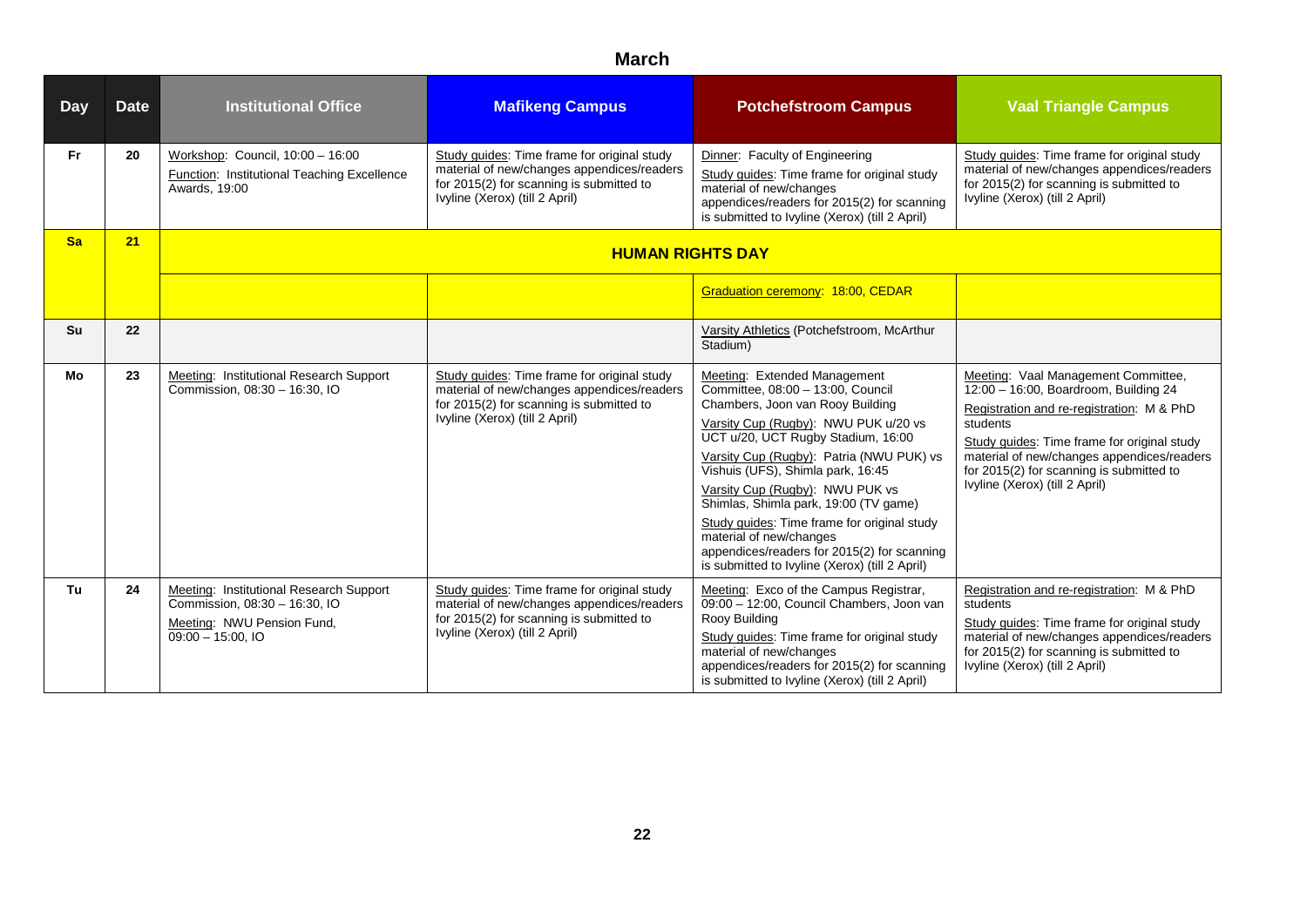## March

| Day | Date | Institutional Office | Mafikeng Campus | Potchefstroom Campus | Vaal Triangle Campus |
|---|---|---|---|---|---|
| Fr | 20 | Workshop: Council, 10:00 – 16:00<br>Function: Institutional Teaching Excellence Awards, 19:00 | Study guides: Time frame for original study material of new/changes appendices/readers for 2015(2) for scanning is submitted to Ivyline (Xerox) (till 2 April) | Dinner: Faculty of Engineering<br>Study guides: Time frame for original study material of new/changes appendices/readers for 2015(2) for scanning is submitted to Ivyline (Xerox) (till 2 April) | Study guides: Time frame for original study material of new/changes appendices/readers for 2015(2) for scanning is submitted to Ivyline (Xerox) (till 2 April) |
| Sa | 21 | **HUMAN RIGHTS DAY** | | | |
| | | | | Graduation ceremony: 18:00, CEDAR | |
| Su | 22 | | | Varsity Athletics (Potchefstroom, McArthur Stadium) | |
| Mo | 23 | Meeting: Institutional Research Support Commission, 08:30 – 16:30, IO | Study guides: Time frame for original study material of new/changes appendices/readers for 2015(2) for scanning is submitted to Ivyline (Xerox) (till 2 April) | Meeting: Extended Management Committee, 08:00 – 13:00, Council Chambers, Joon van Rooy Building<br>Varsity Cup (Rugby): NWU PUK u/20 vs UCT u/20, UCT Rugby Stadium, 16:00<br>Varsity Cup (Rugby): Patria (NWU PUK) vs Vishuis (UFS), Shimla park, 16:45<br>Varsity Cup (Rugby): NWU PUK vs Shimlas, Shimla park, 19:00 (TV game)<br>Study guides: Time frame for original study material of new/changes appendices/readers for 2015(2) for scanning is submitted to Ivyline (Xerox) (till 2 April) | Meeting: Vaal Management Committee, 12:00 – 16:00, Boardroom, Building 24<br>Registration and re-registration: M & PhD students<br>Study guides: Time frame for original study material of new/changes appendices/readers for 2015(2) for scanning is submitted to Ivyline (Xerox) (till 2 April) |
| Tu | 24 | Meeting: Institutional Research Support Commission, 08:30 – 16:30, IO<br>Meeting: NWU Pension Fund, 09:00 – 15:00, IO | Study guides: Time frame for original study material of new/changes appendices/readers for 2015(2) for scanning is submitted to Ivyline (Xerox) (till 2 April) | Meeting: Exco of the Campus Registrar, 09:00 – 12:00, Council Chambers, Joon van Rooy Building<br>Study guides: Time frame for original study material of new/changes appendices/readers for 2015(2) for scanning is submitted to Ivyline (Xerox) (till 2 April) | Registration and re-registration: M & PhD students<br>Study guides: Time frame for original study material of new/changes appendices/readers for 2015(2) for scanning is submitted to Ivyline (Xerox) (till 2 April) |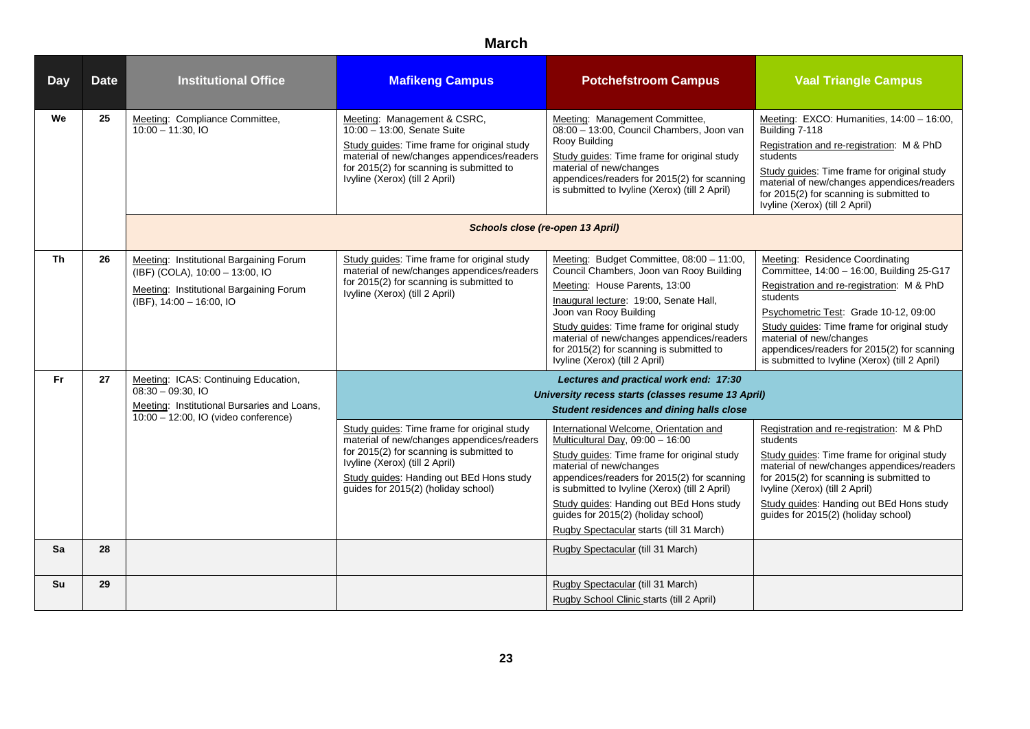# March

| Day | Date | Institutional Office | Mafikeng Campus | Potchefstroom Campus | Vaal Triangle Campus |
|---|---|---|---|---|---|
| We | 25 | Meeting: Compliance Committee, 10:00 – 11:30, IO | Meeting: Management & CSRC, 10:00 – 13:00, Senate Suite<br>Study guides: Time frame for original study material of new/changes appendices/readers for 2015(2) for scanning is submitted to Ivyline (Xerox) (till 2 April) | Meeting: Management Committee, 08:00 – 13:00, Council Chambers, Joon van Rooy Building<br>Study guides: Time frame for original study material of new/changes appendices/readers for 2015(2) for scanning is submitted to Ivyline (Xerox) (till 2 April) | Meeting: EXCO: Humanities, 14:00 – 16:00, Building 7-118<br>Registration and re-registration: M & PhD students<br>Study guides: Time frame for original study material of new/changes appendices/readers for 2015(2) for scanning is submitted to Ivyline (Xerox) (till 2 April) |
| | | *Schools close (re-open 13 April)* | | | |
| Th | 26 | Meeting: Institutional Bargaining Forum (IBF) (COLA), 10:00 – 13:00, IO<br>Meeting: Institutional Bargaining Forum (IBF), 14:00 – 16:00, IO | Study guides: Time frame for original study material of new/changes appendices/readers for 2015(2) for scanning is submitted to Ivyline (Xerox) (till 2 April) | Meeting: Budget Committee, 08:00 – 11:00, Council Chambers, Joon van Rooy Building<br>Meeting: House Parents, 13:00<br>Inaugural lecture: 19:00, Senate Hall, Joon van Rooy Building<br>Study guides: Time frame for original study material of new/changes appendices/readers for 2015(2) for scanning is submitted to Ivyline (Xerox) (till 2 April) | Meeting: Residence Coordinating Committee, 14:00 – 16:00, Building 25-G17<br>Registration and re-registration: M & PhD students<br>Psychometric Test: Grade 10-12, 09:00<br>Study guides: Time frame for original study material of new/changes appendices/readers for 2015(2) for scanning is submitted to Ivyline (Xerox) (till 2 April) |
| Fr | 27 | Meeting: ICAS: Continuing Education, 08:30 – 09:30, IO<br>Meeting: Institutional Bursaries and Loans, 10:00 – 12:00, IO (video conference) | ***Lectures and practical work end: 17:30***<br>***University recess starts (classes resume 13 April)***<br>***Student residences and dining halls close*** | | |
| | | | Study guides: Time frame for original study material of new/changes appendices/readers for 2015(2) for scanning is submitted to Ivyline (Xerox) (till 2 April)<br>Study guides: Handing out BEd Hons study guides for 2015(2) (holiday school) | International Welcome, Orientation and Multicultural Day, 09:00 – 16:00<br>Study guides: Time frame for original study material of new/changes appendices/readers for 2015(2) for scanning is submitted to Ivyline (Xerox) (till 2 April)<br>Study guides: Handing out BEd Hons study guides for 2015(2) (holiday school)<br>Rugby Spectacular starts (till 31 March) | Registration and re-registration: M & PhD students<br>Study guides: Time frame for original study material of new/changes appendices/readers for 2015(2) for scanning is submitted to Ivyline (Xerox) (till 2 April)<br>Study guides: Handing out BEd Hons study guides for 2015(2) (holiday school) |
| Sa | 28 | | | Rugby Spectacular (till 31 March) | |
| Su | 29 | | | Rugby Spectacular (till 31 March)<br>Rugby School Clinic starts (till 2 April) | |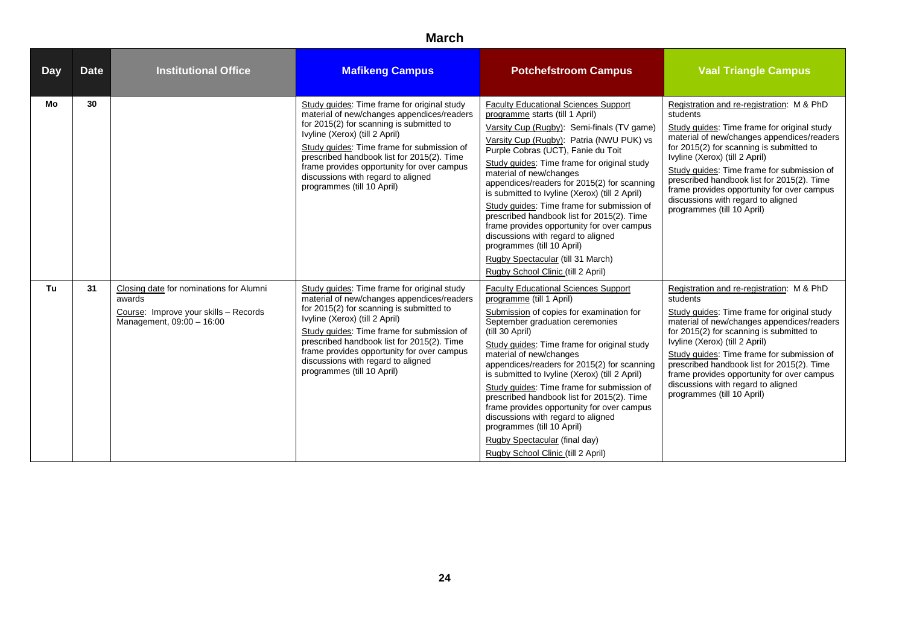## March

| Day | Date | Institutional Office | Mafikeng Campus | Potchefstroom Campus | Vaal Triangle Campus |
|---|---|---|---|---|---|
| Mo | 30 | | Study guides: Time frame for original study material of new/changes appendices/readers for 2015(2) for scanning is submitted to Ivyline (Xerox) (till 2 April)<br>Study guides: Time frame for submission of prescribed handbook list for 2015(2). Time frame provides opportunity for over campus discussions with regard to aligned programmes (till 10 April) | Faculty Educational Sciences Support programme starts (till 1 April)<br>Varsity Cup (Rugby): Semi-finals (TV game)<br>Varsity Cup (Rugby): Patria (NWU PUK) vs Purple Cobras (UCT), Fanie du Toit<br>Study guides: Time frame for original study material of new/changes appendices/readers for 2015(2) for scanning is submitted to Ivyline (Xerox) (till 2 April)<br>Study guides: Time frame for submission of prescribed handbook list for 2015(2). Time frame provides opportunity for over campus discussions with regard to aligned programmes (till 10 April)<br>Rugby Spectacular (till 31 March)<br>Rugby School Clinic (till 2 April) | Registration and re-registration: M & PhD students<br>Study guides: Time frame for original study material of new/changes appendices/readers for 2015(2) for scanning is submitted to Ivyline (Xerox) (till 2 April)<br>Study guides: Time frame for submission of prescribed handbook list for 2015(2). Time frame provides opportunity for over campus discussions with regard to aligned programmes (till 10 April) |
| Tu | 31 | Closing date for nominations for Alumni awards<br>Course: Improve your skills – Records Management, 09:00 – 16:00 | Study guides: Time frame for original study material of new/changes appendices/readers for 2015(2) for scanning is submitted to Ivyline (Xerox) (till 2 April)<br>Study guides: Time frame for submission of prescribed handbook list for 2015(2). Time frame provides opportunity for over campus discussions with regard to aligned programmes (till 10 April) | Faculty Educational Sciences Support programme (till 1 April)<br>Submission of copies for examination for September graduation ceremonies (till 30 April)<br>Study guides: Time frame for original study material of new/changes appendices/readers for 2015(2) for scanning is submitted to Ivyline (Xerox) (till 2 April)<br>Study guides: Time frame for submission of prescribed handbook list for 2015(2). Time frame provides opportunity for over campus discussions with regard to aligned programmes (till 10 April)<br>Rugby Spectacular (final day)<br>Rugby School Clinic (till 2 April) | Registration and re-registration: M & PhD students<br>Study guides: Time frame for original study material of new/changes appendices/readers for 2015(2) for scanning is submitted to Ivyline (Xerox) (till 2 April)<br>Study guides: Time frame for submission of prescribed handbook list for 2015(2). Time frame provides opportunity for over campus discussions with regard to aligned programmes (till 10 April) |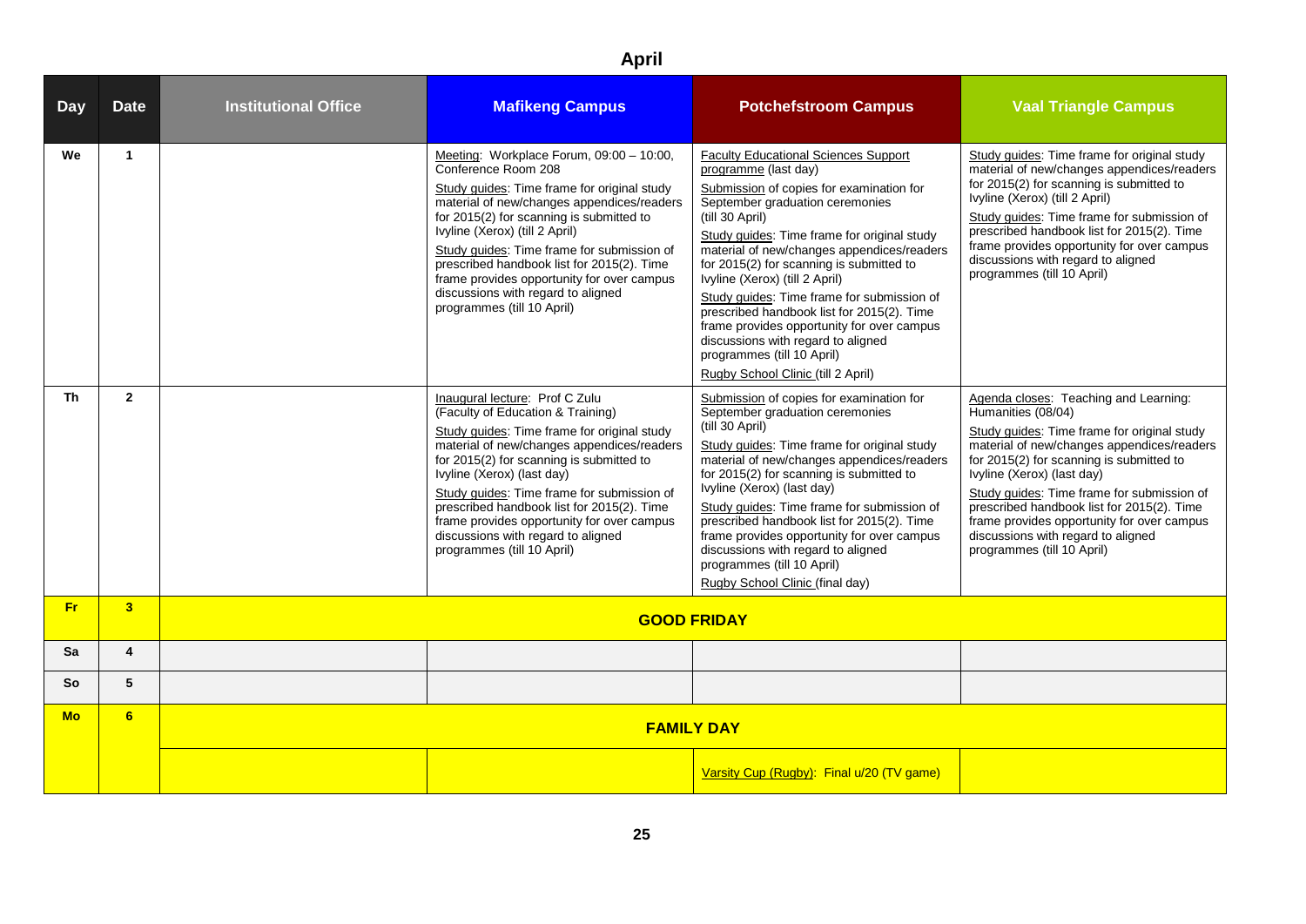## April

| Day | Date | Institutional Office | Mafikeng Campus | Potchefstroom Campus | Vaal Triangle Campus |
|---|---|---|---|---|---|
| We | 1 | | Meeting: Workplace Forum, 09:00 – 10:00, Conference Room 208<br>Study guides: Time frame for original study material of new/changes appendices/readers for 2015(2) for scanning is submitted to Ivyline (Xerox) (till 2 April)<br>Study guides: Time frame for submission of prescribed handbook list for 2015(2). Time frame provides opportunity for over campus discussions with regard to aligned programmes (till 10 April) | Faculty Educational Sciences Support programme (last day)<br>Submission of copies for examination for September graduation ceremonies (till 30 April)<br>Study guides: Time frame for original study material of new/changes appendices/readers for 2015(2) for scanning is submitted to Ivyline (Xerox) (till 2 April)<br>Study guides: Time frame for submission of prescribed handbook list for 2015(2). Time frame provides opportunity for over campus discussions with regard to aligned programmes (till 10 April)<br>Rugby School Clinic (till 2 April) | Study guides: Time frame for original study material of new/changes appendices/readers for 2015(2) for scanning is submitted to Ivyline (Xerox) (till 2 April)<br>Study guides: Time frame for submission of prescribed handbook list for 2015(2). Time frame provides opportunity for over campus discussions with regard to aligned programmes (till 10 April) |
| Th | 2 | | Inaugural lecture: Prof C Zulu (Faculty of Education & Training)<br>Study guides: Time frame for original study material of new/changes appendices/readers for 2015(2) for scanning is submitted to Ivyline (Xerox) (last day)<br>Study guides: Time frame for submission of prescribed handbook list for 2015(2). Time frame provides opportunity for over campus discussions with regard to aligned programmes (till 10 April) | Submission of copies for examination for September graduation ceremonies (till 30 April)<br>Study guides: Time frame for original study material of new/changes appendices/readers for 2015(2) for scanning is submitted to Ivyline (Xerox) (last day)<br>Study guides: Time frame for submission of prescribed handbook list for 2015(2). Time frame provides opportunity for over campus discussions with regard to aligned programmes (till 10 April)<br>Rugby School Clinic (final day) | Agenda closes: Teaching and Learning: Humanities (08/04)<br>Study guides: Time frame for original study material of new/changes appendices/readers for 2015(2) for scanning is submitted to Ivyline (Xerox) (last day)<br>Study guides: Time frame for submission of prescribed handbook list for 2015(2). Time frame provides opportunity for over campus discussions with regard to aligned programmes (till 10 April) |
| Fr | 3 | **GOOD FRIDAY** | | | |
| Sa | 4 | | | | |
| So | 5 | | | | |
| Mo | 6 | **FAMILY DAY** | | | |
| | | | | Varsity Cup (Rugby): Final u/20 (TV game) | |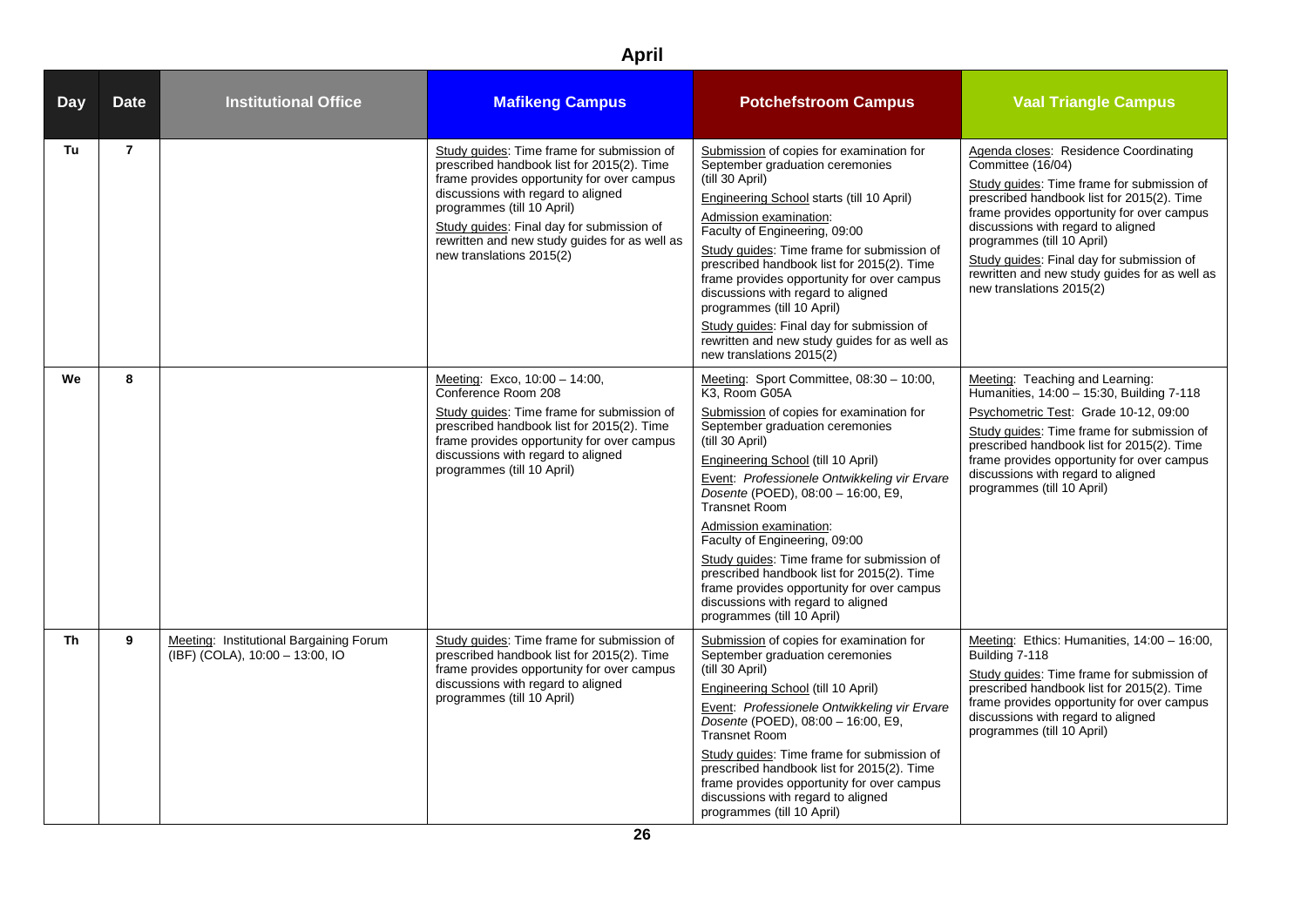# April

| Day | Date | Institutional Office | Mafikeng Campus | Potchefstroom Campus | Vaal Triangle Campus |
|---|---|---|---|---|---|
| Tu | 7 | | Study guides: Time frame for submission of prescribed handbook list for 2015(2). Time frame provides opportunity for over campus discussions with regard to aligned programmes (till 10 April)<br>Study guides: Final day for submission of rewritten and new study guides for as well as new translations 2015(2) | Submission of copies for examination for September graduation ceremonies (till 30 April)<br>Engineering School starts (till 10 April)<br>Admission examination: Faculty of Engineering, 09:00<br>Study guides: Time frame for submission of prescribed handbook list for 2015(2). Time frame provides opportunity for over campus discussions with regard to aligned programmes (till 10 April)<br>Study guides: Final day for submission of rewritten and new study guides for as well as new translations 2015(2) | Agenda closes: Residence Coordinating Committee (16/04)<br>Study guides: Time frame for submission of prescribed handbook list for 2015(2). Time frame provides opportunity for over campus discussions with regard to aligned programmes (till 10 April)<br>Study guides: Final day for submission of rewritten and new study guides for as well as new translations 2015(2) |
| We | 8 | | Meeting: Exco, 10:00 – 14:00, Conference Room 208<br>Study guides: Time frame for submission of prescribed handbook list for 2015(2). Time frame provides opportunity for over campus discussions with regard to aligned programmes (till 10 April) | Meeting: Sport Committee, 08:30 – 10:00, K3, Room G05A<br>Submission of copies for examination for September graduation ceremonies (till 30 April)<br>Engineering School (till 10 April)<br>Event: *Professionele Ontwikkeling vir Ervare Dosente* (POED), 08:00 – 16:00, E9, Transnet Room<br>Admission examination: Faculty of Engineering, 09:00<br>Study guides: Time frame for submission of prescribed handbook list for 2015(2). Time frame provides opportunity for over campus discussions with regard to aligned programmes (till 10 April) | Meeting: Teaching and Learning: Humanities, 14:00 – 15:30, Building 7-118<br>Psychometric Test: Grade 10-12, 09:00<br>Study guides: Time frame for submission of prescribed handbook list for 2015(2). Time frame provides opportunity for over campus discussions with regard to aligned programmes (till 10 April) |
| Th | 9 | Meeting: Institutional Bargaining Forum (IBF) (COLA), 10:00 – 13:00, IO | Study guides: Time frame for submission of prescribed handbook list for 2015(2). Time frame provides opportunity for over campus discussions with regard to aligned programmes (till 10 April) | Submission of copies for examination for September graduation ceremonies (till 30 April)<br>Engineering School (till 10 April)<br>Event: *Professionele Ontwikkeling vir Ervare Dosente* (POED), 08:00 – 16:00, E9, Transnet Room<br>Study guides: Time frame for submission of prescribed handbook list for 2015(2). Time frame provides opportunity for over campus discussions with regard to aligned programmes (till 10 April) | Meeting: Ethics: Humanities, 14:00 – 16:00, Building 7-118<br>Study guides: Time frame for submission of prescribed handbook list for 2015(2). Time frame provides opportunity for over campus discussions with regard to aligned programmes (till 10 April) |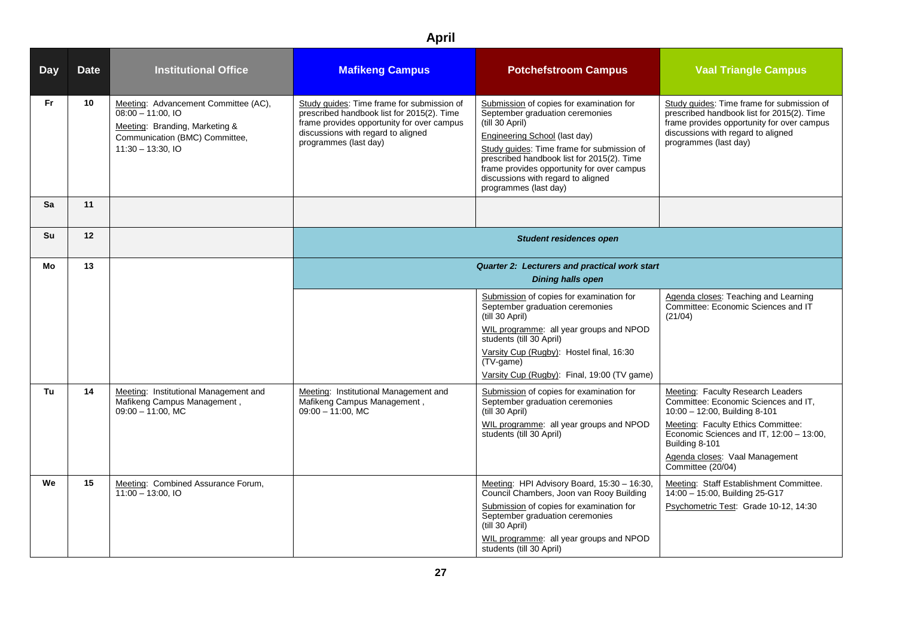# April

| Day | Date | Institutional Office | Mafikeng Campus | Potchefstroom Campus | Vaal Triangle Campus |
|---|---|---|---|---|---|
| Fr | 10 | Meeting: Advancement Committee (AC), 08:00 – 11:00, IO<br>Meeting: Branding, Marketing & Communication (BMC) Committee, 11:30 – 13:30, IO | Study guides: Time frame for submission of prescribed handbook list for 2015(2). Time frame provides opportunity for over campus discussions with regard to aligned programmes (last day) | Submission of copies for examination for September graduation ceremonies (till 30 April)<br>Engineering School (last day)<br>Study guides: Time frame for submission of prescribed handbook list for 2015(2). Time frame provides opportunity for over campus discussions with regard to aligned programmes (last day) | Study guides: Time frame for submission of prescribed handbook list for 2015(2). Time frame provides opportunity for over campus discussions with regard to aligned programmes (last day) |
| Sa | 11 | | | | |
| Su | 12 | | ***Student residences open*** | | |
| Mo | 13 | | ***Quarter 2: Lecturers and practical work start***<br>***Dining halls open*** | | |
| | | | | Submission of copies for examination for September graduation ceremonies (till 30 April)<br>WIL programme: all year groups and NPOD students (till 30 April)<br>Varsity Cup (Rugby): Hostel final, 16:30 (TV-game)<br>Varsity Cup (Rugby): Final, 19:00 (TV game) | Agenda closes: Teaching and Learning Committee: Economic Sciences and IT (21/04) |
| Tu | 14 | Meeting: Institutional Management and Mafikeng Campus Management, 09:00 – 11:00, MC | Meeting: Institutional Management and Mafikeng Campus Management, 09:00 – 11:00, MC | Submission of copies for examination for September graduation ceremonies (till 30 April)<br>WIL programme: all year groups and NPOD students (till 30 April) | Meeting: Faculty Research Leaders Committee: Economic Sciences and IT, 10:00 – 12:00, Building 8-101<br>Meeting: Faculty Ethics Committee: Economic Sciences and IT, 12:00 – 13:00, Building 8-101<br>Agenda closes: Vaal Management Committee (20/04) |
| We | 15 | Meeting: Combined Assurance Forum, 11:00 – 13:00, IO | | Meeting: HPI Advisory Board, 15:30 – 16:30, Council Chambers, Joon van Rooy Building<br>Submission of copies for examination for September graduation ceremonies (till 30 April)<br>WIL programme: all year groups and NPOD students (till 30 April) | Meeting: Staff Establishment Committee. 14:00 – 15:00, Building 25-G17<br>Psychometric Test: Grade 10-12, 14:30 |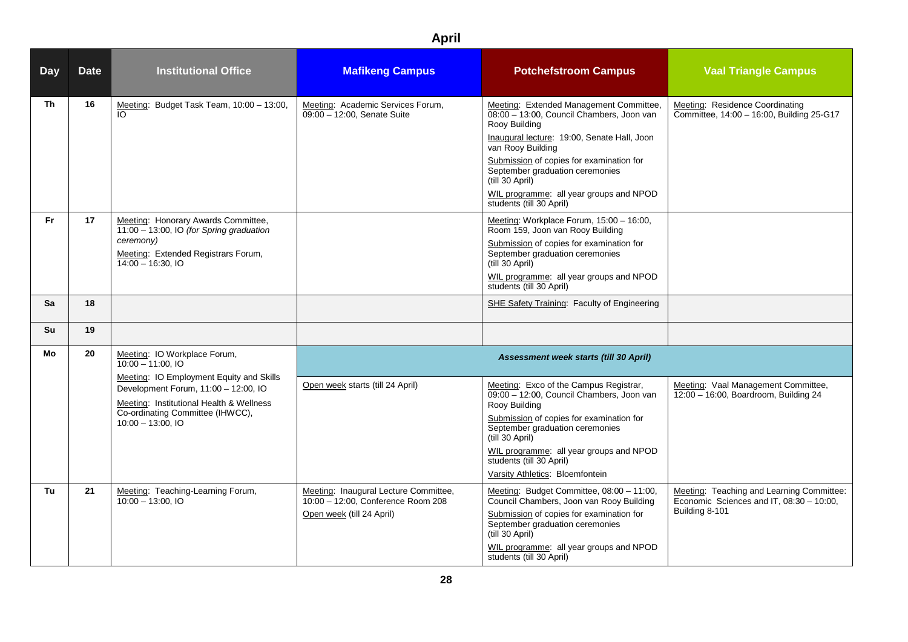# April

| Day | Date | Institutional Office | Mafikeng Campus | Potchefstroom Campus | Vaal Triangle Campus |
|---|---|---|---|---|---|
| Th | 16 | Meeting: Budget Task Team, 10:00 – 13:00, IO | Meeting: Academic Services Forum, 09:00 – 12:00, Senate Suite | Meeting: Extended Management Committee, 08:00 – 13:00, Council Chambers, Joon van Rooy Building<br>Inaugural lecture: 19:00, Senate Hall, Joon van Rooy Building<br>Submission of copies for examination for September graduation ceremonies (till 30 April)<br>WIL programme: all year groups and NPOD students (till 30 April) | Meeting: Residence Coordinating Committee, 14:00 – 16:00, Building 25-G17 |
| Fr | 17 | Meeting: Honorary Awards Committee, 11:00 – 13:00, IO *(for Spring graduation ceremony)*<br>Meeting: Extended Registrars Forum, 14:00 – 16:30, IO | | Meeting: Workplace Forum, 15:00 – 16:00, Room 159, Joon van Rooy Building<br>Submission of copies for examination for September graduation ceremonies (till 30 April)<br>WIL programme: all year groups and NPOD students (till 30 April) | |
| Sa | 18 | | | SHE Safety Training: Faculty of Engineering | |
| Su | 19 | | | | |
| Mo | 20 | Meeting: IO Workplace Forum, 10:00 – 11:00, IO<br>Meeting: IO Employment Equity and Skills Development Forum, 11:00 – 12:00, IO<br>Meeting: Institutional Health & Wellness Co-ordinating Committee (IHWCC), 10:00 – 13:00, IO | ***Assessment week starts (till 30 April)***<br>Open week starts (till 24 April) | ***Assessment week starts (till 30 April)***<br>Meeting: Exco of the Campus Registrar, 09:00 – 12:00, Council Chambers, Joon van Rooy Building<br>Submission of copies for examination for September graduation ceremonies (till 30 April)<br>WIL programme: all year groups and NPOD students (till 30 April)<br>Varsity Athletics: Bloemfontein | ***Assessment week starts (till 30 April)***<br>Meeting: Vaal Management Committee, 12:00 – 16:00, Boardroom, Building 24 |
| Tu | 21 | Meeting: Teaching-Learning Forum, 10:00 – 13:00, IO | Meeting: Inaugural Lecture Committee, 10:00 – 12:00, Conference Room 208<br>Open week (till 24 April) | Meeting: Budget Committee, 08:00 – 11:00, Council Chambers, Joon van Rooy Building<br>Submission of copies for examination for September graduation ceremonies (till 30 April)<br>WIL programme: all year groups and NPOD students (till 30 April) | Meeting: Teaching and Learning Committee: Economic Sciences and IT, 08:30 – 10:00, Building 8-101 |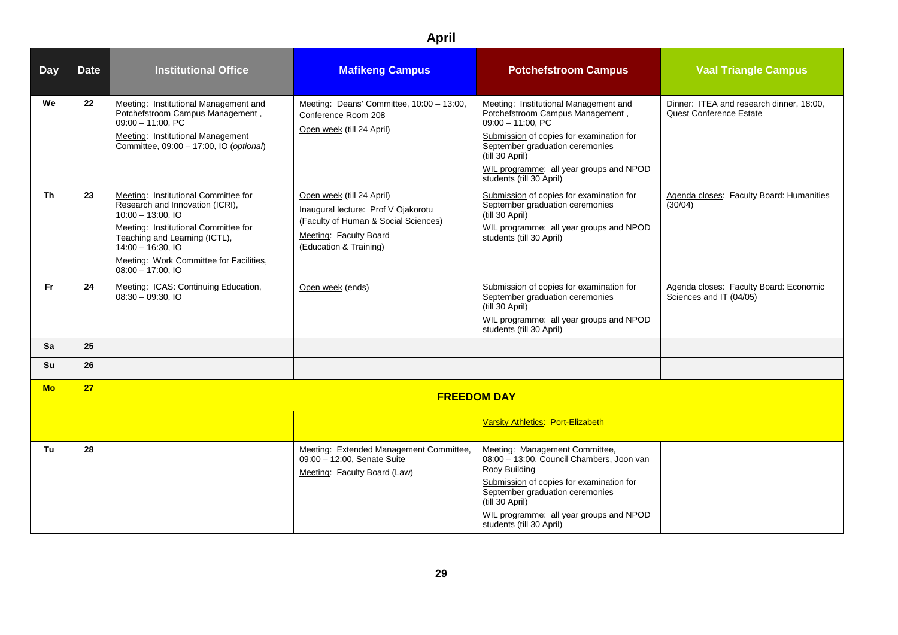# April

| Day | Date | Institutional Office | Mafikeng Campus | Potchefstroom Campus | Vaal Triangle Campus |
|---|---|---|---|---|---|
| We | 22 | Meeting: Institutional Management and Potchefstroom Campus Management , 09:00 – 11:00, PC<br>Meeting: Institutional Management Committee, 09:00 – 17:00, IO (*optional*) | Meeting: Deans' Committee, 10:00 – 13:00, Conference Room 208<br>Open week (till 24 April) | Meeting: Institutional Management and Potchefstroom Campus Management , 09:00 – 11:00, PC<br>Submission of copies for examination for September graduation ceremonies (till 30 April)<br>WIL programme: all year groups and NPOD students (till 30 April) | Dinner: ITEA and research dinner, 18:00, Quest Conference Estate |
| Th | 23 | Meeting: Institutional Committee for Research and Innovation (ICRI), 10:00 – 13:00, IO<br>Meeting: Institutional Committee for Teaching and Learning (ICTL), 14:00 – 16:30, IO<br>Meeting: Work Committee for Facilities, 08:00 – 17:00, IO | Open week (till 24 April)<br>Inaugural lecture: Prof V Ojakorotu (Faculty of Human & Social Sciences)<br>Meeting: Faculty Board (Education & Training) | Submission of copies for examination for September graduation ceremonies (till 30 April)<br>WIL programme: all year groups and NPOD students (till 30 April) | Agenda closes: Faculty Board: Humanities (30/04) |
| Fr | 24 | Meeting: ICAS: Continuing Education, 08:30 – 09:30, IO | Open week (ends) | Submission of copies for examination for September graduation ceremonies (till 30 April)<br>WIL programme: all year groups and NPOD students (till 30 April) | Agenda closes: Faculty Board: Economic Sciences and IT (04/05) |
| Sa | 25 | | | | |
| Su | 26 | | | | |
| Mo | 27 | **FREEDOM DAY** | | | |
| | | | | Varsity Athletics: Port-Elizabeth | |
| Tu | 28 | | Meeting: Extended Management Committee, 09:00 – 12:00, Senate Suite<br>Meeting: Faculty Board (Law) | Meeting: Management Committee, 08:00 – 13:00, Council Chambers, Joon van Rooy Building<br>Submission of copies for examination for September graduation ceremonies (till 30 April)<br>WIL programme: all year groups and NPOD students (till 30 April) | |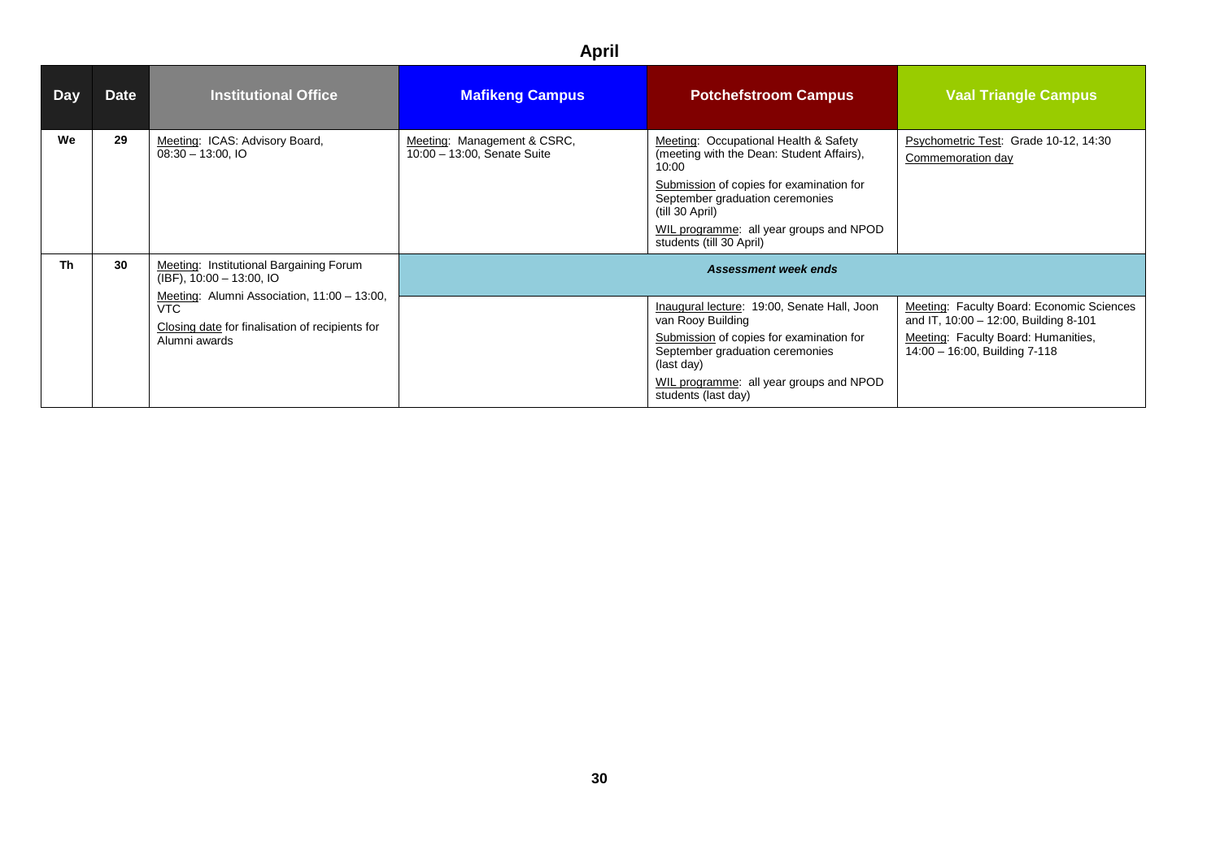# April

| Day | Date | Institutional Office | Mafikeng Campus | Potchefstroom Campus | Vaal Triangle Campus |
|---|---|---|---|---|---|
| We | 29 | Meeting: ICAS: Advisory Board, 08:30 – 13:00, IO | Meeting: Management & CSRC, 10:00 – 13:00, Senate Suite | Meeting: Occupational Health & Safety (meeting with the Dean: Student Affairs), 10:00<br>Submission of copies for examination for September graduation ceremonies (till 30 April)<br>WIL programme: all year groups and NPOD students (till 30 April) | Psychometric Test: Grade 10-12, 14:30<br>Commemoration day |
| Th | 30 | Meeting: Institutional Bargaining Forum (IBF), 10:00 – 13:00, IO<br>Meeting: Alumni Association, 11:00 – 13:00, VTC<br>Closing date for finalisation of recipients for Alumni awards | ***Assessment week ends*** | | |
| | | | | Inaugural lecture: 19:00, Senate Hall, Joon van Rooy Building<br>Submission of copies for examination for September graduation ceremonies (last day)<br>WIL programme: all year groups and NPOD students (last day) | Meeting: Faculty Board: Economic Sciences and IT, 10:00 – 12:00, Building 8-101<br>Meeting: Faculty Board: Humanities, 14:00 – 16:00, Building 7-118 |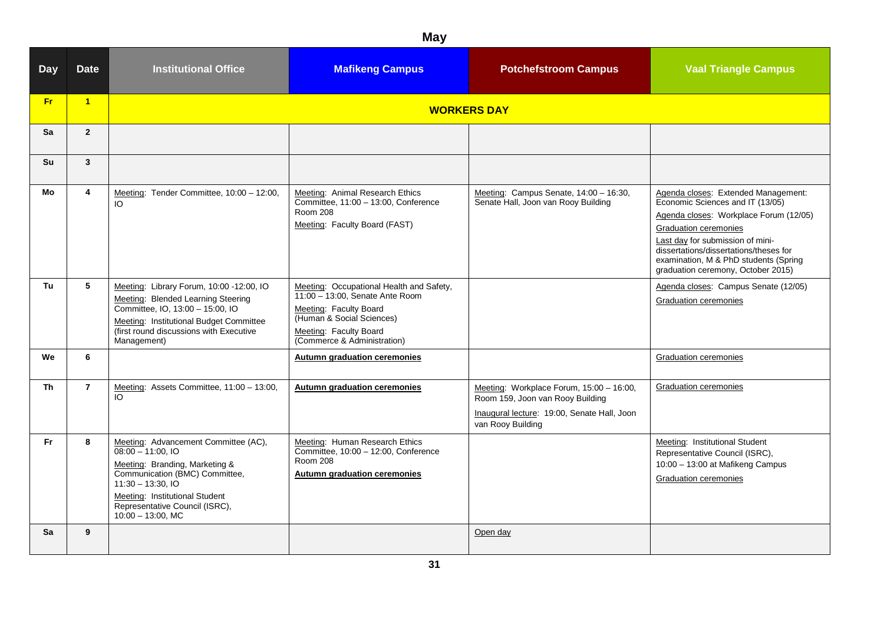# May

| Day | Date | Institutional Office | Mafikeng Campus | Potchefstroom Campus | Vaal Triangle Campus |
|---|---|---|---|---|---|
| **Fr** | **1** | **WORKERS DAY** | | | |
| **Sa** | **2** | | | | |
| **Su** | **3** | | | | |
| **Mo** | **4** | Meeting: Tender Committee, 10:00 – 12:00, IO | Meeting: Animal Research Ethics Committee, 11:00 – 13:00, Conference Room 208<br>Meeting: Faculty Board (FAST) | Meeting: Campus Senate, 14:00 – 16:30, Senate Hall, Joon van Rooy Building | Agenda closes: Extended Management: Economic Sciences and IT (13/05)<br>Agenda closes: Workplace Forum (12/05)<br>Graduation ceremonies<br>Last day for submission of mini-dissertations/dissertations/theses for examination, M & PhD students (Spring graduation ceremony, October 2015) |
| **Tu** | **5** | Meeting: Library Forum, 10:00 -12:00, IO<br>Meeting: Blended Learning Steering Committee, IO, 13:00 – 15:00, IO<br>Meeting: Institutional Budget Committee (first round discussions with Executive Management) | Meeting: Occupational Health and Safety, 11:00 – 13:00, Senate Ante Room<br>Meeting: Faculty Board (Human & Social Sciences)<br>Meeting: Faculty Board (Commerce & Administration) | | Agenda closes: Campus Senate (12/05)<br>Graduation ceremonies |
| **We** | **6** | | **Autumn graduation ceremonies** | | Graduation ceremonies |
| **Th** | **7** | Meeting: Assets Committee, 11:00 – 13:00, IO | **Autumn graduation ceremonies** | Meeting: Workplace Forum, 15:00 – 16:00, Room 159, Joon van Rooy Building<br>Inaugural lecture: 19:00, Senate Hall, Joon van Rooy Building | Graduation ceremonies |
| **Fr** | **8** | Meeting: Advancement Committee (AC), 08:00 – 11:00, IO<br>Meeting: Branding, Marketing & Communication (BMC) Committee, 11:30 – 13:30, IO<br>Meeting: Institutional Student Representative Council (ISRC), 10:00 – 13:00, MC | Meeting: Human Research Ethics Committee, 10:00 – 12:00, Conference Room 208<br>**Autumn graduation ceremonies** | | Meeting: Institutional Student Representative Council (ISRC), 10:00 – 13:00 at Mafikeng Campus<br>Graduation ceremonies |
| **Sa** | **9** | | | Open day | |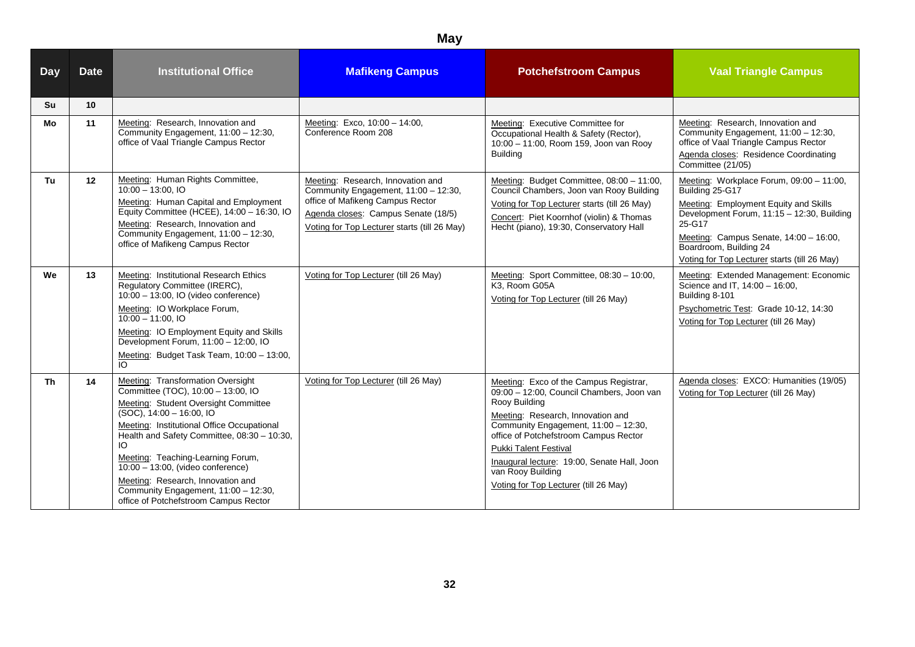# May

| Day | Date | Institutional Office | Mafikeng Campus | Potchefstroom Campus | Vaal Triangle Campus |
|---|---|---|---|---|---|
| Su | 10 | | | | |
| Mo | 11 | Meeting: Research, Innovation and Community Engagement, 11:00 – 12:30, office of Vaal Triangle Campus Rector | Meeting: Exco, 10:00 – 14:00, Conference Room 208 | Meeting: Executive Committee for Occupational Health & Safety (Rector), 10:00 – 11:00, Room 159, Joon van Rooy Building | Meeting: Research, Innovation and Community Engagement, 11:00 – 12:30, office of Vaal Triangle Campus Rector<br>Agenda closes: Residence Coordinating Committee (21/05) |
| Tu | 12 | Meeting: Human Rights Committee, 10:00 – 13:00, IO<br>Meeting: Human Capital and Employment Equity Committee (HCEE), 14:00 – 16:30, IO<br>Meeting: Research, Innovation and Community Engagement, 11:00 – 12:30, office of Mafikeng Campus Rector | Meeting: Research, Innovation and Community Engagement, 11:00 – 12:30, office of Mafikeng Campus Rector<br>Agenda closes: Campus Senate (18/5)<br>Voting for Top Lecturer starts (till 26 May) | Meeting: Budget Committee, 08:00 – 11:00, Council Chambers, Joon van Rooy Building<br>Voting for Top Lecturer starts (till 26 May)<br>Concert: Piet Koornhof (violin) & Thomas Hecht (piano), 19:30, Conservatory Hall | Meeting: Workplace Forum, 09:00 – 11:00, Building 25-G17<br>Meeting: Employment Equity and Skills Development Forum, 11:15 – 12:30, Building 25-G17<br>Meeting: Campus Senate, 14:00 – 16:00, Boardroom, Building 24<br>Voting for Top Lecturer starts (till 26 May) |
| We | 13 | Meeting: Institutional Research Ethics Regulatory Committee (IRERC), 10:00 – 13:00, IO (video conference)<br>Meeting: IO Workplace Forum, 10:00 – 11:00, IO<br>Meeting: IO Employment Equity and Skills Development Forum, 11:00 – 12:00, IO<br>Meeting: Budget Task Team, 10:00 – 13:00, IO | Voting for Top Lecturer (till 26 May) | Meeting: Sport Committee, 08:30 – 10:00, K3, Room G05A<br>Voting for Top Lecturer (till 26 May) | Meeting: Extended Management: Economic Science and IT, 14:00 – 16:00, Building 8-101<br>Psychometric Test: Grade 10-12, 14:30<br>Voting for Top Lecturer (till 26 May) |
| Th | 14 | Meeting: Transformation Oversight Committee (TOC), 10:00 – 13:00, IO<br>Meeting: Student Oversight Committee (SOC), 14:00 – 16:00, IO<br>Meeting: Institutional Office Occupational Health and Safety Committee, 08:30 – 10:30, IO<br>Meeting: Teaching-Learning Forum, 10:00 – 13:00, (video conference)<br>Meeting: Research, Innovation and Community Engagement, 11:00 – 12:30, office of Potchefstroom Campus Rector | Voting for Top Lecturer (till 26 May) | Meeting: Exco of the Campus Registrar, 09:00 – 12:00, Council Chambers, Joon van Rooy Building<br>Meeting: Research, Innovation and Community Engagement, 11:00 – 12:30, office of Potchefstroom Campus Rector<br>Pukki Talent Festival<br>Inaugural lecture: 19:00, Senate Hall, Joon van Rooy Building<br>Voting for Top Lecturer (till 26 May) | Agenda closes: EXCO: Humanities (19/05)<br>Voting for Top Lecturer (till 26 May) |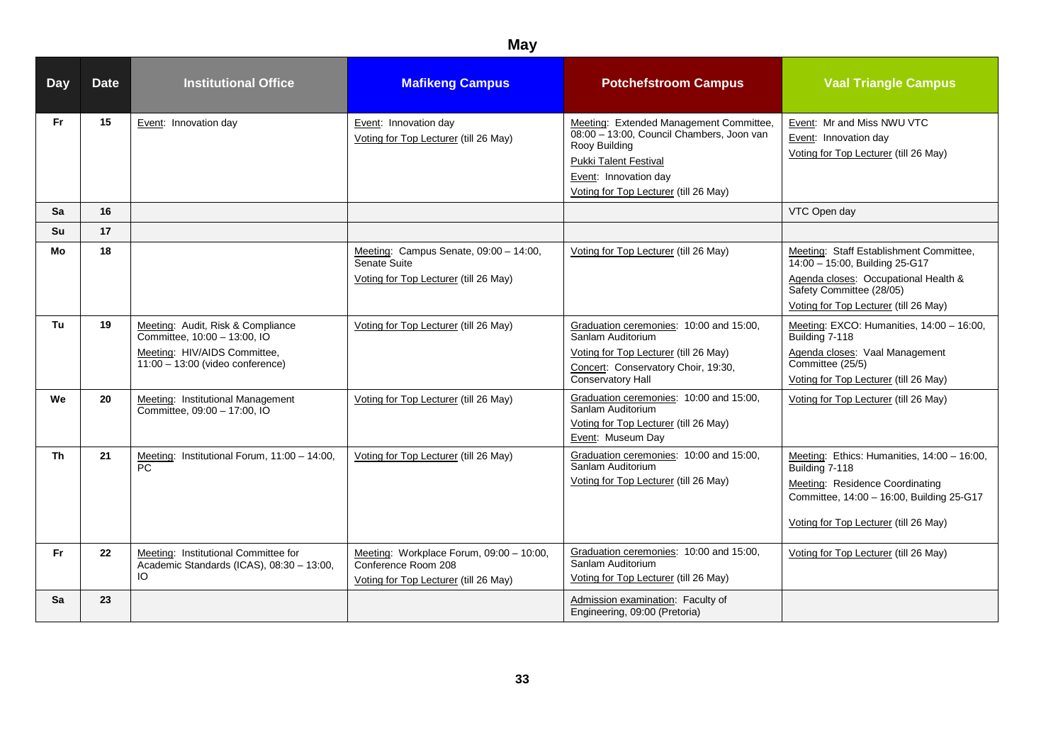# May

| Day | Date | Institutional Office | Mafikeng Campus | Potchefstroom Campus | Vaal Triangle Campus |
|---|---|---|---|---|---|
| Fr | 15 | Event: Innovation day | Event: Innovation day<br>Voting for Top Lecturer (till 26 May) | Meeting: Extended Management Committee, 08:00 – 13:00, Council Chambers, Joon van Rooy Building<br>Pukki Talent Festival<br>Event: Innovation day<br>Voting for Top Lecturer (till 26 May) | Event: Mr and Miss NWU VTC<br>Event: Innovation day<br>Voting for Top Lecturer (till 26 May) |
| Sa | 16 | | | | VTC Open day |
| Su | 17 | | | | |
| Mo | 18 | | Meeting: Campus Senate, 09:00 – 14:00, Senate Suite<br>Voting for Top Lecturer (till 26 May) | Voting for Top Lecturer (till 26 May) | Meeting: Staff Establishment Committee, 14:00 – 15:00, Building 25-G17<br>Agenda closes: Occupational Health & Safety Committee (28/05)<br>Voting for Top Lecturer (till 26 May) |
| Tu | 19 | Meeting: Audit, Risk & Compliance Committee, 10:00 – 13:00, IO<br>Meeting: HIV/AIDS Committee, 11:00 – 13:00 (video conference) | Voting for Top Lecturer (till 26 May) | Graduation ceremonies: 10:00 and 15:00, Sanlam Auditorium<br>Voting for Top Lecturer (till 26 May)<br>Concert: Conservatory Choir, 19:30, Conservatory Hall | Meeting: EXCO: Humanities, 14:00 – 16:00, Building 7-118<br>Agenda closes: Vaal Management Committee (25/5)<br>Voting for Top Lecturer (till 26 May) |
| We | 20 | Meeting: Institutional Management Committee, 09:00 – 17:00, IO | Voting for Top Lecturer (till 26 May) | Graduation ceremonies: 10:00 and 15:00, Sanlam Auditorium<br>Voting for Top Lecturer (till 26 May)<br>Event: Museum Day | Voting for Top Lecturer (till 26 May) |
| Th | 21 | Meeting: Institutional Forum, 11:00 – 14:00, PC | Voting for Top Lecturer (till 26 May) | Graduation ceremonies: 10:00 and 15:00, Sanlam Auditorium<br>Voting for Top Lecturer (till 26 May) | Meeting: Ethics: Humanities, 14:00 – 16:00, Building 7-118<br>Meeting: Residence Coordinating Committee, 14:00 – 16:00, Building 25-G17<br>Voting for Top Lecturer (till 26 May) |
| Fr | 22 | Meeting: Institutional Committee for Academic Standards (ICAS), 08:30 – 13:00, IO | Meeting: Workplace Forum, 09:00 – 10:00, Conference Room 208<br>Voting for Top Lecturer (till 26 May) | Graduation ceremonies: 10:00 and 15:00, Sanlam Auditorium<br>Voting for Top Lecturer (till 26 May) | Voting for Top Lecturer (till 26 May) |
| Sa | 23 | | | Admission examination: Faculty of Engineering, 09:00 (Pretoria) | |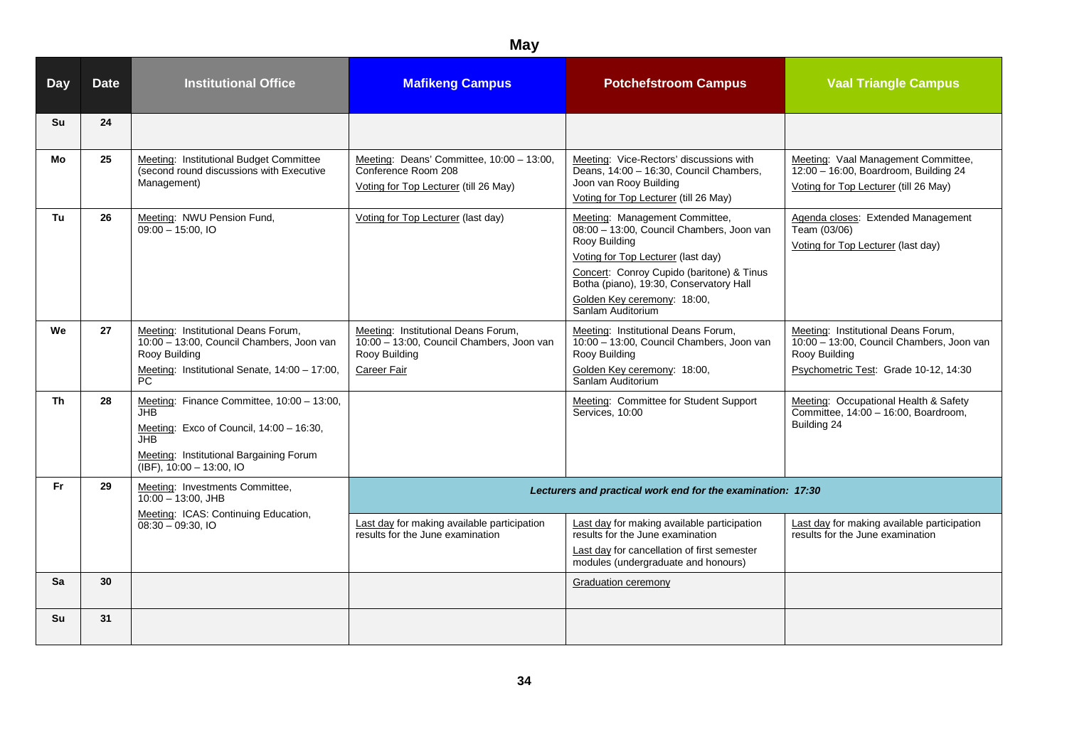# May

| Day | Date | Institutional Office | Mafikeng Campus | Potchefstroom Campus | Vaal Triangle Campus |
|---|---|---|---|---|---|
| Su | 24 | | | | |
| Mo | 25 | Meeting: Institutional Budget Committee (second round discussions with Executive Management) | Meeting: Deans' Committee, 10:00 – 13:00, Conference Room 208<br>Voting for Top Lecturer (till 26 May) | Meeting: Vice-Rectors' discussions with Deans, 14:00 – 16:30, Council Chambers, Joon van Rooy Building<br>Voting for Top Lecturer (till 26 May) | Meeting: Vaal Management Committee, 12:00 – 16:00, Boardroom, Building 24<br>Voting for Top Lecturer (till 26 May) |
| Tu | 26 | Meeting: NWU Pension Fund, 09:00 – 15:00, IO | Voting for Top Lecturer (last day) | Meeting: Management Committee, 08:00 – 13:00, Council Chambers, Joon van Rooy Building<br>Voting for Top Lecturer (last day)<br>Concert: Conroy Cupido (baritone) & Tinus Botha (piano), 19:30, Conservatory Hall<br>Golden Key ceremony: 18:00, Sanlam Auditorium | Agenda closes: Extended Management Team (03/06)<br>Voting for Top Lecturer (last day) |
| We | 27 | Meeting: Institutional Deans Forum, 10:00 – 13:00, Council Chambers, Joon van Rooy Building<br>Meeting: Institutional Senate, 14:00 – 17:00, PC | Meeting: Institutional Deans Forum, 10:00 – 13:00, Council Chambers, Joon van Rooy Building<br>Career Fair | Meeting: Institutional Deans Forum, 10:00 – 13:00, Council Chambers, Joon van Rooy Building<br>Golden Key ceremony: 18:00, Sanlam Auditorium | Meeting: Institutional Deans Forum, 10:00 – 13:00, Council Chambers, Joon van Rooy Building<br>Psychometric Test: Grade 10-12, 14:30 |
| Th | 28 | Meeting: Finance Committee, 10:00 – 13:00, JHB<br>Meeting: Exco of Council, 14:00 – 16:30, JHB<br>Meeting: Institutional Bargaining Forum (IBF), 10:00 – 13:00, IO | | Meeting: Committee for Student Support Services, 10:00 | Meeting: Occupational Health & Safety Committee, 14:00 – 16:00, Boardroom, Building 24 |
| Fr | 29 | Meeting: Investments Committee, 10:00 – 13:00, JHB<br>Meeting: ICAS: Continuing Education, 08:30 – 09:30, IO | ***Lecturers and practical work end for the examination: 17:30***<br>Last day for making available participation results for the June examination | ***Lecturers and practical work end for the examination: 17:30***<br>Last day for making available participation results for the June examination<br>Last day for cancellation of first semester modules (undergraduate and honours) | ***Lecturers and practical work end for the examination: 17:30***<br>Last day for making available participation results for the June examination |
| Sa | 30 | | | Graduation ceremony | |
| Su | 31 | | | | |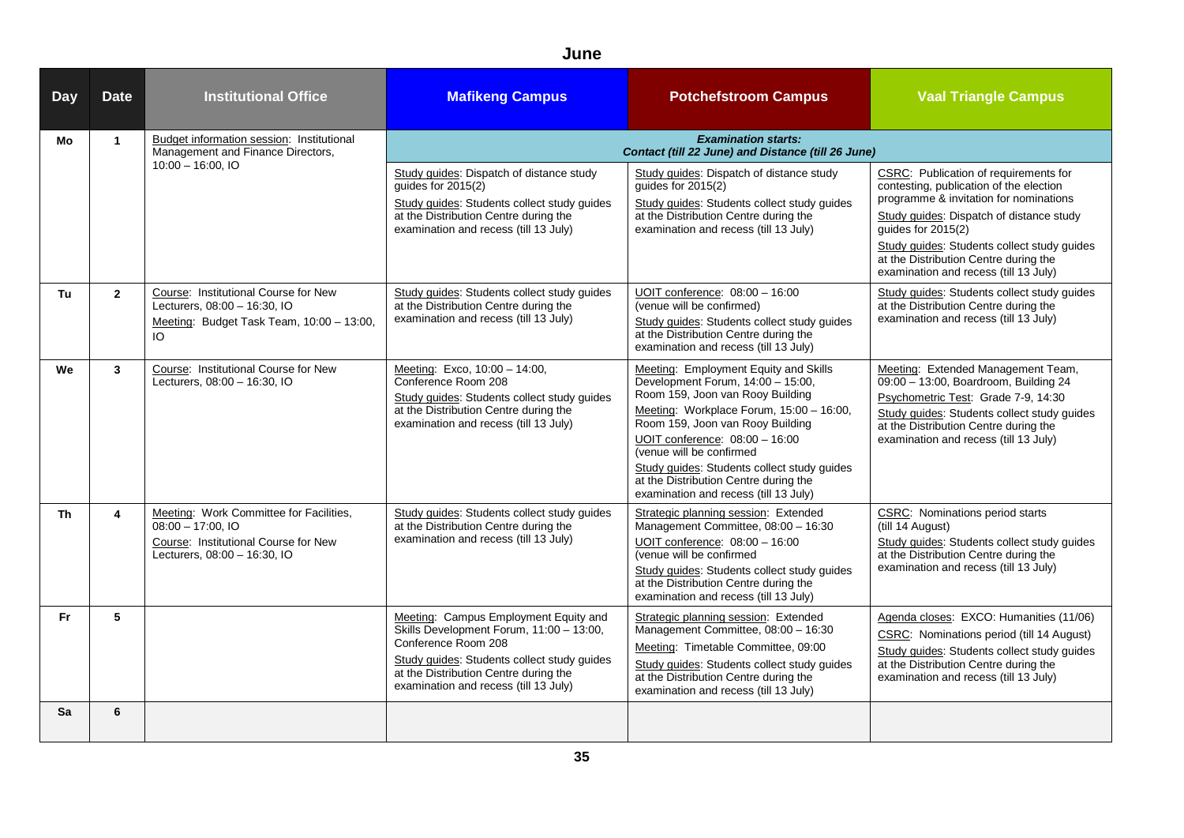# June

| Day | Date | Institutional Office | Mafikeng Campus | Potchefstroom Campus | Vaal Triangle Campus |
|---|---|---|---|---|---|
| Mo | 1 | Budget information session: Institutional Management and Finance Directors, 10:00 – 16:00, IO | ***Examination starts: Contact (till 22 June) and Distance (till 26 June)*** | | |
| | | | Study guides: Dispatch of distance study guides for 2015(2)<br>Study guides: Students collect study guides at the Distribution Centre during the examination and recess (till 13 July) | Study guides: Dispatch of distance study guides for 2015(2)<br>Study guides: Students collect study guides at the Distribution Centre during the examination and recess (till 13 July) | CSRC: Publication of requirements for contesting, publication of the election programme & invitation for nominations<br>Study guides: Dispatch of distance study guides for 2015(2)<br>Study guides: Students collect study guides at the Distribution Centre during the examination and recess (till 13 July) |
| Tu | 2 | Course: Institutional Course for New Lecturers, 08:00 – 16:30, IO<br>Meeting: Budget Task Team, 10:00 – 13:00, IO | Study guides: Students collect study guides at the Distribution Centre during the examination and recess (till 13 July) | UOIT conference: 08:00 – 16:00 (venue will be confirmed)<br>Study guides: Students collect study guides at the Distribution Centre during the examination and recess (till 13 July) | Study guides: Students collect study guides at the Distribution Centre during the examination and recess (till 13 July) |
| We | 3 | Course: Institutional Course for New Lecturers, 08:00 – 16:30, IO | Meeting: Exco, 10:00 – 14:00, Conference Room 208<br>Study guides: Students collect study guides at the Distribution Centre during the examination and recess (till 13 July) | Meeting: Employment Equity and Skills Development Forum, 14:00 – 15:00, Room 159, Joon van Rooy Building<br>Meeting: Workplace Forum, 15:00 – 16:00, Room 159, Joon van Rooy Building<br>UOIT conference: 08:00 – 16:00 (venue will be confirmed<br>Study guides: Students collect study guides at the Distribution Centre during the examination and recess (till 13 July) | Meeting: Extended Management Team, 09:00 – 13:00, Boardroom, Building 24<br>Psychometric Test: Grade 7-9, 14:30<br>Study guides: Students collect study guides at the Distribution Centre during the examination and recess (till 13 July) |
| Th | 4 | Meeting: Work Committee for Facilities, 08:00 – 17:00, IO<br>Course: Institutional Course for New Lecturers, 08:00 – 16:30, IO | Study guides: Students collect study guides at the Distribution Centre during the examination and recess (till 13 July) | Strategic planning session: Extended Management Committee, 08:00 – 16:30<br>UOIT conference: 08:00 – 16:00 (venue will be confirmed<br>Study guides: Students collect study guides at the Distribution Centre during the examination and recess (till 13 July) | CSRC: Nominations period starts (till 14 August)<br>Study guides: Students collect study guides at the Distribution Centre during the examination and recess (till 13 July) |
| Fr | 5 | | Meeting: Campus Employment Equity and Skills Development Forum, 11:00 – 13:00, Conference Room 208<br>Study guides: Students collect study guides at the Distribution Centre during the examination and recess (till 13 July) | Strategic planning session: Extended Management Committee, 08:00 – 16:30<br>Meeting: Timetable Committee, 09:00<br>Study guides: Students collect study guides at the Distribution Centre during the examination and recess (till 13 July) | Agenda closes: EXCO: Humanities (11/06)<br>CSRC: Nominations period (till 14 August)<br>Study guides: Students collect study guides at the Distribution Centre during the examination and recess (till 13 July) |
| Sa | 6 | | | | |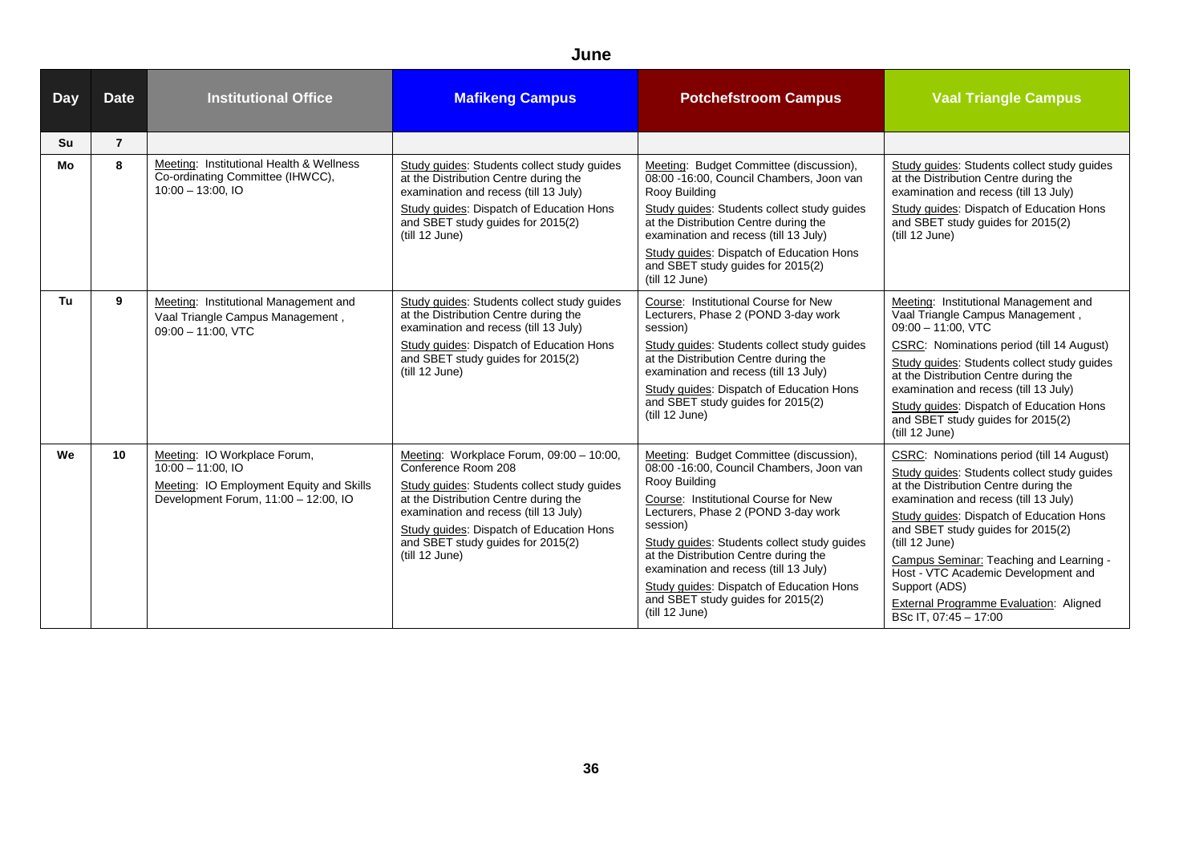# June

| Day | Date | Institutional Office | Mafikeng Campus | Potchefstroom Campus | Vaal Triangle Campus |
|---|---|---|---|---|---|
| Su | 7 | | | | |
| Mo | 8 | Meeting: Institutional Health & Wellness Co-ordinating Committee (IHWCC), 10:00 – 13:00, IO | Study guides: Students collect study guides at the Distribution Centre during the examination and recess (till 13 July)<br>Study guides: Dispatch of Education Hons and SBET study guides for 2015(2) (till 12 June) | Meeting: Budget Committee (discussion), 08:00 -16:00, Council Chambers, Joon van Rooy Building<br>Study guides: Students collect study guides at the Distribution Centre during the examination and recess (till 13 July)<br>Study guides: Dispatch of Education Hons and SBET study guides for 2015(2) (till 12 June) | Study guides: Students collect study guides at the Distribution Centre during the examination and recess (till 13 July)<br>Study guides: Dispatch of Education Hons and SBET study guides for 2015(2) (till 12 June) |
| Tu | 9 | Meeting: Institutional Management and Vaal Triangle Campus Management , 09:00 – 11:00, VTC | Study guides: Students collect study guides at the Distribution Centre during the examination and recess (till 13 July)<br>Study guides: Dispatch of Education Hons and SBET study guides for 2015(2) (till 12 June) | Course: Institutional Course for New Lecturers, Phase 2 (POND 3-day work session)<br>Study guides: Students collect study guides at the Distribution Centre during the examination and recess (till 13 July)<br>Study guides: Dispatch of Education Hons and SBET study guides for 2015(2) (till 12 June) | Meeting: Institutional Management and Vaal Triangle Campus Management , 09:00 – 11:00, VTC<br>CSRC: Nominations period (till 14 August)<br>Study guides: Students collect study guides at the Distribution Centre during the examination and recess (till 13 July)<br>Study guides: Dispatch of Education Hons and SBET study guides for 2015(2) (till 12 June) |
| We | 10 | Meeting: IO Workplace Forum, 10:00 – 11:00, IO<br>Meeting: IO Employment Equity and Skills Development Forum, 11:00 – 12:00, IO | Meeting: Workplace Forum, 09:00 – 10:00, Conference Room 208<br>Study guides: Students collect study guides at the Distribution Centre during the examination and recess (till 13 July)<br>Study guides: Dispatch of Education Hons and SBET study guides for 2015(2) (till 12 June) | Meeting: Budget Committee (discussion), 08:00 -16:00, Council Chambers, Joon van Rooy Building<br>Course: Institutional Course for New Lecturers, Phase 2 (POND 3-day work session)<br>Study guides: Students collect study guides at the Distribution Centre during the examination and recess (till 13 July)<br>Study guides: Dispatch of Education Hons and SBET study guides for 2015(2) (till 12 June) | CSRC: Nominations period (till 14 August)<br>Study guides: Students collect study guides at the Distribution Centre during the examination and recess (till 13 July)<br>Study guides: Dispatch of Education Hons and SBET study guides for 2015(2) (till 12 June)<br>Campus Seminar: Teaching and Learning - Host - VTC Academic Development and Support (ADS)<br>External Programme Evaluation: Aligned BSc IT, 07:45 – 17:00 |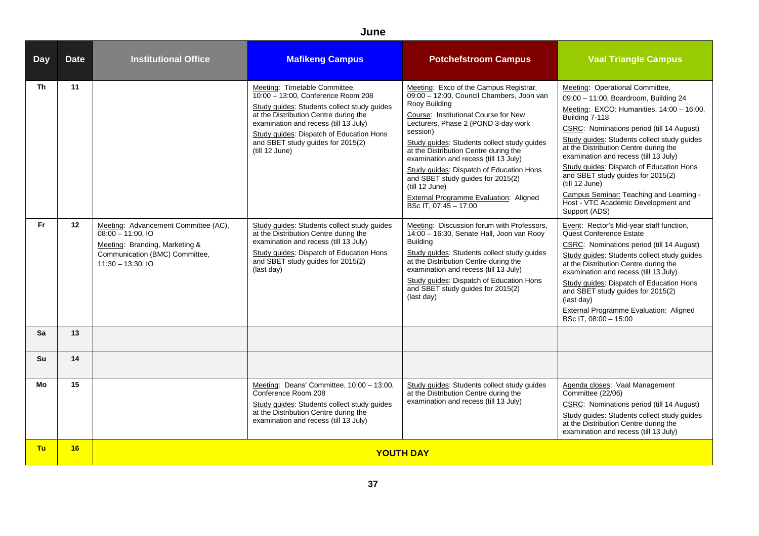## June

| Day | Date | Institutional Office | Mafikeng Campus | Potchefstroom Campus | Vaal Triangle Campus |
|---|---|---|---|---|---|
| Th | 11 | | Meeting: Timetable Committee, 10:00 – 13:00, Conference Room 208<br>Study guides: Students collect study guides at the Distribution Centre during the examination and recess (till 13 July)<br>Study guides: Dispatch of Education Hons and SBET study guides for 2015(2) (till 12 June) | Meeting: Exco of the Campus Registrar, 09:00 – 12:00, Council Chambers, Joon van Rooy Building<br>Course: Institutional Course for New Lecturers, Phase 2 (POND 3-day work session)<br>Study guides: Students collect study guides at the Distribution Centre during the examination and recess (till 13 July)<br>Study guides: Dispatch of Education Hons and SBET study guides for 2015(2) (till 12 June)<br>External Programme Evaluation: Aligned BSc IT, 07:45 – 17:00 | Meeting: Operational Committee, 09:00 – 11:00, Boardroom, Building 24<br>Meeting: EXCO: Humanities, 14:00 – 16:00, Building 7-118<br>CSRC: Nominations period (till 14 August)<br>Study guides: Students collect study guides at the Distribution Centre during the examination and recess (till 13 July)<br>Study guides: Dispatch of Education Hons and SBET study guides for 2015(2) (till 12 June)<br>Campus Seminar: Teaching and Learning - Host - VTC Academic Development and Support (ADS) |
| Fr | 12 | Meeting: Advancement Committee (AC), 08:00 – 11:00, IO<br>Meeting: Branding, Marketing & Communication (BMC) Committee, 11:30 – 13:30, IO | Study guides: Students collect study guides at the Distribution Centre during the examination and recess (till 13 July)<br>Study guides: Dispatch of Education Hons and SBET study guides for 2015(2) (last day) | Meeting: Discussion forum with Professors, 14:00 – 16:30, Senate Hall, Joon van Rooy Building<br>Study guides: Students collect study guides at the Distribution Centre during the examination and recess (till 13 July)<br>Study guides: Dispatch of Education Hons and SBET study guides for 2015(2) (last day) | Event: Rector's Mid-year staff function, Quest Conference Estate<br>CSRC: Nominations period (till 14 August)<br>Study guides: Students collect study guides at the Distribution Centre during the examination and recess (till 13 July)<br>Study guides: Dispatch of Education Hons and SBET study guides for 2015(2) (last day)<br>External Programme Evaluation: Aligned BSc IT, 08:00 – 15:00 |
| Sa | 13 | | | | |
| Su | 14 | | | | |
| Mo | 15 | | Meeting: Deans' Committee, 10:00 – 13:00, Conference Room 208<br>Study guides: Students collect study guides at the Distribution Centre during the examination and recess (till 13 July) | Study guides: Students collect study guides at the Distribution Centre during the examination and recess (till 13 July) | Agenda closes: Vaal Management Committee (22/06)<br>CSRC: Nominations period (till 14 August)<br>Study guides: Students collect study guides at the Distribution Centre during the examination and recess (till 13 July) |
| Tu | 16 | **YOUTH DAY** | | | |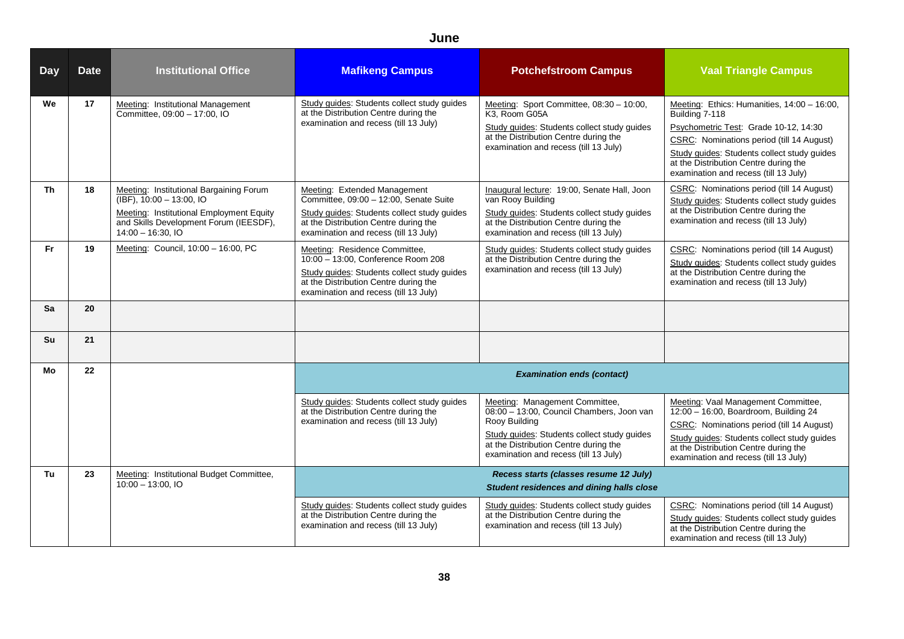# June

| Day | Date | Institutional Office | Mafikeng Campus | Potchefstroom Campus | Vaal Triangle Campus |
|---|---|---|---|---|---|
| We | 17 | Meeting: Institutional Management Committee, 09:00 – 17:00, IO | Study guides: Students collect study guides at the Distribution Centre during the examination and recess (till 13 July) | Meeting: Sport Committee, 08:30 – 10:00, K3, Room G05A<br>Study guides: Students collect study guides at the Distribution Centre during the examination and recess (till 13 July) | Meeting: Ethics: Humanities, 14:00 – 16:00, Building 7-118<br>Psychometric Test: Grade 10-12, 14:30<br>CSRC: Nominations period (till 14 August)<br>Study guides: Students collect study guides at the Distribution Centre during the examination and recess (till 13 July) |
| Th | 18 | Meeting: Institutional Bargaining Forum (IBF), 10:00 – 13:00, IO<br>Meeting: Institutional Employment Equity and Skills Development Forum (IEESDF), 14:00 – 16:30, IO | Meeting: Extended Management Committee, 09:00 – 12:00, Senate Suite<br>Study guides: Students collect study guides at the Distribution Centre during the examination and recess (till 13 July) | Inaugural lecture: 19:00, Senate Hall, Joon van Rooy Building<br>Study guides: Students collect study guides at the Distribution Centre during the examination and recess (till 13 July) | CSRC: Nominations period (till 14 August)<br>Study guides: Students collect study guides at the Distribution Centre during the examination and recess (till 13 July) |
| Fr | 19 | Meeting: Council, 10:00 – 16:00, PC | Meeting: Residence Committee, 10:00 – 13:00, Conference Room 208<br>Study guides: Students collect study guides at the Distribution Centre during the examination and recess (till 13 July) | Study guides: Students collect study guides at the Distribution Centre during the examination and recess (till 13 July) | CSRC: Nominations period (till 14 August)<br>Study guides: Students collect study guides at the Distribution Centre during the examination and recess (till 13 July) |
| Sa | 20 | | | | |
| Su | 21 | | | | |
| Mo | 22 | | ***Examination ends (contact)*** | | |
| | | | Study guides: Students collect study guides at the Distribution Centre during the examination and recess (till 13 July) | Meeting: Management Committee, 08:00 – 13:00, Council Chambers, Joon van Rooy Building<br>Study guides: Students collect study guides at the Distribution Centre during the examination and recess (till 13 July) | Meeting: Vaal Management Committee, 12:00 – 16:00, Boardroom, Building 24<br>CSRC: Nominations period (till 14 August)<br>Study guides: Students collect study guides at the Distribution Centre during the examination and recess (till 13 July) |
| Tu | 23 | Meeting: Institutional Budget Committee, 10:00 – 13:00, IO | ***Recess starts (classes resume 12 July)***<br>***Student residences and dining halls close*** | | |
| | | | Study guides: Students collect study guides at the Distribution Centre during the examination and recess (till 13 July) | Study guides: Students collect study guides at the Distribution Centre during the examination and recess (till 13 July) | CSRC: Nominations period (till 14 August)<br>Study guides: Students collect study guides at the Distribution Centre during the examination and recess (till 13 July) |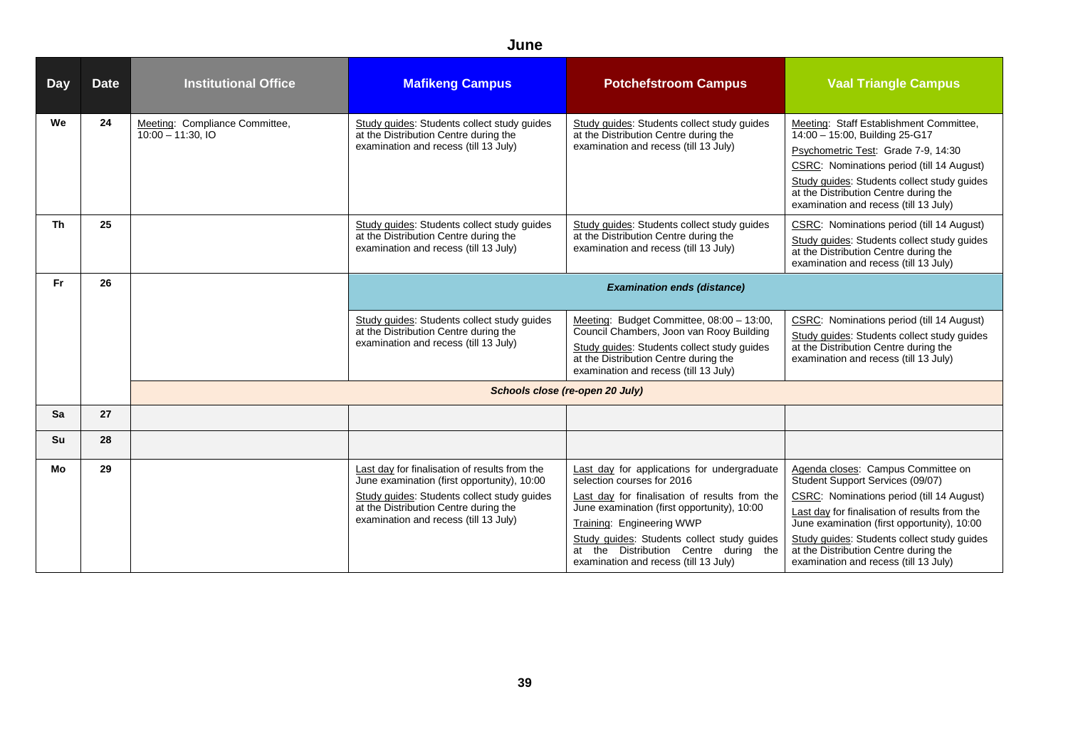# June

| Day | Date | Institutional Office | Mafikeng Campus | Potchefstroom Campus | Vaal Triangle Campus |
|---|---|---|---|---|---|
| We | 24 | Meeting: Compliance Committee, 10:00 – 11:30, IO | Study guides: Students collect study guides at the Distribution Centre during the examination and recess (till 13 July) | Study guides: Students collect study guides at the Distribution Centre during the examination and recess (till 13 July) | Meeting: Staff Establishment Committee, 14:00 – 15:00, Building 25-G17<br>Psychometric Test: Grade 7-9, 14:30<br>CSRC: Nominations period (till 14 August)<br>Study guides: Students collect study guides at the Distribution Centre during the examination and recess (till 13 July) |
| Th | 25 | | Study guides: Students collect study guides at the Distribution Centre during the examination and recess (till 13 July) | Study guides: Students collect study guides at the Distribution Centre during the examination and recess (till 13 July) | CSRC: Nominations period (till 14 August)<br>Study guides: Students collect study guides at the Distribution Centre during the examination and recess (till 13 July) |
| Fr | 26 | | ***Examination ends (distance)*** | | |
| | | | Study guides: Students collect study guides at the Distribution Centre during the examination and recess (till 13 July) | Meeting: Budget Committee, 08:00 – 13:00, Council Chambers, Joon van Rooy Building<br>Study guides: Students collect study guides at the Distribution Centre during the examination and recess (till 13 July) | CSRC: Nominations period (till 14 August)<br>Study guides: Students collect study guides at the Distribution Centre during the examination and recess (till 13 July) |
| | | ***Schools close (re-open 20 July)*** | | | |
| Sa | 27 | | | | |
| Su | 28 | | | | |
| Mo | 29 | | Last day for finalisation of results from the June examination (first opportunity), 10:00<br>Study guides: Students collect study guides at the Distribution Centre during the examination and recess (till 13 July) | Last day for applications for undergraduate selection courses for 2016<br>Last day for finalisation of results from the June examination (first opportunity), 10:00<br>Training: Engineering WWP<br>Study guides: Students collect study guides at the Distribution Centre during the examination and recess (till 13 July) | Agenda closes: Campus Committee on Student Support Services (09/07)<br>CSRC: Nominations period (till 14 August)<br>Last day for finalisation of results from the June examination (first opportunity), 10:00<br>Study guides: Students collect study guides at the Distribution Centre during the examination and recess (till 13 July) |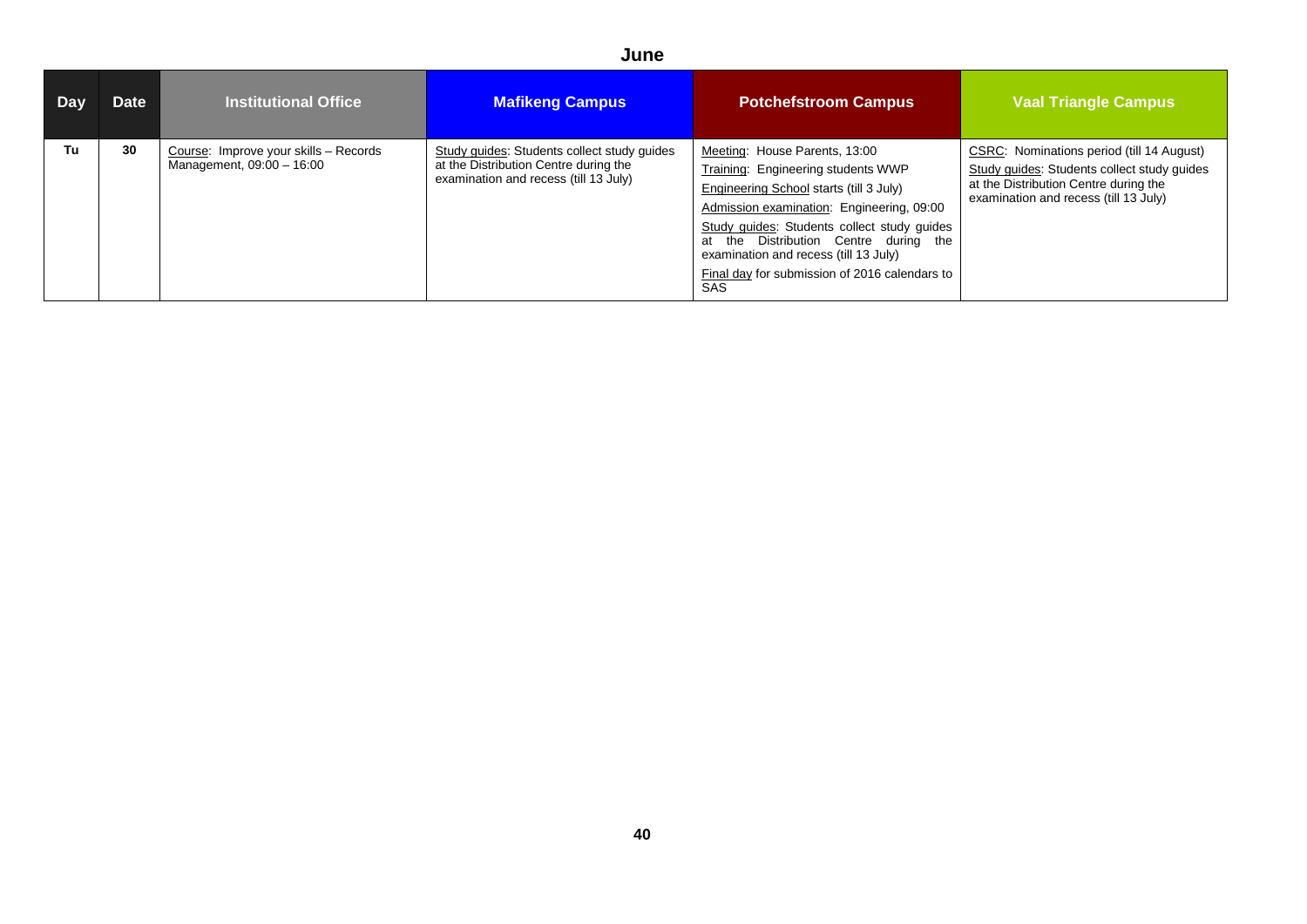## June

| Day | Date | Institutional Office | Mafikeng Campus | Potchefstroom Campus | Vaal Triangle Campus |
|---|---|---|---|---|---|
| Tu | 30 | Course: Improve your skills – Records Management, 09:00 – 16:00 | Study guides: Students collect study guides at the Distribution Centre during the examination and recess (till 13 July) | Meeting: House Parents, 13:00<br>Training: Engineering students WWP<br>Engineering School starts (till 3 July)<br>Admission examination: Engineering, 09:00<br>Study guides: Students collect study guides at the Distribution Centre during the examination and recess (till 13 July)<br>Final day for submission of 2016 calendars to SAS | CSRC: Nominations period (till 14 August)<br>Study guides: Students collect study guides at the Distribution Centre during the examination and recess (till 13 July) |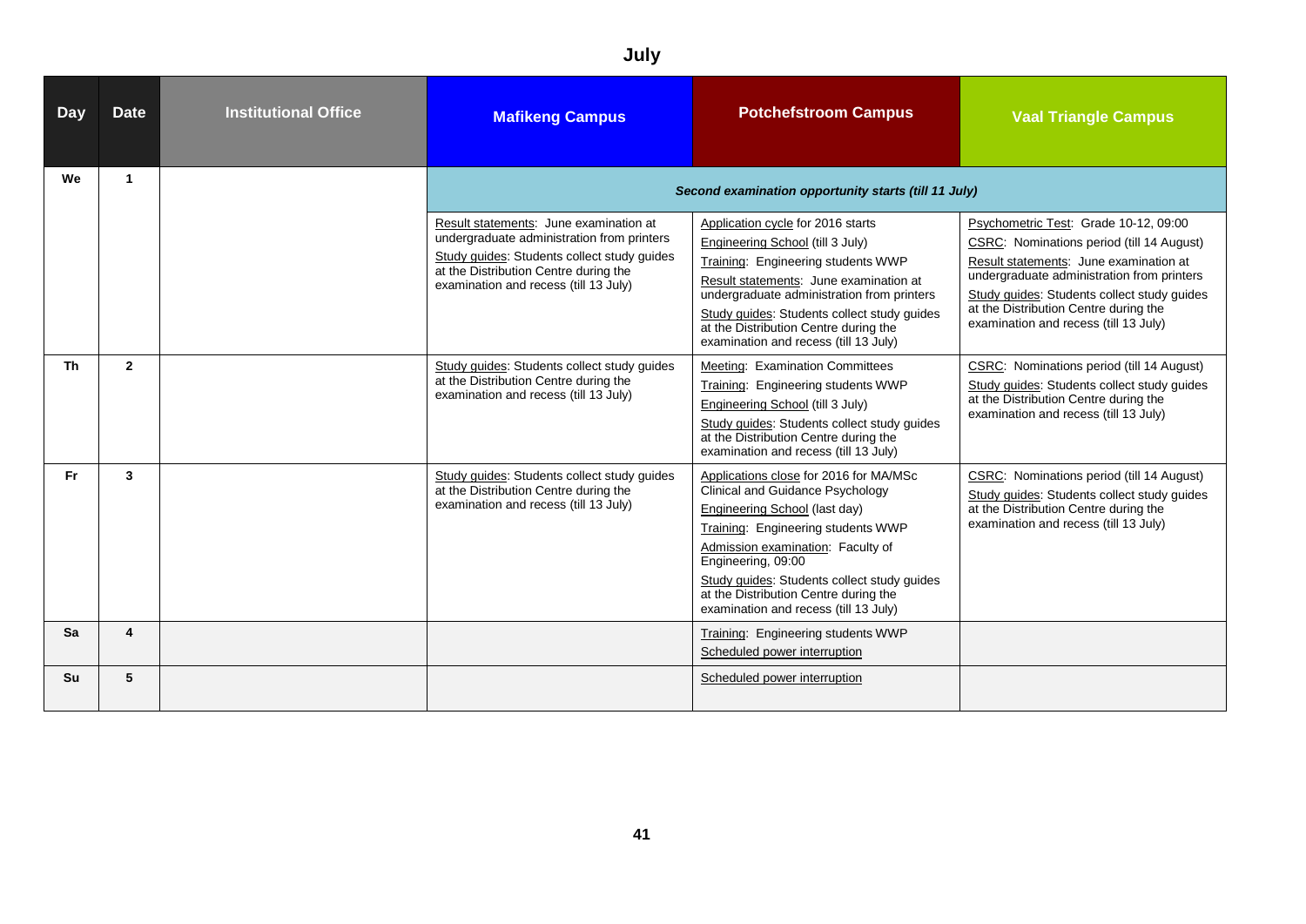# July

| Day | Date | Institutional Office | Mafikeng Campus | Potchefstroom Campus | Vaal Triangle Campus |
|---|---|---|---|---|---|
| We | 1 | | ***Second examination opportunity starts (till 11 July)*** | | |
| | | | Result statements: June examination at undergraduate administration from printers<br>Study guides: Students collect study guides at the Distribution Centre during the examination and recess (till 13 July) | Application cycle for 2016 starts<br>Engineering School (till 3 July)<br>Training: Engineering students WWP<br>Result statements: June examination at undergraduate administration from printers<br>Study guides: Students collect study guides at the Distribution Centre during the examination and recess (till 13 July) | Psychometric Test: Grade 10-12, 09:00<br>CSRC: Nominations period (till 14 August)<br>Result statements: June examination at undergraduate administration from printers<br>Study guides: Students collect study guides at the Distribution Centre during the examination and recess (till 13 July) |
| Th | 2 | | Study guides: Students collect study guides at the Distribution Centre during the examination and recess (till 13 July) | Meeting: Examination Committees<br>Training: Engineering students WWP<br>Engineering School (till 3 July)<br>Study guides: Students collect study guides at the Distribution Centre during the examination and recess (till 13 July) | CSRC: Nominations period (till 14 August)<br>Study guides: Students collect study guides at the Distribution Centre during the examination and recess (till 13 July) |
| Fr | 3 | | Study guides: Students collect study guides at the Distribution Centre during the examination and recess (till 13 July) | Applications close for 2016 for MA/MSc Clinical and Guidance Psychology<br>Engineering School (last day)<br>Training: Engineering students WWP<br>Admission examination: Faculty of Engineering, 09:00<br>Study guides: Students collect study guides at the Distribution Centre during the examination and recess (till 13 July) | CSRC: Nominations period (till 14 August)<br>Study guides: Students collect study guides at the Distribution Centre during the examination and recess (till 13 July) |
| Sa | 4 | | | Training: Engineering students WWP<br>Scheduled power interruption | |
| Su | 5 | | | Scheduled power interruption | |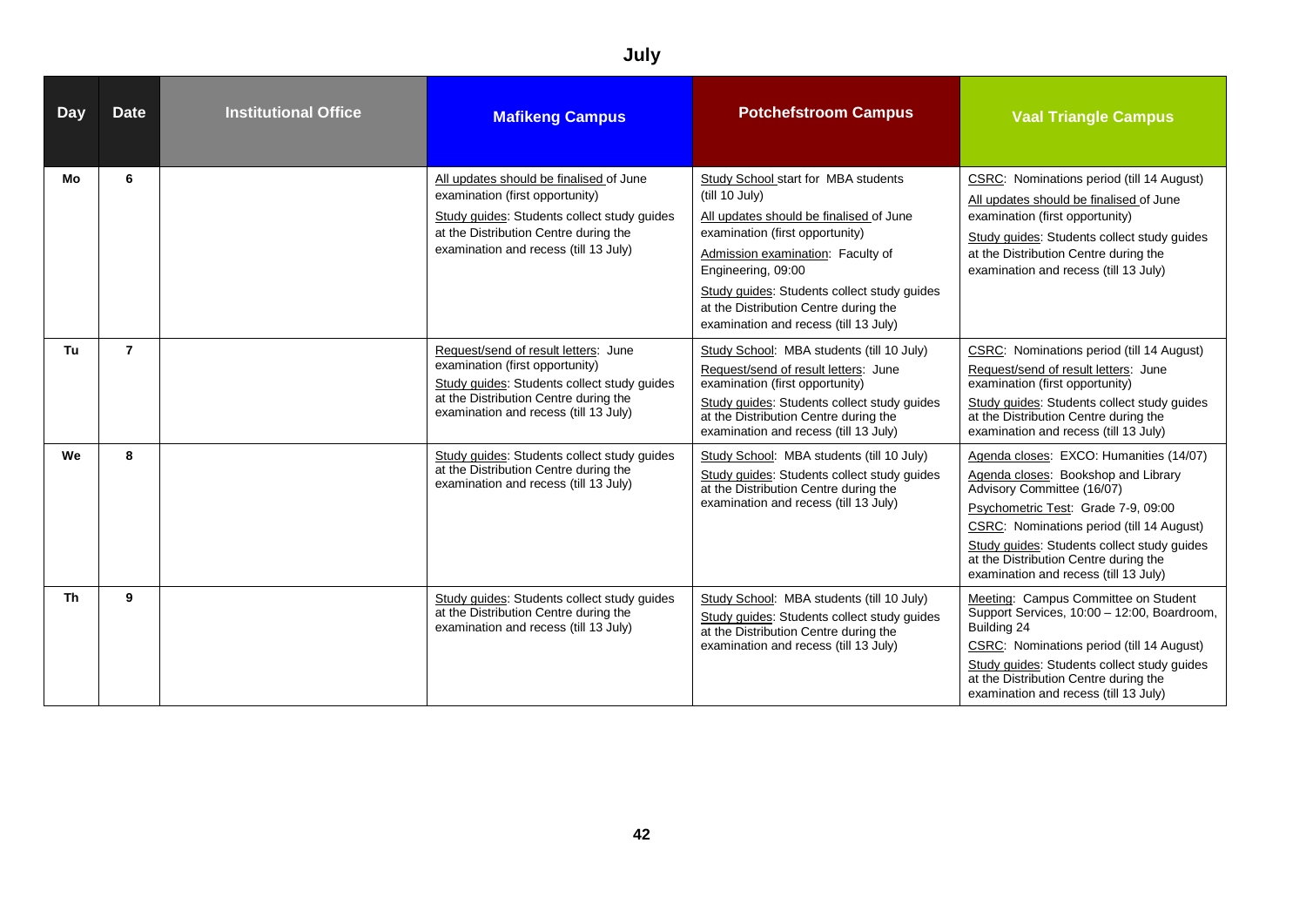# July

| Day | Date | Institutional Office | Mafikeng Campus | Potchefstroom Campus | Vaal Triangle Campus |
|---|---|---|---|---|---|
| Mo | 6 | | All updates should be finalised of June examination (first opportunity)<br>Study guides: Students collect study guides at the Distribution Centre during the examination and recess (till 13 July) | Study School start for MBA students (till 10 July)<br>All updates should be finalised of June examination (first opportunity)<br>Admission examination: Faculty of Engineering, 09:00<br>Study guides: Students collect study guides at the Distribution Centre during the examination and recess (till 13 July) | CSRC: Nominations period (till 14 August)<br>All updates should be finalised of June examination (first opportunity)<br>Study guides: Students collect study guides at the Distribution Centre during the examination and recess (till 13 July) |
| Tu | 7 | | Request/send of result letters: June examination (first opportunity)<br>Study guides: Students collect study guides at the Distribution Centre during the examination and recess (till 13 July) | Study School: MBA students (till 10 July)<br>Request/send of result letters: June examination (first opportunity)<br>Study guides: Students collect study guides at the Distribution Centre during the examination and recess (till 13 July) | CSRC: Nominations period (till 14 August)<br>Request/send of result letters: June examination (first opportunity)<br>Study guides: Students collect study guides at the Distribution Centre during the examination and recess (till 13 July) |
| We | 8 | | Study guides: Students collect study guides at the Distribution Centre during the examination and recess (till 13 July) | Study School: MBA students (till 10 July)<br>Study guides: Students collect study guides at the Distribution Centre during the examination and recess (till 13 July) | Agenda closes: EXCO: Humanities (14/07)<br>Agenda closes: Bookshop and Library Advisory Committee (16/07)<br>Psychometric Test: Grade 7-9, 09:00<br>CSRC: Nominations period (till 14 August)<br>Study guides: Students collect study guides at the Distribution Centre during the examination and recess (till 13 July) |
| Th | 9 | | Study guides: Students collect study guides at the Distribution Centre during the examination and recess (till 13 July) | Study School: MBA students (till 10 July)<br>Study guides: Students collect study guides at the Distribution Centre during the examination and recess (till 13 July) | Meeting: Campus Committee on Student Support Services, 10:00 – 12:00, Boardroom, Building 24<br>CSRC: Nominations period (till 14 August)<br>Study guides: Students collect study guides at the Distribution Centre during the examination and recess (till 13 July) |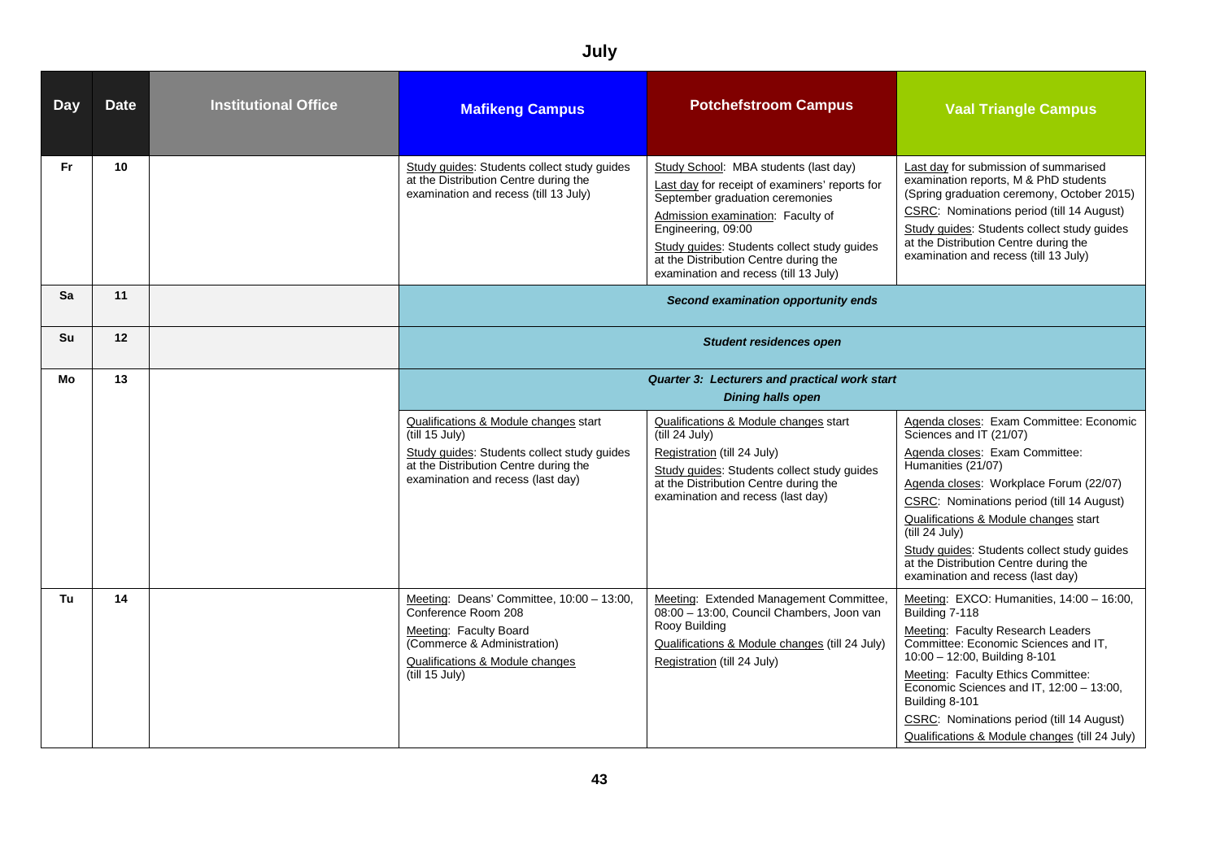# July

| Day | Date | Institutional Office | Mafikeng Campus | Potchefstroom Campus | Vaal Triangle Campus |
|---|---|---|---|---|---|
| Fr | 10 | | Study guides: Students collect study guides at the Distribution Centre during the examination and recess (till 13 July) | Study School: MBA students (last day)<br>Last day for receipt of examiners' reports for September graduation ceremonies<br>Admission examination: Faculty of Engineering, 09:00<br>Study guides: Students collect study guides at the Distribution Centre during the examination and recess (till 13 July) | Last day for submission of summarised examination reports, M & PhD students (Spring graduation ceremony, October 2015)<br>CSRC: Nominations period (till 14 August)<br>Study guides: Students collect study guides at the Distribution Centre during the examination and recess (till 13 July) |
| Sa | 11 | | ***Second examination opportunity ends*** | | |
| Su | 12 | | ***Student residences open*** | | |
| Mo | 13 | | ***Quarter 3: Lecturers and practical work start***<br>***Dining halls open*** | | |
| | | | Qualifications & Module changes start (till 15 July)<br>Study guides: Students collect study guides at the Distribution Centre during the examination and recess (last day) | Qualifications & Module changes start (till 24 July)<br>Registration (till 24 July)<br>Study guides: Students collect study guides at the Distribution Centre during the examination and recess (last day) | Agenda closes: Exam Committee: Economic Sciences and IT (21/07)<br>Agenda closes: Exam Committee: Humanities (21/07)<br>Agenda closes: Workplace Forum (22/07)<br>CSRC: Nominations period (till 14 August)<br>Qualifications & Module changes start (till 24 July)<br>Study guides: Students collect study guides at the Distribution Centre during the examination and recess (last day) |
| Tu | 14 | | Meeting: Deans' Committee, 10:00 – 13:00, Conference Room 208<br>Meeting: Faculty Board (Commerce & Administration)<br>Qualifications & Module changes (till 15 July) | Meeting: Extended Management Committee, 08:00 – 13:00, Council Chambers, Joon van Rooy Building<br>Qualifications & Module changes (till 24 July)<br>Registration (till 24 July) | Meeting: EXCO: Humanities, 14:00 – 16:00, Building 7-118<br>Meeting: Faculty Research Leaders Committee: Economic Sciences and IT, 10:00 – 12:00, Building 8-101<br>Meeting: Faculty Ethics Committee: Economic Sciences and IT, 12:00 – 13:00, Building 8-101<br>CSRC: Nominations period (till 14 August)<br>Qualifications & Module changes (till 24 July) |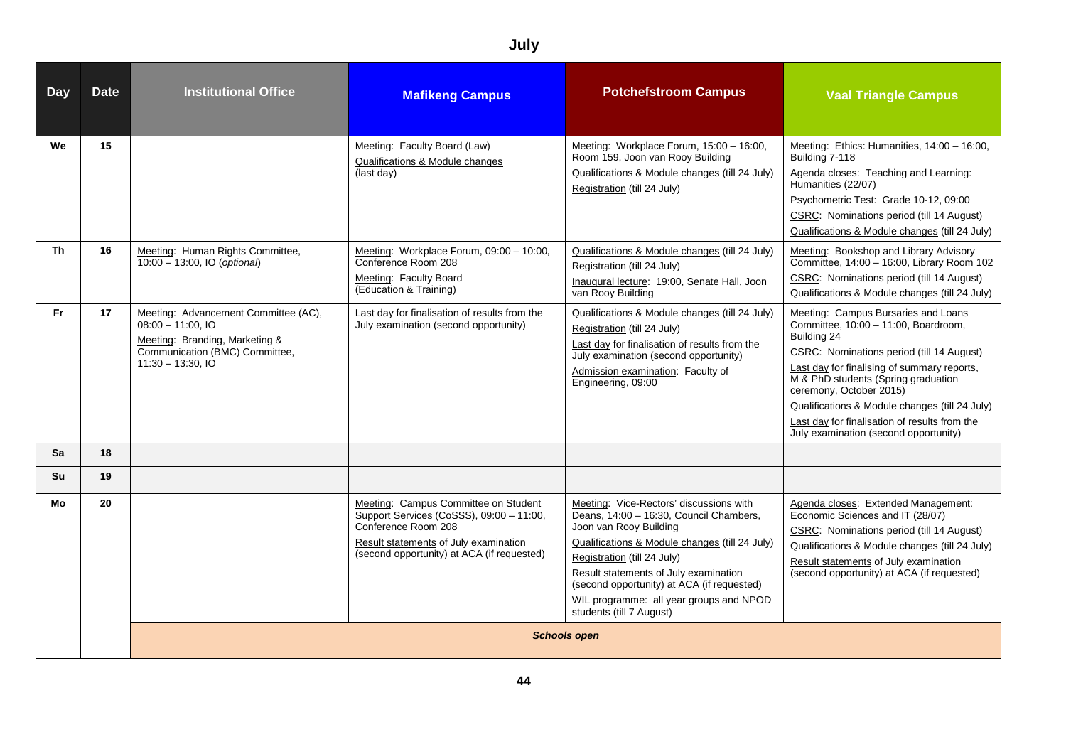# July

| Day | Date | Institutional Office | Mafikeng Campus | Potchefstroom Campus | Vaal Triangle Campus |
|---|---|---|---|---|---|
| We | 15 | | Meeting: Faculty Board (Law)<br>Qualifications & Module changes (last day) | Meeting: Workplace Forum, 15:00 – 16:00, Room 159, Joon van Rooy Building<br>Qualifications & Module changes (till 24 July)<br>Registration (till 24 July) | Meeting: Ethics: Humanities, 14:00 – 16:00, Building 7-118<br>Agenda closes: Teaching and Learning: Humanities (22/07)<br>Psychometric Test: Grade 10-12, 09:00<br>CSRC: Nominations period (till 14 August)<br>Qualifications & Module changes (till 24 July) |
| Th | 16 | Meeting: Human Rights Committee, 10:00 – 13:00, IO (*optional*) | Meeting: Workplace Forum, 09:00 – 10:00, Conference Room 208<br>Meeting: Faculty Board (Education & Training) | Qualifications & Module changes (till 24 July)<br>Registration (till 24 July)<br>Inaugural lecture: 19:00, Senate Hall, Joon van Rooy Building | Meeting: Bookshop and Library Advisory Committee, 14:00 – 16:00, Library Room 102<br>CSRC: Nominations period (till 14 August)<br>Qualifications & Module changes (till 24 July) |
| Fr | 17 | Meeting: Advancement Committee (AC), 08:00 – 11:00, IO<br>Meeting: Branding, Marketing & Communication (BMC) Committee, 11:30 – 13:30, IO | Last day for finalisation of results from the July examination (second opportunity) | Qualifications & Module changes (till 24 July)<br>Registration (till 24 July)<br>Last day for finalisation of results from the July examination (second opportunity)<br>Admission examination: Faculty of Engineering, 09:00 | Meeting: Campus Bursaries and Loans Committee, 10:00 – 11:00, Boardroom, Building 24<br>CSRC: Nominations period (till 14 August)<br>Last day for finalising of summary reports, M & PhD students (Spring graduation ceremony, October 2015)<br>Qualifications & Module changes (till 24 July)<br>Last day for finalisation of results from the July examination (second opportunity) |
| Sa | 18 | | | | |
| Su | 19 | | | | |
| Mo | 20 | | Meeting: Campus Committee on Student Support Services (CoSSS), 09:00 – 11:00, Conference Room 208<br>Result statements of July examination (second opportunity) at ACA (if requested) | Meeting: Vice-Rectors' discussions with Deans, 14:00 – 16:30, Council Chambers, Joon van Rooy Building<br>Qualifications & Module changes (till 24 July)<br>Registration (till 24 July)<br>Result statements of July examination (second opportunity) at ACA (if requested)<br>WIL programme: all year groups and NPOD students (till 7 August) | Agenda closes: Extended Management: Economic Sciences and IT (28/07)<br>CSRC: Nominations period (till 14 August)<br>Qualifications & Module changes (till 24 July)<br>Result statements of July examination (second opportunity) at ACA (if requested) |
| | | ***Schools open*** | | | |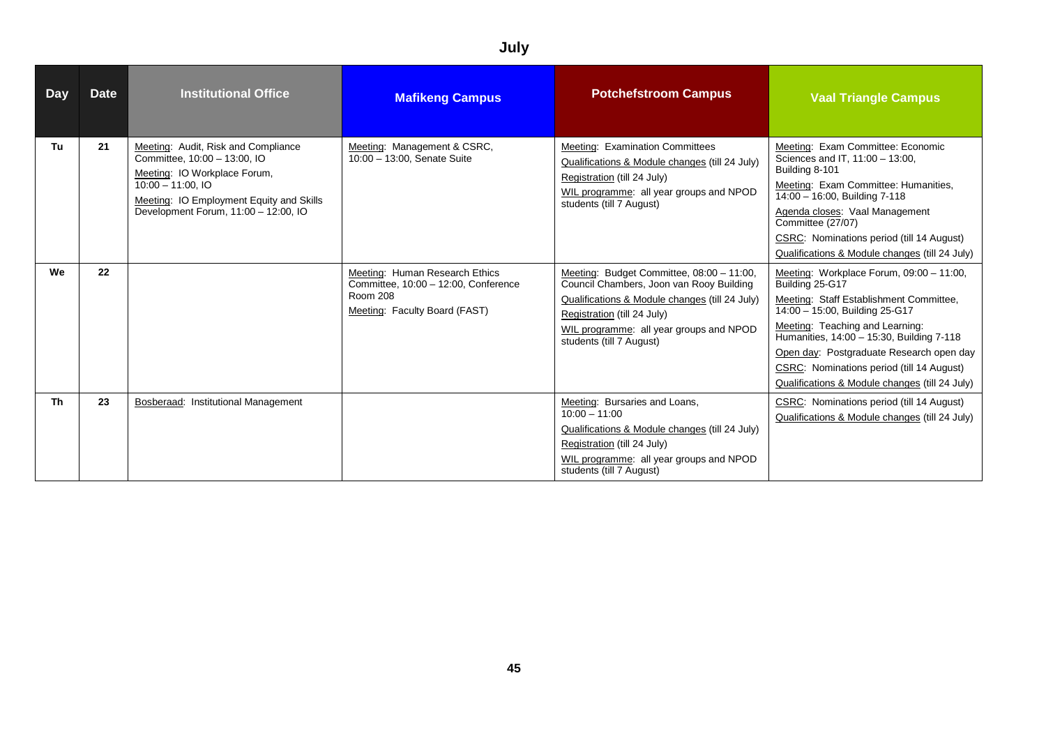# July

| Day | Date | Institutional Office | Mafikeng Campus | Potchefstroom Campus | Vaal Triangle Campus |
|---|---|---|---|---|---|
| Tu | 21 | Meeting: Audit, Risk and Compliance Committee, 10:00 – 13:00, IO<br>Meeting: IO Workplace Forum, 10:00 – 11:00, IO<br>Meeting: IO Employment Equity and Skills Development Forum, 11:00 – 12:00, IO | Meeting: Management & CSRC, 10:00 – 13:00, Senate Suite | Meeting: Examination Committees<br>Qualifications & Module changes (till 24 July)<br>Registration (till 24 July)<br>WIL programme: all year groups and NPOD students (till 7 August) | Meeting: Exam Committee: Economic Sciences and IT, 11:00 – 13:00, Building 8-101<br>Meeting: Exam Committee: Humanities, 14:00 – 16:00, Building 7-118<br>Agenda closes: Vaal Management Committee (27/07)<br>CSRC: Nominations period (till 14 August)<br>Qualifications & Module changes (till 24 July) |
| We | 22 | | Meeting: Human Research Ethics Committee, 10:00 – 12:00, Conference Room 208<br>Meeting: Faculty Board (FAST) | Meeting: Budget Committee, 08:00 – 11:00, Council Chambers, Joon van Rooy Building<br>Qualifications & Module changes (till 24 July)<br>Registration (till 24 July)<br>WIL programme: all year groups and NPOD students (till 7 August) | Meeting: Workplace Forum, 09:00 – 11:00, Building 25-G17<br>Meeting: Staff Establishment Committee, 14:00 – 15:00, Building 25-G17<br>Meeting: Teaching and Learning: Humanities, 14:00 – 15:30, Building 7-118<br>Open day: Postgraduate Research open day<br>CSRC: Nominations period (till 14 August)<br>Qualifications & Module changes (till 24 July) |
| Th | 23 | Bosberaad: Institutional Management | | Meeting: Bursaries and Loans, 10:00 – 11:00<br>Qualifications & Module changes (till 24 July)<br>Registration (till 24 July)<br>WIL programme: all year groups and NPOD students (till 7 August) | CSRC: Nominations period (till 14 August)<br>Qualifications & Module changes (till 24 July) |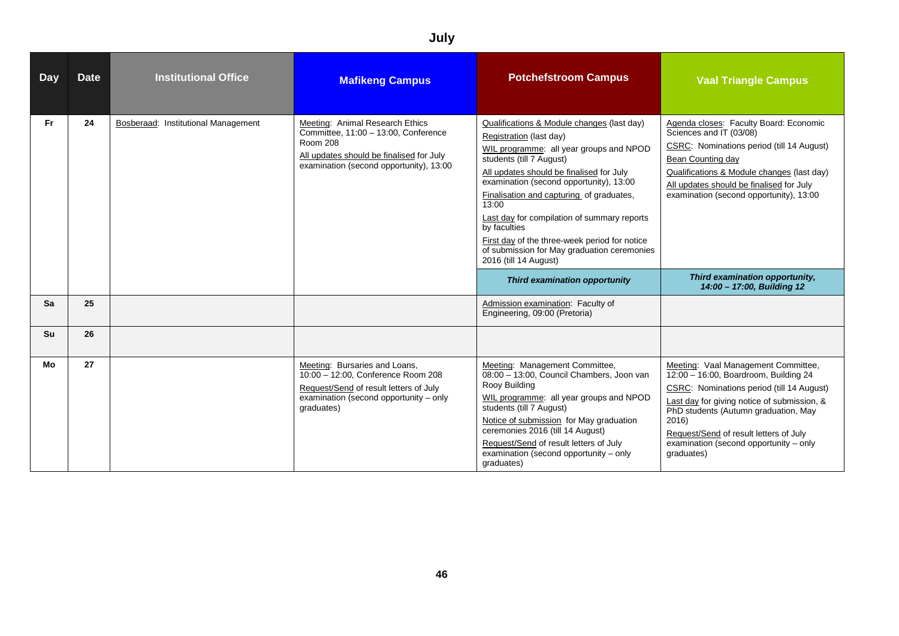# July

| Day | Date | Institutional Office | Mafikeng Campus | Potchefstroom Campus | Vaal Triangle Campus |
|---|---|---|---|---|---|
| Fr | 24 | Bosberaad: Institutional Management | Meeting: Animal Research Ethics Committee, 11:00 – 13:00, Conference Room 208<br>All updates should be finalised for July examination (second opportunity), 13:00 | Qualifications & Module changes (last day)<br>Registration (last day)<br>WIL programme: all year groups and NPOD students (till 7 August)<br>All updates should be finalised for July examination (second opportunity), 13:00<br>Finalisation and capturing of graduates, 13:00<br>Last day for compilation of summary reports by faculties<br>First day of the three-week period for notice of submission for May graduation ceremonies 2016 (till 14 August)<br>***Third examination opportunity*** | Agenda closes: Faculty Board: Economic Sciences and IT (03/08)<br>CSRC: Nominations period (till 14 August)<br>Bean Counting day<br>Qualifications & Module changes (last day)<br>All updates should be finalised for July examination (second opportunity), 13:00<br>***Third examination opportunity, 14:00 – 17:00, Building 12*** |
| Sa | 25 | | | Admission examination: Faculty of Engineering, 09:00 (Pretoria) | |
| Su | 26 | | | | |
| Mo | 27 | | Meeting: Bursaries and Loans, 10:00 – 12:00, Conference Room 208<br>Request/Send of result letters of July examination (second opportunity – only graduates) | Meeting: Management Committee, 08:00 – 13:00, Council Chambers, Joon van Rooy Building<br>WIL programme: all year groups and NPOD students (till 7 August)<br>Notice of submission for May graduation ceremonies 2016 (till 14 August)<br>Request/Send of result letters of July examination (second opportunity – only graduates) | Meeting: Vaal Management Committee, 12:00 – 16:00, Boardroom, Building 24<br>CSRC: Nominations period (till 14 August)<br>Last day for giving notice of submission, & PhD students (Autumn graduation, May 2016)<br>Request/Send of result letters of July examination (second opportunity – only graduates) |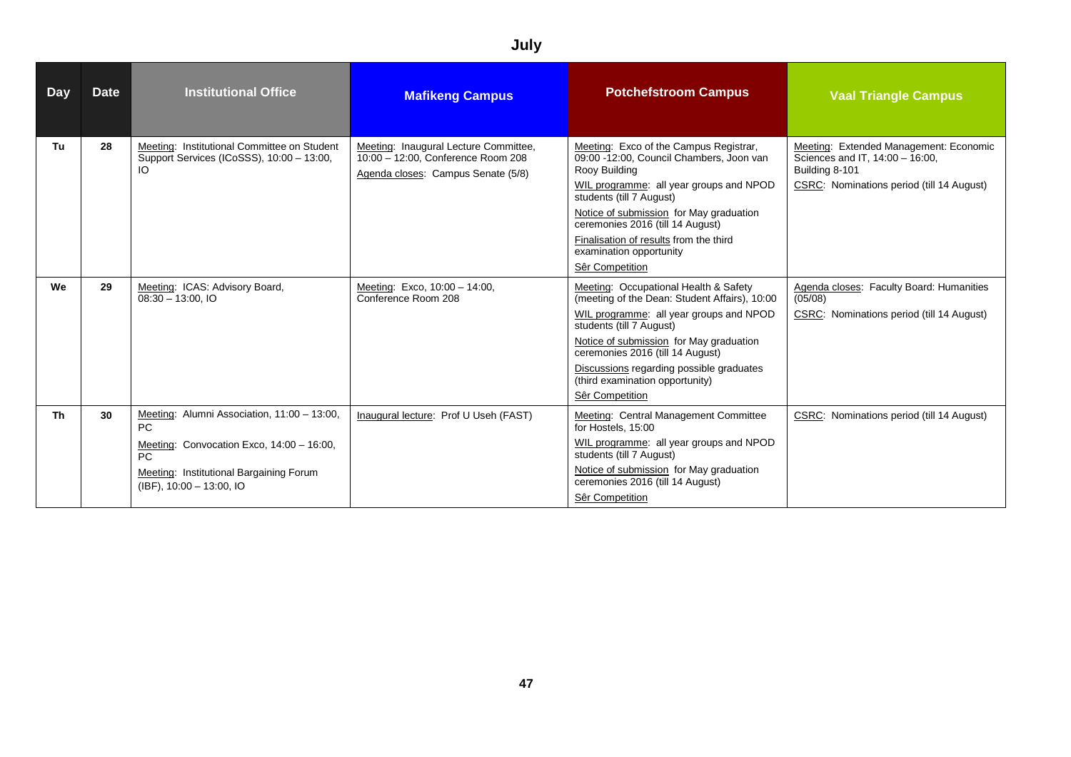# July

| Day | Date | Institutional Office | Mafikeng Campus | Potchefstroom Campus | Vaal Triangle Campus |
|---|---|---|---|---|---|
| Tu | 28 | Meeting: Institutional Committee on Student Support Services (ICoSSS), 10:00 – 13:00, IO | Meeting: Inaugural Lecture Committee, 10:00 – 12:00, Conference Room 208<br>Agenda closes: Campus Senate (5/8) | Meeting: Exco of the Campus Registrar, 09:00 -12:00, Council Chambers, Joon van Rooy Building<br>WIL programme: all year groups and NPOD students (till 7 August)<br>Notice of submission for May graduation ceremonies 2016 (till 14 August)<br>Finalisation of results from the third examination opportunity<br>Sêr Competition | Meeting: Extended Management: Economic Sciences and IT, 14:00 – 16:00, Building 8-101<br>CSRC: Nominations period (till 14 August) |
| We | 29 | Meeting: ICAS: Advisory Board, 08:30 – 13:00, IO | Meeting: Exco, 10:00 – 14:00, Conference Room 208 | Meeting: Occupational Health & Safety (meeting of the Dean: Student Affairs), 10:00<br>WIL programme: all year groups and NPOD students (till 7 August)<br>Notice of submission for May graduation ceremonies 2016 (till 14 August)<br>Discussions regarding possible graduates (third examination opportunity)<br>Sêr Competition | Agenda closes: Faculty Board: Humanities (05/08)<br>CSRC: Nominations period (till 14 August) |
| Th | 30 | Meeting: Alumni Association, 11:00 – 13:00, PC<br>Meeting: Convocation Exco, 14:00 – 16:00, PC<br>Meeting: Institutional Bargaining Forum (IBF), 10:00 – 13:00, IO | Inaugural lecture: Prof U Useh (FAST) | Meeting: Central Management Committee for Hostels, 15:00<br>WIL programme: all year groups and NPOD students (till 7 August)<br>Notice of submission for May graduation ceremonies 2016 (till 14 August)<br>Sêr Competition | CSRC: Nominations period (till 14 August) |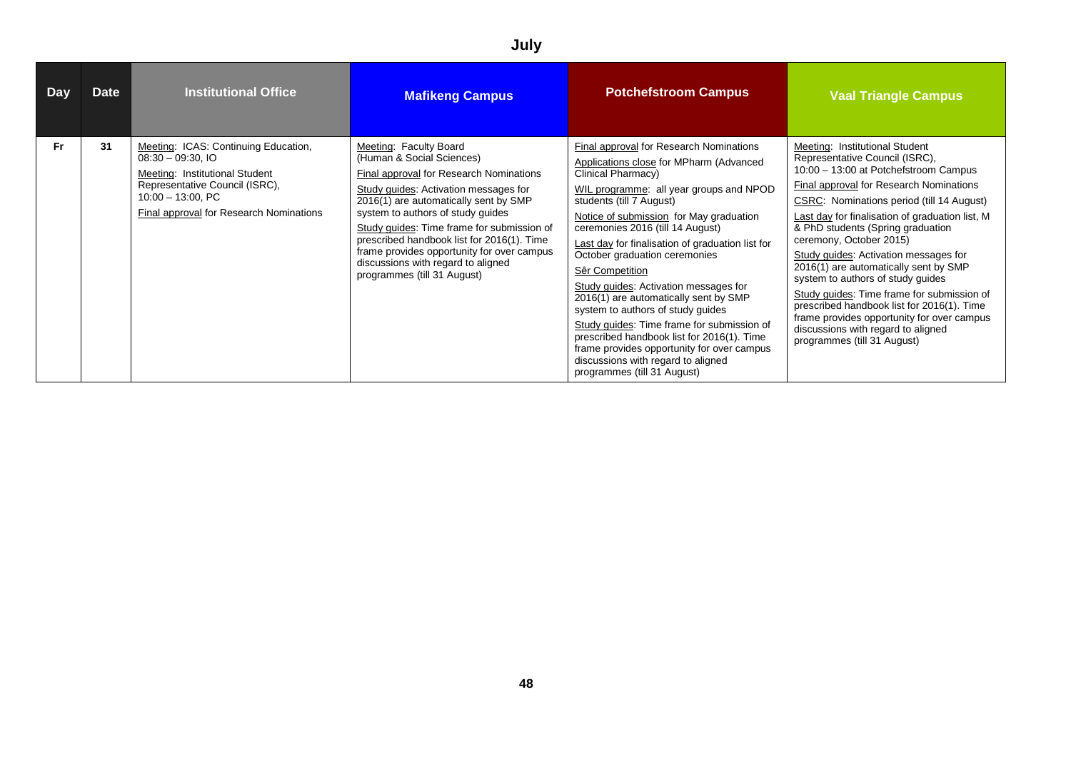## July

| Day | Date | Institutional Office | Mafikeng Campus | Potchefstroom Campus | Vaal Triangle Campus |
|---|---|---|---|---|---|
| Fr | 31 | Meeting: ICAS: Continuing Education, 08:30 – 09:30, IO<br>Meeting: Institutional Student Representative Council (ISRC), 10:00 – 13:00, PC<br>Final approval for Research Nominations | Meeting: Faculty Board (Human & Social Sciences)<br>Final approval for Research Nominations<br>Study guides: Activation messages for 2016(1) are automatically sent by SMP system to authors of study guides<br>Study guides: Time frame for submission of prescribed handbook list for 2016(1). Time frame provides opportunity for over campus discussions with regard to aligned programmes (till 31 August) | Final approval for Research Nominations<br>Applications close for MPharm (Advanced Clinical Pharmacy)<br>WIL programme: all year groups and NPOD students (till 7 August)<br>Notice of submission for May graduation ceremonies 2016 (till 14 August)<br>Last day for finalisation of graduation list for October graduation ceremonies<br>Sêr Competition<br>Study guides: Activation messages for 2016(1) are automatically sent by SMP system to authors of study guides<br>Study guides: Time frame for submission of prescribed handbook list for 2016(1). Time frame provides opportunity for over campus discussions with regard to aligned programmes (till 31 August) | Meeting: Institutional Student Representative Council (ISRC), 10:00 – 13:00 at Potchefstroom Campus<br>Final approval for Research Nominations<br>CSRC: Nominations period (till 14 August)<br>Last day for finalisation of graduation list, M & PhD students (Spring graduation ceremony, October 2015)<br>Study guides: Activation messages for 2016(1) are automatically sent by SMP system to authors of study guides<br>Study guides: Time frame for submission of prescribed handbook list for 2016(1). Time frame provides opportunity for over campus discussions with regard to aligned programmes (till 31 August) |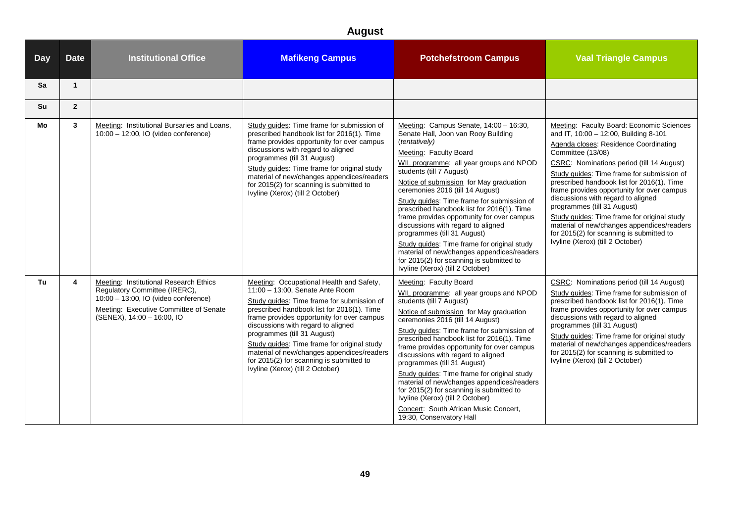# August

| Day | Date | Institutional Office | Mafikeng Campus | Potchefstroom Campus | Vaal Triangle Campus |
|---|---|---|---|---|---|
| Sa | 1 | | | | |
| Su | 2 | | | | |
| Mo | 3 | Meeting: Institutional Bursaries and Loans, 10:00 – 12:00, IO (video conference) | Study guides: Time frame for submission of prescribed handbook list for 2016(1). Time frame provides opportunity for over campus discussions with regard to aligned programmes (till 31 August)<br>Study guides: Time frame for original study material of new/changes appendices/readers for 2015(2) for scanning is submitted to Ivyline (Xerox) (till 2 October) | Meeting: Campus Senate, 14:00 – 16:30, Senate Hall, Joon van Rooy Building (*tentatively*)<br>Meeting: Faculty Board<br>WIL programme: all year groups and NPOD students (till 7 August)<br>Notice of submission for May graduation ceremonies 2016 (till 14 August)<br>Study guides: Time frame for submission of prescribed handbook list for 2016(1). Time frame provides opportunity for over campus discussions with regard to aligned programmes (till 31 August)<br>Study guides: Time frame for original study material of new/changes appendices/readers for 2015(2) for scanning is submitted to Ivyline (Xerox) (till 2 October) | Meeting: Faculty Board: Economic Sciences and IT, 10:00 – 12:00, Building 8-101<br>Agenda closes: Residence Coordinating Committee (13/08)<br>CSRC: Nominations period (till 14 August)<br>Study guides: Time frame for submission of prescribed handbook list for 2016(1). Time frame provides opportunity for over campus discussions with regard to aligned programmes (till 31 August)<br>Study guides: Time frame for original study material of new/changes appendices/readers for 2015(2) for scanning is submitted to Ivyline (Xerox) (till 2 October) |
| Tu | 4 | Meeting: Institutional Research Ethics Regulatory Committee (IRERC), 10:00 – 13:00, IO (video conference)<br>Meeting: Executive Committee of Senate (SENEX), 14:00 – 16:00, IO | Meeting: Occupational Health and Safety, 11:00 – 13:00, Senate Ante Room<br>Study guides: Time frame for submission of prescribed handbook list for 2016(1). Time frame provides opportunity for over campus discussions with regard to aligned programmes (till 31 August)<br>Study guides: Time frame for original study material of new/changes appendices/readers for 2015(2) for scanning is submitted to Ivyline (Xerox) (till 2 October) | Meeting: Faculty Board<br>WIL programme: all year groups and NPOD students (till 7 August)<br>Notice of submission for May graduation ceremonies 2016 (till 14 August)<br>Study guides: Time frame for submission of prescribed handbook list for 2016(1). Time frame provides opportunity for over campus discussions with regard to aligned programmes (till 31 August)<br>Study guides: Time frame for original study material of new/changes appendices/readers for 2015(2) for scanning is submitted to Ivyline (Xerox) (till 2 October)<br>Concert: South African Music Concert, 19:30, Conservatory Hall | CSRC: Nominations period (till 14 August)<br>Study guides: Time frame for submission of prescribed handbook list for 2016(1). Time frame provides opportunity for over campus discussions with regard to aligned programmes (till 31 August)<br>Study guides: Time frame for original study material of new/changes appendices/readers for 2015(2) for scanning is submitted to Ivyline (Xerox) (till 2 October) |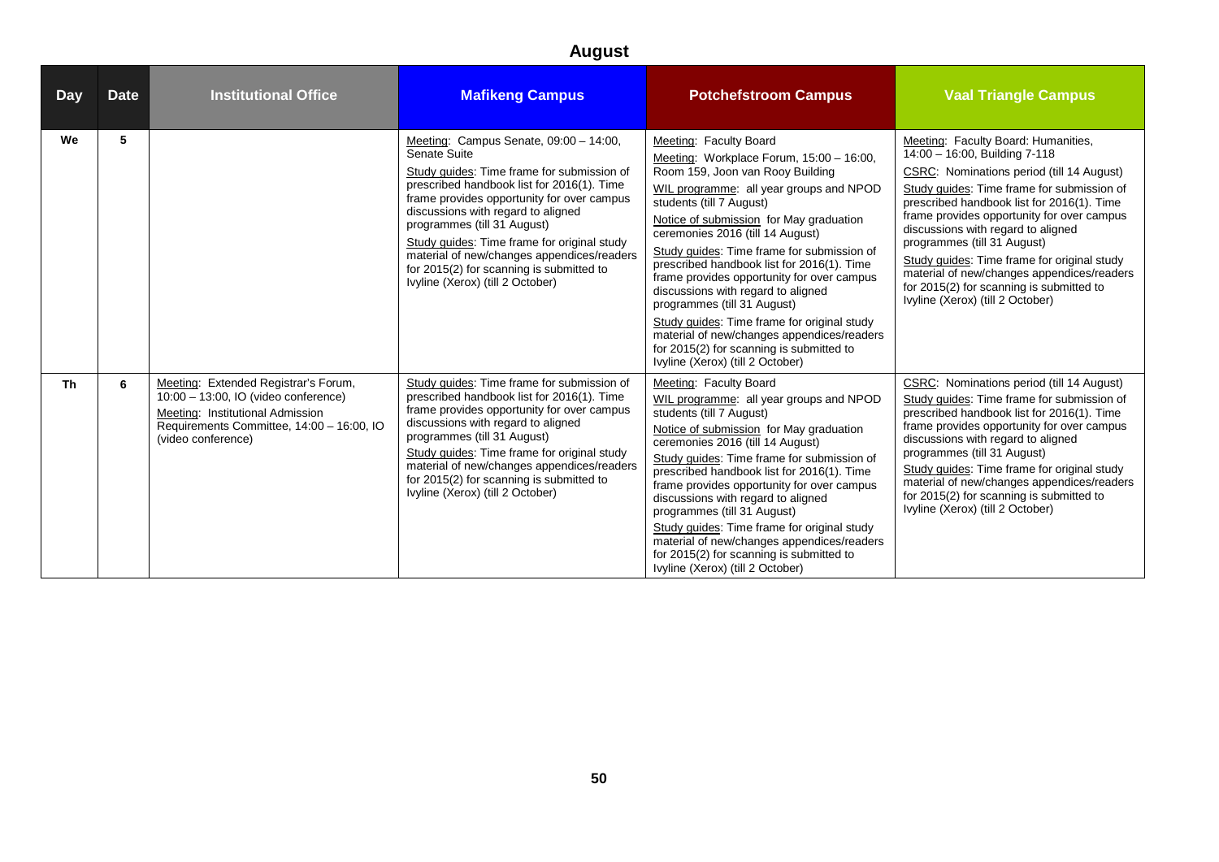## August

| Day | Date | Institutional Office | Mafikeng Campus | Potchefstroom Campus | Vaal Triangle Campus |
|---|---|---|---|---|---|
| We | 5 | | Meeting: Campus Senate, 09:00 – 14:00, Senate Suite<br>Study guides: Time frame for submission of prescribed handbook list for 2016(1). Time frame provides opportunity for over campus discussions with regard to aligned programmes (till 31 August)<br>Study guides: Time frame for original study material of new/changes appendices/readers for 2015(2) for scanning is submitted to Ivyline (Xerox) (till 2 October) | Meeting: Faculty Board<br>Meeting: Workplace Forum, 15:00 – 16:00, Room 159, Joon van Rooy Building<br>WIL programme: all year groups and NPOD students (till 7 August)<br>Notice of submission for May graduation ceremonies 2016 (till 14 August)<br>Study guides: Time frame for submission of prescribed handbook list for 2016(1). Time frame provides opportunity for over campus discussions with regard to aligned programmes (till 31 August)<br>Study guides: Time frame for original study material of new/changes appendices/readers for 2015(2) for scanning is submitted to Ivyline (Xerox) (till 2 October) | Meeting: Faculty Board: Humanities, 14:00 – 16:00, Building 7-118<br>CSRC: Nominations period (till 14 August)<br>Study guides: Time frame for submission of prescribed handbook list for 2016(1). Time frame provides opportunity for over campus discussions with regard to aligned programmes (till 31 August)<br>Study guides: Time frame for original study material of new/changes appendices/readers for 2015(2) for scanning is submitted to Ivyline (Xerox) (till 2 October) |
| Th | 6 | Meeting: Extended Registrar's Forum, 10:00 – 13:00, IO (video conference)<br>Meeting: Institutional Admission Requirements Committee, 14:00 – 16:00, IO (video conference) | Study guides: Time frame for submission of prescribed handbook list for 2016(1). Time frame provides opportunity for over campus discussions with regard to aligned programmes (till 31 August)<br>Study guides: Time frame for original study material of new/changes appendices/readers for 2015(2) for scanning is submitted to Ivyline (Xerox) (till 2 October) | Meeting: Faculty Board<br>WIL programme: all year groups and NPOD students (till 7 August)<br>Notice of submission for May graduation ceremonies 2016 (till 14 August)<br>Study guides: Time frame for submission of prescribed handbook list for 2016(1). Time frame provides opportunity for over campus discussions with regard to aligned programmes (till 31 August)<br>Study guides: Time frame for original study material of new/changes appendices/readers for 2015(2) for scanning is submitted to Ivyline (Xerox) (till 2 October) | CSRC: Nominations period (till 14 August)<br>Study guides: Time frame for submission of prescribed handbook list for 2016(1). Time frame provides opportunity for over campus discussions with regard to aligned programmes (till 31 August)<br>Study guides: Time frame for original study material of new/changes appendices/readers for 2015(2) for scanning is submitted to Ivyline (Xerox) (till 2 October) |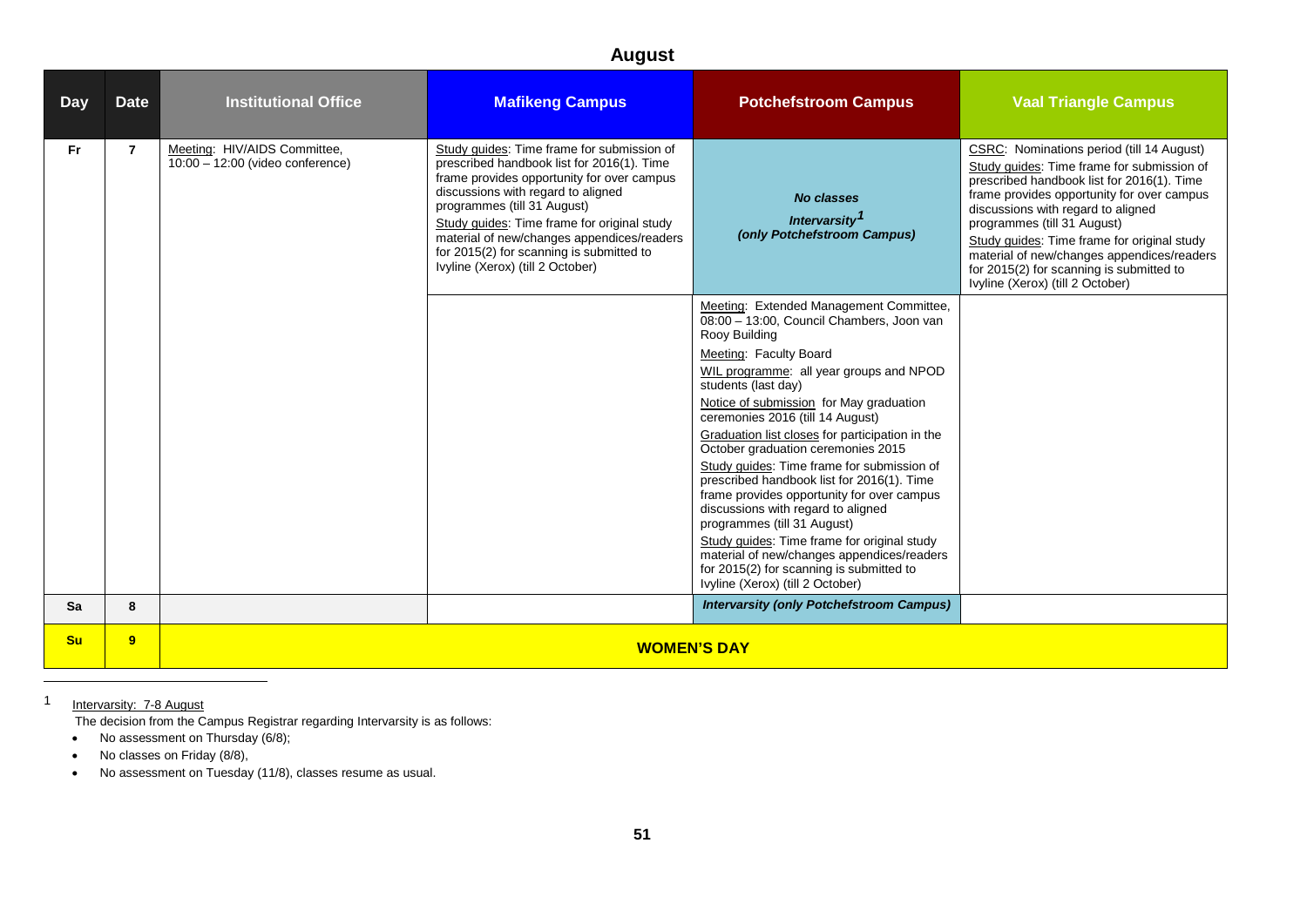# August

| Day | Date | Institutional Office | Mafikeng Campus | Potchefstroom Campus | Vaal Triangle Campus |
|---|---|---|---|---|---|
| Fr | 7 | Meeting: HIV/AIDS Committee, 10:00 – 12:00 (video conference) | Study guides: Time frame for submission of prescribed handbook list for 2016(1). Time frame provides opportunity for over campus discussions with regard to aligned programmes (till 31 August)<br>Study guides: Time frame for original study material of new/changes appendices/readers for 2015(2) for scanning is submitted to Ivyline (Xerox) (till 2 October) | ***No classes***<br>***Intervarsity[1]***<br>***(only Potchefstroom Campus)*** | CSRC: Nominations period (till 14 August)<br>Study guides: Time frame for submission of prescribed handbook list for 2016(1). Time frame provides opportunity for over campus discussions with regard to aligned programmes (till 31 August)<br>Study guides: Time frame for original study material of new/changes appendices/readers for 2015(2) for scanning is submitted to Ivyline (Xerox) (till 2 October) |
| | | | | Meeting: Extended Management Committee, 08:00 – 13:00, Council Chambers, Joon van Rooy Building<br>Meeting: Faculty Board<br>WIL programme: all year groups and NPOD students (last day)<br>Notice of submission for May graduation ceremonies 2016 (till 14 August)<br>Graduation list closes for participation in the October graduation ceremonies 2015<br>Study guides: Time frame for submission of prescribed handbook list for 2016(1). Time frame provides opportunity for over campus discussions with regard to aligned programmes (till 31 August)<br>Study guides: Time frame for original study material of new/changes appendices/readers for 2015(2) for scanning is submitted to Ivyline (Xerox) (till 2 October) | |
| Sa | 8 | | | ***Intervarsity (only Potchefstroom Campus)*** | |
| Su | 9 | **WOMEN'S DAY** | | | |

[1] Intervarsity: 7-8 August
The decision from the Campus Registrar regarding Intervarsity is as follows:

- No assessment on Thursday (6/8);
- No classes on Friday (8/8),
- No assessment on Tuesday (11/8), classes resume as usual.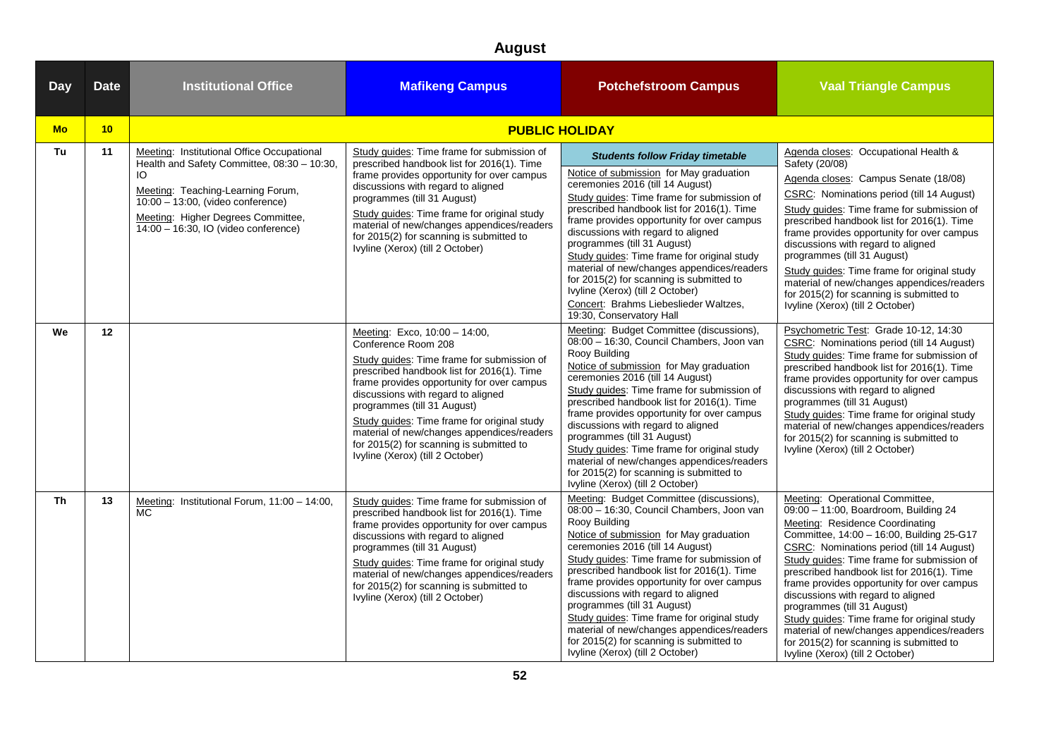## August

| Day | Date | Institutional Office | Mafikeng Campus | Potchefstroom Campus | Vaal Triangle Campus |
|---|---|---|---|---|---|
| **Mo** | **10** | **PUBLIC HOLIDAY** | | | |
| Tu | 11 | Meeting: Institutional Office Occupational Health and Safety Committee, 08:30 – 10:30, IO<br>Meeting: Teaching-Learning Forum, 10:00 – 13:00, (video conference)<br>Meeting: Higher Degrees Committee, 14:00 – 16:30, IO (video conference) | Study guides: Time frame for submission of prescribed handbook list for 2016(1). Time frame provides opportunity for over campus discussions with regard to aligned programmes (till 31 August)<br>Study guides: Time frame for original study material of new/changes appendices/readers for 2015(2) for scanning is submitted to Ivyline (Xerox) (till 2 October) | ***Students follow Friday timetable***<br>Notice of submission for May graduation ceremonies 2016 (till 14 August)<br>Study guides: Time frame for submission of prescribed handbook list for 2016(1). Time frame provides opportunity for over campus discussions with regard to aligned programmes (till 31 August)<br>Study guides: Time frame for original study material of new/changes appendices/readers for 2015(2) for scanning is submitted to Ivyline (Xerox) (till 2 October)<br>Concert: Brahms Liebeslieder Waltzes, 19:30, Conservatory Hall | Agenda closes: Occupational Health & Safety (20/08)<br>Agenda closes: Campus Senate (18/08)<br>CSRC: Nominations period (till 14 August)<br>Study guides: Time frame for submission of prescribed handbook list for 2016(1). Time frame provides opportunity for over campus discussions with regard to aligned programmes (till 31 August)<br>Study guides: Time frame for original study material of new/changes appendices/readers for 2015(2) for scanning is submitted to Ivyline (Xerox) (till 2 October) |
| We | 12 | | Meeting: Exco, 10:00 – 14:00, Conference Room 208<br>Study guides: Time frame for submission of prescribed handbook list for 2016(1). Time frame provides opportunity for over campus discussions with regard to aligned programmes (till 31 August)<br>Study guides: Time frame for original study material of new/changes appendices/readers for 2015(2) for scanning is submitted to Ivyline (Xerox) (till 2 October) | Meeting: Budget Committee (discussions), 08:00 – 16:30, Council Chambers, Joon van Rooy Building<br>Notice of submission for May graduation ceremonies 2016 (till 14 August)<br>Study guides: Time frame for submission of prescribed handbook list for 2016(1). Time frame provides opportunity for over campus discussions with regard to aligned programmes (till 31 August)<br>Study guides: Time frame for original study material of new/changes appendices/readers for 2015(2) for scanning is submitted to Ivyline (Xerox) (till 2 October) | Psychometric Test: Grade 10-12, 14:30<br>CSRC: Nominations period (till 14 August)<br>Study guides: Time frame for submission of prescribed handbook list for 2016(1). Time frame provides opportunity for over campus discussions with regard to aligned programmes (till 31 August)<br>Study guides: Time frame for original study material of new/changes appendices/readers for 2015(2) for scanning is submitted to Ivyline (Xerox) (till 2 October) |
| Th | 13 | Meeting: Institutional Forum, 11:00 – 14:00, MC | Study guides: Time frame for submission of prescribed handbook list for 2016(1). Time frame provides opportunity for over campus discussions with regard to aligned programmes (till 31 August)<br>Study guides: Time frame for original study material of new/changes appendices/readers for 2015(2) for scanning is submitted to Ivyline (Xerox) (till 2 October) | Meeting: Budget Committee (discussions), 08:00 – 16:30, Council Chambers, Joon van Rooy Building<br>Notice of submission for May graduation ceremonies 2016 (till 14 August)<br>Study guides: Time frame for submission of prescribed handbook list for 2016(1). Time frame provides opportunity for over campus discussions with regard to aligned programmes (till 31 August)<br>Study guides: Time frame for original study material of new/changes appendices/readers for 2015(2) for scanning is submitted to Ivyline (Xerox) (till 2 October) | Meeting: Operational Committee, 09:00 – 11:00, Boardroom, Building 24<br>Meeting: Residence Coordinating Committee, 14:00 – 16:00, Building 25-G17<br>CSRC: Nominations period (till 14 August)<br>Study guides: Time frame for submission of prescribed handbook list for 2016(1). Time frame provides opportunity for over campus discussions with regard to aligned programmes (till 31 August)<br>Study guides: Time frame for original study material of new/changes appendices/readers for 2015(2) for scanning is submitted to Ivyline (Xerox) (till 2 October) |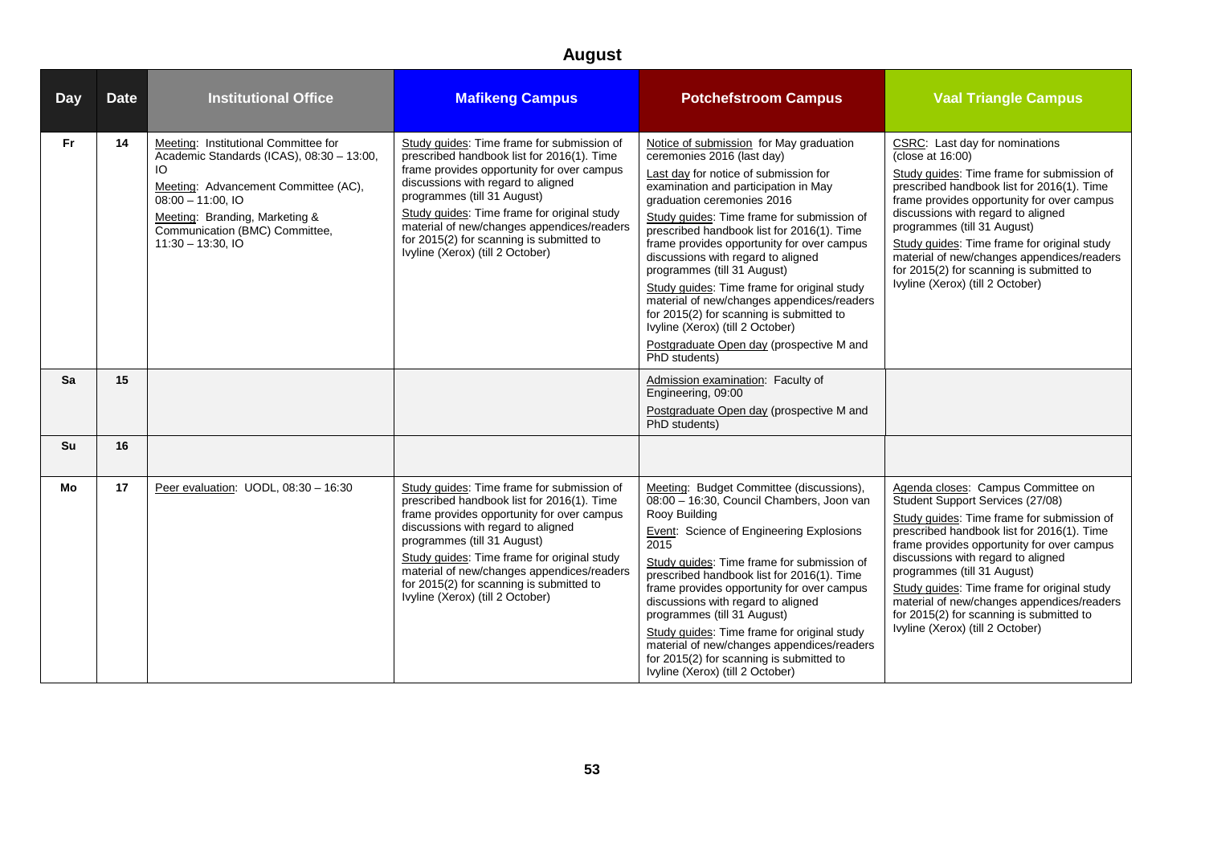# August

| Day | Date | Institutional Office | Mafikeng Campus | Potchefstroom Campus | Vaal Triangle Campus |
|---|---|---|---|---|---|
| Fr | 14 | Meeting: Institutional Committee for Academic Standards (ICAS), 08:30 – 13:00, IO<br>Meeting: Advancement Committee (AC), 08:00 – 11:00, IO<br>Meeting: Branding, Marketing & Communication (BMC) Committee, 11:30 – 13:30, IO | Study guides: Time frame for submission of prescribed handbook list for 2016(1). Time frame provides opportunity for over campus discussions with regard to aligned programmes (till 31 August)<br>Study guides: Time frame for original study material of new/changes appendices/readers for 2015(2) for scanning is submitted to Ivyline (Xerox) (till 2 October) | Notice of submission for May graduation ceremonies 2016 (last day)<br>Last day for notice of submission for examination and participation in May graduation ceremonies 2016<br>Study guides: Time frame for submission of prescribed handbook list for 2016(1). Time frame provides opportunity for over campus discussions with regard to aligned programmes (till 31 August)<br>Study guides: Time frame for original study material of new/changes appendices/readers for 2015(2) for scanning is submitted to Ivyline (Xerox) (till 2 October)<br>Postgraduate Open day (prospective M and PhD students) | CSRC: Last day for nominations (close at 16:00)<br>Study guides: Time frame for submission of prescribed handbook list for 2016(1). Time frame provides opportunity for over campus discussions with regard to aligned programmes (till 31 August)<br>Study guides: Time frame for original study material of new/changes appendices/readers for 2015(2) for scanning is submitted to Ivyline (Xerox) (till 2 October) |
| Sa | 15 | | | Admission examination: Faculty of Engineering, 09:00<br>Postgraduate Open day (prospective M and PhD students) | |
| Su | 16 | | | | |
| Mo | 17 | Peer evaluation: UODL, 08:30 – 16:30 | Study guides: Time frame for submission of prescribed handbook list for 2016(1). Time frame provides opportunity for over campus discussions with regard to aligned programmes (till 31 August)<br>Study guides: Time frame for original study material of new/changes appendices/readers for 2015(2) for scanning is submitted to Ivyline (Xerox) (till 2 October) | Meeting: Budget Committee (discussions), 08:00 – 16:30, Council Chambers, Joon van Rooy Building<br>Event: Science of Engineering Explosions 2015<br>Study guides: Time frame for submission of prescribed handbook list for 2016(1). Time frame provides opportunity for over campus discussions with regard to aligned programmes (till 31 August)<br>Study guides: Time frame for original study material of new/changes appendices/readers for 2015(2) for scanning is submitted to Ivyline (Xerox) (till 2 October) | Agenda closes: Campus Committee on Student Support Services (27/08)<br>Study guides: Time frame for submission of prescribed handbook list for 2016(1). Time frame provides opportunity for over campus discussions with regard to aligned programmes (till 31 August)<br>Study guides: Time frame for original study material of new/changes appendices/readers for 2015(2) for scanning is submitted to Ivyline (Xerox) (till 2 October) |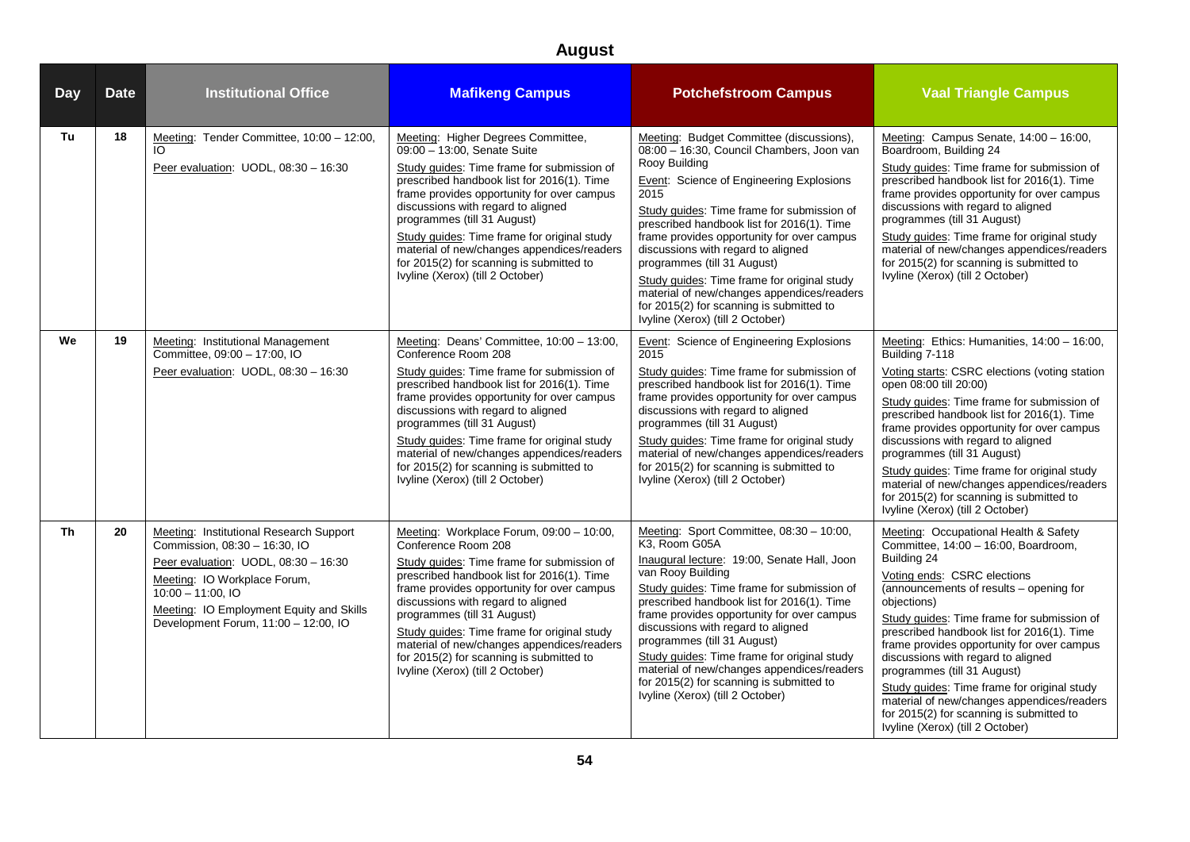# August

| Day | Date | Institutional Office | Mafikeng Campus | Potchefstroom Campus | Vaal Triangle Campus |
|---|---|---|---|---|---|
| Tu | 18 | Meeting: Tender Committee, 10:00 – 12:00, IO<br>Peer evaluation: UODL, 08:30 – 16:30 | Meeting: Higher Degrees Committee, 09:00 – 13:00, Senate Suite<br>Study guides: Time frame for submission of prescribed handbook list for 2016(1). Time frame provides opportunity for over campus discussions with regard to aligned programmes (till 31 August)<br>Study guides: Time frame for original study material of new/changes appendices/readers for 2015(2) for scanning is submitted to Ivyline (Xerox) (till 2 October) | Meeting: Budget Committee (discussions), 08:00 – 16:30, Council Chambers, Joon van Rooy Building<br>Event: Science of Engineering Explosions 2015<br>Study guides: Time frame for submission of prescribed handbook list for 2016(1). Time frame provides opportunity for over campus discussions with regard to aligned programmes (till 31 August)<br>Study guides: Time frame for original study material of new/changes appendices/readers for 2015(2) for scanning is submitted to Ivyline (Xerox) (till 2 October) | Meeting: Campus Senate, 14:00 – 16:00, Boardroom, Building 24<br>Study guides: Time frame for submission of prescribed handbook list for 2016(1). Time frame provides opportunity for over campus discussions with regard to aligned programmes (till 31 August)<br>Study guides: Time frame for original study material of new/changes appendices/readers for 2015(2) for scanning is submitted to Ivyline (Xerox) (till 2 October) |
| We | 19 | Meeting: Institutional Management Committee, 09:00 – 17:00, IO<br>Peer evaluation: UODL, 08:30 – 16:30 | Meeting: Deans' Committee, 10:00 – 13:00, Conference Room 208<br>Study guides: Time frame for submission of prescribed handbook list for 2016(1). Time frame provides opportunity for over campus discussions with regard to aligned programmes (till 31 August)<br>Study guides: Time frame for original study material of new/changes appendices/readers for 2015(2) for scanning is submitted to Ivyline (Xerox) (till 2 October) | Event: Science of Engineering Explosions 2015<br>Study guides: Time frame for submission of prescribed handbook list for 2016(1). Time frame provides opportunity for over campus discussions with regard to aligned programmes (till 31 August)<br>Study guides: Time frame for original study material of new/changes appendices/readers for 2015(2) for scanning is submitted to Ivyline (Xerox) (till 2 October) | Meeting: Ethics: Humanities, 14:00 – 16:00, Building 7-118<br>Voting starts: CSRC elections (voting station open 08:00 till 20:00)<br>Study guides: Time frame for submission of prescribed handbook list for 2016(1). Time frame provides opportunity for over campus discussions with regard to aligned programmes (till 31 August)<br>Study guides: Time frame for original study material of new/changes appendices/readers for 2015(2) for scanning is submitted to Ivyline (Xerox) (till 2 October) |
| Th | 20 | Meeting: Institutional Research Support Commission, 08:30 – 16:30, IO<br>Peer evaluation: UODL, 08:30 – 16:30<br>Meeting: IO Workplace Forum, 10:00 – 11:00, IO<br>Meeting: IO Employment Equity and Skills Development Forum, 11:00 – 12:00, IO | Meeting: Workplace Forum, 09:00 – 10:00, Conference Room 208<br>Study guides: Time frame for submission of prescribed handbook list for 2016(1). Time frame provides opportunity for over campus discussions with regard to aligned programmes (till 31 August)<br>Study guides: Time frame for original study material of new/changes appendices/readers for 2015(2) for scanning is submitted to Ivyline (Xerox) (till 2 October) | Meeting: Sport Committee, 08:30 – 10:00, K3, Room G05A<br>Inaugural lecture: 19:00, Senate Hall, Joon van Rooy Building<br>Study guides: Time frame for submission of prescribed handbook list for 2016(1). Time frame provides opportunity for over campus discussions with regard to aligned programmes (till 31 August)<br>Study guides: Time frame for original study material of new/changes appendices/readers for 2015(2) for scanning is submitted to Ivyline (Xerox) (till 2 October) | Meeting: Occupational Health & Safety Committee, 14:00 – 16:00, Boardroom, Building 24<br>Voting ends: CSRC elections (announcements of results – opening for objections)<br>Study guides: Time frame for submission of prescribed handbook list for 2016(1). Time frame provides opportunity for over campus discussions with regard to aligned programmes (till 31 August)<br>Study guides: Time frame for original study material of new/changes appendices/readers for 2015(2) for scanning is submitted to Ivyline (Xerox) (till 2 October) |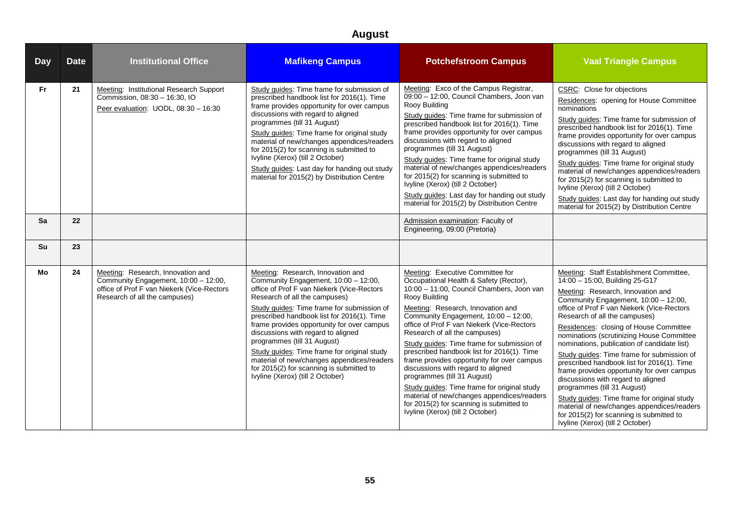# August

| Day | Date | Institutional Office | Mafikeng Campus | Potchefstroom Campus | Vaal Triangle Campus |
|---|---|---|---|---|---|
| Fr | 21 | Meeting: Institutional Research Support Commission, 08:30 – 16:30, IO<br>Peer evaluation: UODL, 08:30 – 16:30 | Study guides: Time frame for submission of prescribed handbook list for 2016(1). Time frame provides opportunity for over campus discussions with regard to aligned programmes (till 31 August)<br>Study guides: Time frame for original study material of new/changes appendices/readers for 2015(2) for scanning is submitted to Ivyline (Xerox) (till 2 October)<br>Study guides: Last day for handing out study material for 2015(2) by Distribution Centre | Meeting: Exco of the Campus Registrar, 09:00 – 12:00, Council Chambers, Joon van Rooy Building<br>Study guides: Time frame for submission of prescribed handbook list for 2016(1). Time frame provides opportunity for over campus discussions with regard to aligned programmes (till 31 August)<br>Study guides: Time frame for original study material of new/changes appendices/readers for 2015(2) for scanning is submitted to Ivyline (Xerox) (till 2 October)<br>Study guides: Last day for handing out study material for 2015(2) by Distribution Centre | CSRC: Close for objections<br>Residences: opening for House Committee nominations<br>Study guides: Time frame for submission of prescribed handbook list for 2016(1). Time frame provides opportunity for over campus discussions with regard to aligned programmes (till 31 August)<br>Study guides: Time frame for original study material of new/changes appendices/readers for 2015(2) for scanning is submitted to Ivyline (Xerox) (till 2 October)<br>Study guides: Last day for handing out study material for 2015(2) by Distribution Centre |
| Sa | 22 | | | Admission examination: Faculty of Engineering, 09:00 (Pretoria) | |
| Su | 23 | | | | |
| Mo | 24 | Meeting: Research, Innovation and Community Engagement, 10:00 – 12:00, office of Prof F van Niekerk (Vice-Rectors Research of all the campuses) | Meeting: Research, Innovation and Community Engagement, 10:00 – 12:00, office of Prof F van Niekerk (Vice-Rectors Research of all the campuses)<br>Study guides: Time frame for submission of prescribed handbook list for 2016(1). Time frame provides opportunity for over campus discussions with regard to aligned programmes (till 31 August)<br>Study guides: Time frame for original study material of new/changes appendices/readers for 2015(2) for scanning is submitted to Ivyline (Xerox) (till 2 October) | Meeting: Executive Committee for Occupational Health & Safety (Rector), 10:00 – 11:00, Council Chambers, Joon van Rooy Building<br>Meeting: Research, Innovation and Community Engagement, 10:00 – 12:00, office of Prof F van Niekerk (Vice-Rectors Research of all the campuses)<br>Study guides: Time frame for submission of prescribed handbook list for 2016(1). Time frame provides opportunity for over campus discussions with regard to aligned programmes (till 31 August)<br>Study guides: Time frame for original study material of new/changes appendices/readers for 2015(2) for scanning is submitted to Ivyline (Xerox) (till 2 October) | Meeting: Staff Establishment Committee, 14:00 – 15:00, Building 25-G17<br>Meeting: Research, Innovation and Community Engagement, 10:00 – 12:00, office of Prof F van Niekerk (Vice-Rectors Research of all the campuses)<br>Residences: closing of House Committee nominations (scrutinizing House Committee nominations, publication of candidate list)<br>Study guides: Time frame for submission of prescribed handbook list for 2016(1). Time frame provides opportunity for over campus discussions with regard to aligned programmes (till 31 August)<br>Study guides: Time frame for original study material of new/changes appendices/readers for 2015(2) for scanning is submitted to Ivyline (Xerox) (till 2 October) |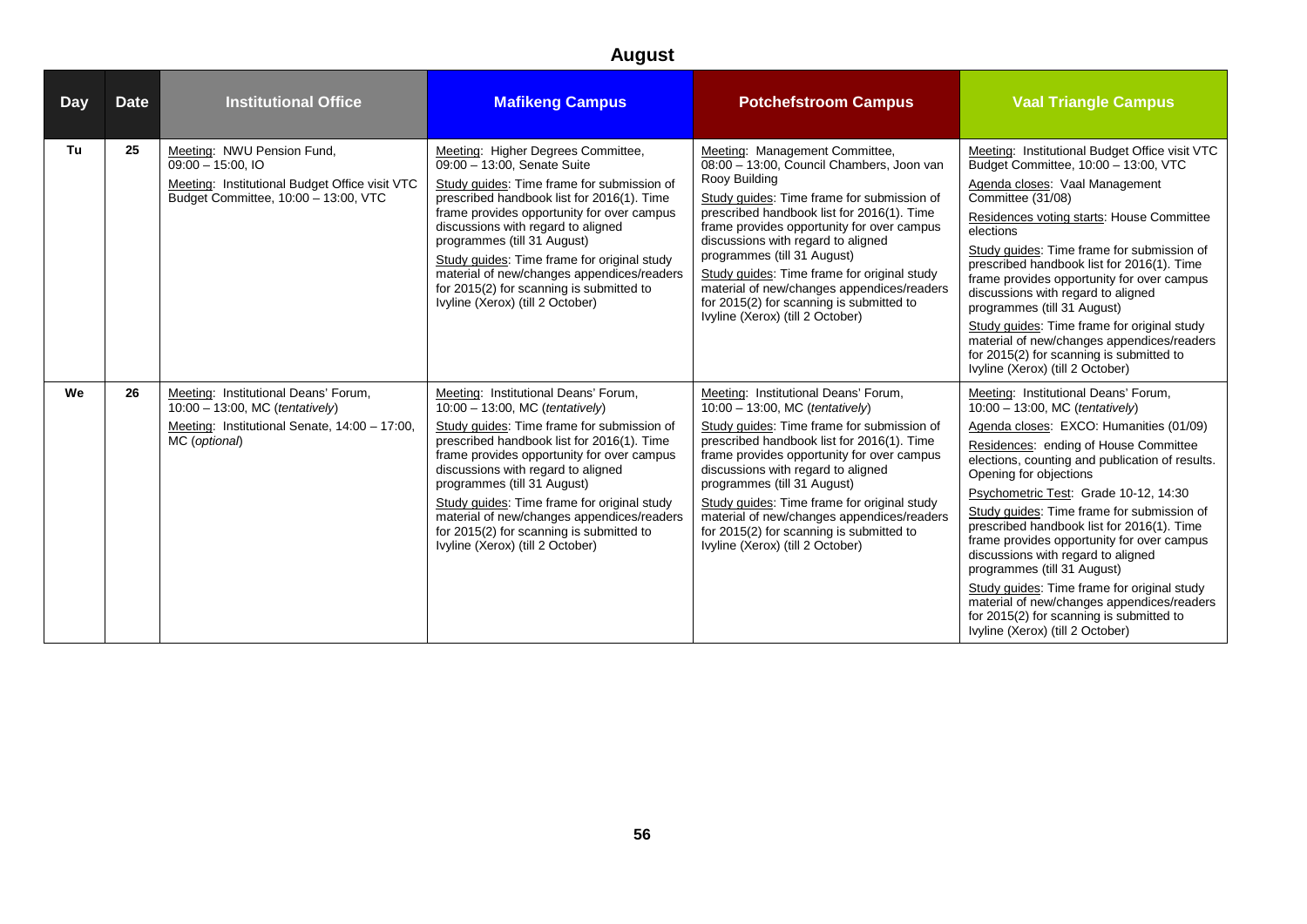## August

| Day | Date | Institutional Office | Mafikeng Campus | Potchefstroom Campus | Vaal Triangle Campus |
|---|---|---|---|---|---|
| Tu | 25 | Meeting: NWU Pension Fund, 09:00 – 15:00, IO<br><br>Meeting: Institutional Budget Office visit VTC Budget Committee, 10:00 – 13:00, VTC | Meeting: Higher Degrees Committee, 09:00 – 13:00, Senate Suite<br><br>Study guides: Time frame for submission of prescribed handbook list for 2016(1). Time frame provides opportunity for over campus discussions with regard to aligned programmes (till 31 August)<br><br>Study guides: Time frame for original study material of new/changes appendices/readers for 2015(2) for scanning is submitted to Ivyline (Xerox) (till 2 October) | Meeting: Management Committee, 08:00 – 13:00, Council Chambers, Joon van Rooy Building<br><br>Study guides: Time frame for submission of prescribed handbook list for 2016(1). Time frame provides opportunity for over campus discussions with regard to aligned programmes (till 31 August)<br><br>Study guides: Time frame for original study material of new/changes appendices/readers for 2015(2) for scanning is submitted to Ivyline (Xerox) (till 2 October) | Meeting: Institutional Budget Office visit VTC Budget Committee, 10:00 – 13:00, VTC<br><br>Agenda closes: Vaal Management Committee (31/08)<br><br>Residences voting starts: House Committee elections<br><br>Study guides: Time frame for submission of prescribed handbook list for 2016(1). Time frame provides opportunity for over campus discussions with regard to aligned programmes (till 31 August)<br><br>Study guides: Time frame for original study material of new/changes appendices/readers for 2015(2) for scanning is submitted to Ivyline (Xerox) (till 2 October) |
| We | 26 | Meeting: Institutional Deans' Forum, 10:00 – 13:00, MC (*tentatively*)<br><br>Meeting: Institutional Senate, 14:00 – 17:00, MC (*optional*) | Meeting: Institutional Deans' Forum, 10:00 – 13:00, MC (*tentatively*)<br><br>Study guides: Time frame for submission of prescribed handbook list for 2016(1). Time frame provides opportunity for over campus discussions with regard to aligned programmes (till 31 August)<br><br>Study guides: Time frame for original study material of new/changes appendices/readers for 2015(2) for scanning is submitted to Ivyline (Xerox) (till 2 October) | Meeting: Institutional Deans' Forum, 10:00 – 13:00, MC (*tentatively*)<br><br>Study guides: Time frame for submission of prescribed handbook list for 2016(1). Time frame provides opportunity for over campus discussions with regard to aligned programmes (till 31 August)<br><br>Study guides: Time frame for original study material of new/changes appendices/readers for 2015(2) for scanning is submitted to Ivyline (Xerox) (till 2 October) | Meeting: Institutional Deans' Forum, 10:00 – 13:00, MC (*tentatively*)<br><br>Agenda closes: EXCO: Humanities (01/09)<br><br>Residences: ending of House Committee elections, counting and publication of results. Opening for objections<br><br>Psychometric Test: Grade 10-12, 14:30<br><br>Study guides: Time frame for submission of prescribed handbook list for 2016(1). Time frame provides opportunity for over campus discussions with regard to aligned programmes (till 31 August)<br><br>Study guides: Time frame for original study material of new/changes appendices/readers for 2015(2) for scanning is submitted to Ivyline (Xerox) (till 2 October) |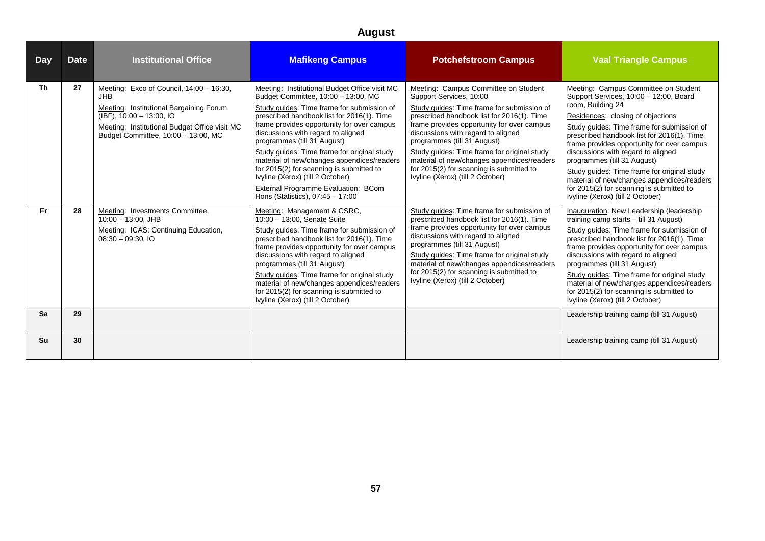# August

| Day | Date | Institutional Office | Mafikeng Campus | Potchefstroom Campus | Vaal Triangle Campus |
|---|---|---|---|---|---|
| Th | 27 | Meeting: Exco of Council, 14:00 – 16:30, JHB<br>Meeting: Institutional Bargaining Forum (IBF), 10:00 – 13:00, IO<br>Meeting: Institutional Budget Office visit MC Budget Committee, 10:00 – 13:00, MC | Meeting: Institutional Budget Office visit MC Budget Committee, 10:00 – 13:00, MC<br>Study guides: Time frame for submission of prescribed handbook list for 2016(1). Time frame provides opportunity for over campus discussions with regard to aligned programmes (till 31 August)<br>Study guides: Time frame for original study material of new/changes appendices/readers for 2015(2) for scanning is submitted to Ivyline (Xerox) (till 2 October)<br>External Programme Evaluation: BCom Hons (Statistics), 07:45 – 17:00 | Meeting: Campus Committee on Student Support Services, 10:00<br>Study guides: Time frame for submission of prescribed handbook list for 2016(1). Time frame provides opportunity for over campus discussions with regard to aligned programmes (till 31 August)<br>Study guides: Time frame for original study material of new/changes appendices/readers for 2015(2) for scanning is submitted to Ivyline (Xerox) (till 2 October) | Meeting: Campus Committee on Student Support Services, 10:00 – 12:00, Board room, Building 24<br>Residences: closing of objections<br>Study guides: Time frame for submission of prescribed handbook list for 2016(1). Time frame provides opportunity for over campus discussions with regard to aligned programmes (till 31 August)<br>Study guides: Time frame for original study material of new/changes appendices/readers for 2015(2) for scanning is submitted to Ivyline (Xerox) (till 2 October) |
| Fr | 28 | Meeting: Investments Committee, 10:00 – 13:00, JHB<br>Meeting: ICAS: Continuing Education, 08:30 – 09:30, IO | Meeting: Management & CSRC, 10:00 – 13:00, Senate Suite<br>Study guides: Time frame for submission of prescribed handbook list for 2016(1). Time frame provides opportunity for over campus discussions with regard to aligned programmes (till 31 August)<br>Study guides: Time frame for original study material of new/changes appendices/readers for 2015(2) for scanning is submitted to Ivyline (Xerox) (till 2 October) | Study guides: Time frame for submission of prescribed handbook list for 2016(1). Time frame provides opportunity for over campus discussions with regard to aligned programmes (till 31 August)<br>Study guides: Time frame for original study material of new/changes appendices/readers for 2015(2) for scanning is submitted to Ivyline (Xerox) (till 2 October) | Inauguration: New Leadership (leadership training camp starts – till 31 August)<br>Study guides: Time frame for submission of prescribed handbook list for 2016(1). Time frame provides opportunity for over campus discussions with regard to aligned programmes (till 31 August)<br>Study guides: Time frame for original study material of new/changes appendices/readers for 2015(2) for scanning is submitted to Ivyline (Xerox) (till 2 October) |
| Sa | 29 | | | | Leadership training camp (till 31 August) |
| Su | 30 | | | | Leadership training camp (till 31 August) |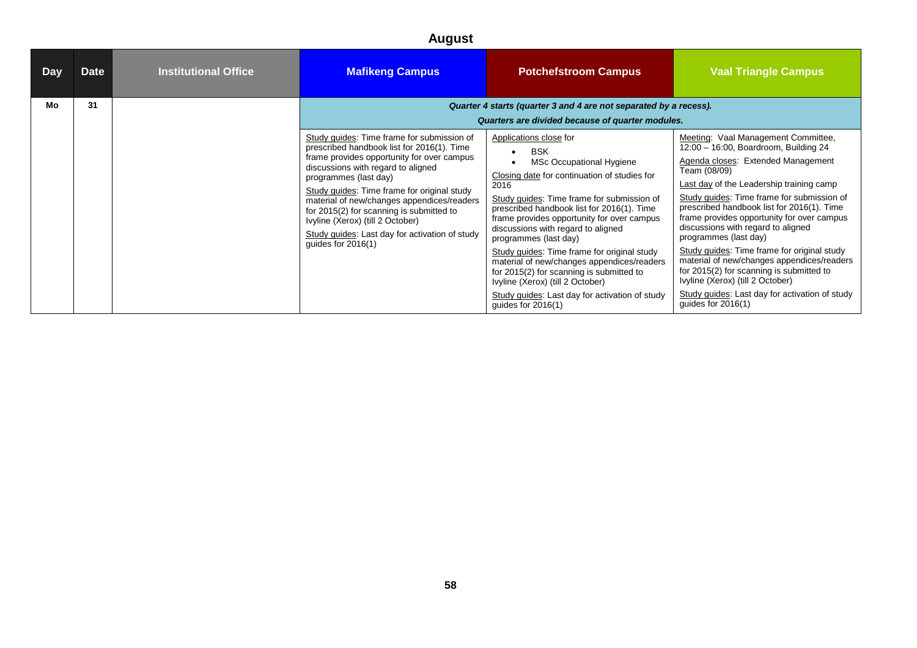## August

| Day | Date | Institutional Office | Mafikeng Campus | Potchefstroom Campus | Vaal Triangle Campus |
|---|---|---|---|---|---|
| Mo | 31 | | ***Quarter 4 starts (quarter 3 and 4 are not separated by a recess). Quarters are divided because of quarter modules.*** | | |
| | | | Study guides: Time frame for submission of prescribed handbook list for 2016(1). Time frame provides opportunity for over campus discussions with regard to aligned programmes (last day)<br>Study guides: Time frame for original study material of new/changes appendices/readers for 2015(2) for scanning is submitted to Ivyline (Xerox) (till 2 October)<br>Study guides: Last day for activation of study guides for 2016(1) | Applications close for<br>• BSK<br>• MSc Occupational Hygiene<br>Closing date for continuation of studies for 2016<br>Study guides: Time frame for submission of prescribed handbook list for 2016(1). Time frame provides opportunity for over campus discussions with regard to aligned programmes (last day)<br>Study guides: Time frame for original study material of new/changes appendices/readers for 2015(2) for scanning is submitted to Ivyline (Xerox) (till 2 October)<br>Study guides: Last day for activation of study guides for 2016(1) | Meeting: Vaal Management Committee, 12:00 – 16:00, Boardroom, Building 24<br>Agenda closes: Extended Management Team (08/09)<br>Last day of the Leadership training camp<br>Study guides: Time frame for submission of prescribed handbook list for 2016(1). Time frame provides opportunity for over campus discussions with regard to aligned programmes (last day)<br>Study guides: Time frame for original study material of new/changes appendices/readers for 2015(2) for scanning is submitted to Ivyline (Xerox) (till 2 October)<br>Study guides: Last day for activation of study guides for 2016(1) |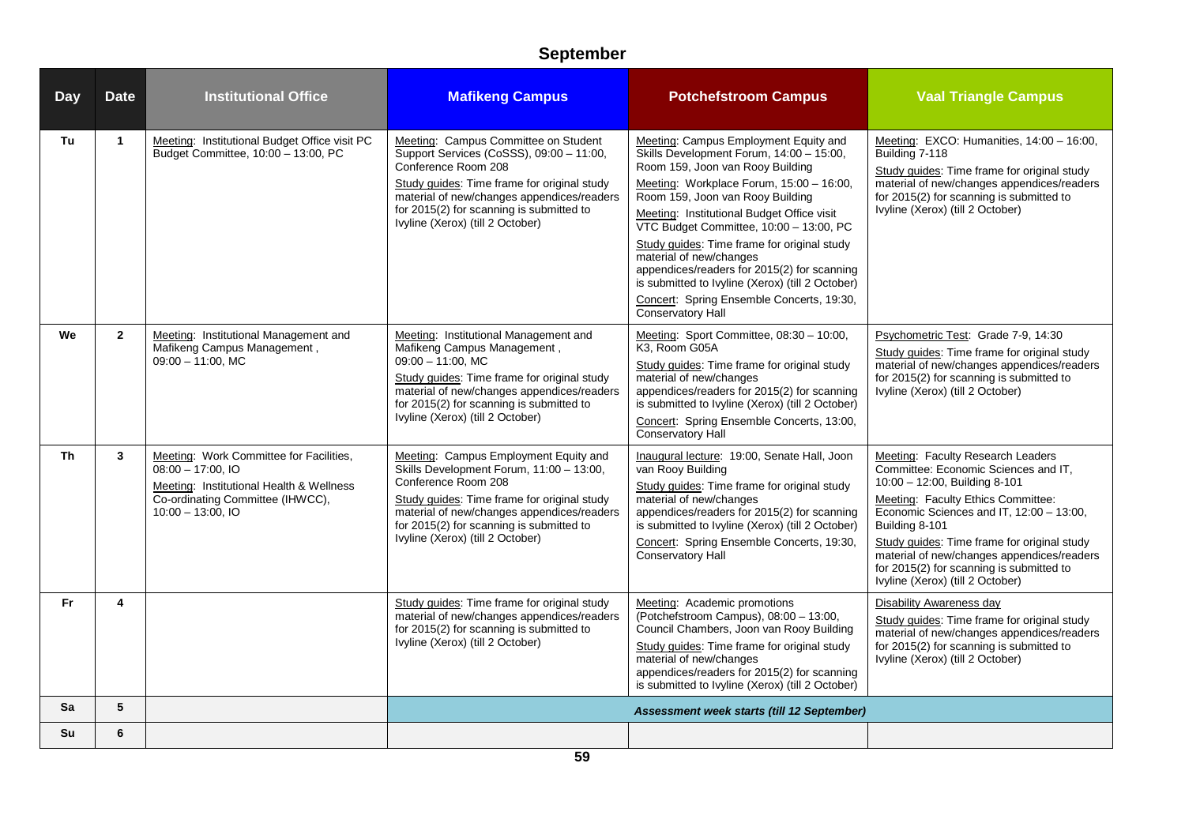## September

| Day | Date | Institutional Office | Mafikeng Campus | Potchefstroom Campus | Vaal Triangle Campus |
|---|---|---|---|---|---|
| Tu | 1 | Meeting: Institutional Budget Office visit PC Budget Committee, 10:00 – 13:00, PC | Meeting: Campus Committee on Student Support Services (CoSSS), 09:00 – 11:00, Conference Room 208<br>Study guides: Time frame for original study material of new/changes appendices/readers for 2015(2) for scanning is submitted to Ivyline (Xerox) (till 2 October) | Meeting: Campus Employment Equity and Skills Development Forum, 14:00 – 15:00, Room 159, Joon van Rooy Building<br>Meeting: Workplace Forum, 15:00 – 16:00, Room 159, Joon van Rooy Building<br>Meeting: Institutional Budget Office visit VTC Budget Committee, 10:00 – 13:00, PC<br>Study guides: Time frame for original study material of new/changes appendices/readers for 2015(2) for scanning is submitted to Ivyline (Xerox) (till 2 October)<br>Concert: Spring Ensemble Concerts, 19:30, Conservatory Hall | Meeting: EXCO: Humanities, 14:00 – 16:00, Building 7-118<br>Study guides: Time frame for original study material of new/changes appendices/readers for 2015(2) for scanning is submitted to Ivyline (Xerox) (till 2 October) |
| We | 2 | Meeting: Institutional Management and Mafikeng Campus Management , 09:00 – 11:00, MC | Meeting: Institutional Management and Mafikeng Campus Management , 09:00 – 11:00, MC<br>Study guides: Time frame for original study material of new/changes appendices/readers for 2015(2) for scanning is submitted to Ivyline (Xerox) (till 2 October) | Meeting: Sport Committee, 08:30 – 10:00, K3, Room G05A<br>Study guides: Time frame for original study material of new/changes appendices/readers for 2015(2) for scanning is submitted to Ivyline (Xerox) (till 2 October)<br>Concert: Spring Ensemble Concerts, 13:00, Conservatory Hall | Psychometric Test: Grade 7-9, 14:30<br>Study guides: Time frame for original study material of new/changes appendices/readers for 2015(2) for scanning is submitted to Ivyline (Xerox) (till 2 October) |
| Th | 3 | Meeting: Work Committee for Facilities, 08:00 – 17:00, IO<br>Meeting: Institutional Health & Wellness Co-ordinating Committee (IHWCC), 10:00 – 13:00, IO | Meeting: Campus Employment Equity and Skills Development Forum, 11:00 – 13:00, Conference Room 208<br>Study guides: Time frame for original study material of new/changes appendices/readers for 2015(2) for scanning is submitted to Ivyline (Xerox) (till 2 October) | Inaugural lecture: 19:00, Senate Hall, Joon van Rooy Building<br>Study guides: Time frame for original study material of new/changes appendices/readers for 2015(2) for scanning is submitted to Ivyline (Xerox) (till 2 October)<br>Concert: Spring Ensemble Concerts, 19:30, Conservatory Hall | Meeting: Faculty Research Leaders Committee: Economic Sciences and IT, 10:00 – 12:00, Building 8-101<br>Meeting: Faculty Ethics Committee: Economic Sciences and IT, 12:00 – 13:00, Building 8-101<br>Study guides: Time frame for original study material of new/changes appendices/readers for 2015(2) for scanning is submitted to Ivyline (Xerox) (till 2 October) |
| Fr | 4 | | Study guides: Time frame for original study material of new/changes appendices/readers for 2015(2) for scanning is submitted to Ivyline (Xerox) (till 2 October) | Meeting: Academic promotions (Potchefstroom Campus), 08:00 – 13:00, Council Chambers, Joon van Rooy Building<br>Study guides: Time frame for original study material of new/changes appendices/readers for 2015(2) for scanning is submitted to Ivyline (Xerox) (till 2 October) | Disability Awareness day<br>Study guides: Time frame for original study material of new/changes appendices/readers for 2015(2) for scanning is submitted to Ivyline (Xerox) (till 2 October) |
| Sa | 5 | | ***Assessment week starts (till 12 September)*** | | |
| Su | 6 | | | | |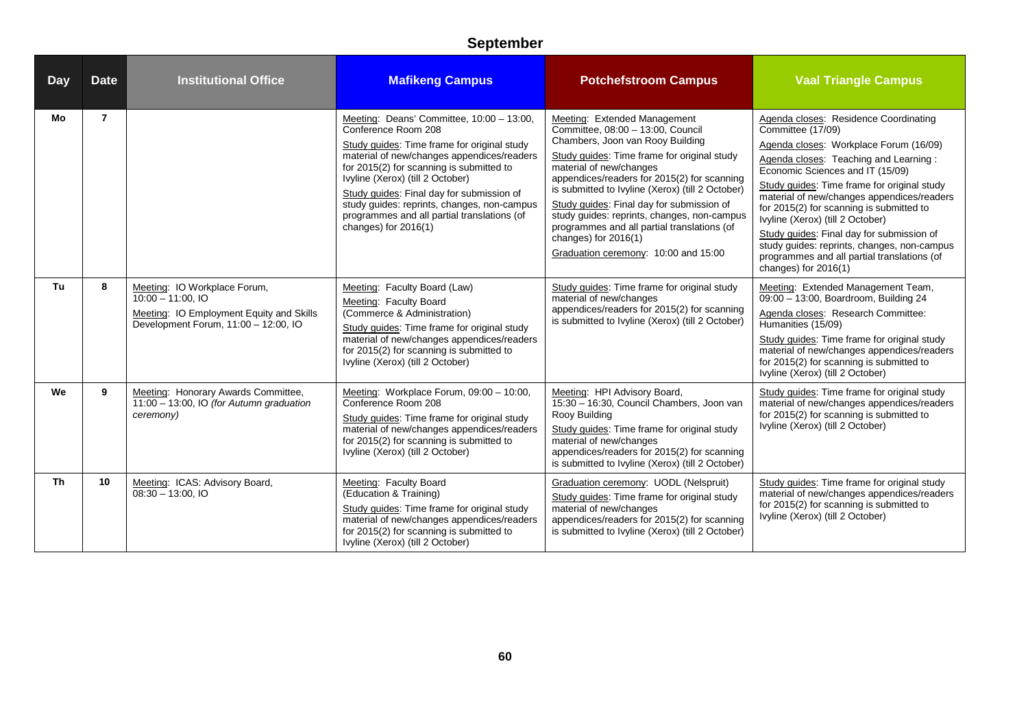## September

| Day | Date | Institutional Office | Mafikeng Campus | Potchefstroom Campus | Vaal Triangle Campus |
|---|---|---|---|---|---|
| Mo | 7 | | Meeting: Deans' Committee, 10:00 – 13:00, Conference Room 208<br>Study guides: Time frame for original study material of new/changes appendices/readers for 2015(2) for scanning is submitted to Ivyline (Xerox) (till 2 October)<br>Study guides: Final day for submission of study guides: reprints, changes, non-campus programmes and all partial translations (of changes) for 2016(1) | Meeting: Extended Management Committee, 08:00 – 13:00, Council Chambers, Joon van Rooy Building<br>Study guides: Time frame for original study material of new/changes appendices/readers for 2015(2) for scanning is submitted to Ivyline (Xerox) (till 2 October)<br>Study guides: Final day for submission of study guides: reprints, changes, non-campus programmes and all partial translations (of changes) for 2016(1)<br>Graduation ceremony: 10:00 and 15:00 | Agenda closes: Residence Coordinating Committee (17/09)<br>Agenda closes: Workplace Forum (16/09)<br>Agenda closes: Teaching and Learning : Economic Sciences and IT (15/09)<br>Study guides: Time frame for original study material of new/changes appendices/readers for 2015(2) for scanning is submitted to Ivyline (Xerox) (till 2 October)<br>Study guides: Final day for submission of study guides: reprints, changes, non-campus programmes and all partial translations (of changes) for 2016(1) |
| Tu | 8 | Meeting: IO Workplace Forum, 10:00 – 11:00, IO<br>Meeting: IO Employment Equity and Skills Development Forum, 11:00 – 12:00, IO | Meeting: Faculty Board (Law)<br>Meeting: Faculty Board (Commerce & Administration)<br>Study guides: Time frame for original study material of new/changes appendices/readers for 2015(2) for scanning is submitted to Ivyline (Xerox) (till 2 October) | Study guides: Time frame for original study material of new/changes appendices/readers for 2015(2) for scanning is submitted to Ivyline (Xerox) (till 2 October) | Meeting: Extended Management Team, 09:00 – 13:00, Boardroom, Building 24<br>Agenda closes: Research Committee: Humanities (15/09)<br>Study guides: Time frame for original study material of new/changes appendices/readers for 2015(2) for scanning is submitted to Ivyline (Xerox) (till 2 October) |
| We | 9 | Meeting: Honorary Awards Committee, 11:00 – 13:00, IO *(for Autumn graduation ceremony)* | Meeting: Workplace Forum, 09:00 – 10:00, Conference Room 208<br>Study guides: Time frame for original study material of new/changes appendices/readers for 2015(2) for scanning is submitted to Ivyline (Xerox) (till 2 October) | Meeting: HPI Advisory Board, 15:30 – 16:30, Council Chambers, Joon van Rooy Building<br>Study guides: Time frame for original study material of new/changes appendices/readers for 2015(2) for scanning is submitted to Ivyline (Xerox) (till 2 October) | Study guides: Time frame for original study material of new/changes appendices/readers for 2015(2) for scanning is submitted to Ivyline (Xerox) (till 2 October) |
| Th | 10 | Meeting: ICAS: Advisory Board, 08:30 – 13:00, IO | Meeting: Faculty Board (Education & Training)<br>Study guides: Time frame for original study material of new/changes appendices/readers for 2015(2) for scanning is submitted to Ivyline (Xerox) (till 2 October) | Graduation ceremony: UODL (Nelspruit)<br>Study guides: Time frame for original study material of new/changes appendices/readers for 2015(2) for scanning is submitted to Ivyline (Xerox) (till 2 October) | Study guides: Time frame for original study material of new/changes appendices/readers for 2015(2) for scanning is submitted to Ivyline (Xerox) (till 2 October) |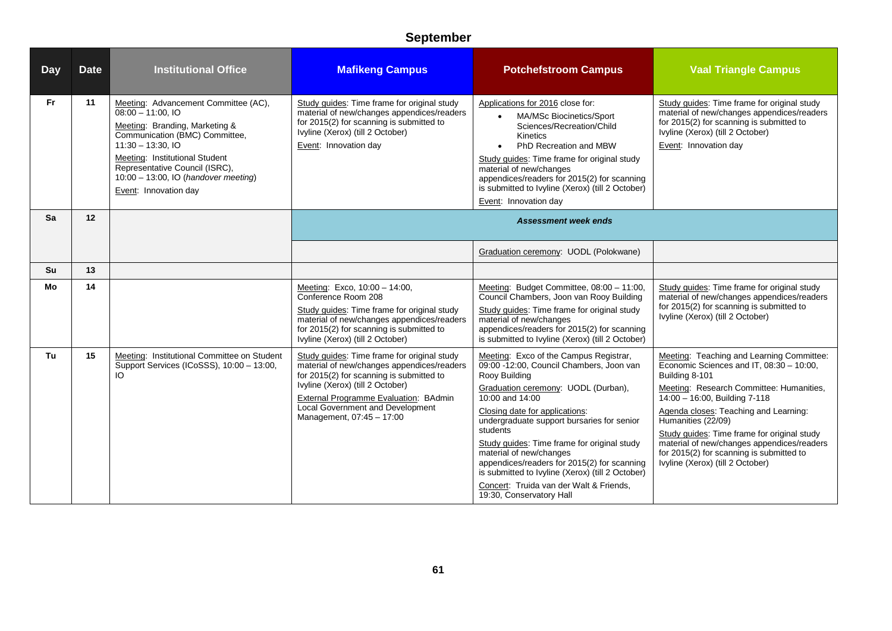## September

| Day | Date | Institutional Office | Mafikeng Campus | Potchefstroom Campus | Vaal Triangle Campus |
|---|---|---|---|---|---|
| Fr | 11 | Meeting: Advancement Committee (AC), 08:00 – 11:00, IO<br>Meeting: Branding, Marketing & Communication (BMC) Committee, 11:30 – 13:30, IO<br>Meeting: Institutional Student Representative Council (ISRC), 10:00 – 13:00, IO (*handover meeting*)<br>Event: Innovation day | Study guides: Time frame for original study material of new/changes appendices/readers for 2015(2) for scanning is submitted to Ivyline (Xerox) (till 2 October)<br>Event: Innovation day | Applications for 2016 close for:<br>• MA/MSc Biocinetics/Sport Sciences/Recreation/Child Kinetics<br>• PhD Recreation and MBW<br>Study guides: Time frame for original study material of new/changes appendices/readers for 2015(2) for scanning is submitted to Ivyline (Xerox) (till 2 October)<br>Event: Innovation day | Study guides: Time frame for original study material of new/changes appendices/readers for 2015(2) for scanning is submitted to Ivyline (Xerox) (till 2 October)<br>Event: Innovation day |
| Sa | 12 | | ***Assessment week ends*** | | |
| | | | | Graduation ceremony: UODL (Polokwane) | |
| Su | 13 | | | | |
| Mo | 14 | | Meeting: Exco, 10:00 – 14:00, Conference Room 208<br>Study guides: Time frame for original study material of new/changes appendices/readers for 2015(2) for scanning is submitted to Ivyline (Xerox) (till 2 October) | Meeting: Budget Committee, 08:00 – 11:00, Council Chambers, Joon van Rooy Building<br>Study guides: Time frame for original study material of new/changes appendices/readers for 2015(2) for scanning is submitted to Ivyline (Xerox) (till 2 October) | Study guides: Time frame for original study material of new/changes appendices/readers for 2015(2) for scanning is submitted to Ivyline (Xerox) (till 2 October) |
| Tu | 15 | Meeting: Institutional Committee on Student Support Services (ICoSSS), 10:00 – 13:00, IO | Study guides: Time frame for original study material of new/changes appendices/readers for 2015(2) for scanning is submitted to Ivyline (Xerox) (till 2 October)<br>External Programme Evaluation: BAdmin Local Government and Development Management, 07:45 – 17:00 | Meeting: Exco of the Campus Registrar, 09:00 -12:00, Council Chambers, Joon van Rooy Building<br>Graduation ceremony: UODL (Durban), 10:00 and 14:00<br>Closing date for applications: undergraduate support bursaries for senior students<br>Study guides: Time frame for original study material of new/changes appendices/readers for 2015(2) for scanning is submitted to Ivyline (Xerox) (till 2 October)<br>Concert: Truida van der Walt & Friends, 19:30, Conservatory Hall | Meeting: Teaching and Learning Committee: Economic Sciences and IT, 08:30 – 10:00, Building 8-101<br>Meeting: Research Committee: Humanities, 14:00 – 16:00, Building 7-118<br>Agenda closes: Teaching and Learning: Humanities (22/09)<br>Study guides: Time frame for original study material of new/changes appendices/readers for 2015(2) for scanning is submitted to Ivyline (Xerox) (till 2 October) |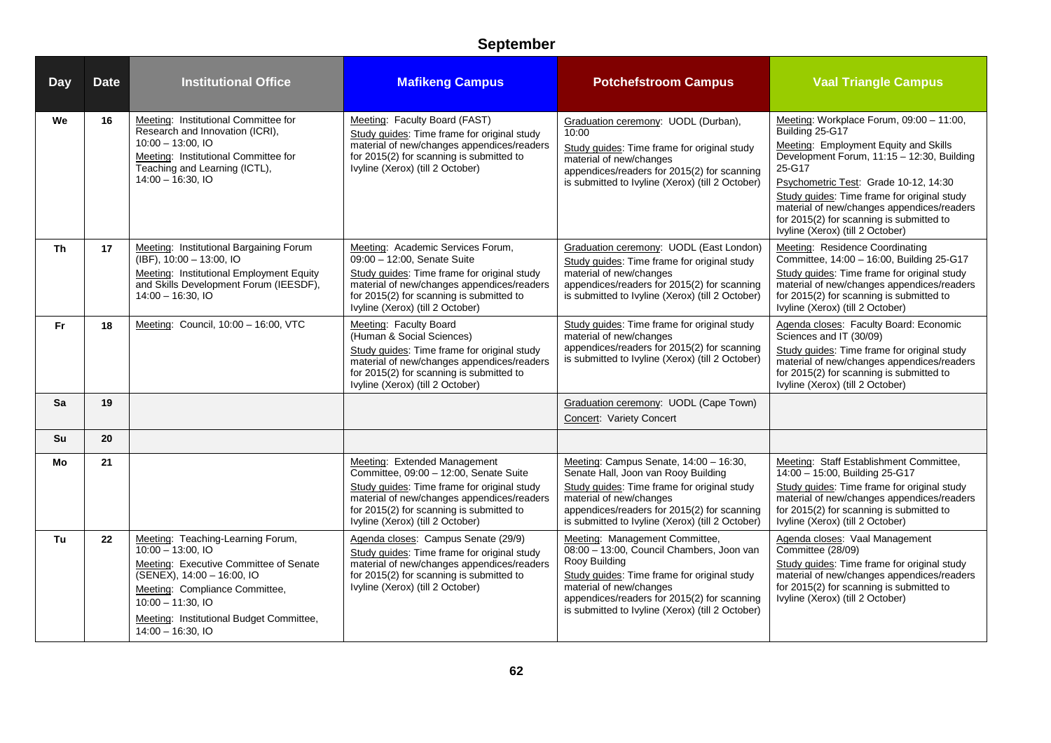## September

| Day | Date | Institutional Office | Mafikeng Campus | Potchefstroom Campus | Vaal Triangle Campus |
|---|---|---|---|---|---|
| We | 16 | Meeting: Institutional Committee for Research and Innovation (ICRI), 10:00 – 13:00, IO<br>Meeting: Institutional Committee for Teaching and Learning (ICTL), 14:00 – 16:30, IO | Meeting: Faculty Board (FAST)<br>Study guides: Time frame for original study material of new/changes appendices/readers for 2015(2) for scanning is submitted to Ivyline (Xerox) (till 2 October) | Graduation ceremony: UODL (Durban), 10:00<br>Study guides: Time frame for original study material of new/changes appendices/readers for 2015(2) for scanning is submitted to Ivyline (Xerox) (till 2 October) | Meeting: Workplace Forum, 09:00 – 11:00, Building 25-G17<br>Meeting: Employment Equity and Skills Development Forum, 11:15 – 12:30, Building 25-G17<br>Psychometric Test: Grade 10-12, 14:30<br>Study guides: Time frame for original study material of new/changes appendices/readers for 2015(2) for scanning is submitted to Ivyline (Xerox) (till 2 October) |
| Th | 17 | Meeting: Institutional Bargaining Forum (IBF), 10:00 – 13:00, IO<br>Meeting: Institutional Employment Equity and Skills Development Forum (IEESDF), 14:00 – 16:30, IO | Meeting: Academic Services Forum, 09:00 – 12:00, Senate Suite<br>Study guides: Time frame for original study material of new/changes appendices/readers for 2015(2) for scanning is submitted to Ivyline (Xerox) (till 2 October) | Graduation ceremony: UODL (East London)<br>Study guides: Time frame for original study material of new/changes appendices/readers for 2015(2) for scanning is submitted to Ivyline (Xerox) (till 2 October) | Meeting: Residence Coordinating Committee, 14:00 – 16:00, Building 25-G17<br>Study guides: Time frame for original study material of new/changes appendices/readers for 2015(2) for scanning is submitted to Ivyline (Xerox) (till 2 October) |
| Fr | 18 | Meeting: Council, 10:00 – 16:00, VTC | Meeting: Faculty Board (Human & Social Sciences)<br>Study guides: Time frame for original study material of new/changes appendices/readers for 2015(2) for scanning is submitted to Ivyline (Xerox) (till 2 October) | Study guides: Time frame for original study material of new/changes appendices/readers for 2015(2) for scanning is submitted to Ivyline (Xerox) (till 2 October) | Agenda closes: Faculty Board: Economic Sciences and IT (30/09)<br>Study guides: Time frame for original study material of new/changes appendices/readers for 2015(2) for scanning is submitted to Ivyline (Xerox) (till 2 October) |
| Sa | 19 | | | Graduation ceremony: UODL (Cape Town)<br>Concert: Variety Concert | |
| Su | 20 | | | | |
| Mo | 21 | | Meeting: Extended Management Committee, 09:00 – 12:00, Senate Suite<br>Study guides: Time frame for original study material of new/changes appendices/readers for 2015(2) for scanning is submitted to Ivyline (Xerox) (till 2 October) | Meeting: Campus Senate, 14:00 – 16:30, Senate Hall, Joon van Rooy Building<br>Study guides: Time frame for original study material of new/changes appendices/readers for 2015(2) for scanning is submitted to Ivyline (Xerox) (till 2 October) | Meeting: Staff Establishment Committee, 14:00 – 15:00, Building 25-G17<br>Study guides: Time frame for original study material of new/changes appendices/readers for 2015(2) for scanning is submitted to Ivyline (Xerox) (till 2 October) |
| Tu | 22 | Meeting: Teaching-Learning Forum, 10:00 – 13:00, IO<br>Meeting: Executive Committee of Senate (SENEX), 14:00 – 16:00, IO<br>Meeting: Compliance Committee, 10:00 – 11:30, IO<br>Meeting: Institutional Budget Committee, 14:00 – 16:30, IO | Agenda closes: Campus Senate (29/9)<br>Study guides: Time frame for original study material of new/changes appendices/readers for 2015(2) for scanning is submitted to Ivyline (Xerox) (till 2 October) | Meeting: Management Committee, 08:00 – 13:00, Council Chambers, Joon van Rooy Building<br>Study guides: Time frame for original study material of new/changes appendices/readers for 2015(2) for scanning is submitted to Ivyline (Xerox) (till 2 October) | Agenda closes: Vaal Management Committee (28/09)<br>Study guides: Time frame for original study material of new/changes appendices/readers for 2015(2) for scanning is submitted to Ivyline (Xerox) (till 2 October) |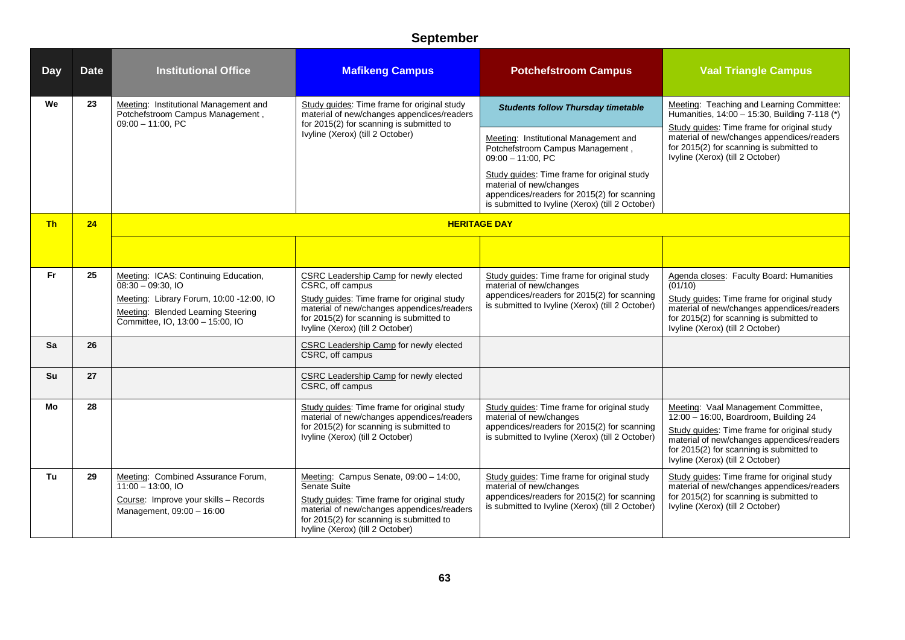# September

| Day | Date | Institutional Office | Mafikeng Campus | Potchefstroom Campus | Vaal Triangle Campus |
|---|---|---|---|---|---|
| We | 23 | Meeting: Institutional Management and Potchefstroom Campus Management , 09:00 – 11:00, PC | Study guides: Time frame for original study material of new/changes appendices/readers for 2015(2) for scanning is submitted to Ivyline (Xerox) (till 2 October) | ***Students follow Thursday timetable*** Meeting: Institutional Management and Potchefstroom Campus Management , 09:00 – 11:00, PC Study guides: Time frame for original study material of new/changes appendices/readers for 2015(2) for scanning is submitted to Ivyline (Xerox) (till 2 October) | Meeting: Teaching and Learning Committee: Humanities, 14:00 – 15:30, Building 7-118 (*) Study guides: Time frame for original study material of new/changes appendices/readers for 2015(2) for scanning is submitted to Ivyline (Xerox) (till 2 October) |
| Th | 24 | **HERITAGE DAY** | | | |
| Fr | 25 | Meeting: ICAS: Continuing Education, 08:30 – 09:30, IO Meeting: Library Forum, 10:00 -12:00, IO Meeting: Blended Learning Steering Committee, IO, 13:00 – 15:00, IO | CSRC Leadership Camp for newly elected CSRC, off campus Study guides: Time frame for original study material of new/changes appendices/readers for 2015(2) for scanning is submitted to Ivyline (Xerox) (till 2 October) | Study guides: Time frame for original study material of new/changes appendices/readers for 2015(2) for scanning is submitted to Ivyline (Xerox) (till 2 October) | Agenda closes: Faculty Board: Humanities (01/10) Study guides: Time frame for original study material of new/changes appendices/readers for 2015(2) for scanning is submitted to Ivyline (Xerox) (till 2 October) |
| Sa | 26 | | CSRC Leadership Camp for newly elected CSRC, off campus | | |
| Su | 27 | | CSRC Leadership Camp for newly elected CSRC, off campus | | |
| Mo | 28 | | Study guides: Time frame for original study material of new/changes appendices/readers for 2015(2) for scanning is submitted to Ivyline (Xerox) (till 2 October) | Study guides: Time frame for original study material of new/changes appendices/readers for 2015(2) for scanning is submitted to Ivyline (Xerox) (till 2 October) | Meeting: Vaal Management Committee, 12:00 – 16:00, Boardroom, Building 24 Study guides: Time frame for original study material of new/changes appendices/readers for 2015(2) for scanning is submitted to Ivyline (Xerox) (till 2 October) |
| Tu | 29 | Meeting: Combined Assurance Forum, 11:00 – 13:00, IO Course: Improve your skills – Records Management, 09:00 – 16:00 | Meeting: Campus Senate, 09:00 – 14:00, Senate Suite Study guides: Time frame for original study material of new/changes appendices/readers for 2015(2) for scanning is submitted to Ivyline (Xerox) (till 2 October) | Study guides: Time frame for original study material of new/changes appendices/readers for 2015(2) for scanning is submitted to Ivyline (Xerox) (till 2 October) | Study guides: Time frame for original study material of new/changes appendices/readers for 2015(2) for scanning is submitted to Ivyline (Xerox) (till 2 October) |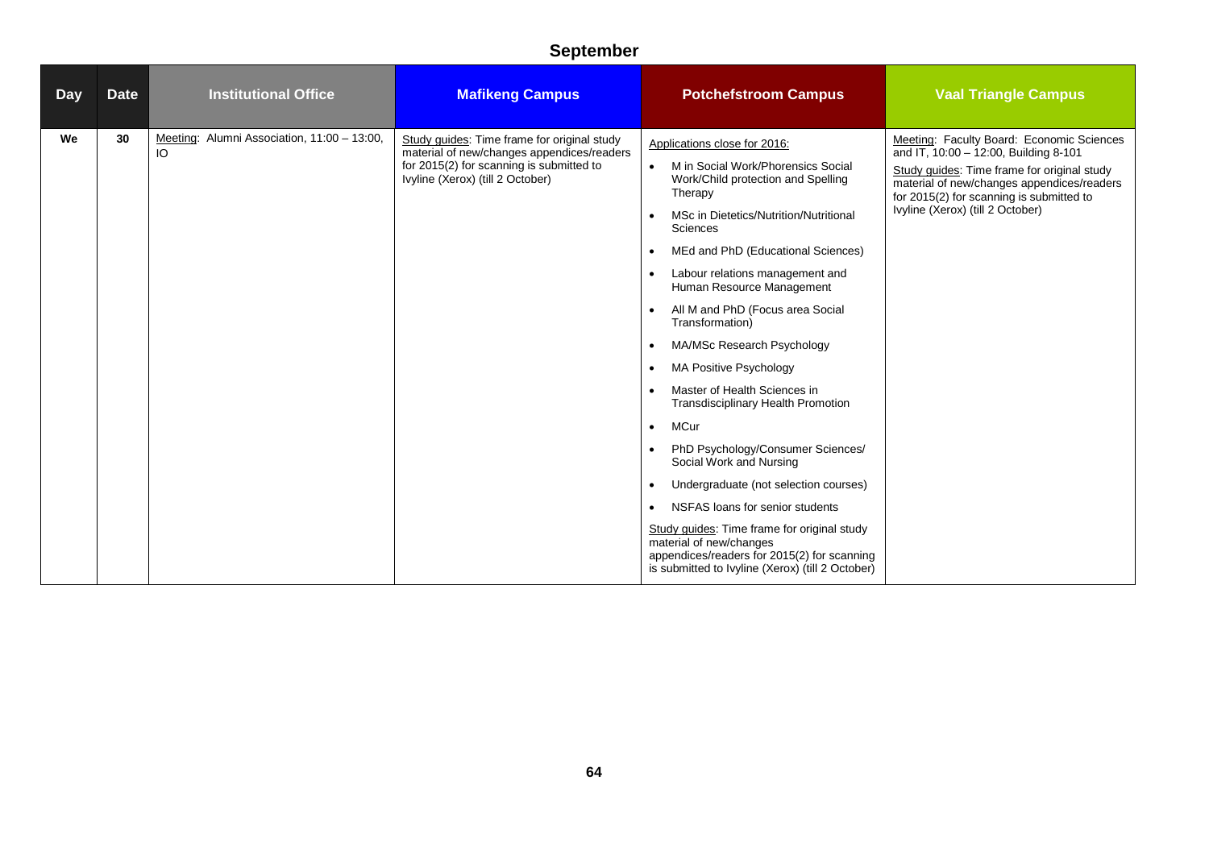# September

| Day | Date | Institutional Office | Mafikeng Campus | Potchefstroom Campus | Vaal Triangle Campus |
|---|---|---|---|---|---|
| We | 30 | Meeting: Alumni Association, 11:00 – 13:00, IO | Study guides: Time frame for original study material of new/changes appendices/readers for 2015(2) for scanning is submitted to Ivyline (Xerox) (till 2 October) | Applications close for 2016:<br>• M in Social Work/Phorensics Social Work/Child protection and Spelling Therapy<br>• MSc in Dietetics/Nutrition/Nutritional Sciences<br>• MEd and PhD (Educational Sciences)<br>• Labour relations management and Human Resource Management<br>• All M and PhD (Focus area Social Transformation)<br>• MA/MSc Research Psychology<br>• MA Positive Psychology<br>• Master of Health Sciences in Transdisciplinary Health Promotion<br>• MCur<br>• PhD Psychology/Consumer Sciences/ Social Work and Nursing<br>• Undergraduate (not selection courses)<br>• NSFAS loans for senior students<br>Study guides: Time frame for original study material of new/changes appendices/readers for 2015(2) for scanning is submitted to Ivyline (Xerox) (till 2 October) | Meeting: Faculty Board: Economic Sciences and IT, 10:00 – 12:00, Building 8-101<br>Study guides: Time frame for original study material of new/changes appendices/readers for 2015(2) for scanning is submitted to Ivyline (Xerox) (till 2 October) |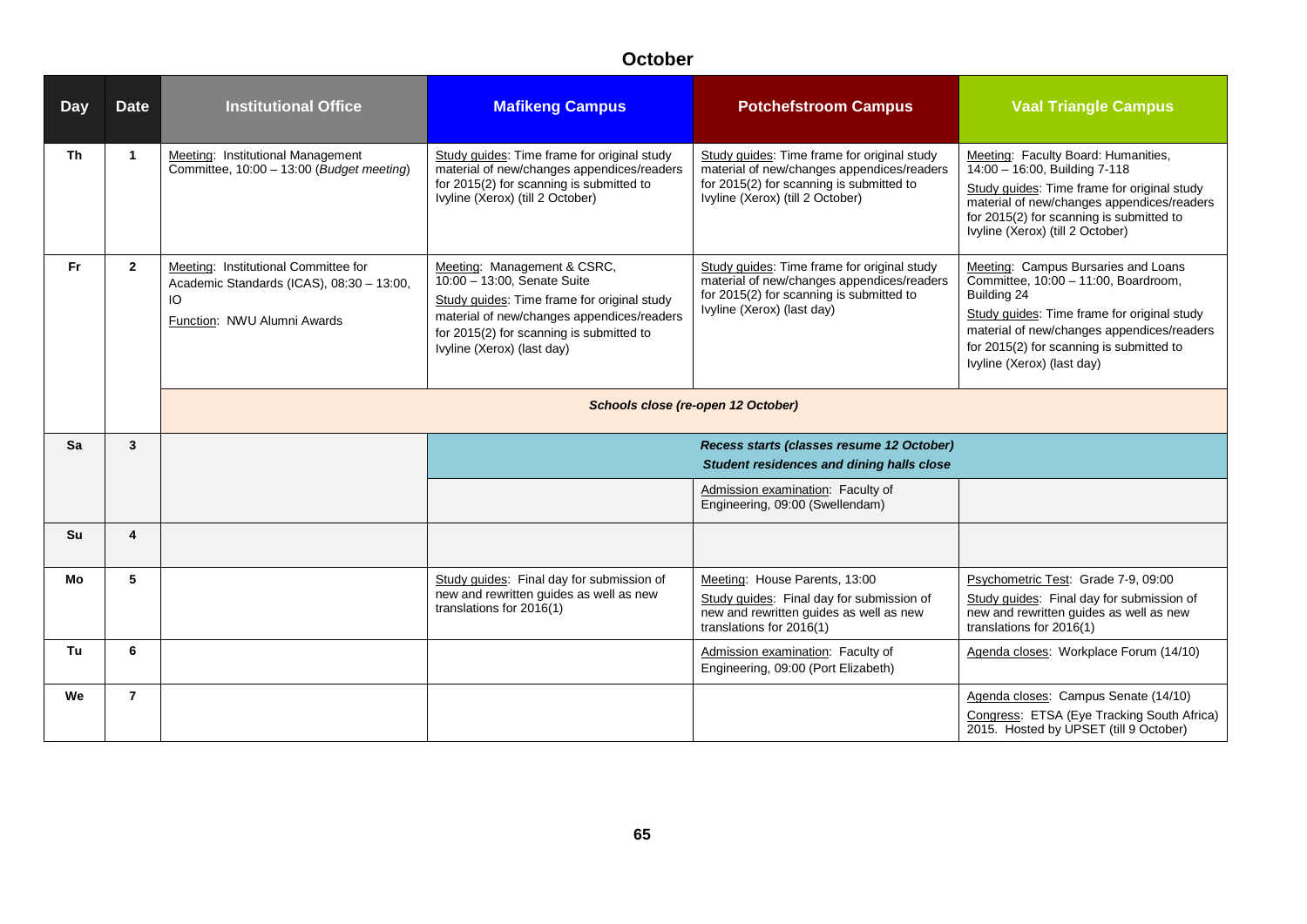# October

| Day | Date | Institutional Office | Mafikeng Campus | Potchefstroom Campus | Vaal Triangle Campus |
|---|---|---|---|---|---|
| Th | 1 | Meeting: Institutional Management Committee, 10:00 – 13:00 (*Budget meeting*) | Study guides: Time frame for original study material of new/changes appendices/readers for 2015(2) for scanning is submitted to Ivyline (Xerox) (till 2 October) | Study guides: Time frame for original study material of new/changes appendices/readers for 2015(2) for scanning is submitted to Ivyline (Xerox) (till 2 October) | Meeting: Faculty Board: Humanities, 14:00 – 16:00, Building 7-118<br>Study guides: Time frame for original study material of new/changes appendices/readers for 2015(2) for scanning is submitted to Ivyline (Xerox) (till 2 October) |
| Fr | 2 | Meeting: Institutional Committee for Academic Standards (ICAS), 08:30 – 13:00, IO<br>Function: NWU Alumni Awards | Meeting: Management & CSRC, 10:00 – 13:00, Senate Suite<br>Study guides: Time frame for original study material of new/changes appendices/readers for 2015(2) for scanning is submitted to Ivyline (Xerox) (last day) | Study guides: Time frame for original study material of new/changes appendices/readers for 2015(2) for scanning is submitted to Ivyline (Xerox) (last day) | Meeting: Campus Bursaries and Loans Committee, 10:00 – 11:00, Boardroom, Building 24<br>Study guides: Time frame for original study material of new/changes appendices/readers for 2015(2) for scanning is submitted to Ivyline (Xerox) (last day) |
| | | ***Schools close (re-open 12 October)*** | | | |
| Sa | 3 | | ***Recess starts (classes resume 12 October)***<br>***Student residences and dining halls close*** | | |
| | | | | Admission examination: Faculty of Engineering, 09:00 (Swellendam) | |
| Su | 4 | | | | |
| Mo | 5 | | Study guides: Final day for submission of new and rewritten guides as well as new translations for 2016(1) | Meeting: House Parents, 13:00<br>Study guides: Final day for submission of new and rewritten guides as well as new translations for 2016(1) | Psychometric Test: Grade 7-9, 09:00<br>Study guides: Final day for submission of new and rewritten guides as well as new translations for 2016(1) |
| Tu | 6 | | | Admission examination: Faculty of Engineering, 09:00 (Port Elizabeth) | Agenda closes: Workplace Forum (14/10) |
| We | 7 | | | | Agenda closes: Campus Senate (14/10)<br>Congress: ETSA (Eye Tracking South Africa) 2015. Hosted by UPSET (till 9 October) |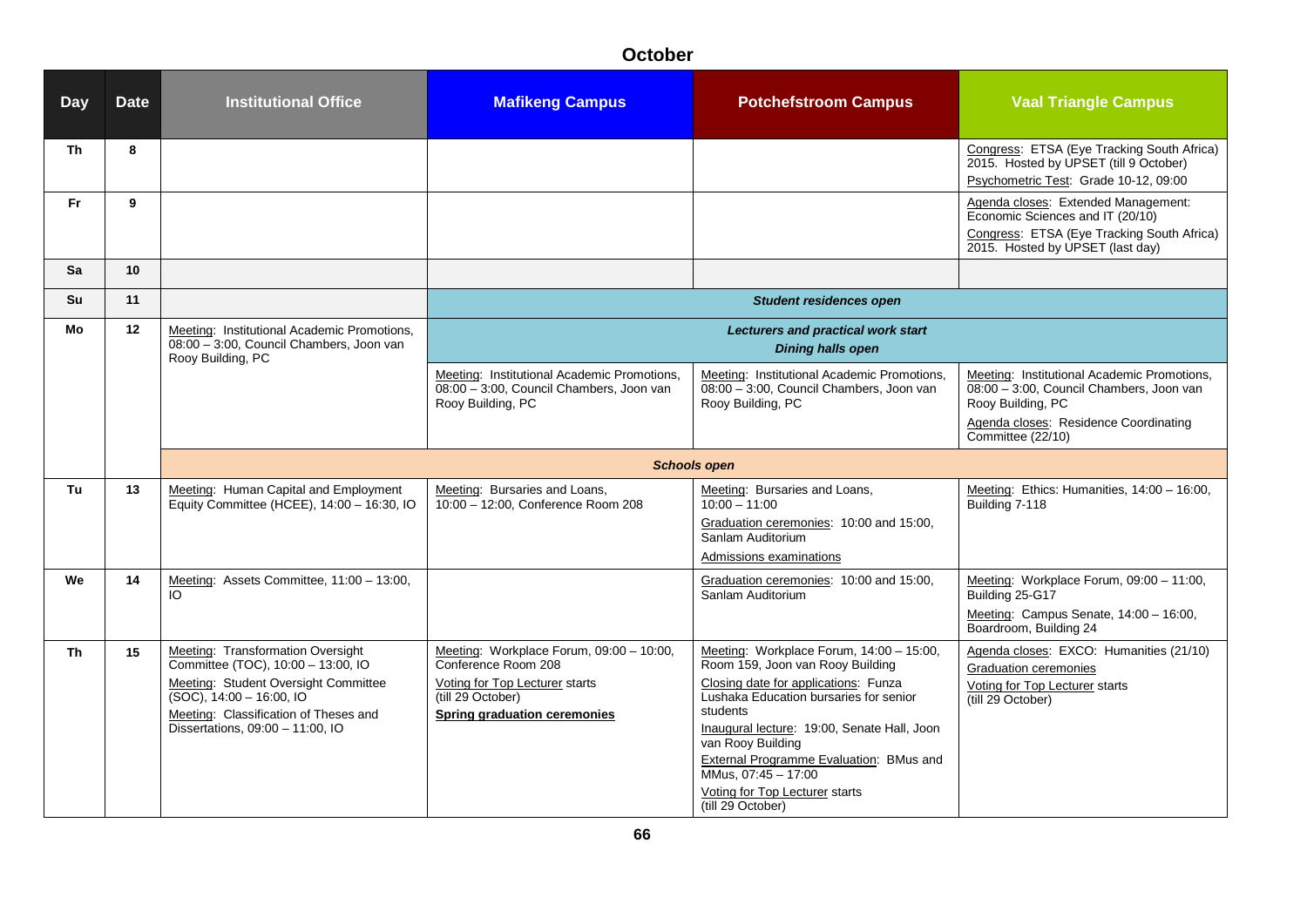## October

| Day | Date | Institutional Office | Mafikeng Campus | Potchefstroom Campus | Vaal Triangle Campus |
|---|---|---|---|---|---|
| Th | 8 | | | | Congress: ETSA (Eye Tracking South Africa) 2015. Hosted by UPSET (till 9 October)<br>Psychometric Test: Grade 10-12, 09:00 |
| Fr | 9 | | | | Agenda closes: Extended Management: Economic Sciences and IT (20/10)<br>Congress: ETSA (Eye Tracking South Africa) 2015. Hosted by UPSET (last day) |
| Sa | 10 | | | | |
| Su | 11 | | ***Student residences open*** | | |
| Mo | 12 | Meeting: Institutional Academic Promotions, 08:00 – 3:00, Council Chambers, Joon van Rooy Building, PC | ***Lecturers and practical work start***<br>***Dining halls open*** | | |
| | | | Meeting: Institutional Academic Promotions, 08:00 – 3:00, Council Chambers, Joon van Rooy Building, PC | Meeting: Institutional Academic Promotions, 08:00 – 3:00, Council Chambers, Joon van Rooy Building, PC | Meeting: Institutional Academic Promotions, 08:00 – 3:00, Council Chambers, Joon van Rooy Building, PC<br>Agenda closes: Residence Coordinating Committee (22/10) |
| | | ***Schools open*** | | | |
| Tu | 13 | Meeting: Human Capital and Employment Equity Committee (HCEE), 14:00 – 16:30, IO | Meeting: Bursaries and Loans, 10:00 – 12:00, Conference Room 208 | Meeting: Bursaries and Loans, 10:00 – 11:00<br>Graduation ceremonies: 10:00 and 15:00, Sanlam Auditorium<br>Admissions examinations | Meeting: Ethics: Humanities, 14:00 – 16:00, Building 7-118 |
| We | 14 | Meeting: Assets Committee, 11:00 – 13:00, IO | | Graduation ceremonies: 10:00 and 15:00, Sanlam Auditorium | Meeting: Workplace Forum, 09:00 – 11:00, Building 25-G17<br>Meeting: Campus Senate, 14:00 – 16:00, Boardroom, Building 24 |
| Th | 15 | Meeting: Transformation Oversight Committee (TOC), 10:00 – 13:00, IO<br>Meeting: Student Oversight Committee (SOC), 14:00 – 16:00, IO<br>Meeting: Classification of Theses and Dissertations, 09:00 – 11:00, IO | Meeting: Workplace Forum, 09:00 – 10:00, Conference Room 208<br>Voting for Top Lecturer starts (till 29 October)<br>**Spring graduation ceremonies** | Meeting: Workplace Forum, 14:00 – 15:00, Room 159, Joon van Rooy Building<br>Closing date for applications: Funza Lushaka Education bursaries for senior students<br>Inaugural lecture: 19:00, Senate Hall, Joon van Rooy Building<br>External Programme Evaluation: BMus and MMus, 07:45 – 17:00<br>Voting for Top Lecturer starts (till 29 October) | Agenda closes: EXCO: Humanities (21/10)<br>Graduation ceremonies<br>Voting for Top Lecturer starts (till 29 October) |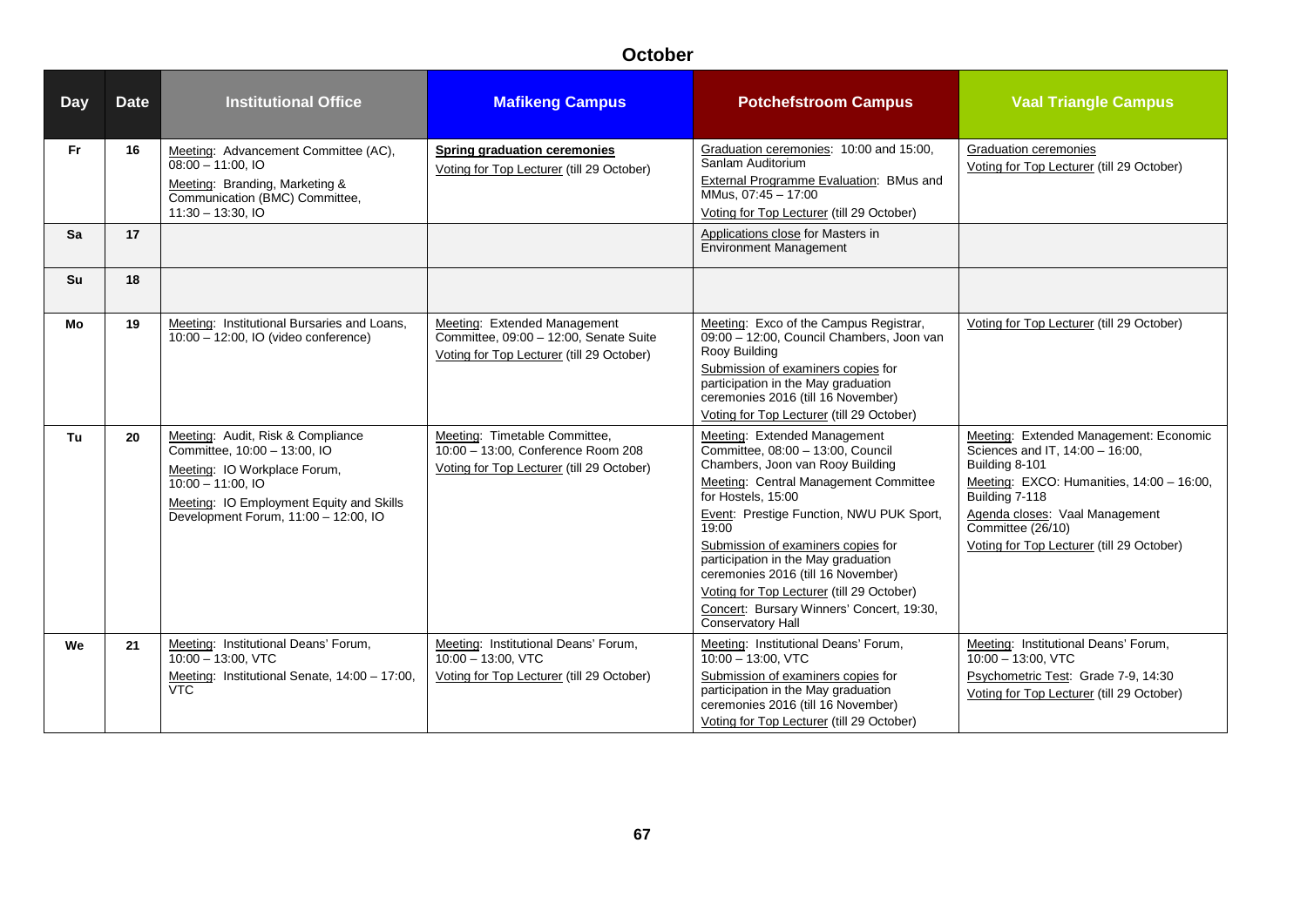## October

| Day | Date | Institutional Office | Mafikeng Campus | Potchefstroom Campus | Vaal Triangle Campus |
|---|---|---|---|---|---|
| Fr | 16 | Meeting: Advancement Committee (AC), 08:00 – 11:00, IO<br>Meeting: Branding, Marketing & Communication (BMC) Committee, 11:30 – 13:30, IO | **Spring graduation ceremonies**<br>Voting for Top Lecturer (till 29 October) | Graduation ceremonies: 10:00 and 15:00, Sanlam Auditorium<br>External Programme Evaluation: BMus and MMus, 07:45 – 17:00<br>Voting for Top Lecturer (till 29 October) | Graduation ceremonies<br>Voting for Top Lecturer (till 29 October) |
| Sa | 17 | | | Applications close for Masters in Environment Management | |
| Su | 18 | | | | |
| Mo | 19 | Meeting: Institutional Bursaries and Loans, 10:00 – 12:00, IO (video conference) | Meeting: Extended Management Committee, 09:00 – 12:00, Senate Suite<br>Voting for Top Lecturer (till 29 October) | Meeting: Exco of the Campus Registrar, 09:00 – 12:00, Council Chambers, Joon van Rooy Building<br>Submission of examiners copies for participation in the May graduation ceremonies 2016 (till 16 November)<br>Voting for Top Lecturer (till 29 October) | Voting for Top Lecturer (till 29 October) |
| Tu | 20 | Meeting: Audit, Risk & Compliance Committee, 10:00 – 13:00, IO<br>Meeting: IO Workplace Forum, 10:00 – 11:00, IO<br>Meeting: IO Employment Equity and Skills Development Forum, 11:00 – 12:00, IO | Meeting: Timetable Committee, 10:00 – 13:00, Conference Room 208<br>Voting for Top Lecturer (till 29 October) | Meeting: Extended Management Committee, 08:00 – 13:00, Council Chambers, Joon van Rooy Building<br>Meeting: Central Management Committee for Hostels, 15:00<br>Event: Prestige Function, NWU PUK Sport, 19:00<br>Submission of examiners copies for participation in the May graduation ceremonies 2016 (till 16 November)<br>Voting for Top Lecturer (till 29 October)<br>Concert: Bursary Winners' Concert, 19:30, Conservatory Hall | Meeting: Extended Management: Economic Sciences and IT, 14:00 – 16:00, Building 8-101<br>Meeting: EXCO: Humanities, 14:00 – 16:00, Building 7-118<br>Agenda closes: Vaal Management Committee (26/10)<br>Voting for Top Lecturer (till 29 October) |
| We | 21 | Meeting: Institutional Deans' Forum, 10:00 – 13:00, VTC<br>Meeting: Institutional Senate, 14:00 – 17:00, VTC | Meeting: Institutional Deans' Forum, 10:00 – 13:00, VTC<br>Voting for Top Lecturer (till 29 October) | Meeting: Institutional Deans' Forum, 10:00 – 13:00, VTC<br>Submission of examiners copies for participation in the May graduation ceremonies 2016 (till 16 November)<br>Voting for Top Lecturer (till 29 October) | Meeting: Institutional Deans' Forum, 10:00 – 13:00, VTC<br>Psychometric Test: Grade 7-9, 14:30<br>Voting for Top Lecturer (till 29 October) |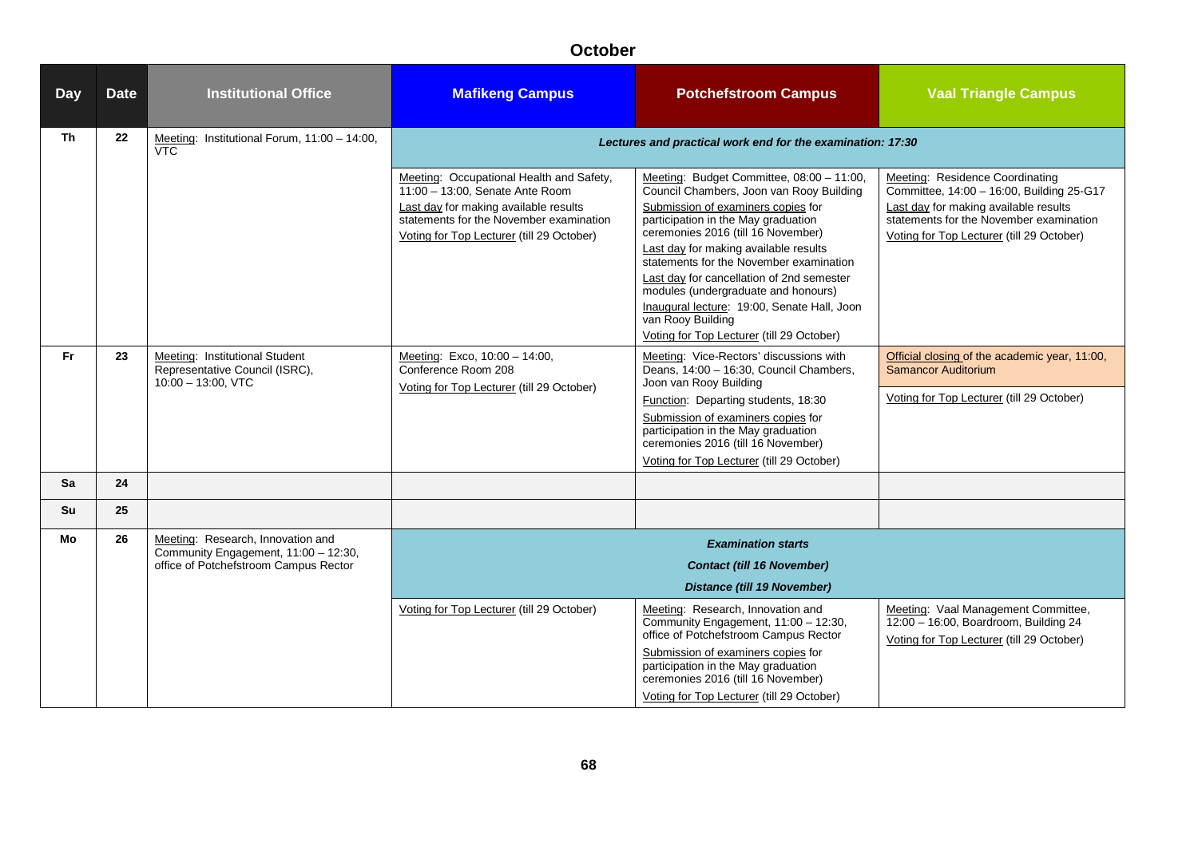## October

| Day | Date | Institutional Office | Mafikeng Campus | Potchefstroom Campus | Vaal Triangle Campus |
|---|---|---|---|---|---|
| Th | 22 | Meeting: Institutional Forum, 11:00 – 14:00, VTC | ***Lectures and practical work end for the examination: 17:30*** | | |
| | | | Meeting: Occupational Health and Safety, 11:00 – 13:00, Senate Ante Room<br>Last day for making available results statements for the November examination<br>Voting for Top Lecturer (till 29 October) | Meeting: Budget Committee, 08:00 – 11:00, Council Chambers, Joon van Rooy Building<br>Submission of examiners copies for participation in the May graduation ceremonies 2016 (till 16 November)<br>Last day for making available results statements for the November examination<br>Last day for cancellation of 2nd semester modules (undergraduate and honours)<br>Inaugural lecture: 19:00, Senate Hall, Joon van Rooy Building<br>Voting for Top Lecturer (till 29 October) | Meeting: Residence Coordinating Committee, 14:00 – 16:00, Building 25-G17<br>Last day for making available results statements for the November examination<br>Voting for Top Lecturer (till 29 October) |
| Fr | 23 | Meeting: Institutional Student Representative Council (ISRC), 10:00 – 13:00, VTC | Meeting: Exco, 10:00 – 14:00, Conference Room 208<br>Voting for Top Lecturer (till 29 October) | Meeting: Vice-Rectors' discussions with Deans, 14:00 – 16:30, Council Chambers, Joon van Rooy Building<br>Function: Departing students, 18:30<br>Submission of examiners copies for participation in the May graduation ceremonies 2016 (till 16 November)<br>Voting for Top Lecturer (till 29 October) | Official closing of the academic year, 11:00, Samancor Auditorium<br>Voting for Top Lecturer (till 29 October) |
| Sa | 24 | | | | |
| Su | 25 | | | | |
| Mo | 26 | Meeting: Research, Innovation and Community Engagement, 11:00 – 12:30, office of Potchefstroom Campus Rector | ***Examination starts***<br>***Contact (till 16 November)***<br>***Distance (till 19 November)*** | | |
| | | | Voting for Top Lecturer (till 29 October) | Meeting: Research, Innovation and Community Engagement, 11:00 – 12:30, office of Potchefstroom Campus Rector<br>Submission of examiners copies for participation in the May graduation ceremonies 2016 (till 16 November)<br>Voting for Top Lecturer (till 29 October) | Meeting: Vaal Management Committee, 12:00 – 16:00, Boardroom, Building 24<br>Voting for Top Lecturer (till 29 October) |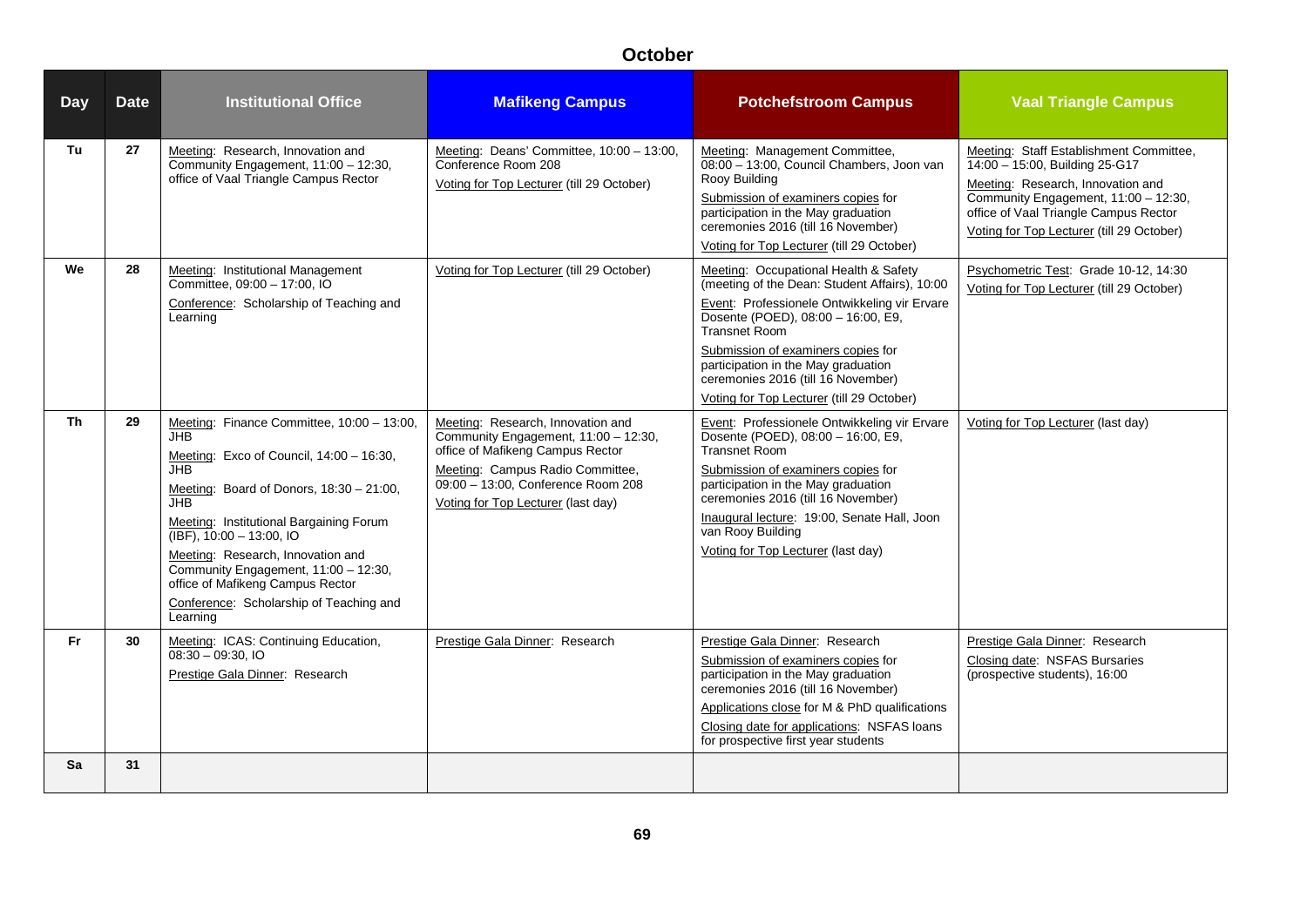## October

| Day | Date | Institutional Office | Mafikeng Campus | Potchefstroom Campus | Vaal Triangle Campus |
|---|---|---|---|---|---|
| Tu | 27 | Meeting: Research, Innovation and Community Engagement, 11:00 – 12:30, office of Vaal Triangle Campus Rector | Meeting: Deans' Committee, 10:00 – 13:00, Conference Room 208<br>Voting for Top Lecturer (till 29 October) | Meeting: Management Committee, 08:00 – 13:00, Council Chambers, Joon van Rooy Building<br>Submission of examiners copies for participation in the May graduation ceremonies 2016 (till 16 November)<br>Voting for Top Lecturer (till 29 October) | Meeting: Staff Establishment Committee, 14:00 – 15:00, Building 25-G17<br>Meeting: Research, Innovation and Community Engagement, 11:00 – 12:30, office of Vaal Triangle Campus Rector<br>Voting for Top Lecturer (till 29 October) |
| We | 28 | Meeting: Institutional Management Committee, 09:00 – 17:00, IO<br>Conference: Scholarship of Teaching and Learning | Voting for Top Lecturer (till 29 October) | Meeting: Occupational Health & Safety (meeting of the Dean: Student Affairs), 10:00<br>Event: Professionele Ontwikkeling vir Ervare Dosente (POED), 08:00 – 16:00, E9, Transnet Room<br>Submission of examiners copies for participation in the May graduation ceremonies 2016 (till 16 November)<br>Voting for Top Lecturer (till 29 October) | Psychometric Test: Grade 10-12, 14:30<br>Voting for Top Lecturer (till 29 October) |
| Th | 29 | Meeting: Finance Committee, 10:00 – 13:00, JHB<br>Meeting: Exco of Council, 14:00 – 16:30, JHB<br>Meeting: Board of Donors, 18:30 – 21:00, JHB<br>Meeting: Institutional Bargaining Forum (IBF), 10:00 – 13:00, IO<br>Meeting: Research, Innovation and Community Engagement, 11:00 – 12:30, office of Mafikeng Campus Rector<br>Conference: Scholarship of Teaching and Learning | Meeting: Research, Innovation and Community Engagement, 11:00 – 12:30, office of Mafikeng Campus Rector<br>Meeting: Campus Radio Committee, 09:00 – 13:00, Conference Room 208<br>Voting for Top Lecturer (last day) | Event: Professionele Ontwikkeling vir Ervare Dosente (POED), 08:00 – 16:00, E9, Transnet Room<br>Submission of examiners copies for participation in the May graduation ceremonies 2016 (till 16 November)<br>Inaugural lecture: 19:00, Senate Hall, Joon van Rooy Building<br>Voting for Top Lecturer (last day) | Voting for Top Lecturer (last day) |
| Fr | 30 | Meeting: ICAS: Continuing Education, 08:30 – 09:30, IO<br>Prestige Gala Dinner: Research | Prestige Gala Dinner: Research | Prestige Gala Dinner: Research<br>Submission of examiners copies for participation in the May graduation ceremonies 2016 (till 16 November)<br>Applications close for M & PhD qualifications<br>Closing date for applications: NSFAS loans for prospective first year students | Prestige Gala Dinner: Research<br>Closing date: NSFAS Bursaries (prospective students), 16:00 |
| Sa | 31 | | | | |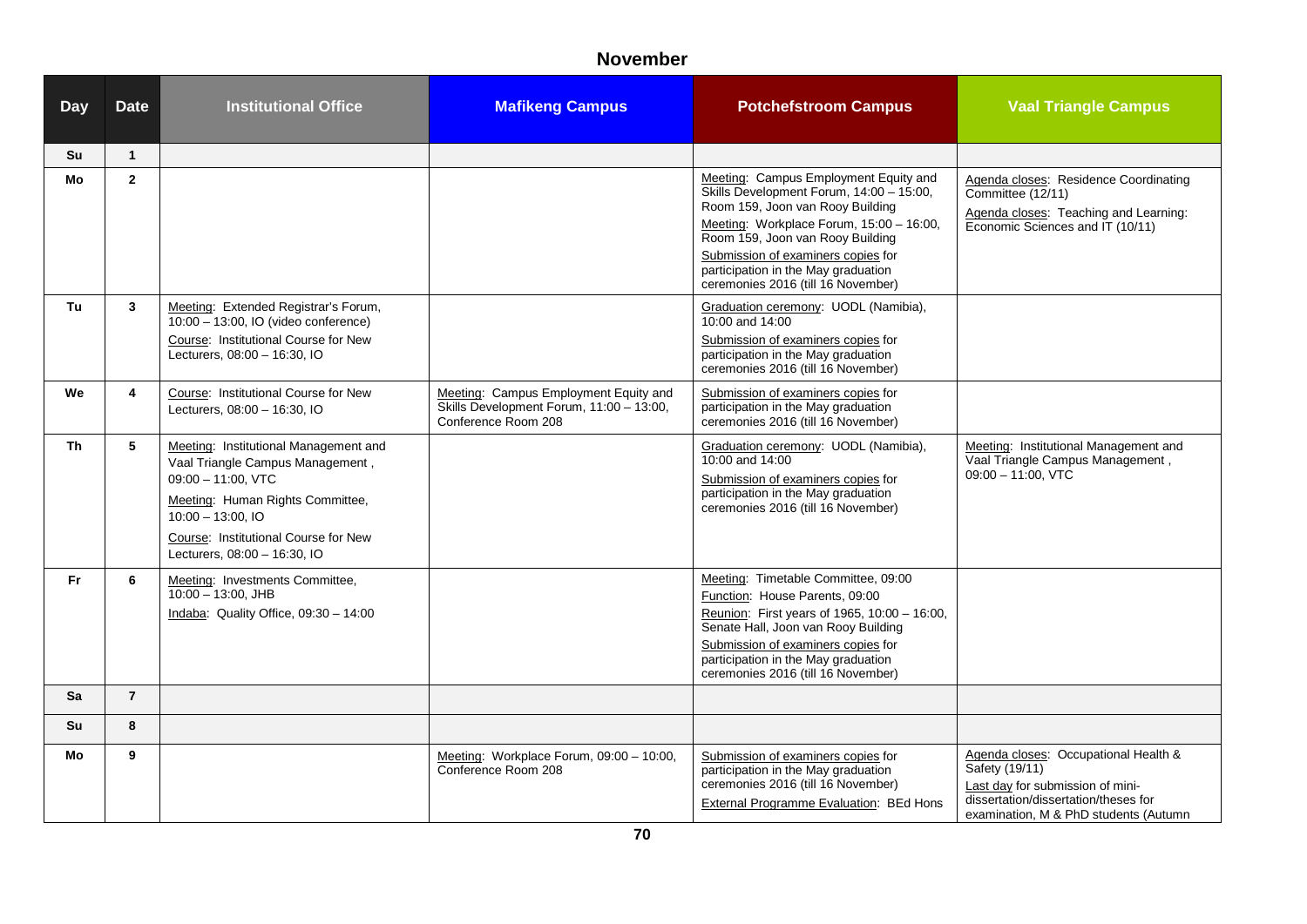## November

| Day | Date | Institutional Office | Mafikeng Campus | Potchefstroom Campus | Vaal Triangle Campus |
|---|---|---|---|---|---|
| Su | 1 | | | | |
| Mo | 2 | | | Meeting: Campus Employment Equity and Skills Development Forum, 14:00 – 15:00, Room 159, Joon van Rooy Building<br>Meeting: Workplace Forum, 15:00 – 16:00, Room 159, Joon van Rooy Building<br>Submission of examiners copies for participation in the May graduation ceremonies 2016 (till 16 November) | Agenda closes: Residence Coordinating Committee (12/11)<br>Agenda closes: Teaching and Learning: Economic Sciences and IT (10/11) |
| Tu | 3 | Meeting: Extended Registrar's Forum, 10:00 – 13:00, IO (video conference)<br>Course: Institutional Course for New Lecturers, 08:00 – 16:30, IO | | Graduation ceremony: UODL (Namibia), 10:00 and 14:00<br>Submission of examiners copies for participation in the May graduation ceremonies 2016 (till 16 November) | |
| We | 4 | Course: Institutional Course for New Lecturers, 08:00 – 16:30, IO | Meeting: Campus Employment Equity and Skills Development Forum, 11:00 – 13:00, Conference Room 208 | Submission of examiners copies for participation in the May graduation ceremonies 2016 (till 16 November) | |
| Th | 5 | Meeting: Institutional Management and Vaal Triangle Campus Management , 09:00 – 11:00, VTC<br>Meeting: Human Rights Committee, 10:00 – 13:00, IO<br>Course: Institutional Course for New Lecturers, 08:00 – 16:30, IO | | Graduation ceremony: UODL (Namibia), 10:00 and 14:00<br>Submission of examiners copies for participation in the May graduation ceremonies 2016 (till 16 November) | Meeting: Institutional Management and Vaal Triangle Campus Management , 09:00 – 11:00, VTC |
| Fr | 6 | Meeting: Investments Committee, 10:00 – 13:00, JHB<br>Indaba: Quality Office, 09:30 – 14:00 | | Meeting: Timetable Committee, 09:00<br>Function: House Parents, 09:00<br>Reunion: First years of 1965, 10:00 – 16:00, Senate Hall, Joon van Rooy Building<br>Submission of examiners copies for participation in the May graduation ceremonies 2016 (till 16 November) | |
| Sa | 7 | | | | |
| Su | 8 | | | | |
| Mo | 9 | | Meeting: Workplace Forum, 09:00 – 10:00, Conference Room 208 | Submission of examiners copies for participation in the May graduation ceremonies 2016 (till 16 November)<br>External Programme Evaluation: BEd Hons | Agenda closes: Occupational Health & Safety (19/11)<br>Last day for submission of mini-dissertation/dissertation/theses for examination, M & PhD students (Autumn |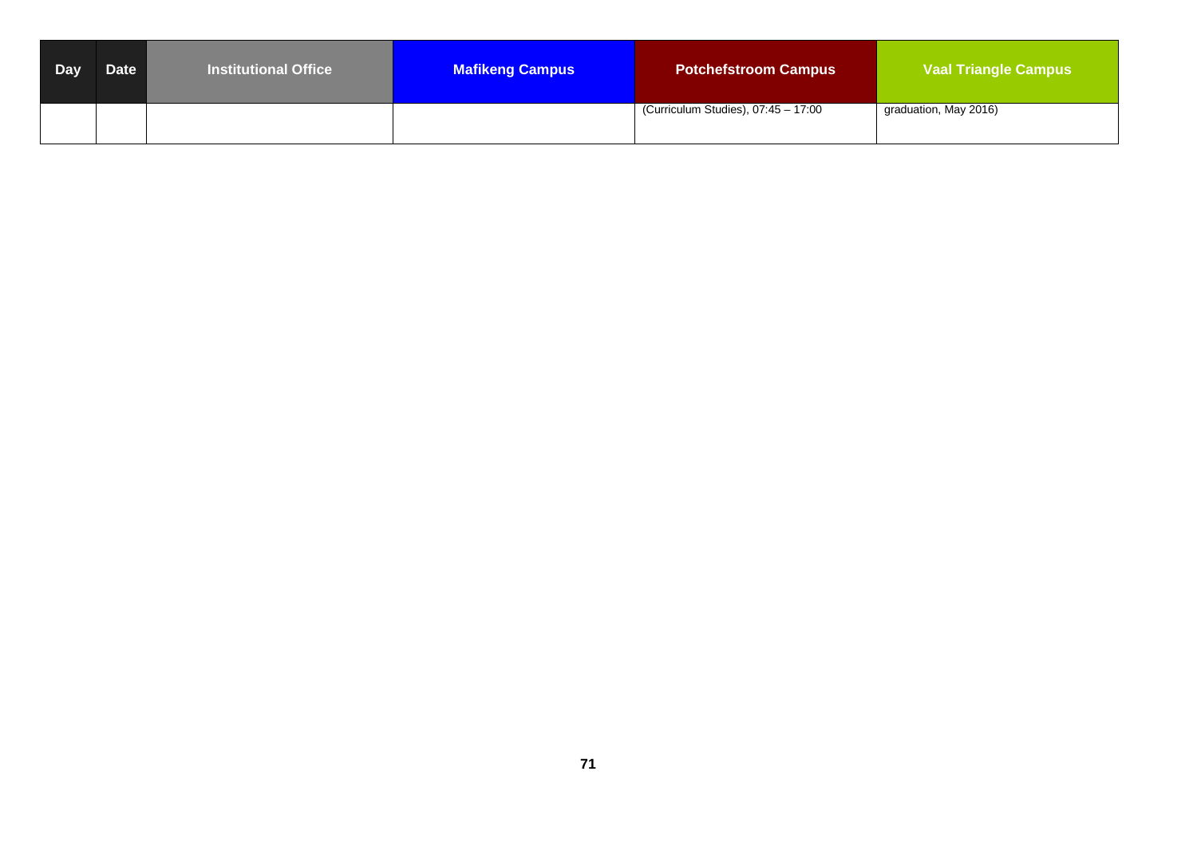| Day | Date | Institutional Office | Mafikeng Campus | Potchefstroom Campus | Vaal Triangle Campus |
|---|---|---|---|---|---|
| | | | | (Curriculum Studies), 07:45 – 17:00 | graduation, May 2016) |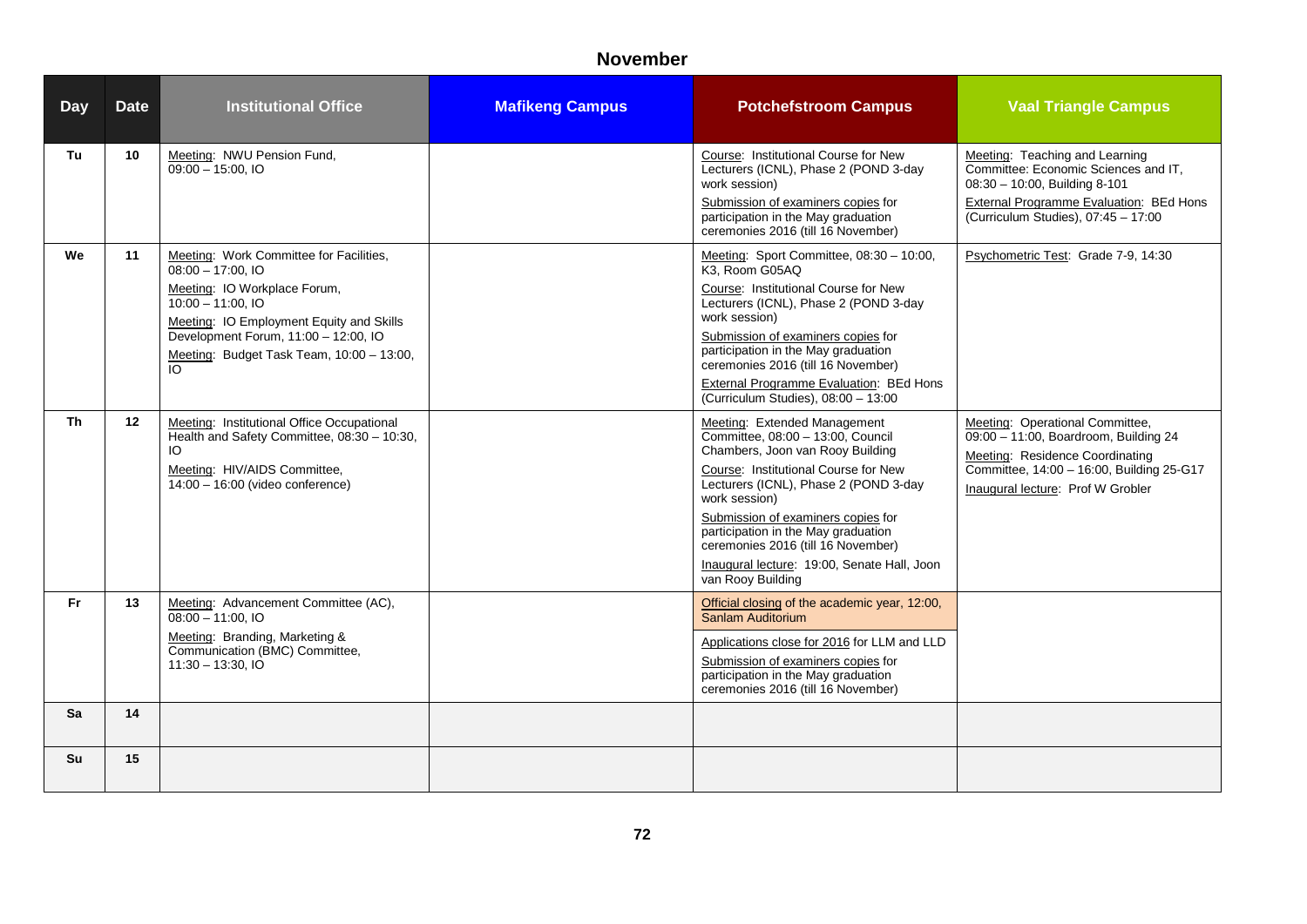## November

| Day | Date | Institutional Office | Mafikeng Campus | Potchefstroom Campus | Vaal Triangle Campus |
|---|---|---|---|---|---|
| Tu | 10 | Meeting: NWU Pension Fund, 09:00 – 15:00, IO | | Course: Institutional Course for New Lecturers (ICNL), Phase 2 (POND 3-day work session)<br>Submission of examiners copies for participation in the May graduation ceremonies 2016 (till 16 November) | Meeting: Teaching and Learning Committee: Economic Sciences and IT, 08:30 – 10:00, Building 8-101<br>External Programme Evaluation: BEd Hons (Curriculum Studies), 07:45 – 17:00 |
| We | 11 | Meeting: Work Committee for Facilities, 08:00 – 17:00, IO<br>Meeting: IO Workplace Forum, 10:00 – 11:00, IO<br>Meeting: IO Employment Equity and Skills Development Forum, 11:00 – 12:00, IO<br>Meeting: Budget Task Team, 10:00 – 13:00, IO | | Meeting: Sport Committee, 08:30 – 10:00, K3, Room G05AQ<br>Course: Institutional Course for New Lecturers (ICNL), Phase 2 (POND 3-day work session)<br>Submission of examiners copies for participation in the May graduation ceremonies 2016 (till 16 November)<br>External Programme Evaluation: BEd Hons (Curriculum Studies), 08:00 – 13:00 | Psychometric Test: Grade 7-9, 14:30 |
| Th | 12 | Meeting: Institutional Office Occupational Health and Safety Committee, 08:30 – 10:30, IO<br>Meeting: HIV/AIDS Committee, 14:00 – 16:00 (video conference) | | Meeting: Extended Management Committee, 08:00 – 13:00, Council Chambers, Joon van Rooy Building<br>Course: Institutional Course for New Lecturers (ICNL), Phase 2 (POND 3-day work session)<br>Submission of examiners copies for participation in the May graduation ceremonies 2016 (till 16 November)<br>Inaugural lecture: 19:00, Senate Hall, Joon van Rooy Building | Meeting: Operational Committee, 09:00 – 11:00, Boardroom, Building 24<br>Meeting: Residence Coordinating Committee, 14:00 – 16:00, Building 25-G17<br>Inaugural lecture: Prof W Grobler |
| Fr | 13 | Meeting: Advancement Committee (AC), 08:00 – 11:00, IO<br>Meeting: Branding, Marketing & Communication (BMC) Committee, 11:30 – 13:30, IO | | Official closing of the academic year, 12:00, Sanlam Auditorium<br>Applications close for 2016 for LLM and LLD<br>Submission of examiners copies for participation in the May graduation ceremonies 2016 (till 16 November) | |
| Sa | 14 | | | | |
| Su | 15 | | | | |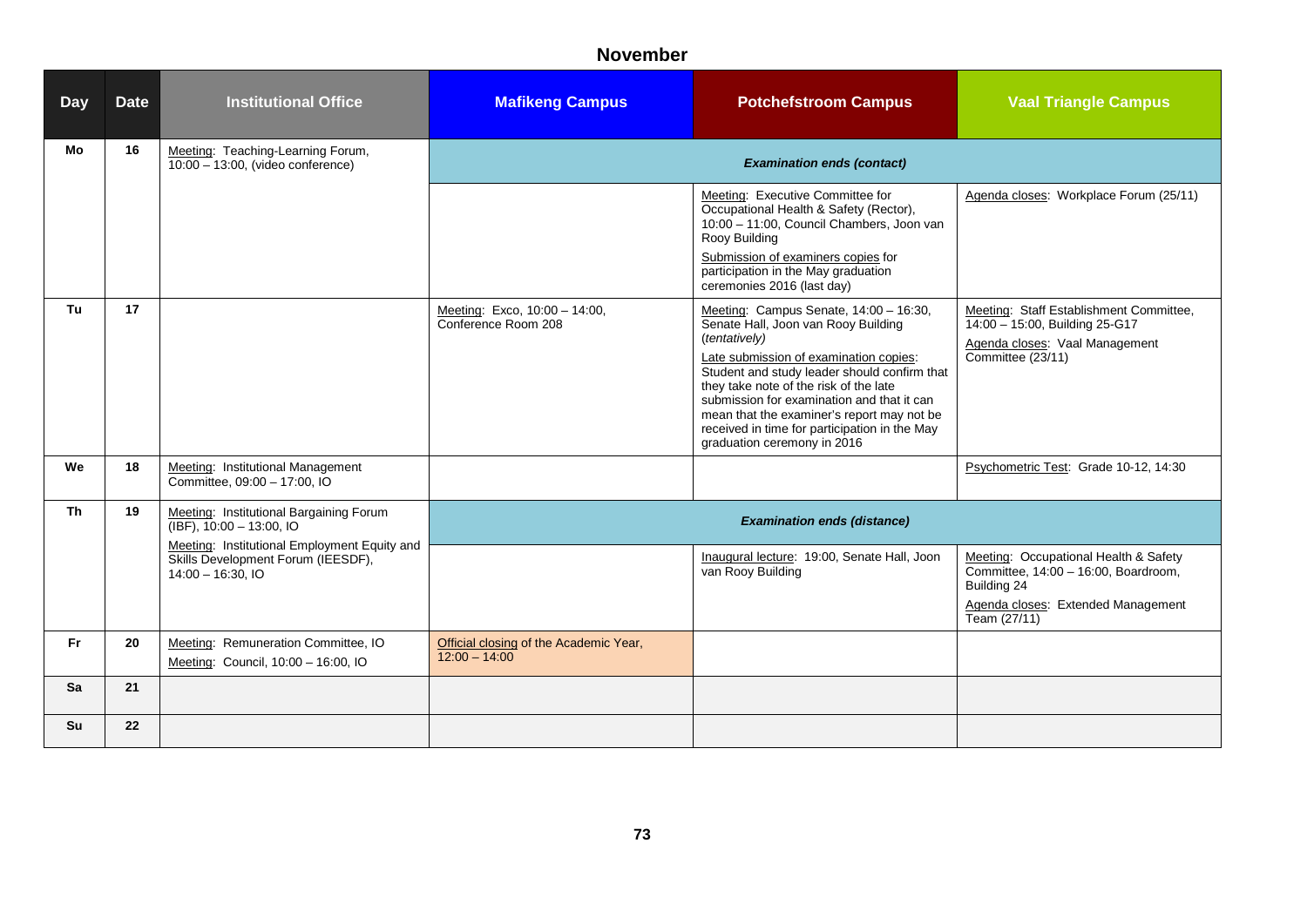## November

| Day | Date | Institutional Office | Mafikeng Campus | Potchefstroom Campus | Vaal Triangle Campus |
|---|---|---|---|---|---|
| Mo | 16 | Meeting: Teaching-Learning Forum, 10:00 – 13:00, (video conference) | ***Examination ends (contact)*** | | |
| | | | | Meeting: Executive Committee for Occupational Health & Safety (Rector), 10:00 – 11:00, Council Chambers, Joon van Rooy Building<br>Submission of examiners copies for participation in the May graduation ceremonies 2016 (last day) | Agenda closes: Workplace Forum (25/11) |
| Tu | 17 | | Meeting: Exco, 10:00 – 14:00, Conference Room 208 | Meeting: Campus Senate, 14:00 – 16:30, Senate Hall, Joon van Rooy Building (*tentatively*)<br>Late submission of examination copies: Student and study leader should confirm that they take note of the risk of the late submission for examination and that it can mean that the examiner's report may not be received in time for participation in the May graduation ceremony in 2016 | Meeting: Staff Establishment Committee, 14:00 – 15:00, Building 25-G17<br>Agenda closes: Vaal Management Committee (23/11) |
| We | 18 | Meeting: Institutional Management Committee, 09:00 – 17:00, IO | | | Psychometric Test: Grade 10-12, 14:30 |
| Th | 19 | Meeting: Institutional Bargaining Forum (IBF), 10:00 – 13:00, IO<br>Meeting: Institutional Employment Equity and Skills Development Forum (IEESDF), 14:00 – 16:30, IO | ***Examination ends (distance)*** | | |
| | | | | Inaugural lecture: 19:00, Senate Hall, Joon van Rooy Building | Meeting: Occupational Health & Safety Committee, 14:00 – 16:00, Boardroom, Building 24<br>Agenda closes: Extended Management Team (27/11) |
| Fr | 20 | Meeting: Remuneration Committee, IO<br>Meeting: Council, 10:00 – 16:00, IO | Official closing of the Academic Year, 12:00 – 14:00 | | |
| Sa | 21 | | | | |
| Su | 22 | | | | |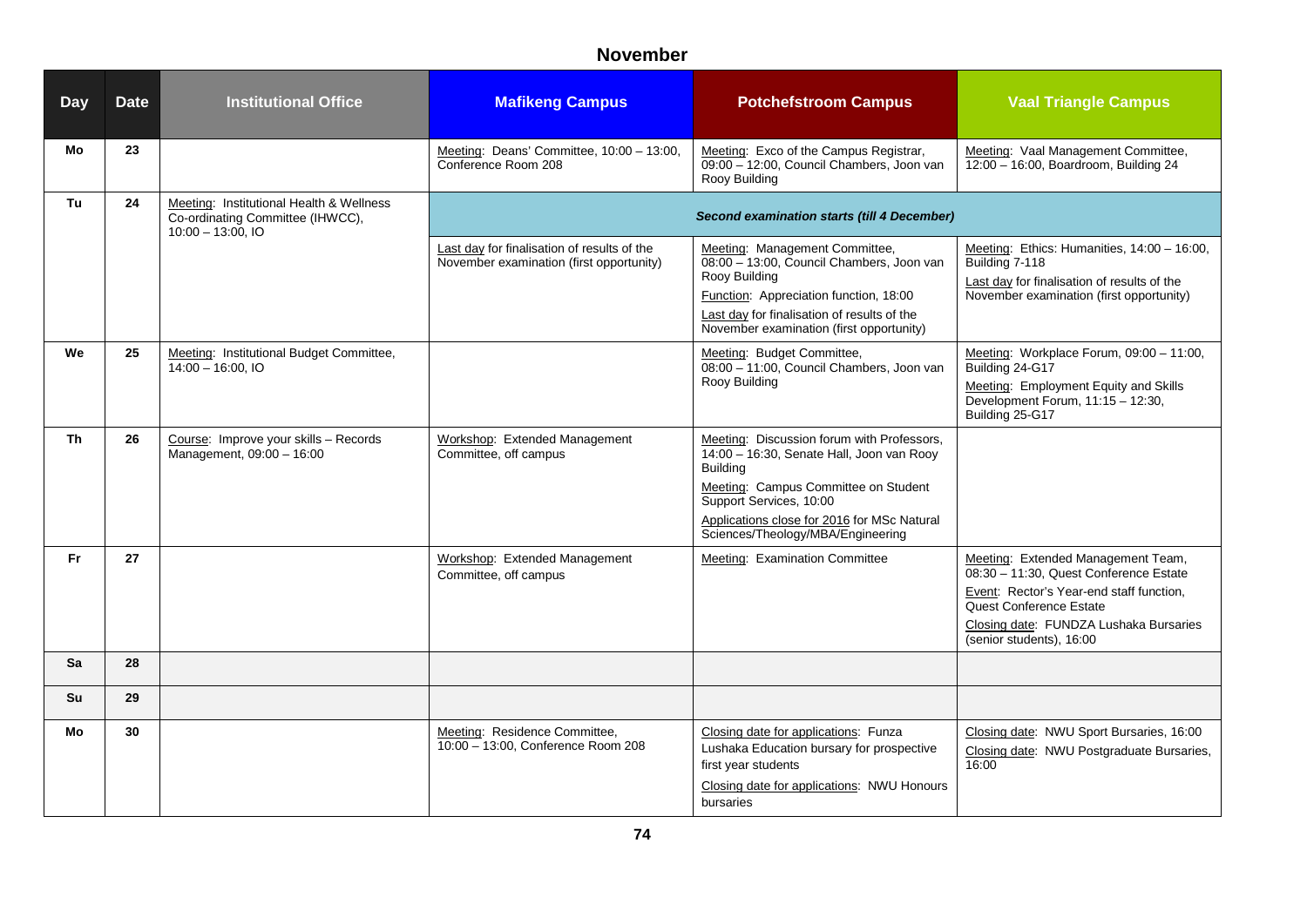## November

| Day | Date | Institutional Office | Mafikeng Campus | Potchefstroom Campus | Vaal Triangle Campus |
|---|---|---|---|---|---|
| Mo | 23 | | Meeting: Deans' Committee, 10:00 – 13:00, Conference Room 208 | Meeting: Exco of the Campus Registrar, 09:00 – 12:00, Council Chambers, Joon van Rooy Building | Meeting: Vaal Management Committee, 12:00 – 16:00, Boardroom, Building 24 |
| Tu | 24 | Meeting: Institutional Health & Wellness Co-ordinating Committee (IHWCC), 10:00 – 13:00, IO | ***Second examination starts (till 4 December)*** | | |
| | | | Last day for finalisation of results of the November examination (first opportunity) | Meeting: Management Committee, 08:00 – 13:00, Council Chambers, Joon van Rooy Building<br>Function: Appreciation function, 18:00<br>Last day for finalisation of results of the November examination (first opportunity) | Meeting: Ethics: Humanities, 14:00 – 16:00, Building 7-118<br>Last day for finalisation of results of the November examination (first opportunity) |
| We | 25 | Meeting: Institutional Budget Committee, 14:00 – 16:00, IO | | Meeting: Budget Committee, 08:00 – 11:00, Council Chambers, Joon van Rooy Building | Meeting: Workplace Forum, 09:00 – 11:00, Building 24-G17<br>Meeting: Employment Equity and Skills Development Forum, 11:15 – 12:30, Building 25-G17 |
| Th | 26 | Course: Improve your skills – Records Management, 09:00 – 16:00 | Workshop: Extended Management Committee, off campus | Meeting: Discussion forum with Professors, 14:00 – 16:30, Senate Hall, Joon van Rooy Building<br>Meeting: Campus Committee on Student Support Services, 10:00<br>Applications close for 2016 for MSc Natural Sciences/Theology/MBA/Engineering | |
| Fr | 27 | | Workshop: Extended Management Committee, off campus | Meeting: Examination Committee | Meeting: Extended Management Team, 08:30 – 11:30, Quest Conference Estate<br>Event: Rector's Year-end staff function, Quest Conference Estate<br>Closing date: FUNDZA Lushaka Bursaries (senior students), 16:00 |
| Sa | 28 | | | | |
| Su | 29 | | | | |
| Mo | 30 | | Meeting: Residence Committee, 10:00 – 13:00, Conference Room 208 | Closing date for applications: Funza Lushaka Education bursary for prospective first year students<br>Closing date for applications: NWU Honours bursaries | Closing date: NWU Sport Bursaries, 16:00<br>Closing date: NWU Postgraduate Bursaries, 16:00 |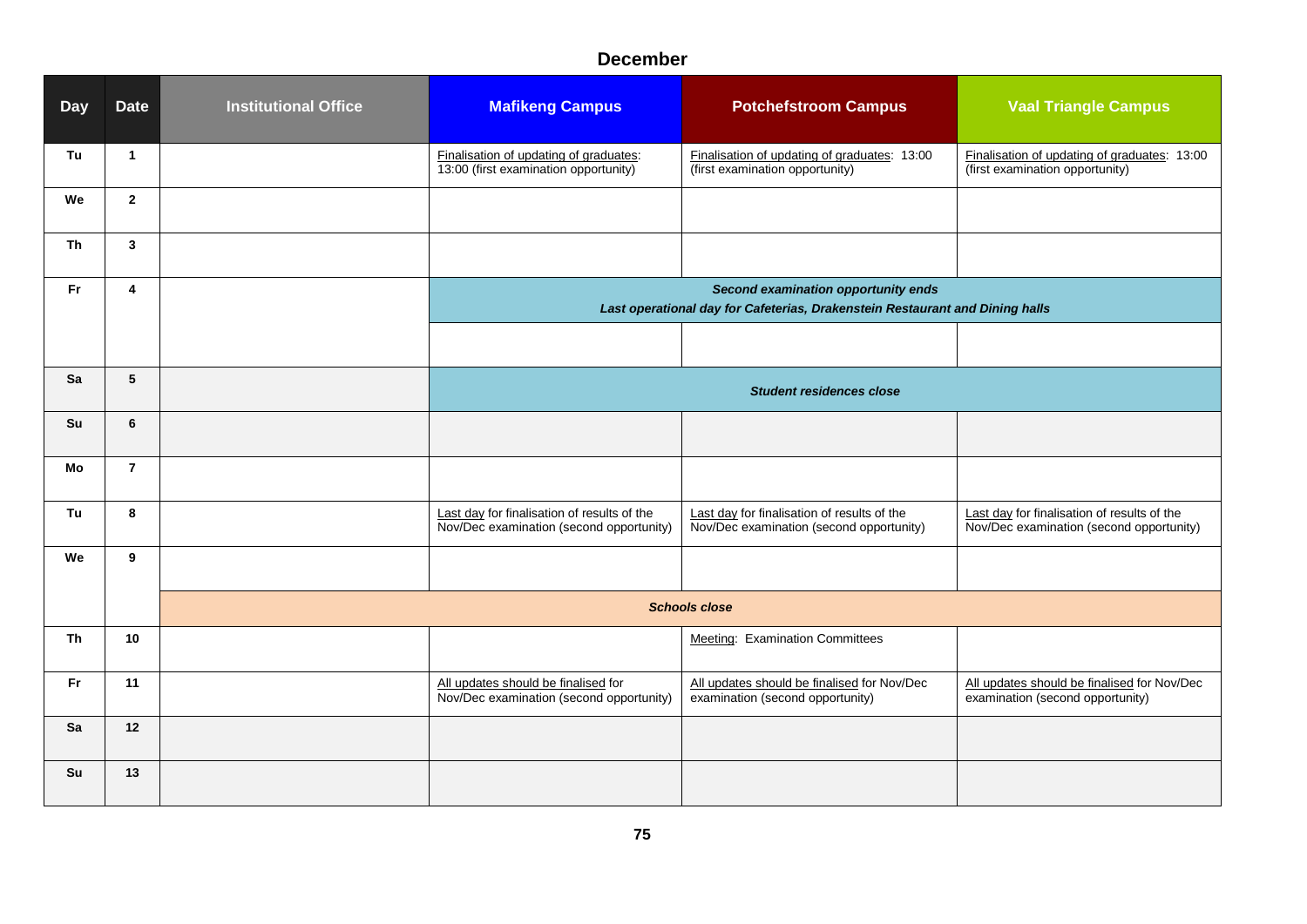## December

| Day | Date | Institutional Office | Mafikeng Campus | Potchefstroom Campus | Vaal Triangle Campus |
|---|---|---|---|---|---|
| Tu | 1 | | Finalisation of updating of graduates: 13:00 (first examination opportunity) | Finalisation of updating of graduates: 13:00 (first examination opportunity) | Finalisation of updating of graduates: 13:00 (first examination opportunity) |
| We | 2 | | | | |
| Th | 3 | | | | |
| Fr | 4 | | ***Second examination opportunity ends*** ***Last operational day for Cafeterias, Drakenstein Restaurant and Dining halls*** | | |
| | | | | | |
| Sa | 5 | | ***Student residences close*** | | |
| Su | 6 | | | | |
| Mo | 7 | | | | |
| Tu | 8 | | Last day for finalisation of results of the Nov/Dec examination (second opportunity) | Last day for finalisation of results of the Nov/Dec examination (second opportunity) | Last day for finalisation of results of the Nov/Dec examination (second opportunity) |
| We | 9 | | | | |
| | | ***Schools close*** | | | |
| Th | 10 | | | Meeting: Examination Committees | |
| Fr | 11 | | All updates should be finalised for Nov/Dec examination (second opportunity) | All updates should be finalised for Nov/Dec examination (second opportunity) | All updates should be finalised for Nov/Dec examination (second opportunity) |
| Sa | 12 | | | | |
| Su | 13 | | | | |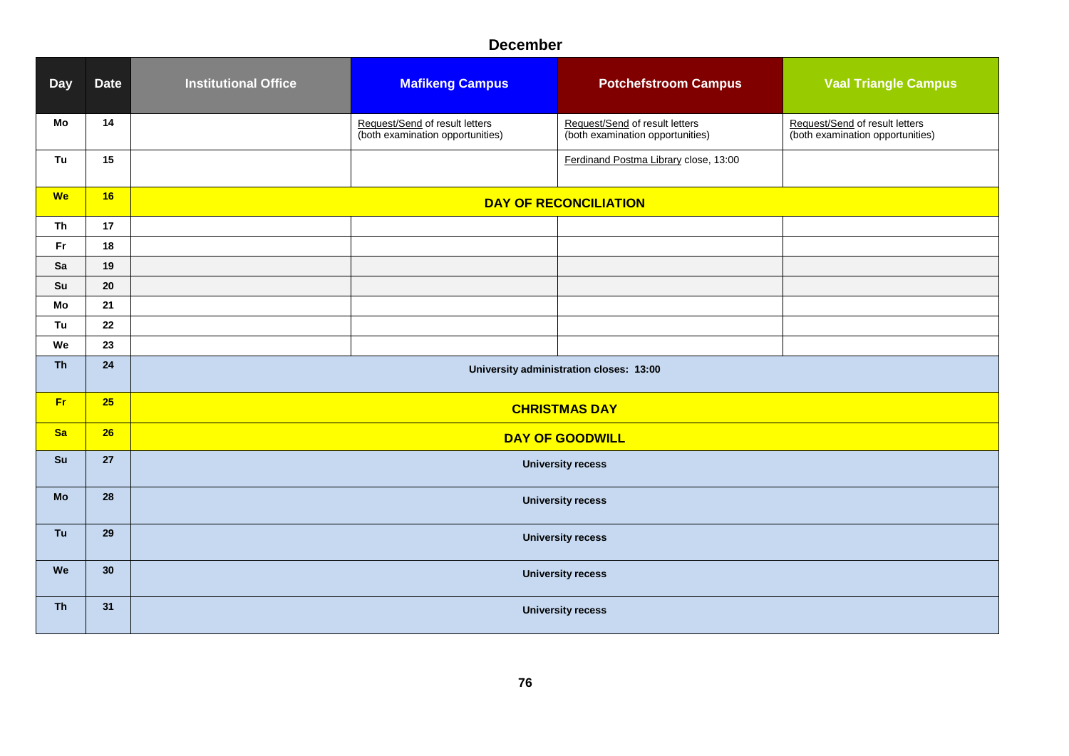## December

| Day | Date | Institutional Office | Mafikeng Campus | Potchefstroom Campus | Vaal Triangle Campus |
|---|---|---|---|---|---|
| Mo | 14 | | Request/Send of result letters (both examination opportunities) | Request/Send of result letters (both examination opportunities) | Request/Send of result letters (both examination opportunities) |
| Tu | 15 | | | Ferdinand Postma Library close, 13:00 | |
| We | 16 | **DAY OF RECONCILIATION** | | | |
| Th | 17 | | | | |
| Fr | 18 | | | | |
| Sa | 19 | | | | |
| Su | 20 | | | | |
| Mo | 21 | | | | |
| Tu | 22 | | | | |
| We | 23 | | | | |
| Th | 24 | **University administration closes: 13:00** | | | |
| Fr | 25 | **CHRISTMAS DAY** | | | |
| Sa | 26 | **DAY OF GOODWILL** | | | |
| Su | 27 | **University recess** | | | |
| Mo | 28 | **University recess** | | | |
| Tu | 29 | **University recess** | | | |
| We | 30 | **University recess** | | | |
| Th | 31 | **University recess** | | | |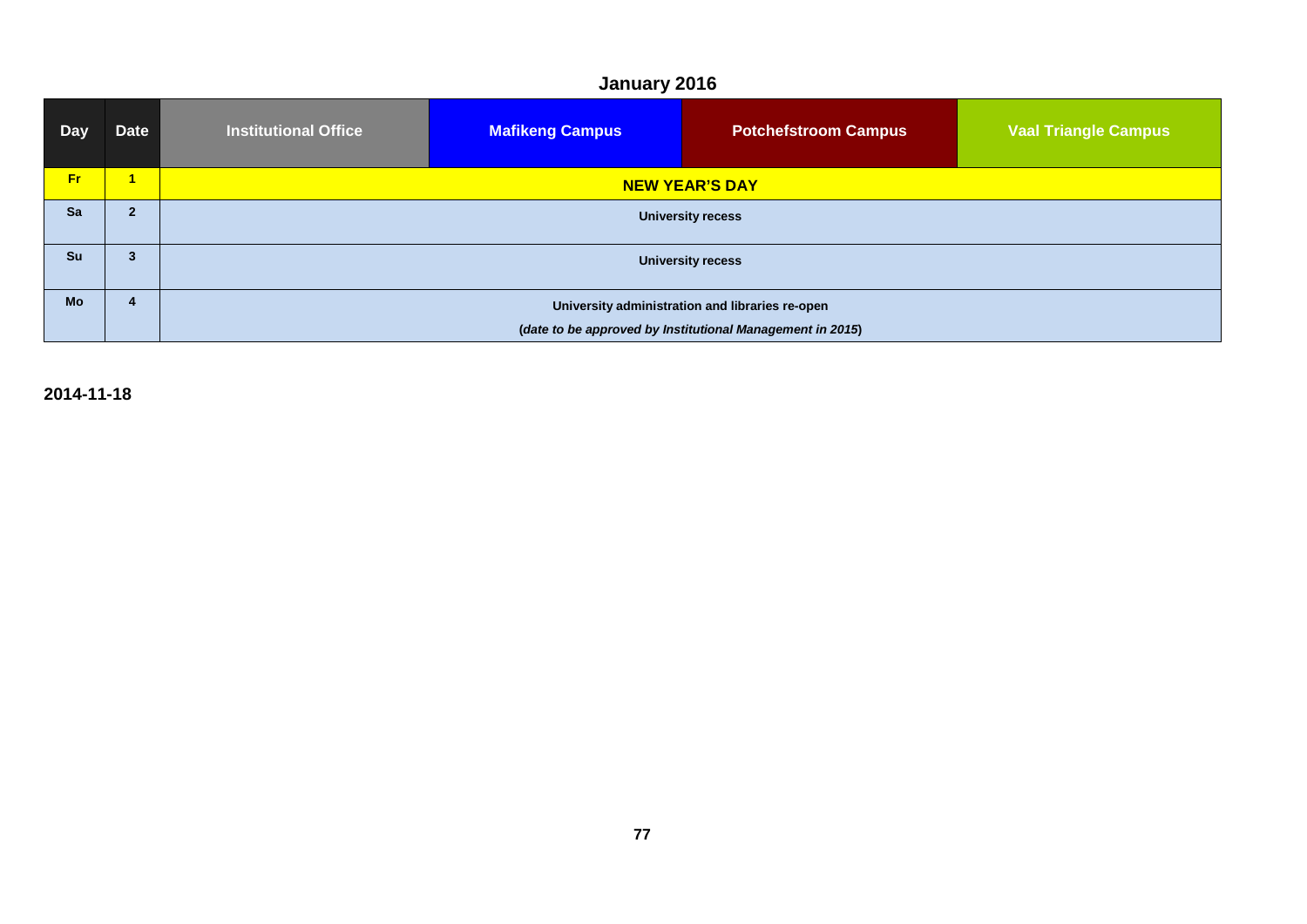## January 2016

| Day | Date | Institutional Office | Mafikeng Campus | Potchefstroom Campus | Vaal Triangle Campus |
|---|---|---|---|---|---|
| Fr | 1 | **NEW YEAR'S DAY** | | | |
| Sa | 2 | **University recess** | | | |
| Su | 3 | **University recess** | | | |
| Mo | 4 | **University administration and libraries re-open** (***date to be approved by Institutional Management in 2015***) | | | |

**2014-11-18**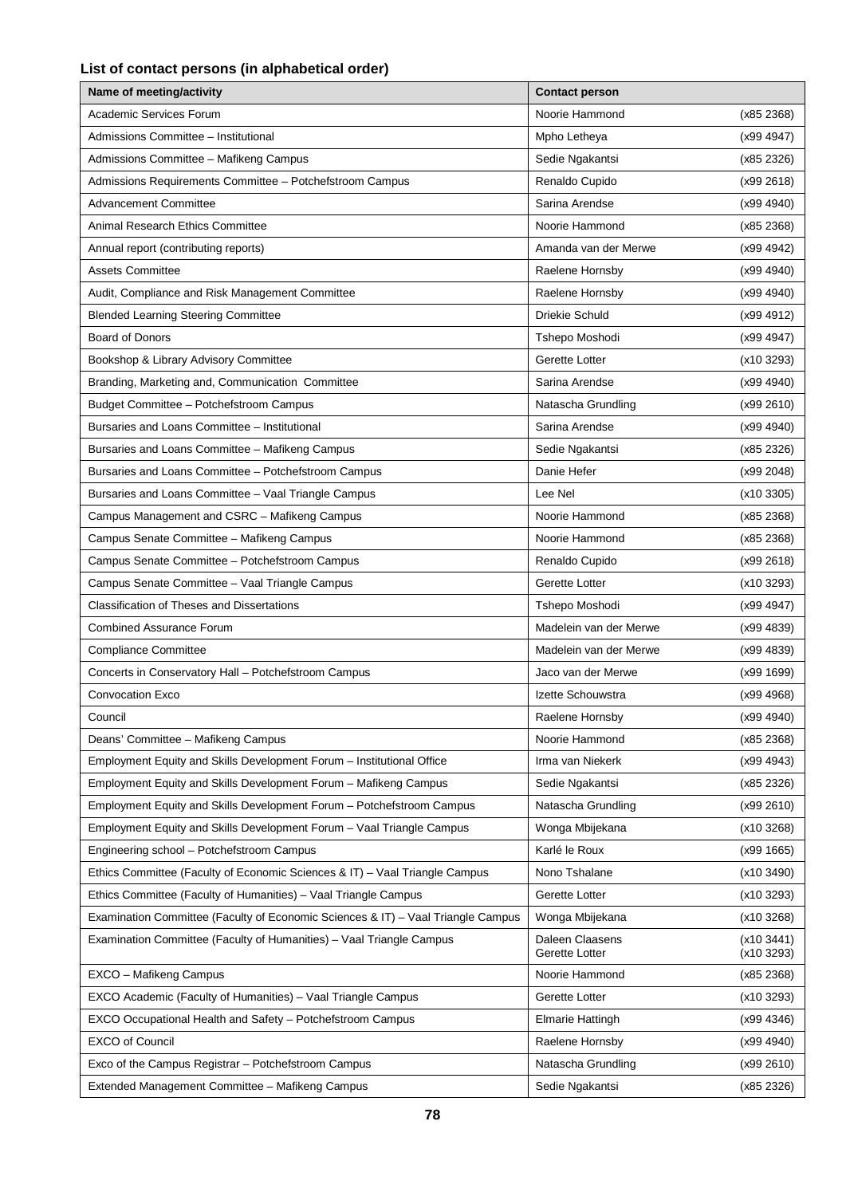### List of contact persons (in alphabetical order)

| Name of meeting/activity | Contact person | |
|---|---|---|
| Academic Services Forum | Noorie Hammond | (x85 2368) |
| Admissions Committee – Institutional | Mpho Letheya | (x99 4947) |
| Admissions Committee – Mafikeng Campus | Sedie Ngakantsi | (x85 2326) |
| Admissions Requirements Committee – Potchefstroom Campus | Renaldo Cupido | (x99 2618) |
| Advancement Committee | Sarina Arendse | (x99 4940) |
| Animal Research Ethics Committee | Noorie Hammond | (x85 2368) |
| Annual report (contributing reports) | Amanda van der Merwe | (x99 4942) |
| Assets Committee | Raelene Hornsby | (x99 4940) |
| Audit, Compliance and Risk Management Committee | Raelene Hornsby | (x99 4940) |
| Blended Learning Steering Committee | Driekie Schuld | (x99 4912) |
| Board of Donors | Tshepo Moshodi | (x99 4947) |
| Bookshop & Library Advisory Committee | Gerette Lotter | (x10 3293) |
| Branding, Marketing and, Communication Committee | Sarina Arendse | (x99 4940) |
| Budget Committee – Potchefstroom Campus | Natascha Grundling | (x99 2610) |
| Bursaries and Loans Committee – Institutional | Sarina Arendse | (x99 4940) |
| Bursaries and Loans Committee – Mafikeng Campus | Sedie Ngakantsi | (x85 2326) |
| Bursaries and Loans Committee – Potchefstroom Campus | Danie Hefer | (x99 2048) |
| Bursaries and Loans Committee – Vaal Triangle Campus | Lee Nel | (x10 3305) |
| Campus Management and CSRC – Mafikeng Campus | Noorie Hammond | (x85 2368) |
| Campus Senate Committee – Mafikeng Campus | Noorie Hammond | (x85 2368) |
| Campus Senate Committee – Potchefstroom Campus | Renaldo Cupido | (x99 2618) |
| Campus Senate Committee – Vaal Triangle Campus | Gerette Lotter | (x10 3293) |
| Classification of Theses and Dissertations | Tshepo Moshodi | (x99 4947) |
| Combined Assurance Forum | Madelein van der Merwe | (x99 4839) |
| Compliance Committee | Madelein van der Merwe | (x99 4839) |
| Concerts in Conservatory Hall – Potchefstroom Campus | Jaco van der Merwe | (x99 1699) |
| Convocation Exco | Izette Schouwstra | (x99 4968) |
| Council | Raelene Hornsby | (x99 4940) |
| Deans' Committee – Mafikeng Campus | Noorie Hammond | (x85 2368) |
| Employment Equity and Skills Development Forum – Institutional Office | Irma van Niekerk | (x99 4943) |
| Employment Equity and Skills Development Forum – Mafikeng Campus | Sedie Ngakantsi | (x85 2326) |
| Employment Equity and Skills Development Forum – Potchefstroom Campus | Natascha Grundling | (x99 2610) |
| Employment Equity and Skills Development Forum – Vaal Triangle Campus | Wonga Mbijekana | (x10 3268) |
| Engineering school – Potchefstroom Campus | Karlé le Roux | (x99 1665) |
| Ethics Committee (Faculty of Economic Sciences & IT) – Vaal Triangle Campus | Nono Tshalane | (x10 3490) |
| Ethics Committee (Faculty of Humanities) – Vaal Triangle Campus | Gerette Lotter | (x10 3293) |
| Examination Committee (Faculty of Economic Sciences & IT) – Vaal Triangle Campus | Wonga Mbijekana | (x10 3268) |
| Examination Committee (Faculty of Humanities) – Vaal Triangle Campus | Daleen Claasens<br>Gerette Lotter | (x10 3441)<br>(x10 3293) |
| EXCO – Mafikeng Campus | Noorie Hammond | (x85 2368) |
| EXCO Academic (Faculty of Humanities) – Vaal Triangle Campus | Gerette Lotter | (x10 3293) |
| EXCO Occupational Health and Safety – Potchefstroom Campus | Elmarie Hattingh | (x99 4346) |
| EXCO of Council | Raelene Hornsby | (x99 4940) |
| Exco of the Campus Registrar – Potchefstroom Campus | Natascha Grundling | (x99 2610) |
| Extended Management Committee – Mafikeng Campus | Sedie Ngakantsi | (x85 2326) |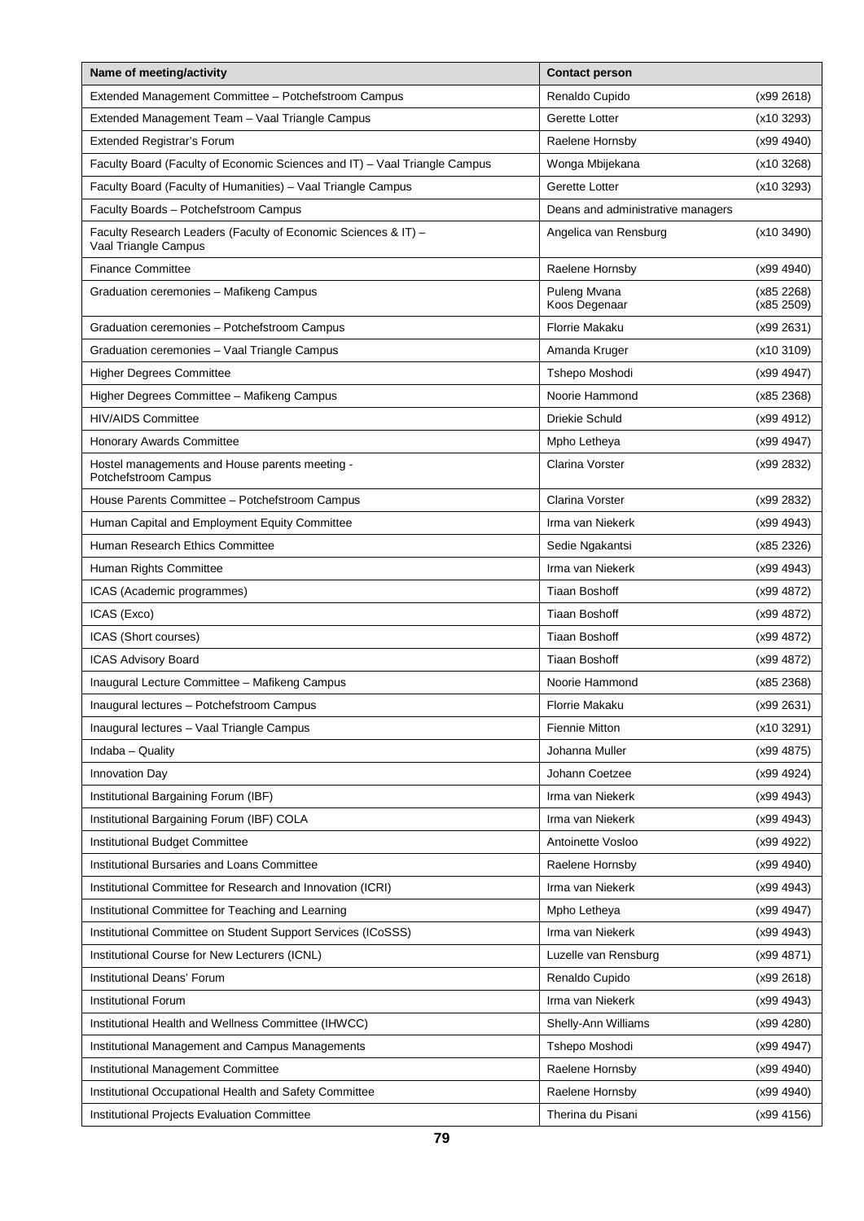| Name of meeting/activity | Contact person | |
|---|---|---|
| Extended Management Committee – Potchefstroom Campus | Renaldo Cupido | (x99 2618) |
| Extended Management Team – Vaal Triangle Campus | Gerette Lotter | (x10 3293) |
| Extended Registrar's Forum | Raelene Hornsby | (x99 4940) |
| Faculty Board (Faculty of Economic Sciences and IT) – Vaal Triangle Campus | Wonga Mbijekana | (x10 3268) |
| Faculty Board (Faculty of Humanities) – Vaal Triangle Campus | Gerette Lotter | (x10 3293) |
| Faculty Boards – Potchefstroom Campus | Deans and administrative managers | |
| Faculty Research Leaders (Faculty of Economic Sciences & IT) – Vaal Triangle Campus | Angelica van Rensburg | (x10 3490) |
| Finance Committee | Raelene Hornsby | (x99 4940) |
| Graduation ceremonies – Mafikeng Campus | Puleng Mvana<br>Koos Degenaar | (x85 2268)<br>(x85 2509) |
| Graduation ceremonies – Potchefstroom Campus | Florrie Makaku | (x99 2631) |
| Graduation ceremonies – Vaal Triangle Campus | Amanda Kruger | (x10 3109) |
| Higher Degrees Committee | Tshepo Moshodi | (x99 4947) |
| Higher Degrees Committee – Mafikeng Campus | Noorie Hammond | (x85 2368) |
| HIV/AIDS Committee | Driekie Schuld | (x99 4912) |
| Honorary Awards Committee | Mpho Letheya | (x99 4947) |
| Hostel managements and House parents meeting - Potchefstroom Campus | Clarina Vorster | (x99 2832) |
| House Parents Committee – Potchefstroom Campus | Clarina Vorster | (x99 2832) |
| Human Capital and Employment Equity Committee | Irma van Niekerk | (x99 4943) |
| Human Research Ethics Committee | Sedie Ngakantsi | (x85 2326) |
| Human Rights Committee | Irma van Niekerk | (x99 4943) |
| ICAS (Academic programmes) | Tiaan Boshoff | (x99 4872) |
| ICAS (Exco) | Tiaan Boshoff | (x99 4872) |
| ICAS (Short courses) | Tiaan Boshoff | (x99 4872) |
| ICAS Advisory Board | Tiaan Boshoff | (x99 4872) |
| Inaugural Lecture Committee – Mafikeng Campus | Noorie Hammond | (x85 2368) |
| Inaugural lectures – Potchefstroom Campus | Florrie Makaku | (x99 2631) |
| Inaugural lectures – Vaal Triangle Campus | Fiennie Mitton | (x10 3291) |
| Indaba – Quality | Johanna Muller | (x99 4875) |
| Innovation Day | Johann Coetzee | (x99 4924) |
| Institutional Bargaining Forum (IBF) | Irma van Niekerk | (x99 4943) |
| Institutional Bargaining Forum (IBF) COLA | Irma van Niekerk | (x99 4943) |
| Institutional Budget Committee | Antoinette Vosloo | (x99 4922) |
| Institutional Bursaries and Loans Committee | Raelene Hornsby | (x99 4940) |
| Institutional Committee for Research and Innovation (ICRI) | Irma van Niekerk | (x99 4943) |
| Institutional Committee for Teaching and Learning | Mpho Letheya | (x99 4947) |
| Institutional Committee on Student Support Services (ICoSSS) | Irma van Niekerk | (x99 4943) |
| Institutional Course for New Lecturers (ICNL) | Luzelle van Rensburg | (x99 4871) |
| Institutional Deans' Forum | Renaldo Cupido | (x99 2618) |
| Institutional Forum | Irma van Niekerk | (x99 4943) |
| Institutional Health and Wellness Committee (IHWCC) | Shelly-Ann Williams | (x99 4280) |
| Institutional Management and Campus Managements | Tshepo Moshodi | (x99 4947) |
| Institutional Management Committee | Raelene Hornsby | (x99 4940) |
| Institutional Occupational Health and Safety Committee | Raelene Hornsby | (x99 4940) |
| Institutional Projects Evaluation Committee | Therina du Pisani | (x99 4156) |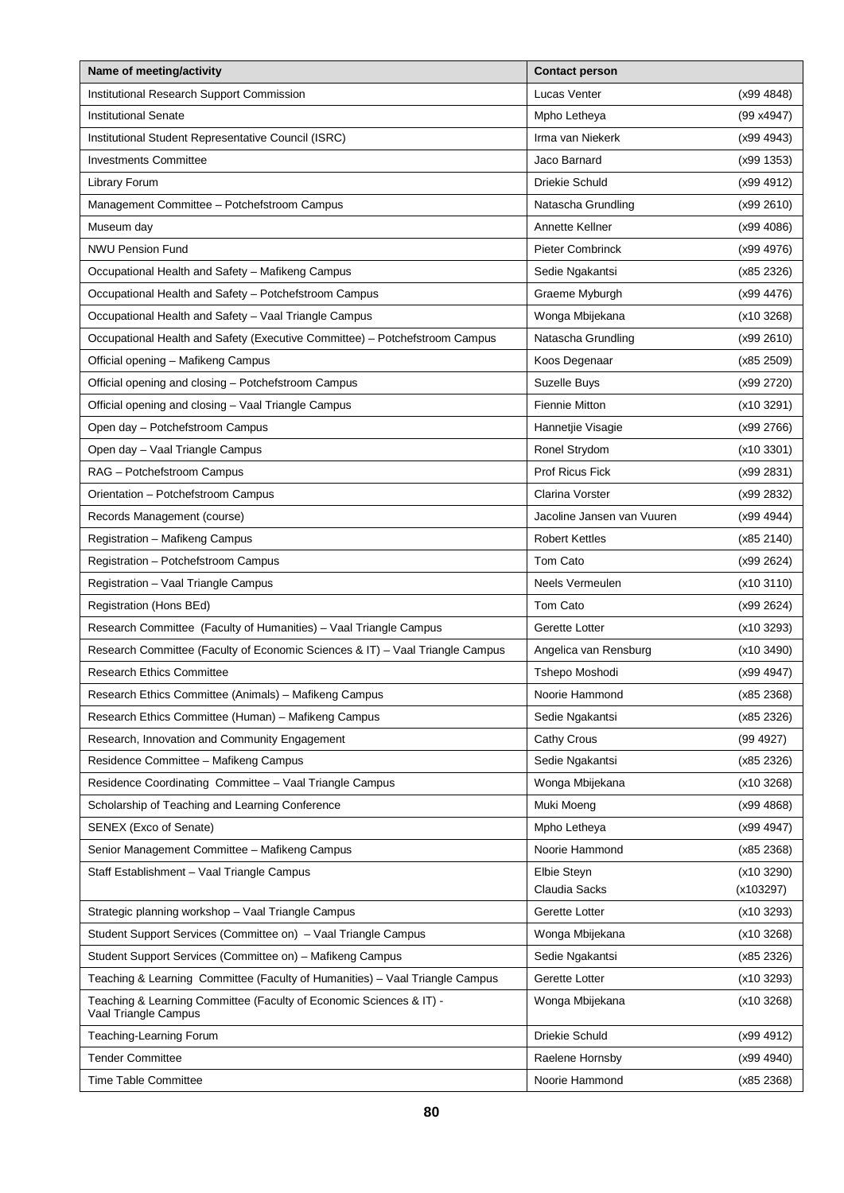| Name of meeting/activity | Contact person | |
|---|---|---|
| Institutional Research Support Commission | Lucas Venter | (x99 4848) |
| Institutional Senate | Mpho Letheya | (99 x4947) |
| Institutional Student Representative Council (ISRC) | Irma van Niekerk | (x99 4943) |
| Investments Committee | Jaco Barnard | (x99 1353) |
| Library Forum | Driekie Schuld | (x99 4912) |
| Management Committee – Potchefstroom Campus | Natascha Grundling | (x99 2610) |
| Museum day | Annette Kellner | (x99 4086) |
| NWU Pension Fund | Pieter Combrinck | (x99 4976) |
| Occupational Health and Safety – Mafikeng Campus | Sedie Ngakantsi | (x85 2326) |
| Occupational Health and Safety – Potchefstroom Campus | Graeme Myburgh | (x99 4476) |
| Occupational Health and Safety – Vaal Triangle Campus | Wonga Mbijekana | (x10 3268) |
| Occupational Health and Safety (Executive Committee) – Potchefstroom Campus | Natascha Grundling | (x99 2610) |
| Official opening – Mafikeng Campus | Koos Degenaar | (x85 2509) |
| Official opening and closing – Potchefstroom Campus | Suzelle Buys | (x99 2720) |
| Official opening and closing – Vaal Triangle Campus | Fiennie Mitton | (x10 3291) |
| Open day – Potchefstroom Campus | Hannetjie Visagie | (x99 2766) |
| Open day – Vaal Triangle Campus | Ronel Strydom | (x10 3301) |
| RAG – Potchefstroom Campus | Prof Ricus Fick | (x99 2831) |
| Orientation – Potchefstroom Campus | Clarina Vorster | (x99 2832) |
| Records Management (course) | Jacoline Jansen van Vuuren | (x99 4944) |
| Registration – Mafikeng Campus | Robert Kettles | (x85 2140) |
| Registration – Potchefstroom Campus | Tom Cato | (x99 2624) |
| Registration – Vaal Triangle Campus | Neels Vermeulen | (x10 3110) |
| Registration (Hons BEd) | Tom Cato | (x99 2624) |
| Research Committee (Faculty of Humanities) – Vaal Triangle Campus | Gerette Lotter | (x10 3293) |
| Research Committee (Faculty of Economic Sciences & IT) – Vaal Triangle Campus | Angelica van Rensburg | (x10 3490) |
| Research Ethics Committee | Tshepo Moshodi | (x99 4947) |
| Research Ethics Committee (Animals) – Mafikeng Campus | Noorie Hammond | (x85 2368) |
| Research Ethics Committee (Human) – Mafikeng Campus | Sedie Ngakantsi | (x85 2326) |
| Research, Innovation and Community Engagement | Cathy Crous | (99 4927) |
| Residence Committee – Mafikeng Campus | Sedie Ngakantsi | (x85 2326) |
| Residence Coordinating Committee – Vaal Triangle Campus | Wonga Mbijekana | (x10 3268) |
| Scholarship of Teaching and Learning Conference | Muki Moeng | (x99 4868) |
| SENEX (Exco of Senate) | Mpho Letheya | (x99 4947) |
| Senior Management Committee – Mafikeng Campus | Noorie Hammond | (x85 2368) |
| Staff Establishment – Vaal Triangle Campus | Elbie Steyn<br>Claudia Sacks | (x10 3290)<br>(x103297) |
| Strategic planning workshop – Vaal Triangle Campus | Gerette Lotter | (x10 3293) |
| Student Support Services (Committee on) – Vaal Triangle Campus | Wonga Mbijekana | (x10 3268) |
| Student Support Services (Committee on) – Mafikeng Campus | Sedie Ngakantsi | (x85 2326) |
| Teaching & Learning Committee (Faculty of Humanities) – Vaal Triangle Campus | Gerette Lotter | (x10 3293) |
| Teaching & Learning Committee (Faculty of Economic Sciences & IT) - Vaal Triangle Campus | Wonga Mbijekana | (x10 3268) |
| Teaching-Learning Forum | Driekie Schuld | (x99 4912) |
| Tender Committee | Raelene Hornsby | (x99 4940) |
| Time Table Committee | Noorie Hammond | (x85 2368) |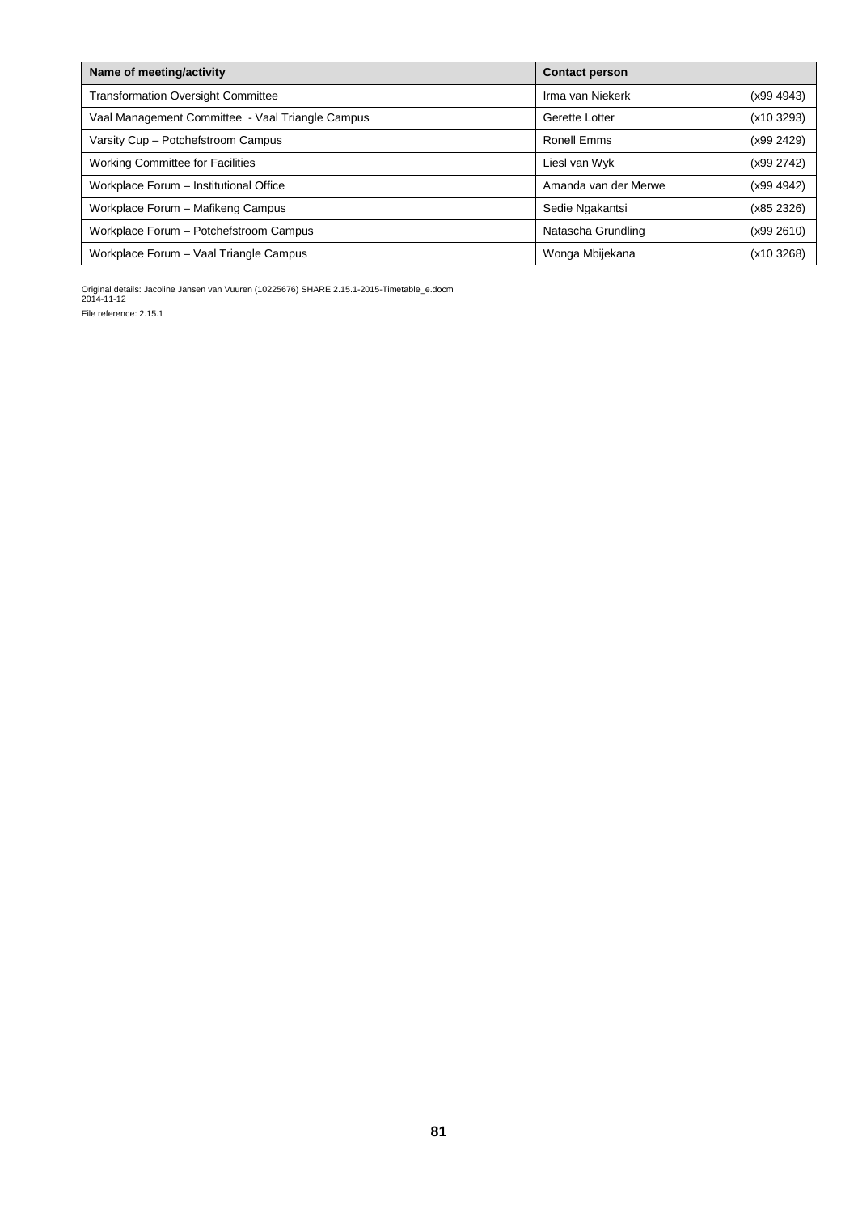| Name of meeting/activity | Contact person | |
|---|---|---|
| Transformation Oversight Committee | Irma van Niekerk | (x99 4943) |
| Vaal Management Committee - Vaal Triangle Campus | Gerette Lotter | (x10 3293) |
| Varsity Cup – Potchefstroom Campus | Ronell Emms | (x99 2429) |
| Working Committee for Facilities | Liesl van Wyk | (x99 2742) |
| Workplace Forum – Institutional Office | Amanda van der Merwe | (x99 4942) |
| Workplace Forum – Mafikeng Campus | Sedie Ngakantsi | (x85 2326) |
| Workplace Forum – Potchefstroom Campus | Natascha Grundling | (x99 2610) |
| Workplace Forum – Vaal Triangle Campus | Wonga Mbijekana | (x10 3268) |

Original details: Jacoline Jansen van Vuuren (10225676) SHARE 2.15.1-2015-Timetable_e.docm
2014-11-12
File reference: 2.15.1